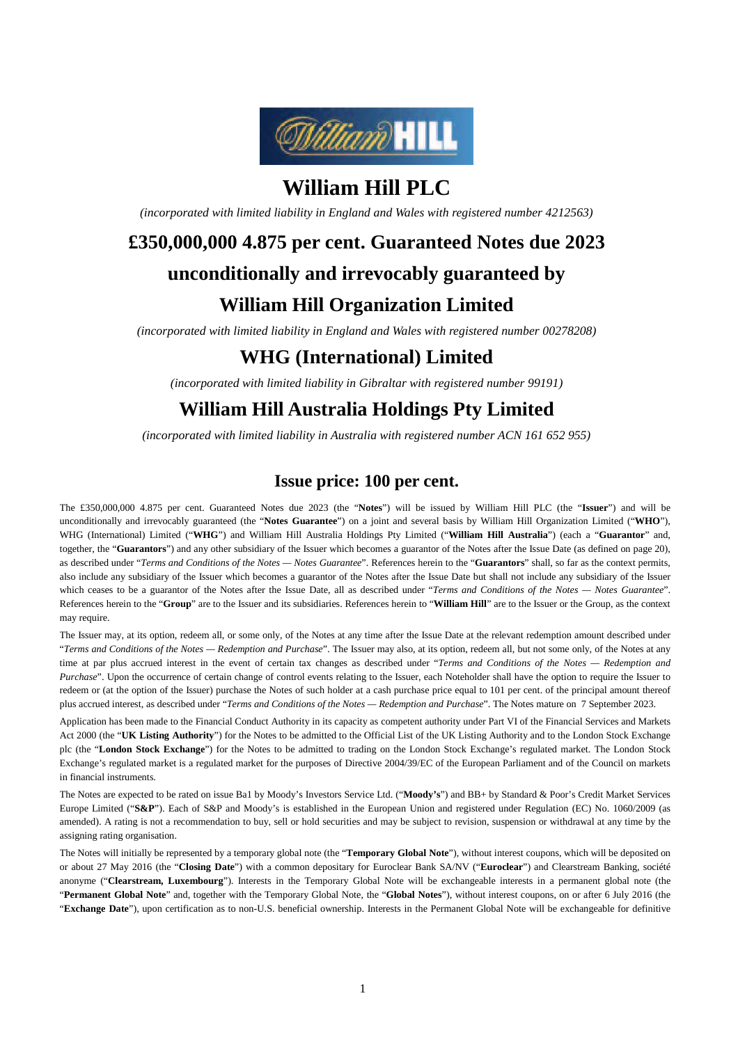# William Hill PLC

*(incorporated with limited liability in England and Wales with registered number 4212563)*

# £350,000,000 4.875 per cent. Guaranteed Notes due 2023

# unconditionally and irrevocably guaranteed by

# William Hill Organization Limited

*(incorporated with limited liability in England and Wales with registered number 00278208)*

## WHG (International) Limited

*(incorporated with limited liability in Gibraltar with registered number 99191)*

## William Hill Australia Holdings Pty Limited

*(incorporated with limited liability in Australia with registered number ACN 161 652 955)*

## Issue price: 100 per cent.

The £350,000,000 4.875 per cent. Guaranteed Notes due 2023 (the "**Notes**") will be issued by William Hill PLC (the "**Issuer**") and will be unconditionally and irrevocably guaranteed (the "**Notes Guarantee**") on a joint and several basis by William Hill Organization Limited ("**WHO**"), WHG (International) Limited ("**WHG**") and William Hill Australia Holdings Pty Limited ("**William Hill Australia**") (each a "**Guarantor**" and, together, the "**Guarantors**") and any other subsidiary of the Issuer which becomes a guarantor of the Notes after the Issue Date (as defined on page 20), as described under "*Terms and Conditions of the Notes — Notes Guarantee*". References herein to the "**Guarantors**" shall, so far as the context permits, also include any subsidiary of the Issuer which becomes a guarantor of the Notes after the Issue Date but shall not include any subsidiary of the Issuer which ceases to be a guarantor of the Notes after the Issue Date, all as described under "*Terms and Conditions of the Notes — Notes Guarantee*". References herein to the "**Group**" are to the Issuer and its subsidiaries. References herein to "**William Hill**" are to the Issuer or the Group, as the context may require.

The Issuer may, at its option, redeem all, or some only, of the Notes at any time after the Issue Date at the relevant redemption amount described under "*Terms and Conditions of the Notes — Redemption and Purchase*". The Issuer may also, at its option, redeem all, but not some only, of the Notes at any time at par plus accrued interest in the event of certain tax changes as described under "*Terms and Conditions of the Notes — Redemption and Purchase*". Upon the occurrence of certain change of control events relating to the Issuer, each Noteholder shall have the option to require the Issuer to redeem or (at the option of the Issuer) purchase the Notes of such holder at a cash purchase price equal to 101 per cent. of the principal amount thereof plus accrued interest, as described under "*Terms and Conditions of the Notes — Redemption and Purchase*". The Notes mature on 7 September 2023.

Application has been made to the Financial Conduct Authority in its capacity as competent authority under Part VI of the Financial Services and Markets Act 2000 (the "**UK Listing Authority**") for the Notes to be admitted to the Official List of the UK Listing Authority and to the London Stock Exchange plc (the "**London Stock Exchange**") for the Notes to be admitted to trading on the London Stock Exchange's regulated market. The London Stock Exchange's regulated market is a regulated market for the purposes of Directive 2004/39/EC of the European Parliament and of the Council on markets in financial instruments.

The Notes are expected to be rated on issue Ba1 by Moody's Investors Service Ltd. ("**Moody's**") and BB+ by Standard & Poor's Credit Market Services Europe Limited ("**S&P**"). Each of S&P and Moody's is established in the European Union and registered under Regulation (EC) No. 1060/2009 (as amended). A rating is not a recommendation to buy, sell or hold securities and may be subject to revision, suspension or withdrawal at any time by the assigning rating organisation.

The Notes will initially be represented by a temporary global note (the "**Temporary Global Note**"), without interest coupons, which will be deposited on or about 27 May 2016 (the "**Closing Date**") with a common depositary for Euroclear Bank SA/NV ("**Euroclear**") and Clearstream Banking, société anonyme ("**Clearstream, Luxembourg**"). Interests in the Temporary Global Note will be exchangeable interests in a permanent global note (the "**Permanent Global Note**" and, together with the Temporary Global Note, the "**Global Notes**"), without interest coupons, on or after 6 July 2016 (the "**Exchange Date**"), upon certification as to non-U.S. beneficial ownership. Interests in the Permanent Global Note will be exchangeable for definitive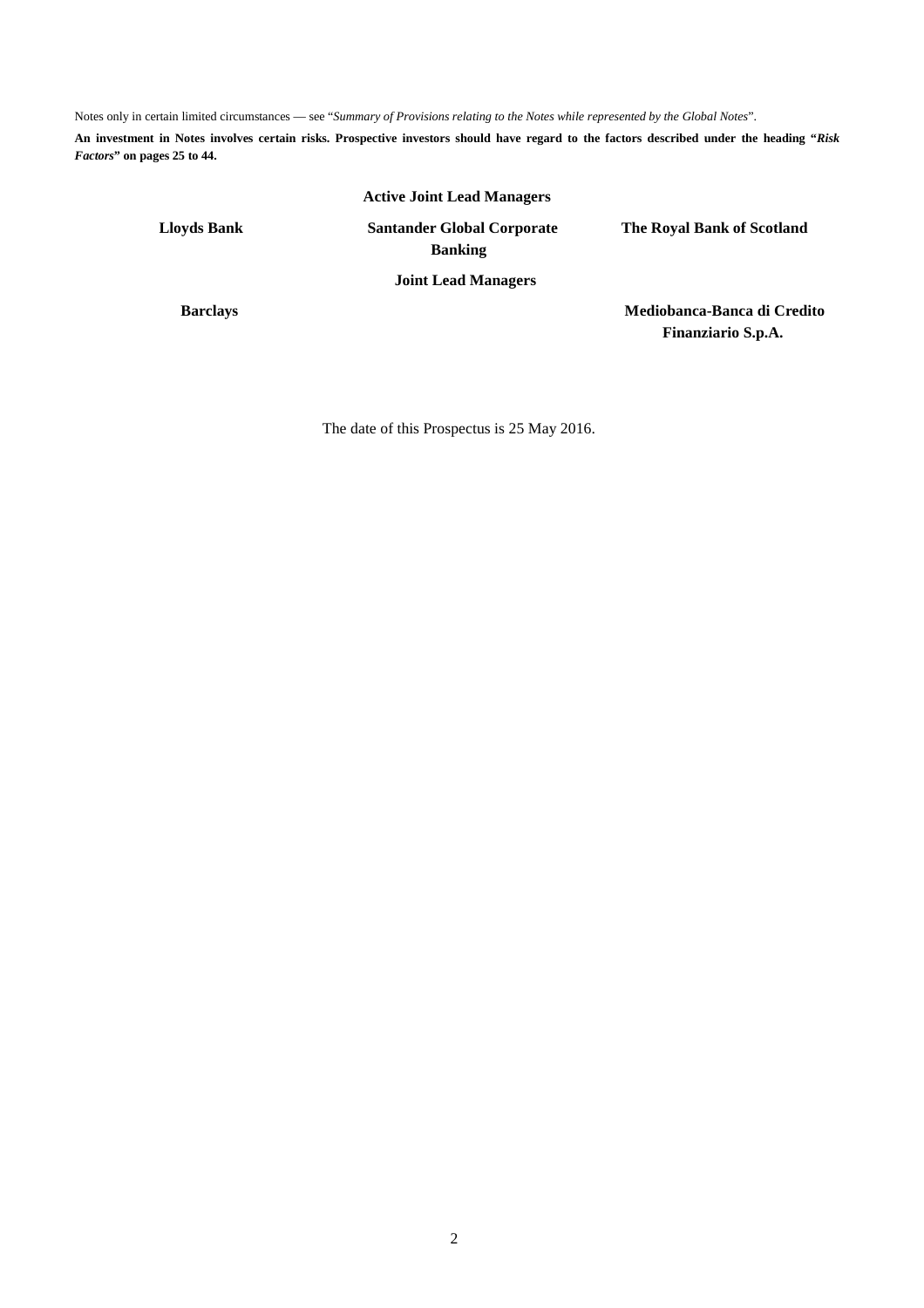Notes only in certain limited circumstances — see "*Summary of Provisions relating to the Notes while represented by the Global Notes*".

**An investment in Notes involves certain risks. Prospective investors should have regard to the factors described under the heading "*Risk Factors*" on pages 25 to 44.**

**Active Joint Lead Managers**

**Lloyds Bank** | **Santander Global Corporate Banking** | **The Royal Bank of Scotland**

**Joint Lead Managers**

**Barclays** | **Mediobanca-Banca di Credito Finanziario S.p.A.**

The date of this Prospectus is 25 May 2016.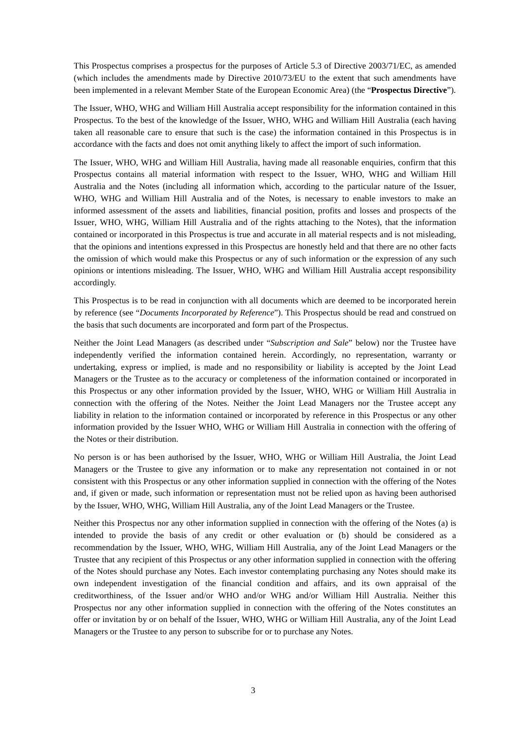This Prospectus comprises a prospectus for the purposes of Article 5.3 of Directive 2003/71/EC, as amended (which includes the amendments made by Directive 2010/73/EU to the extent that such amendments have been implemented in a relevant Member State of the European Economic Area) (the "**Prospectus Directive**").

The Issuer, WHO, WHG and William Hill Australia accept responsibility for the information contained in this Prospectus. To the best of the knowledge of the Issuer, WHO, WHG and William Hill Australia (each having taken all reasonable care to ensure that such is the case) the information contained in this Prospectus is in accordance with the facts and does not omit anything likely to affect the import of such information.

The Issuer, WHO, WHG and William Hill Australia, having made all reasonable enquiries, confirm that this Prospectus contains all material information with respect to the Issuer, WHO, WHG and William Hill Australia and the Notes (including all information which, according to the particular nature of the Issuer, WHO, WHG and William Hill Australia and of the Notes, is necessary to enable investors to make an informed assessment of the assets and liabilities, financial position, profits and losses and prospects of the Issuer, WHO, WHG, William Hill Australia and of the rights attaching to the Notes), that the information contained or incorporated in this Prospectus is true and accurate in all material respects and is not misleading, that the opinions and intentions expressed in this Prospectus are honestly held and that there are no other facts the omission of which would make this Prospectus or any of such information or the expression of any such opinions or intentions misleading. The Issuer, WHO, WHG and William Hill Australia accept responsibility accordingly.

This Prospectus is to be read in conjunction with all documents which are deemed to be incorporated herein by reference (see "*Documents Incorporated by Reference*"). This Prospectus should be read and construed on the basis that such documents are incorporated and form part of the Prospectus.

Neither the Joint Lead Managers (as described under "*Subscription and Sale*" below) nor the Trustee have independently verified the information contained herein. Accordingly, no representation, warranty or undertaking, express or implied, is made and no responsibility or liability is accepted by the Joint Lead Managers or the Trustee as to the accuracy or completeness of the information contained or incorporated in this Prospectus or any other information provided by the Issuer, WHO, WHG or William Hill Australia in connection with the offering of the Notes. Neither the Joint Lead Managers nor the Trustee accept any liability in relation to the information contained or incorporated by reference in this Prospectus or any other information provided by the Issuer WHO, WHG or William Hill Australia in connection with the offering of the Notes or their distribution.

No person is or has been authorised by the Issuer, WHO, WHG or William Hill Australia, the Joint Lead Managers or the Trustee to give any information or to make any representation not contained in or not consistent with this Prospectus or any other information supplied in connection with the offering of the Notes and, if given or made, such information or representation must not be relied upon as having been authorised by the Issuer, WHO, WHG, William Hill Australia, any of the Joint Lead Managers or the Trustee.

Neither this Prospectus nor any other information supplied in connection with the offering of the Notes (a) is intended to provide the basis of any credit or other evaluation or (b) should be considered as a recommendation by the Issuer, WHO, WHG, William Hill Australia, any of the Joint Lead Managers or the Trustee that any recipient of this Prospectus or any other information supplied in connection with the offering of the Notes should purchase any Notes. Each investor contemplating purchasing any Notes should make its own independent investigation of the financial condition and affairs, and its own appraisal of the creditworthiness, of the Issuer and/or WHO and/or WHG and/or William Hill Australia. Neither this Prospectus nor any other information supplied in connection with the offering of the Notes constitutes an offer or invitation by or on behalf of the Issuer, WHO, WHG or William Hill Australia, any of the Joint Lead Managers or the Trustee to any person to subscribe for or to purchase any Notes.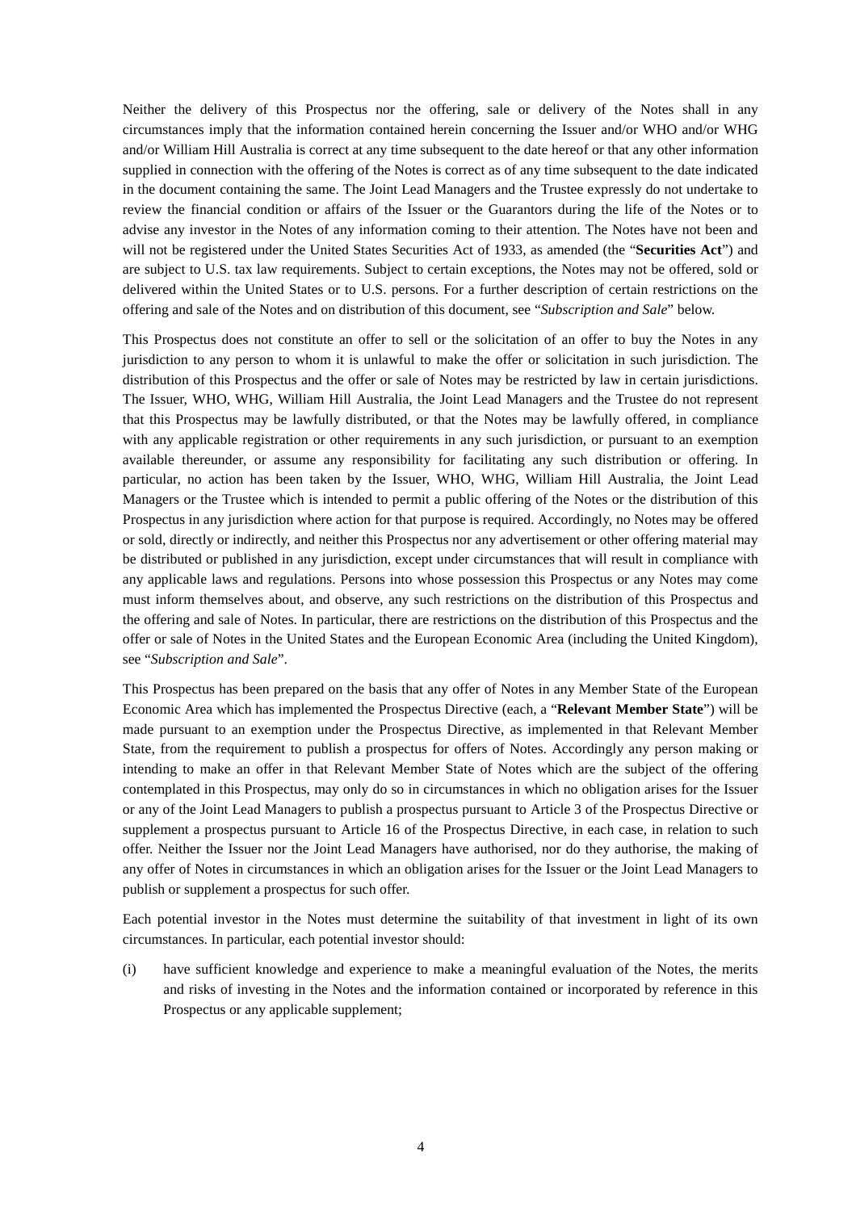Neither the delivery of this Prospectus nor the offering, sale or delivery of the Notes shall in any circumstances imply that the information contained herein concerning the Issuer and/or WHO and/or WHG and/or William Hill Australia is correct at any time subsequent to the date hereof or that any other information supplied in connection with the offering of the Notes is correct as of any time subsequent to the date indicated in the document containing the same. The Joint Lead Managers and the Trustee expressly do not undertake to review the financial condition or affairs of the Issuer or the Guarantors during the life of the Notes or to advise any investor in the Notes of any information coming to their attention. The Notes have not been and will not be registered under the United States Securities Act of 1933, as amended (the "**Securities Act**") and are subject to U.S. tax law requirements. Subject to certain exceptions, the Notes may not be offered, sold or delivered within the United States or to U.S. persons. For a further description of certain restrictions on the offering and sale of the Notes and on distribution of this document, see "*Subscription and Sale*" below.

This Prospectus does not constitute an offer to sell or the solicitation of an offer to buy the Notes in any jurisdiction to any person to whom it is unlawful to make the offer or solicitation in such jurisdiction. The distribution of this Prospectus and the offer or sale of Notes may be restricted by law in certain jurisdictions. The Issuer, WHO, WHG, William Hill Australia, the Joint Lead Managers and the Trustee do not represent that this Prospectus may be lawfully distributed, or that the Notes may be lawfully offered, in compliance with any applicable registration or other requirements in any such jurisdiction, or pursuant to an exemption available thereunder, or assume any responsibility for facilitating any such distribution or offering. In particular, no action has been taken by the Issuer, WHO, WHG, William Hill Australia, the Joint Lead Managers or the Trustee which is intended to permit a public offering of the Notes or the distribution of this Prospectus in any jurisdiction where action for that purpose is required. Accordingly, no Notes may be offered or sold, directly or indirectly, and neither this Prospectus nor any advertisement or other offering material may be distributed or published in any jurisdiction, except under circumstances that will result in compliance with any applicable laws and regulations. Persons into whose possession this Prospectus or any Notes may come must inform themselves about, and observe, any such restrictions on the distribution of this Prospectus and the offering and sale of Notes. In particular, there are restrictions on the distribution of this Prospectus and the offer or sale of Notes in the United States and the European Economic Area (including the United Kingdom), see "*Subscription and Sale*".

This Prospectus has been prepared on the basis that any offer of Notes in any Member State of the European Economic Area which has implemented the Prospectus Directive (each, a "**Relevant Member State**") will be made pursuant to an exemption under the Prospectus Directive, as implemented in that Relevant Member State, from the requirement to publish a prospectus for offers of Notes. Accordingly any person making or intending to make an offer in that Relevant Member State of Notes which are the subject of the offering contemplated in this Prospectus, may only do so in circumstances in which no obligation arises for the Issuer or any of the Joint Lead Managers to publish a prospectus pursuant to Article 3 of the Prospectus Directive or supplement a prospectus pursuant to Article 16 of the Prospectus Directive, in each case, in relation to such offer. Neither the Issuer nor the Joint Lead Managers have authorised, nor do they authorise, the making of any offer of Notes in circumstances in which an obligation arises for the Issuer or the Joint Lead Managers to publish or supplement a prospectus for such offer.

Each potential investor in the Notes must determine the suitability of that investment in light of its own circumstances. In particular, each potential investor should:

(i) have sufficient knowledge and experience to make a meaningful evaluation of the Notes, the merits and risks of investing in the Notes and the information contained or incorporated by reference in this Prospectus or any applicable supplement;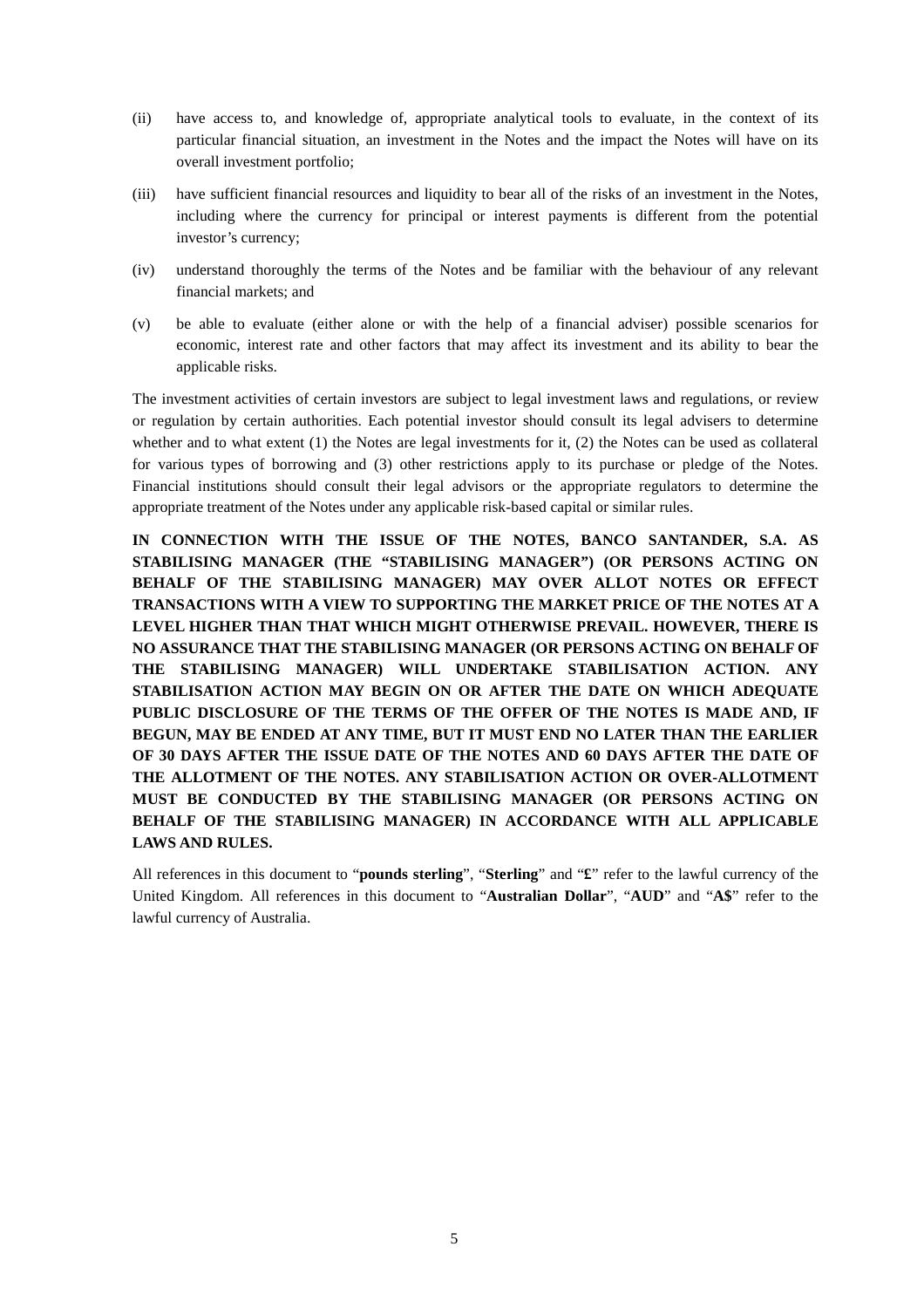(ii) have access to, and knowledge of, appropriate analytical tools to evaluate, in the context of its particular financial situation, an investment in the Notes and the impact the Notes will have on its overall investment portfolio;

(iii) have sufficient financial resources and liquidity to bear all of the risks of an investment in the Notes, including where the currency for principal or interest payments is different from the potential investor's currency;

(iv) understand thoroughly the terms of the Notes and be familiar with the behaviour of any relevant financial markets; and

(v) be able to evaluate (either alone or with the help of a financial adviser) possible scenarios for economic, interest rate and other factors that may affect its investment and its ability to bear the applicable risks.

The investment activities of certain investors are subject to legal investment laws and regulations, or review or regulation by certain authorities. Each potential investor should consult its legal advisers to determine whether and to what extent (1) the Notes are legal investments for it, (2) the Notes can be used as collateral for various types of borrowing and (3) other restrictions apply to its purchase or pledge of the Notes. Financial institutions should consult their legal advisors or the appropriate regulators to determine the appropriate treatment of the Notes under any applicable risk-based capital or similar rules.

**IN CONNECTION WITH THE ISSUE OF THE NOTES, BANCO SANTANDER, S.A. AS STABILISING MANAGER (THE "STABILISING MANAGER") (OR PERSONS ACTING ON BEHALF OF THE STABILISING MANAGER) MAY OVER ALLOT NOTES OR EFFECT TRANSACTIONS WITH A VIEW TO SUPPORTING THE MARKET PRICE OF THE NOTES AT A LEVEL HIGHER THAN THAT WHICH MIGHT OTHERWISE PREVAIL. HOWEVER, THERE IS NO ASSURANCE THAT THE STABILISING MANAGER (OR PERSONS ACTING ON BEHALF OF THE STABILISING MANAGER) WILL UNDERTAKE STABILISATION ACTION. ANY STABILISATION ACTION MAY BEGIN ON OR AFTER THE DATE ON WHICH ADEQUATE PUBLIC DISCLOSURE OF THE TERMS OF THE OFFER OF THE NOTES IS MADE AND, IF BEGUN, MAY BE ENDED AT ANY TIME, BUT IT MUST END NO LATER THAN THE EARLIER OF 30 DAYS AFTER THE ISSUE DATE OF THE NOTES AND 60 DAYS AFTER THE DATE OF THE ALLOTMENT OF THE NOTES. ANY STABILISATION ACTION OR OVER-ALLOTMENT MUST BE CONDUCTED BY THE STABILISING MANAGER (OR PERSONS ACTING ON BEHALF OF THE STABILISING MANAGER) IN ACCORDANCE WITH ALL APPLICABLE LAWS AND RULES.**

All references in this document to "**pounds sterling**", "**Sterling**" and "**£**" refer to the lawful currency of the United Kingdom. All references in this document to "**Australian Dollar**", "**AUD**" and "**A$**" refer to the lawful currency of Australia.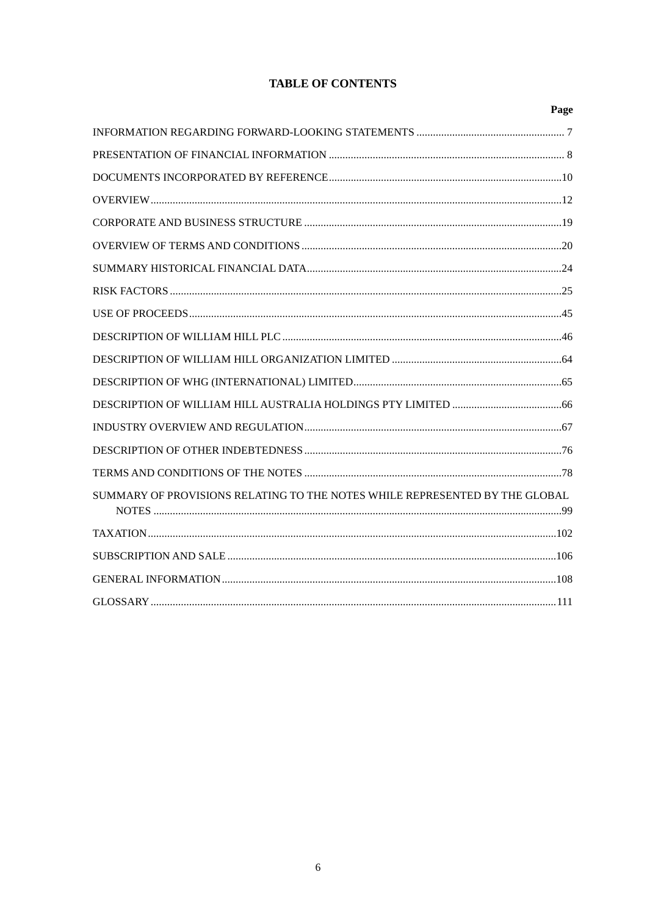# TABLE OF CONTENTS

| | Page |
|---|---|
| INFORMATION REGARDING FORWARD-LOOKING STATEMENTS | 7 |
| PRESENTATION OF FINANCIAL INFORMATION | 8 |
| DOCUMENTS INCORPORATED BY REFERENCE | 10 |
| OVERVIEW | 12 |
| CORPORATE AND BUSINESS STRUCTURE | 19 |
| OVERVIEW OF TERMS AND CONDITIONS | 20 |
| SUMMARY HISTORICAL FINANCIAL DATA | 24 |
| RISK FACTORS | 25 |
| USE OF PROCEEDS | 45 |
| DESCRIPTION OF WILLIAM HILL PLC | 46 |
| DESCRIPTION OF WILLIAM HILL ORGANIZATION LIMITED | 64 |
| DESCRIPTION OF WHG (INTERNATIONAL) LIMITED | 65 |
| DESCRIPTION OF WILLIAM HILL AUSTRALIA HOLDINGS PTY LIMITED | 66 |
| INDUSTRY OVERVIEW AND REGULATION | 67 |
| DESCRIPTION OF OTHER INDEBTEDNESS | 76 |
| TERMS AND CONDITIONS OF THE NOTES | 78 |
| SUMMARY OF PROVISIONS RELATING TO THE NOTES WHILE REPRESENTED BY THE GLOBAL NOTES | 99 |
| TAXATION | 102 |
| SUBSCRIPTION AND SALE | 106 |
| GENERAL INFORMATION | 108 |
| GLOSSARY | 111 |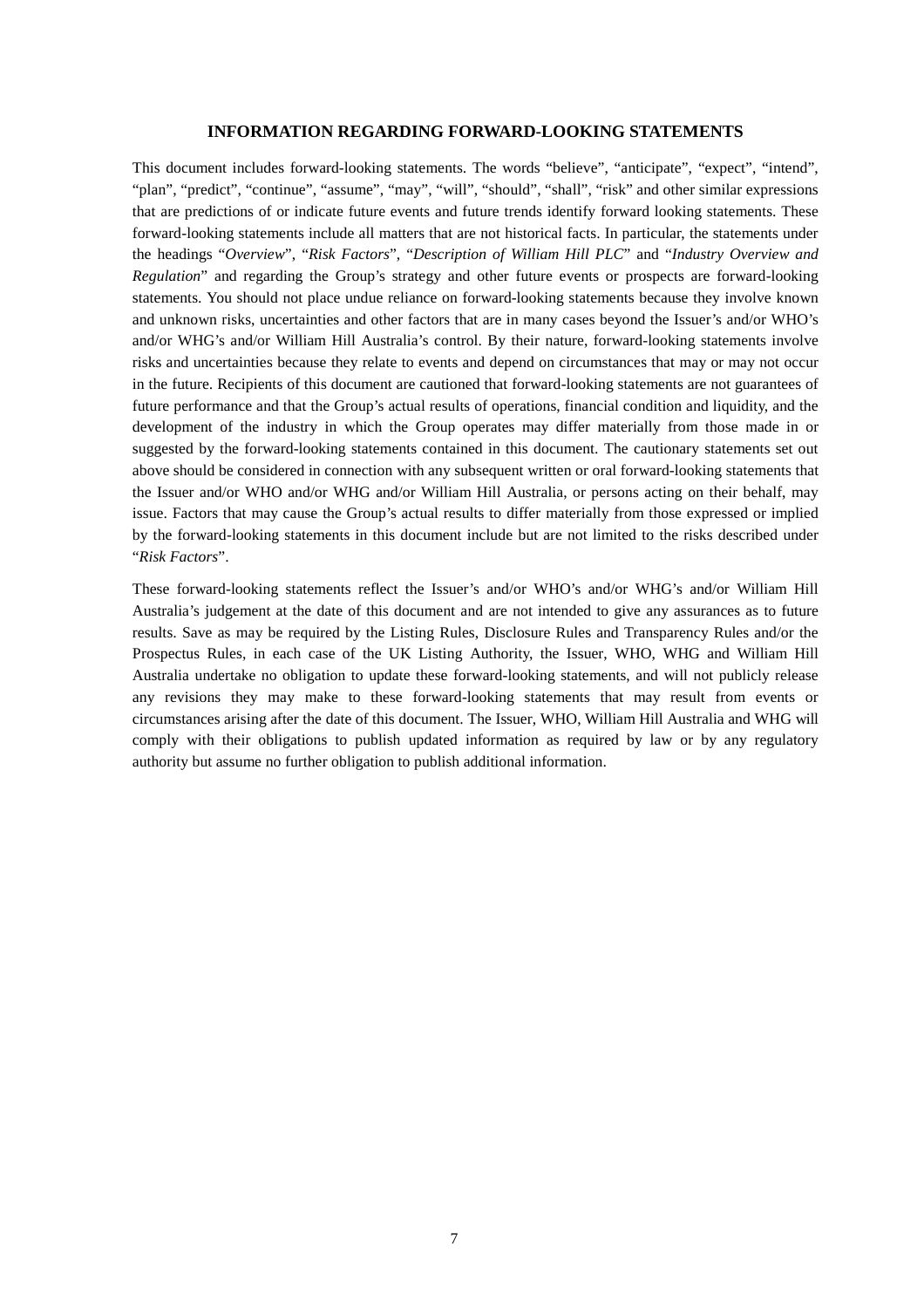## INFORMATION REGARDING FORWARD-LOOKING STATEMENTS

This document includes forward-looking statements. The words "believe", "anticipate", "expect", "intend", "plan", "predict", "continue", "assume", "may", "will", "should", "shall", "risk" and other similar expressions that are predictions of or indicate future events and future trends identify forward looking statements. These forward-looking statements include all matters that are not historical facts. In particular, the statements under the headings "*Overview*", "*Risk Factors*", "*Description of William Hill PLC*" and "*Industry Overview and Regulation*" and regarding the Group's strategy and other future events or prospects are forward-looking statements. You should not place undue reliance on forward-looking statements because they involve known and unknown risks, uncertainties and other factors that are in many cases beyond the Issuer's and/or WHO's and/or WHG's and/or William Hill Australia's control. By their nature, forward-looking statements involve risks and uncertainties because they relate to events and depend on circumstances that may or may not occur in the future. Recipients of this document are cautioned that forward-looking statements are not guarantees of future performance and that the Group's actual results of operations, financial condition and liquidity, and the development of the industry in which the Group operates may differ materially from those made in or suggested by the forward-looking statements contained in this document. The cautionary statements set out above should be considered in connection with any subsequent written or oral forward-looking statements that the Issuer and/or WHO and/or WHG and/or William Hill Australia, or persons acting on their behalf, may issue. Factors that may cause the Group's actual results to differ materially from those expressed or implied by the forward-looking statements in this document include but are not limited to the risks described under "*Risk Factors*".

These forward-looking statements reflect the Issuer's and/or WHO's and/or WHG's and/or William Hill Australia's judgement at the date of this document and are not intended to give any assurances as to future results. Save as may be required by the Listing Rules, Disclosure Rules and Transparency Rules and/or the Prospectus Rules, in each case of the UK Listing Authority, the Issuer, WHO, WHG and William Hill Australia undertake no obligation to update these forward-looking statements, and will not publicly release any revisions they may make to these forward-looking statements that may result from events or circumstances arising after the date of this document. The Issuer, WHO, William Hill Australia and WHG will comply with their obligations to publish updated information as required by law or by any regulatory authority but assume no further obligation to publish additional information.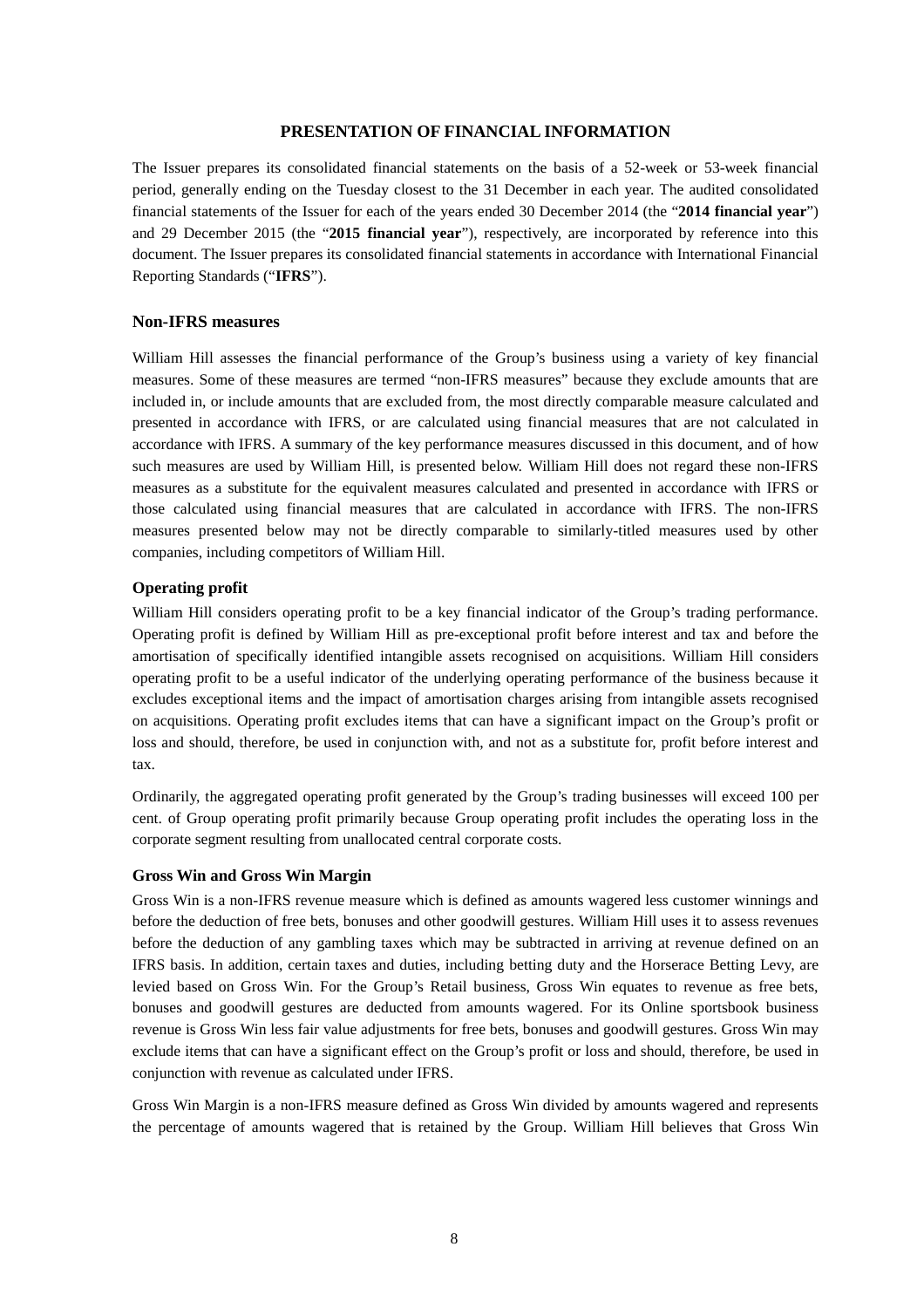# PRESENTATION OF FINANCIAL INFORMATION

The Issuer prepares its consolidated financial statements on the basis of a 52-week or 53-week financial period, generally ending on the Tuesday closest to the 31 December in each year. The audited consolidated financial statements of the Issuer for each of the years ended 30 December 2014 (the "**2014 financial year**") and 29 December 2015 (the "**2015 financial year**"), respectively, are incorporated by reference into this document. The Issuer prepares its consolidated financial statements in accordance with International Financial Reporting Standards ("**IFRS**").

## Non-IFRS measures

William Hill assesses the financial performance of the Group's business using a variety of key financial measures. Some of these measures are termed "non-IFRS measures" because they exclude amounts that are included in, or include amounts that are excluded from, the most directly comparable measure calculated and presented in accordance with IFRS, or are calculated using financial measures that are not calculated in accordance with IFRS. A summary of the key performance measures discussed in this document, and of how such measures are used by William Hill, is presented below. William Hill does not regard these non-IFRS measures as a substitute for the equivalent measures calculated and presented in accordance with IFRS or those calculated using financial measures that are calculated in accordance with IFRS. The non-IFRS measures presented below may not be directly comparable to similarly-titled measures used by other companies, including competitors of William Hill.

### Operating profit

William Hill considers operating profit to be a key financial indicator of the Group's trading performance. Operating profit is defined by William Hill as pre-exceptional profit before interest and tax and before the amortisation of specifically identified intangible assets recognised on acquisitions. William Hill considers operating profit to be a useful indicator of the underlying operating performance of the business because it excludes exceptional items and the impact of amortisation charges arising from intangible assets recognised on acquisitions. Operating profit excludes items that can have a significant impact on the Group's profit or loss and should, therefore, be used in conjunction with, and not as a substitute for, profit before interest and tax.

Ordinarily, the aggregated operating profit generated by the Group's trading businesses will exceed 100 per cent. of Group operating profit primarily because Group operating profit includes the operating loss in the corporate segment resulting from unallocated central corporate costs.

### Gross Win and Gross Win Margin

Gross Win is a non-IFRS revenue measure which is defined as amounts wagered less customer winnings and before the deduction of free bets, bonuses and other goodwill gestures. William Hill uses it to assess revenues before the deduction of any gambling taxes which may be subtracted in arriving at revenue defined on an IFRS basis. In addition, certain taxes and duties, including betting duty and the Horserace Betting Levy, are levied based on Gross Win. For the Group's Retail business, Gross Win equates to revenue as free bets, bonuses and goodwill gestures are deducted from amounts wagered. For its Online sportsbook business revenue is Gross Win less fair value adjustments for free bets, bonuses and goodwill gestures. Gross Win may exclude items that can have a significant effect on the Group's profit or loss and should, therefore, be used in conjunction with revenue as calculated under IFRS.

Gross Win Margin is a non-IFRS measure defined as Gross Win divided by amounts wagered and represents the percentage of amounts wagered that is retained by the Group. William Hill believes that Gross Win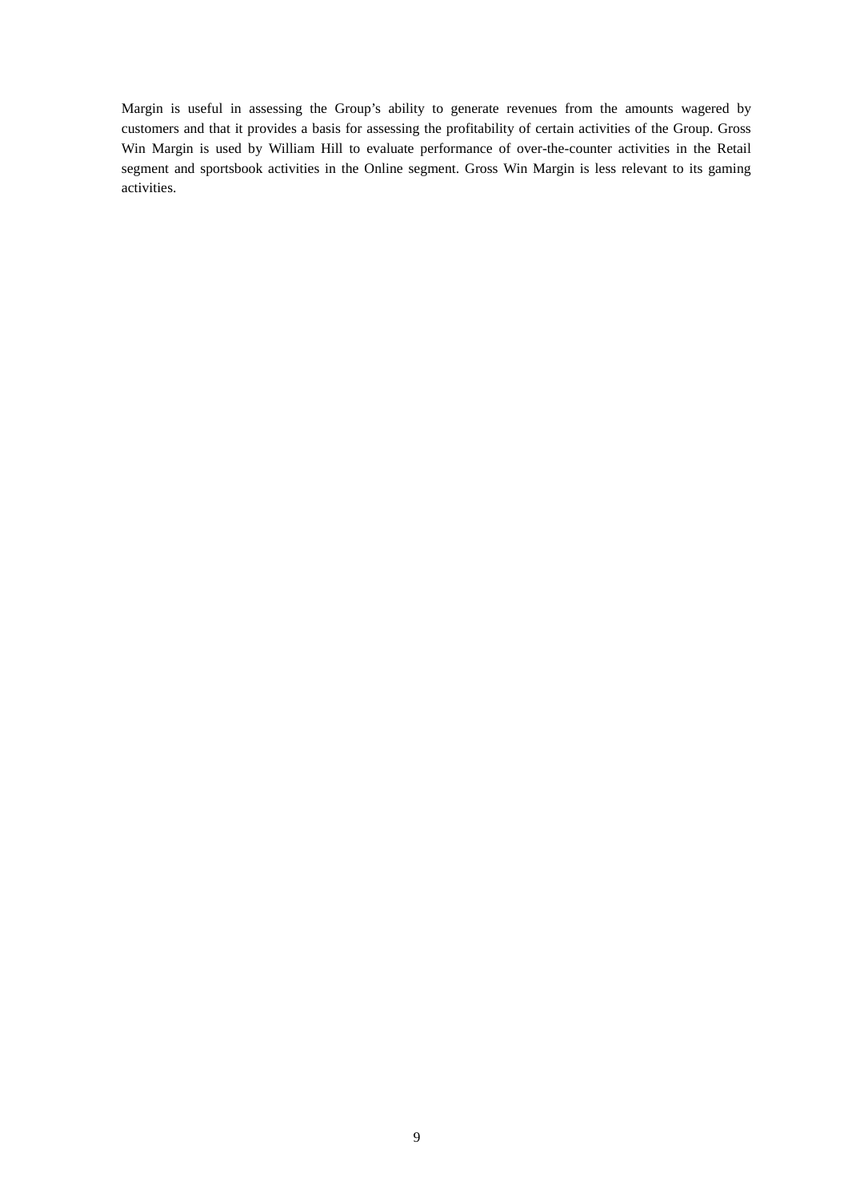Margin is useful in assessing the Group's ability to generate revenues from the amounts wagered by customers and that it provides a basis for assessing the profitability of certain activities of the Group. Gross Win Margin is used by William Hill to evaluate performance of over-the-counter activities in the Retail segment and sportsbook activities in the Online segment. Gross Win Margin is less relevant to its gaming activities.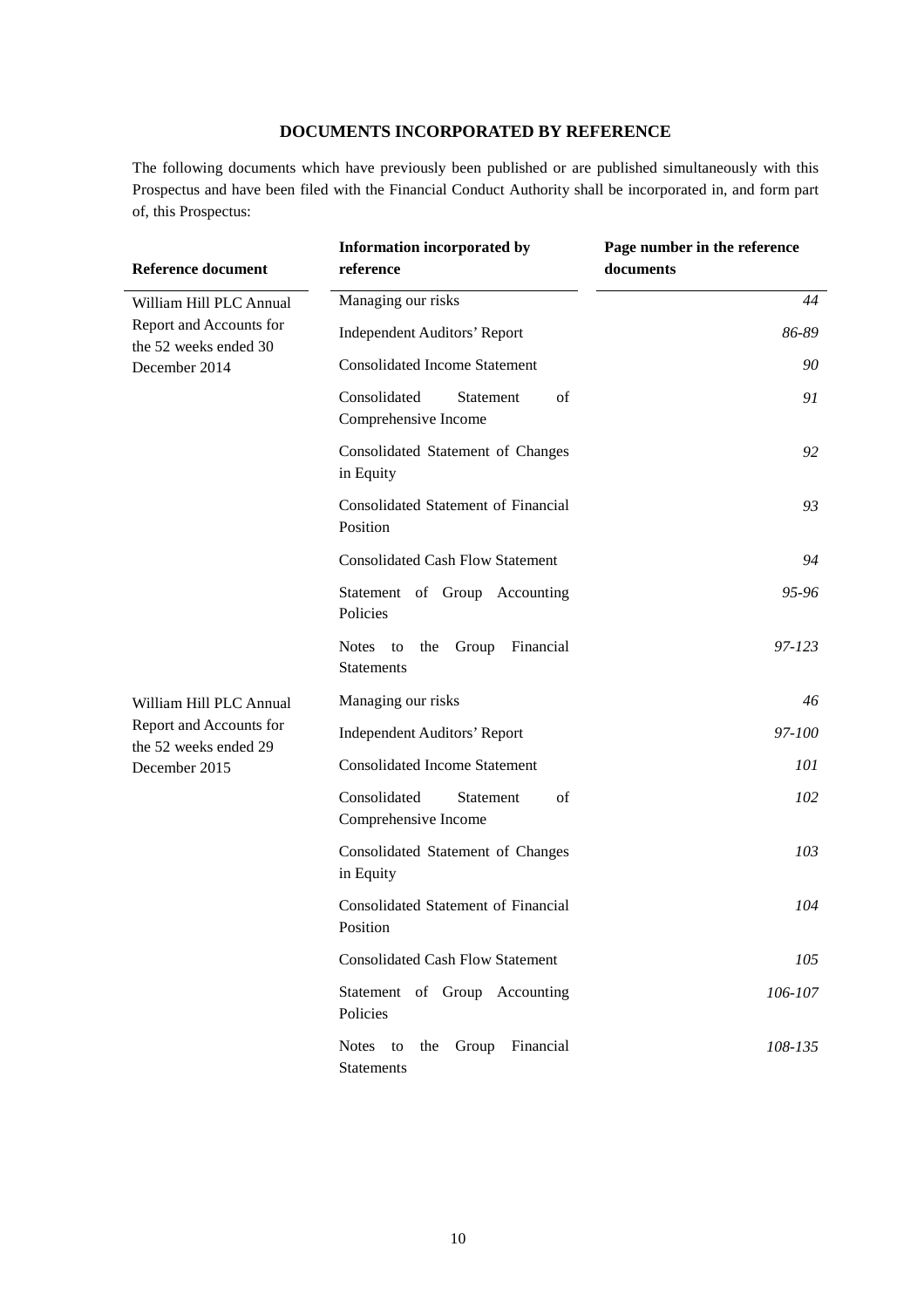## DOCUMENTS INCORPORATED BY REFERENCE

The following documents which have previously been published or are published simultaneously with this Prospectus and have been filed with the Financial Conduct Authority shall be incorporated in, and form part of, this Prospectus:

| Reference document | Information incorporated by reference | Page number in the reference documents |
|---|---|---|
| William Hill PLC Annual Report and Accounts for the 52 weeks ended 30 December 2014 | Managing our risks | *44* |
| | Independent Auditors' Report | *86-89* |
| | Consolidated Income Statement | *90* |
| | Consolidated Statement of Comprehensive Income | *91* |
| | Consolidated Statement of Changes in Equity | *92* |
| | Consolidated Statement of Financial Position | *93* |
| | Consolidated Cash Flow Statement | *94* |
| | Statement of Group Accounting Policies | *95-96* |
| | Notes to the Group Financial Statements | *97-123* |
| William Hill PLC Annual Report and Accounts for the 52 weeks ended 29 December 2015 | Managing our risks | *46* |
| | Independent Auditors' Report | *97-100* |
| | Consolidated Income Statement | *101* |
| | Consolidated Statement of Comprehensive Income | *102* |
| | Consolidated Statement of Changes in Equity | *103* |
| | Consolidated Statement of Financial Position | *104* |
| | Consolidated Cash Flow Statement | *105* |
| | Statement of Group Accounting Policies | *106-107* |
| | Notes to the Group Financial Statements | *108-135* |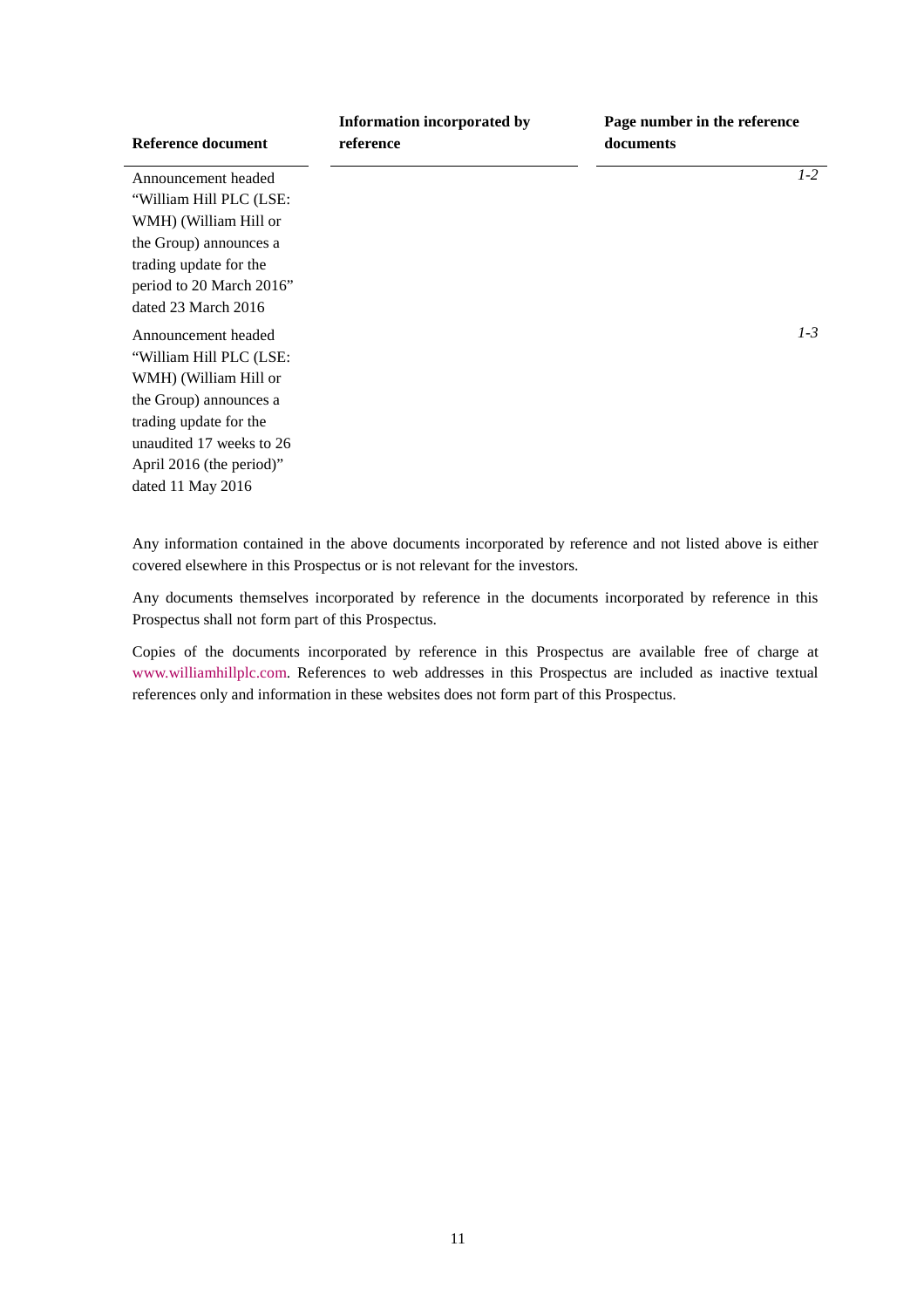| Reference document | Information incorporated by reference | Page number in the reference documents |
|---|---|---|
| Announcement headed "William Hill PLC (LSE: WMH) (William Hill or the Group) announces a trading update for the period to 20 March 2016" dated 23 March 2016 | | *1-2* |
| Announcement headed "William Hill PLC (LSE: WMH) (William Hill or the Group) announces a trading update for the unaudited 17 weeks to 26 April 2016 (the period)" dated 11 May 2016 | | *1-3* |

Any information contained in the above documents incorporated by reference and not listed above is either covered elsewhere in this Prospectus or is not relevant for the investors.

Any documents themselves incorporated by reference in the documents incorporated by reference in this Prospectus shall not form part of this Prospectus.

Copies of the documents incorporated by reference in this Prospectus are available free of charge at www.williamhillplc.com. References to web addresses in this Prospectus are included as inactive textual references only and information in these websites does not form part of this Prospectus.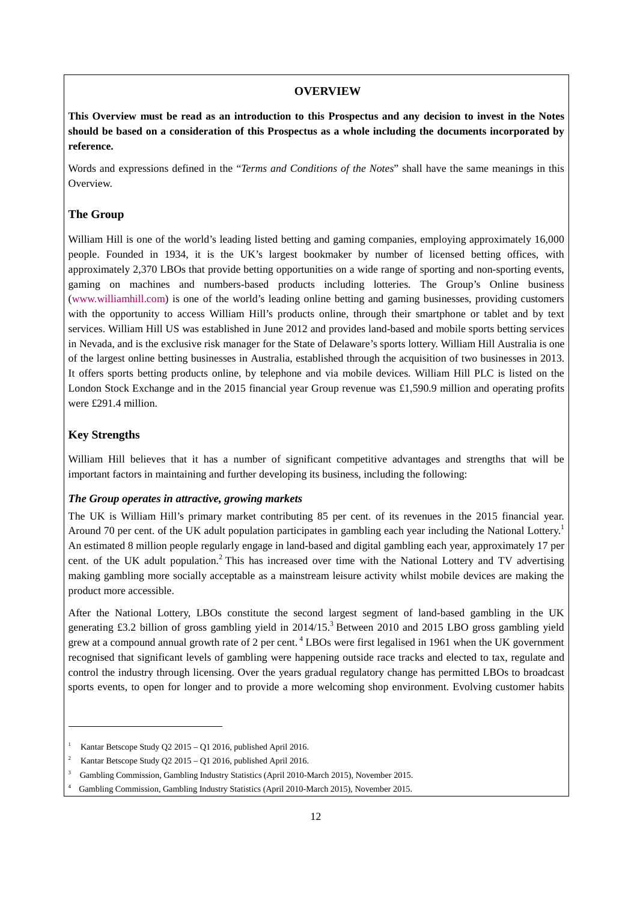## OVERVIEW

**This Overview must be read as an introduction to this Prospectus and any decision to invest in the Notes should be based on a consideration of this Prospectus as a whole including the documents incorporated by reference.**

Words and expressions defined in the "*Terms and Conditions of the Notes*" shall have the same meanings in this Overview.

### The Group

William Hill is one of the world's leading listed betting and gaming companies, employing approximately 16,000 people. Founded in 1934, it is the UK's largest bookmaker by number of licensed betting offices, with approximately 2,370 LBOs that provide betting opportunities on a wide range of sporting and non-sporting events, gaming on machines and numbers-based products including lotteries. The Group's Online business (www.williamhill.com) is one of the world's leading online betting and gaming businesses, providing customers with the opportunity to access William Hill's products online, through their smartphone or tablet and by text services. William Hill US was established in June 2012 and provides land-based and mobile sports betting services in Nevada, and is the exclusive risk manager for the State of Delaware's sports lottery. William Hill Australia is one of the largest online betting businesses in Australia, established through the acquisition of two businesses in 2013. It offers sports betting products online, by telephone and via mobile devices. William Hill PLC is listed on the London Stock Exchange and in the 2015 financial year Group revenue was £1,590.9 million and operating profits were £291.4 million.

### Key Strengths

William Hill believes that it has a number of significant competitive advantages and strengths that will be important factors in maintaining and further developing its business, including the following:

***The Group operates in attractive, growing markets***

The UK is William Hill's primary market contributing 85 per cent. of its revenues in the 2015 financial year. Around 70 per cent. of the UK adult population participates in gambling each year including the National Lottery.[1] An estimated 8 million people regularly engage in land-based and digital gambling each year, approximately 17 per cent. of the UK adult population.[2] This has increased over time with the National Lottery and TV advertising making gambling more socially acceptable as a mainstream leisure activity whilst mobile devices are making the product more accessible.

After the National Lottery, LBOs constitute the second largest segment of land-based gambling in the UK generating £3.2 billion of gross gambling yield in 2014/15.[3] Between 2010 and 2015 LBO gross gambling yield grew at a compound annual growth rate of 2 per cent.[4] LBOs were first legalised in 1961 when the UK government recognised that significant levels of gambling were happening outside race tracks and elected to tax, regulate and control the industry through licensing. Over the years gradual regulatory change has permitted LBOs to broadcast sports events, to open for longer and to provide a more welcoming shop environment. Evolving customer habits

---

[1] Kantar Betscope Study Q2 2015 – Q1 2016, published April 2016.

[2] Kantar Betscope Study Q2 2015 – Q1 2016, published April 2016.

[3] Gambling Commission, Gambling Industry Statistics (April 2010-March 2015), November 2015.

[4] Gambling Commission, Gambling Industry Statistics (April 2010-March 2015), November 2015.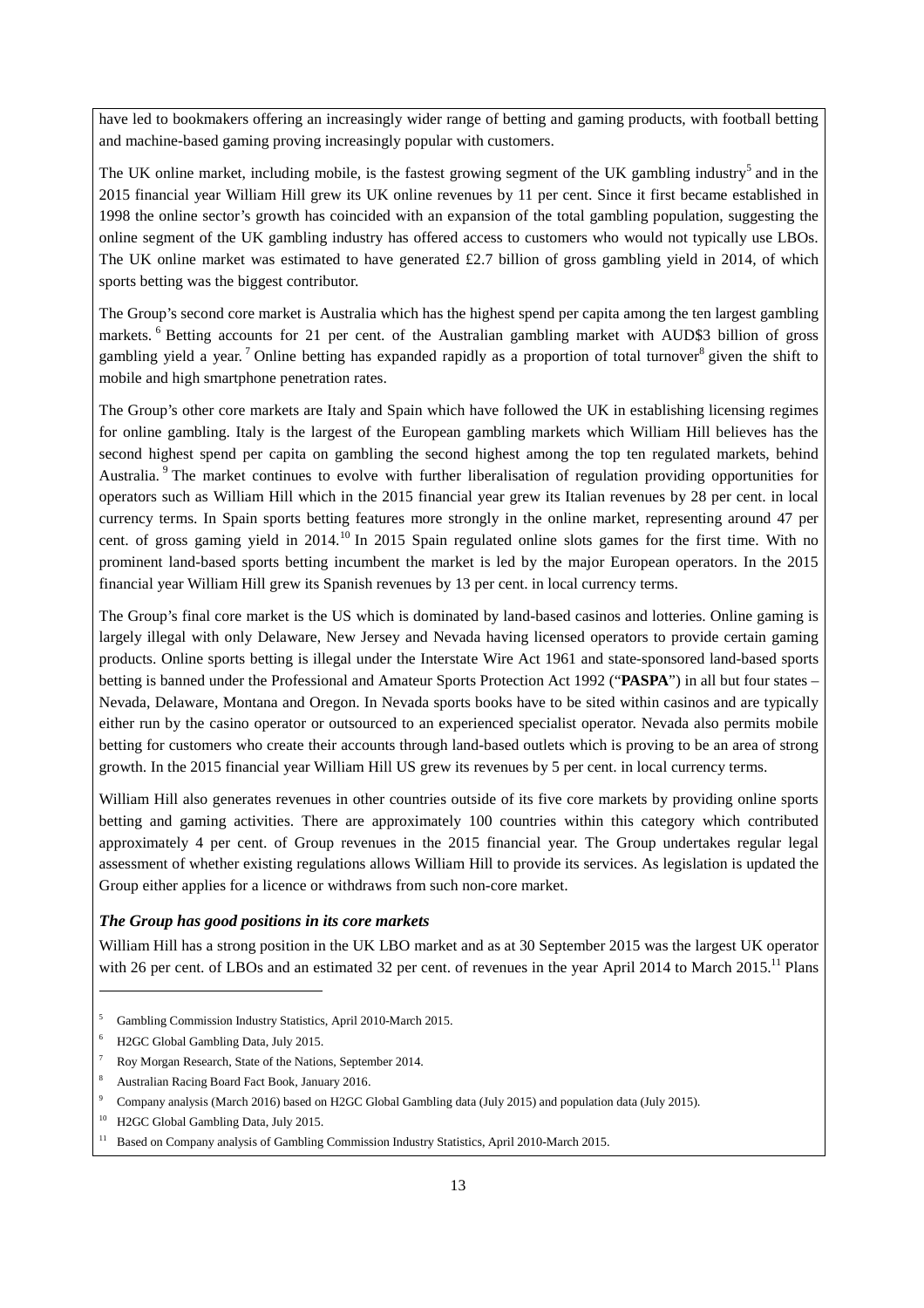have led to bookmakers offering an increasingly wider range of betting and gaming products, with football betting and machine-based gaming proving increasingly popular with customers.

The UK online market, including mobile, is the fastest growing segment of the UK gambling industry[5] and in the 2015 financial year William Hill grew its UK online revenues by 11 per cent. Since it first became established in 1998 the online sector's growth has coincided with an expansion of the total gambling population, suggesting the online segment of the UK gambling industry has offered access to customers who would not typically use LBOs. The UK online market was estimated to have generated £2.7 billion of gross gambling yield in 2014, of which sports betting was the biggest contributor.

The Group's second core market is Australia which has the highest spend per capita among the ten largest gambling markets.[6] Betting accounts for 21 per cent. of the Australian gambling market with AUD$3 billion of gross gambling yield a year.[7] Online betting has expanded rapidly as a proportion of total turnover[8] given the shift to mobile and high smartphone penetration rates.

The Group's other core markets are Italy and Spain which have followed the UK in establishing licensing regimes for online gambling. Italy is the largest of the European gambling markets which William Hill believes has the second highest spend per capita on gambling the second highest among the top ten regulated markets, behind Australia.[9] The market continues to evolve with further liberalisation of regulation providing opportunities for operators such as William Hill which in the 2015 financial year grew its Italian revenues by 28 per cent. in local currency terms. In Spain sports betting features more strongly in the online market, representing around 47 per cent. of gross gaming yield in 2014.[10] In 2015 Spain regulated online slots games for the first time. With no prominent land-based sports betting incumbent the market is led by the major European operators. In the 2015 financial year William Hill grew its Spanish revenues by 13 per cent. in local currency terms.

The Group's final core market is the US which is dominated by land-based casinos and lotteries. Online gaming is largely illegal with only Delaware, New Jersey and Nevada having licensed operators to provide certain gaming products. Online sports betting is illegal under the Interstate Wire Act 1961 and state-sponsored land-based sports betting is banned under the Professional and Amateur Sports Protection Act 1992 ("**PASPA**") in all but four states – Nevada, Delaware, Montana and Oregon. In Nevada sports books have to be sited within casinos and are typically either run by the casino operator or outsourced to an experienced specialist operator. Nevada also permits mobile betting for customers who create their accounts through land-based outlets which is proving to be an area of strong growth. In the 2015 financial year William Hill US grew its revenues by 5 per cent. in local currency terms.

William Hill also generates revenues in other countries outside of its five core markets by providing online sports betting and gaming activities. There are approximately 100 countries within this category which contributed approximately 4 per cent. of Group revenues in the 2015 financial year. The Group undertakes regular legal assessment of whether existing regulations allows William Hill to provide its services. As legislation is updated the Group either applies for a licence or withdraws from such non-core market.

***The Group has good positions in its core markets***

William Hill has a strong position in the UK LBO market and as at 30 September 2015 was the largest UK operator with 26 per cent. of LBOs and an estimated 32 per cent. of revenues in the year April 2014 to March 2015.[11] Plans

---

[5] Gambling Commission Industry Statistics, April 2010-March 2015.

[6] H2GC Global Gambling Data, July 2015.

[7] Roy Morgan Research, State of the Nations, September 2014.

[8] Australian Racing Board Fact Book, January 2016.

[9] Company analysis (March 2016) based on H2GC Global Gambling data (July 2015) and population data (July 2015).

[10] H2GC Global Gambling Data, July 2015.

[11] Based on Company analysis of Gambling Commission Industry Statistics, April 2010-March 2015.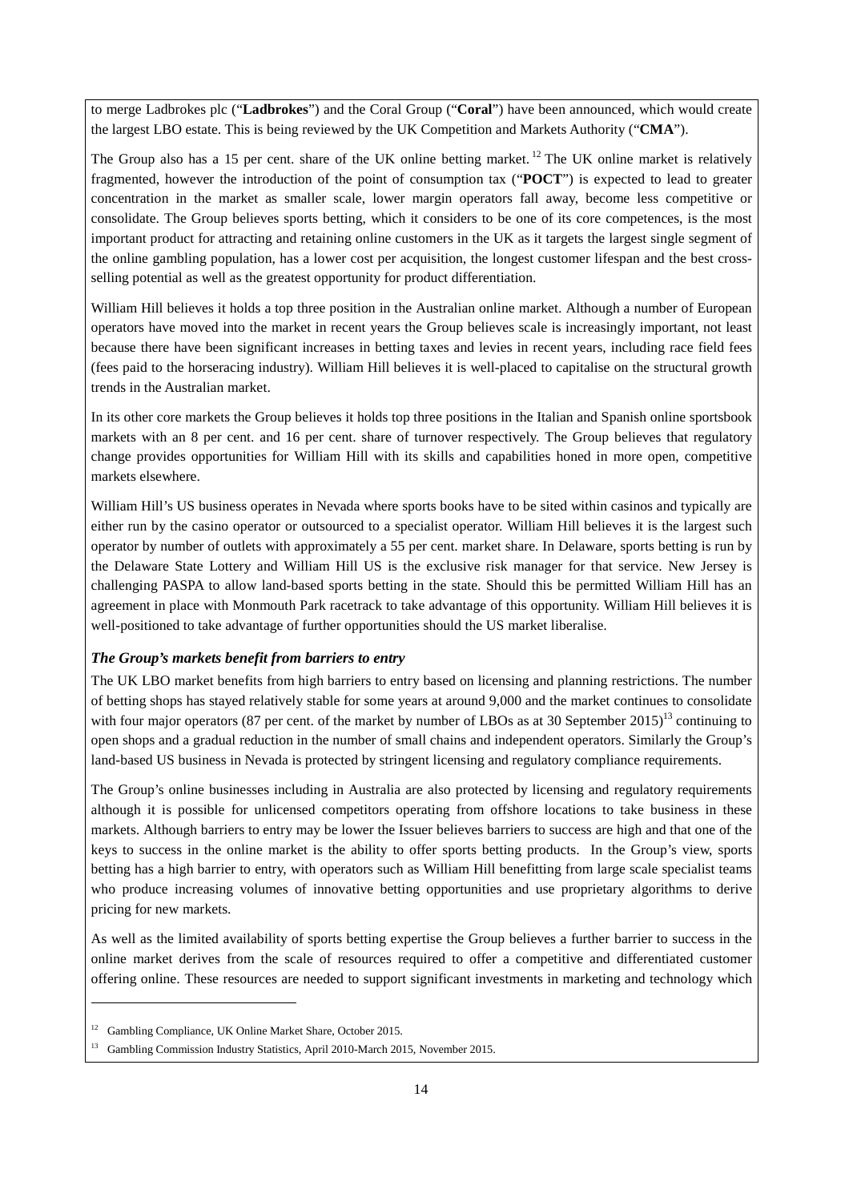to merge Ladbrokes plc ("**Ladbrokes**") and the Coral Group ("**Coral**") have been announced, which would create the largest LBO estate. This is being reviewed by the UK Competition and Markets Authority ("**CMA**").

The Group also has a 15 per cent. share of the UK online betting market.[12] The UK online market is relatively fragmented, however the introduction of the point of consumption tax ("**POCT**") is expected to lead to greater concentration in the market as smaller scale, lower margin operators fall away, become less competitive or consolidate. The Group believes sports betting, which it considers to be one of its core competences, is the most important product for attracting and retaining online customers in the UK as it targets the largest single segment of the online gambling population, has a lower cost per acquisition, the longest customer lifespan and the best cross-selling potential as well as the greatest opportunity for product differentiation.

William Hill believes it holds a top three position in the Australian online market. Although a number of European operators have moved into the market in recent years the Group believes scale is increasingly important, not least because there have been significant increases in betting taxes and levies in recent years, including race field fees (fees paid to the horseracing industry). William Hill believes it is well-placed to capitalise on the structural growth trends in the Australian market.

In its other core markets the Group believes it holds top three positions in the Italian and Spanish online sportsbook markets with an 8 per cent. and 16 per cent. share of turnover respectively. The Group believes that regulatory change provides opportunities for William Hill with its skills and capabilities honed in more open, competitive markets elsewhere.

William Hill's US business operates in Nevada where sports books have to be sited within casinos and typically are either run by the casino operator or outsourced to a specialist operator. William Hill believes it is the largest such operator by number of outlets with approximately a 55 per cent. market share. In Delaware, sports betting is run by the Delaware State Lottery and William Hill US is the exclusive risk manager for that service. New Jersey is challenging PASPA to allow land-based sports betting in the state. Should this be permitted William Hill has an agreement in place with Monmouth Park racetrack to take advantage of this opportunity. William Hill believes it is well-positioned to take advantage of further opportunities should the US market liberalise.

***The Group's markets benefit from barriers to entry***

The UK LBO market benefits from high barriers to entry based on licensing and planning restrictions. The number of betting shops has stayed relatively stable for some years at around 9,000 and the market continues to consolidate with four major operators (87 per cent. of the market by number of LBOs as at 30 September 2015)[13] continuing to open shops and a gradual reduction in the number of small chains and independent operators. Similarly the Group's land-based US business in Nevada is protected by stringent licensing and regulatory compliance requirements.

The Group's online businesses including in Australia are also protected by licensing and regulatory requirements although it is possible for unlicensed competitors operating from offshore locations to take business in these markets. Although barriers to entry may be lower the Issuer believes barriers to success are high and that one of the keys to success in the online market is the ability to offer sports betting products. In the Group's view, sports betting has a high barrier to entry, with operators such as William Hill benefitting from large scale specialist teams who produce increasing volumes of innovative betting opportunities and use proprietary algorithms to derive pricing for new markets.

As well as the limited availability of sports betting expertise the Group believes a further barrier to success in the online market derives from the scale of resources required to offer a competitive and differentiated customer offering online. These resources are needed to support significant investments in marketing and technology which

---

[12] Gambling Compliance, UK Online Market Share, October 2015.

[13] Gambling Commission Industry Statistics, April 2010-March 2015, November 2015.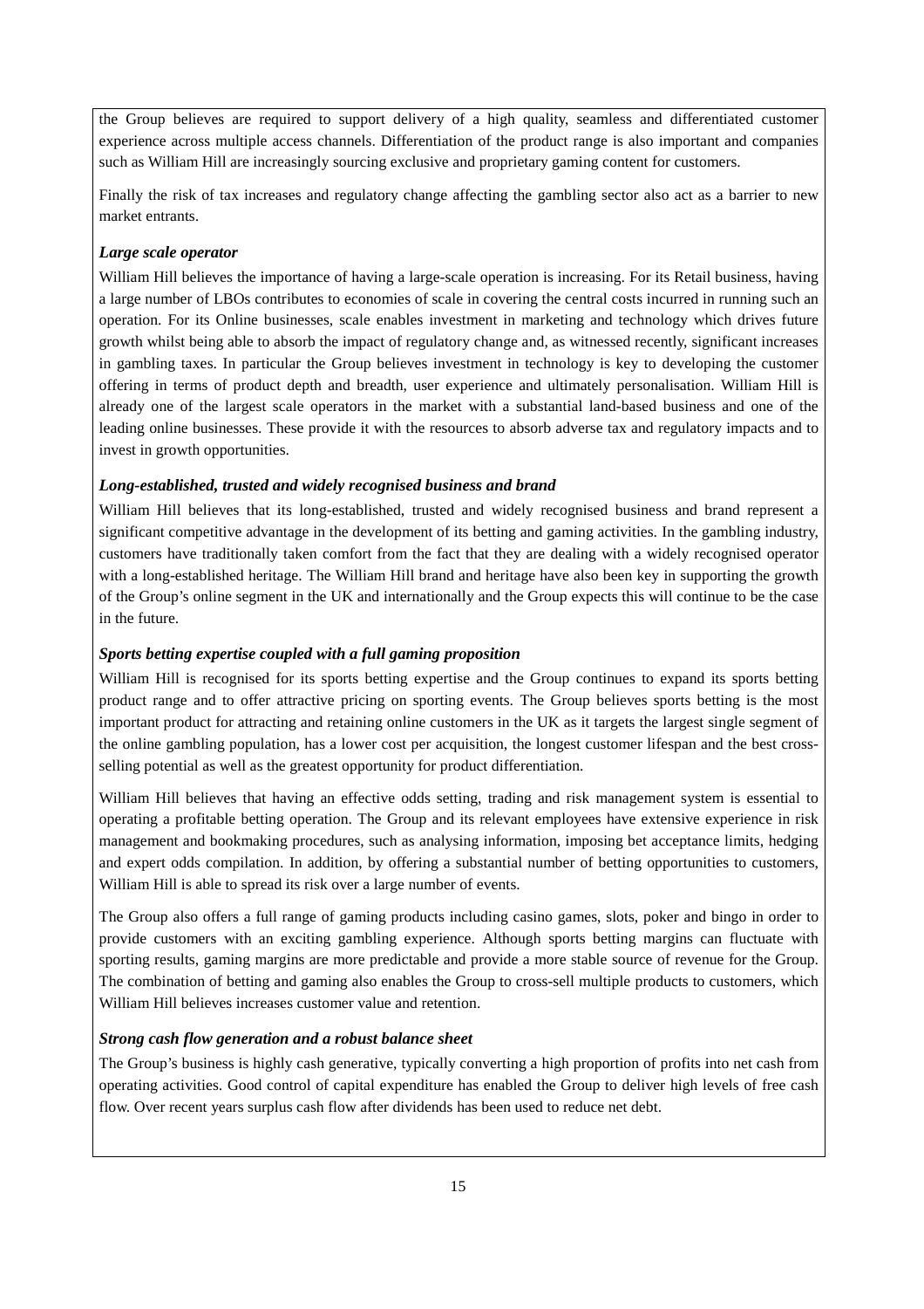the Group believes are required to support delivery of a high quality, seamless and differentiated customer experience across multiple access channels. Differentiation of the product range is also important and companies such as William Hill are increasingly sourcing exclusive and proprietary gaming content for customers.

Finally the risk of tax increases and regulatory change affecting the gambling sector also act as a barrier to new market entrants.

***Large scale operator***

William Hill believes the importance of having a large-scale operation is increasing. For its Retail business, having a large number of LBOs contributes to economies of scale in covering the central costs incurred in running such an operation. For its Online businesses, scale enables investment in marketing and technology which drives future growth whilst being able to absorb the impact of regulatory change and, as witnessed recently, significant increases in gambling taxes. In particular the Group believes investment in technology is key to developing the customer offering in terms of product depth and breadth, user experience and ultimately personalisation. William Hill is already one of the largest scale operators in the market with a substantial land-based business and one of the leading online businesses. These provide it with the resources to absorb adverse tax and regulatory impacts and to invest in growth opportunities.

***Long-established, trusted and widely recognised business and brand***

William Hill believes that its long-established, trusted and widely recognised business and brand represent a significant competitive advantage in the development of its betting and gaming activities. In the gambling industry, customers have traditionally taken comfort from the fact that they are dealing with a widely recognised operator with a long-established heritage. The William Hill brand and heritage have also been key in supporting the growth of the Group's online segment in the UK and internationally and the Group expects this will continue to be the case in the future.

***Sports betting expertise coupled with a full gaming proposition***

William Hill is recognised for its sports betting expertise and the Group continues to expand its sports betting product range and to offer attractive pricing on sporting events. The Group believes sports betting is the most important product for attracting and retaining online customers in the UK as it targets the largest single segment of the online gambling population, has a lower cost per acquisition, the longest customer lifespan and the best cross-selling potential as well as the greatest opportunity for product differentiation.

William Hill believes that having an effective odds setting, trading and risk management system is essential to operating a profitable betting operation. The Group and its relevant employees have extensive experience in risk management and bookmaking procedures, such as analysing information, imposing bet acceptance limits, hedging and expert odds compilation. In addition, by offering a substantial number of betting opportunities to customers, William Hill is able to spread its risk over a large number of events.

The Group also offers a full range of gaming products including casino games, slots, poker and bingo in order to provide customers with an exciting gambling experience. Although sports betting margins can fluctuate with sporting results, gaming margins are more predictable and provide a more stable source of revenue for the Group. The combination of betting and gaming also enables the Group to cross-sell multiple products to customers, which William Hill believes increases customer value and retention.

***Strong cash flow generation and a robust balance sheet***

The Group's business is highly cash generative, typically converting a high proportion of profits into net cash from operating activities. Good control of capital expenditure has enabled the Group to deliver high levels of free cash flow. Over recent years surplus cash flow after dividends has been used to reduce net debt.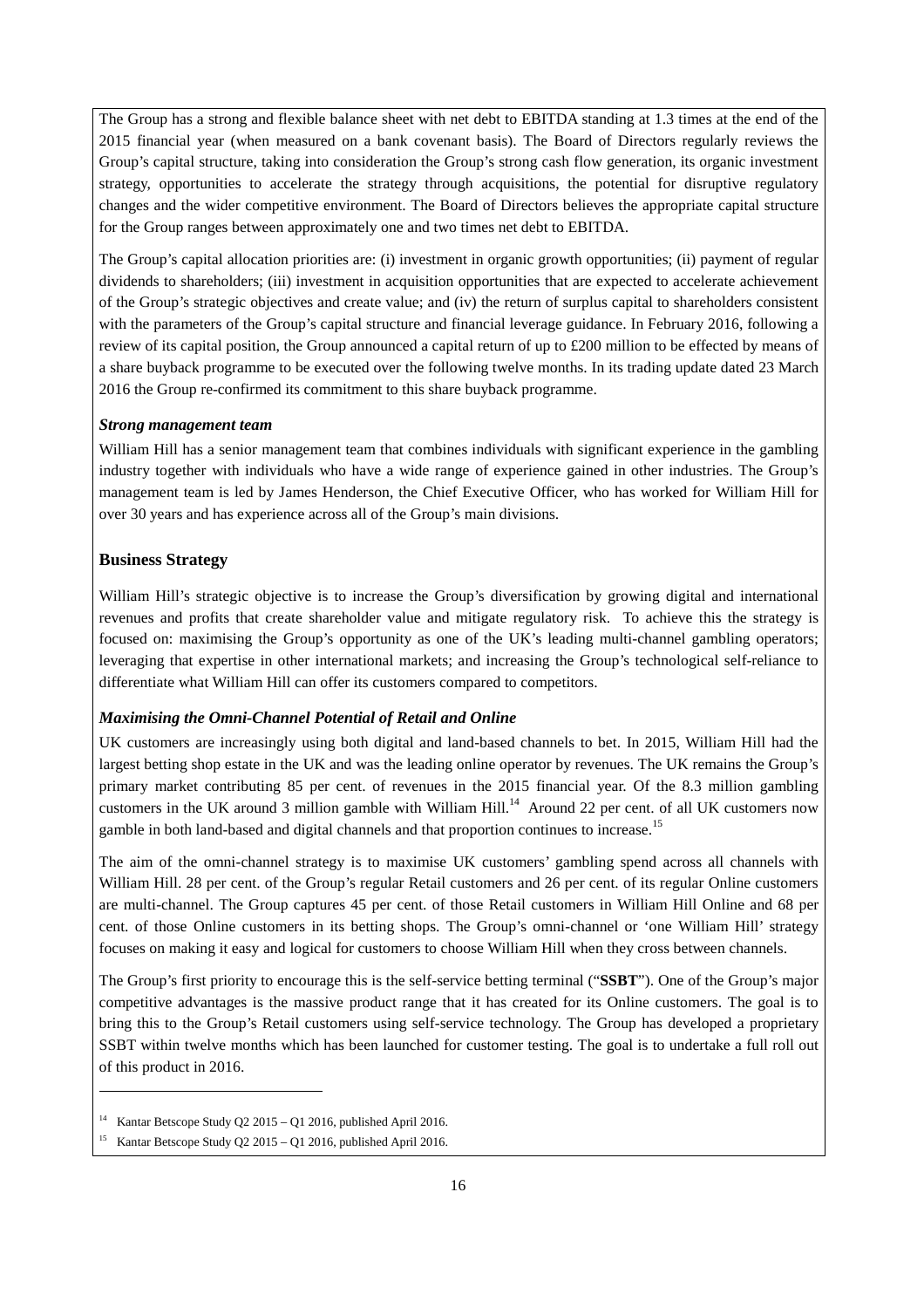The Group has a strong and flexible balance sheet with net debt to EBITDA standing at 1.3 times at the end of the 2015 financial year (when measured on a bank covenant basis). The Board of Directors regularly reviews the Group's capital structure, taking into consideration the Group's strong cash flow generation, its organic investment strategy, opportunities to accelerate the strategy through acquisitions, the potential for disruptive regulatory changes and the wider competitive environment. The Board of Directors believes the appropriate capital structure for the Group ranges between approximately one and two times net debt to EBITDA.

The Group's capital allocation priorities are: (i) investment in organic growth opportunities; (ii) payment of regular dividends to shareholders; (iii) investment in acquisition opportunities that are expected to accelerate achievement of the Group's strategic objectives and create value; and (iv) the return of surplus capital to shareholders consistent with the parameters of the Group's capital structure and financial leverage guidance. In February 2016, following a review of its capital position, the Group announced a capital return of up to £200 million to be effected by means of a share buyback programme to be executed over the following twelve months. In its trading update dated 23 March 2016 the Group re-confirmed its commitment to this share buyback programme.

***Strong management team***

William Hill has a senior management team that combines individuals with significant experience in the gambling industry together with individuals who have a wide range of experience gained in other industries. The Group's management team is led by James Henderson, the Chief Executive Officer, who has worked for William Hill for over 30 years and has experience across all of the Group's main divisions.

## Business Strategy

William Hill's strategic objective is to increase the Group's diversification by growing digital and international revenues and profits that create shareholder value and mitigate regulatory risk. To achieve this the strategy is focused on: maximising the Group's opportunity as one of the UK's leading multi-channel gambling operators; leveraging that expertise in other international markets; and increasing the Group's technological self-reliance to differentiate what William Hill can offer its customers compared to competitors.

***Maximising the Omni-Channel Potential of Retail and Online***

UK customers are increasingly using both digital and land-based channels to bet. In 2015, William Hill had the largest betting shop estate in the UK and was the leading online operator by revenues. The UK remains the Group's primary market contributing 85 per cent. of revenues in the 2015 financial year. Of the 8.3 million gambling customers in the UK around 3 million gamble with William Hill.[14] Around 22 per cent. of all UK customers now gamble in both land-based and digital channels and that proportion continues to increase.[15]

The aim of the omni-channel strategy is to maximise UK customers' gambling spend across all channels with William Hill. 28 per cent. of the Group's regular Retail customers and 26 per cent. of its regular Online customers are multi-channel. The Group captures 45 per cent. of those Retail customers in William Hill Online and 68 per cent. of those Online customers in its betting shops. The Group's omni-channel or 'one William Hill' strategy focuses on making it easy and logical for customers to choose William Hill when they cross between channels.

The Group's first priority to encourage this is the self-service betting terminal ("**SSBT**"). One of the Group's major competitive advantages is the massive product range that it has created for its Online customers. The goal is to bring this to the Group's Retail customers using self-service technology. The Group has developed a proprietary SSBT within twelve months which has been launched for customer testing. The goal is to undertake a full roll out of this product in 2016.

---

[14] Kantar Betscope Study Q2 2015 – Q1 2016, published April 2016.

[15] Kantar Betscope Study Q2 2015 – Q1 2016, published April 2016.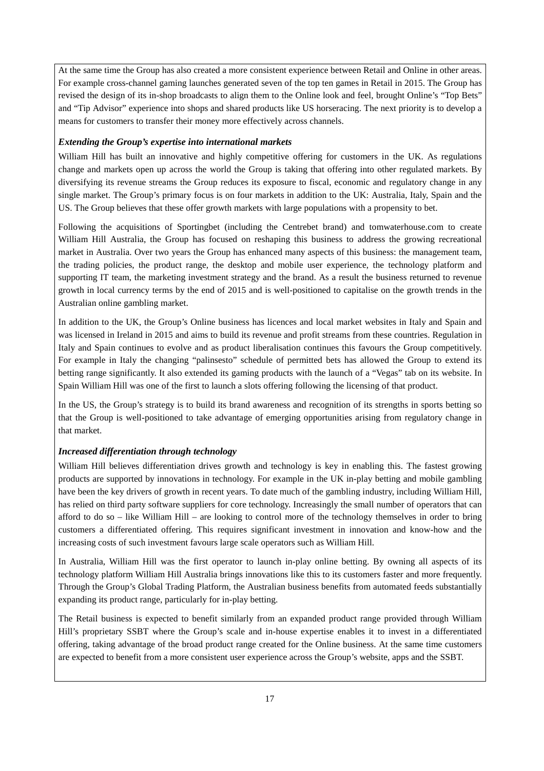At the same time the Group has also created a more consistent experience between Retail and Online in other areas. For example cross-channel gaming launches generated seven of the top ten games in Retail in 2015. The Group has revised the design of its in-shop broadcasts to align them to the Online look and feel, brought Online's "Top Bets" and "Tip Advisor" experience into shops and shared products like US horseracing. The next priority is to develop a means for customers to transfer their money more effectively across channels.

***Extending the Group's expertise into international markets***

William Hill has built an innovative and highly competitive offering for customers in the UK. As regulations change and markets open up across the world the Group is taking that offering into other regulated markets. By diversifying its revenue streams the Group reduces its exposure to fiscal, economic and regulatory change in any single market. The Group's primary focus is on four markets in addition to the UK: Australia, Italy, Spain and the US. The Group believes that these offer growth markets with large populations with a propensity to bet.

Following the acquisitions of Sportingbet (including the Centrebet brand) and tomwaterhouse.com to create William Hill Australia, the Group has focused on reshaping this business to address the growing recreational market in Australia. Over two years the Group has enhanced many aspects of this business: the management team, the trading policies, the product range, the desktop and mobile user experience, the technology platform and supporting IT team, the marketing investment strategy and the brand. As a result the business returned to revenue growth in local currency terms by the end of 2015 and is well-positioned to capitalise on the growth trends in the Australian online gambling market.

In addition to the UK, the Group's Online business has licences and local market websites in Italy and Spain and was licensed in Ireland in 2015 and aims to build its revenue and profit streams from these countries. Regulation in Italy and Spain continues to evolve and as product liberalisation continues this favours the Group competitively. For example in Italy the changing "palinsesto" schedule of permitted bets has allowed the Group to extend its betting range significantly. It also extended its gaming products with the launch of a "Vegas" tab on its website. In Spain William Hill was one of the first to launch a slots offering following the licensing of that product.

In the US, the Group's strategy is to build its brand awareness and recognition of its strengths in sports betting so that the Group is well-positioned to take advantage of emerging opportunities arising from regulatory change in that market.

***Increased differentiation through technology***

William Hill believes differentiation drives growth and technology is key in enabling this. The fastest growing products are supported by innovations in technology. For example in the UK in-play betting and mobile gambling have been the key drivers of growth in recent years. To date much of the gambling industry, including William Hill, has relied on third party software suppliers for core technology. Increasingly the small number of operators that can afford to do so – like William Hill – are looking to control more of the technology themselves in order to bring customers a differentiated offering. This requires significant investment in innovation and know-how and the increasing costs of such investment favours large scale operators such as William Hill.

In Australia, William Hill was the first operator to launch in-play online betting. By owning all aspects of its technology platform William Hill Australia brings innovations like this to its customers faster and more frequently. Through the Group's Global Trading Platform, the Australian business benefits from automated feeds substantially expanding its product range, particularly for in-play betting.

The Retail business is expected to benefit similarly from an expanded product range provided through William Hill's proprietary SSBT where the Group's scale and in-house expertise enables it to invest in a differentiated offering, taking advantage of the broad product range created for the Online business. At the same time customers are expected to benefit from a more consistent user experience across the Group's website, apps and the SSBT.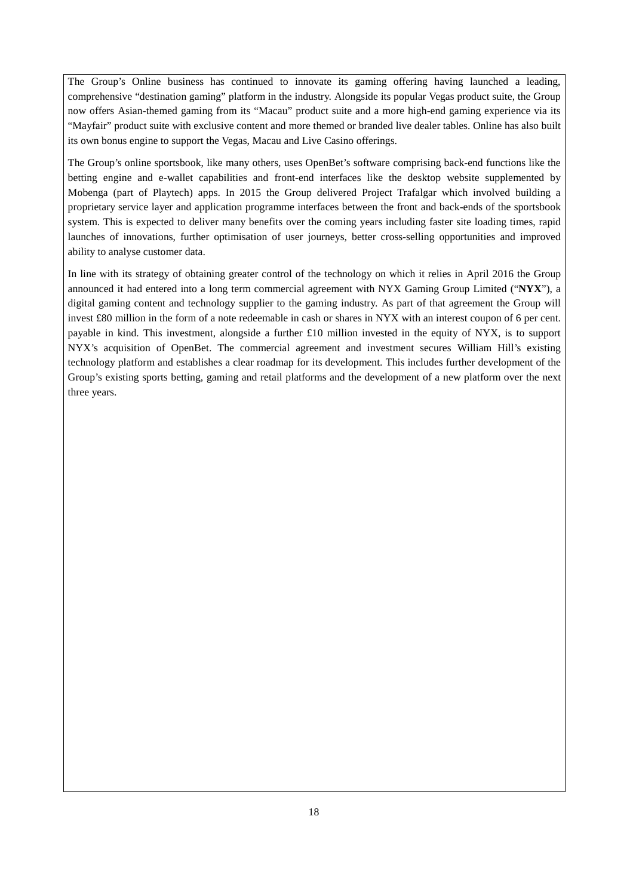The Group's Online business has continued to innovate its gaming offering having launched a leading, comprehensive "destination gaming" platform in the industry. Alongside its popular Vegas product suite, the Group now offers Asian-themed gaming from its "Macau" product suite and a more high-end gaming experience via its "Mayfair" product suite with exclusive content and more themed or branded live dealer tables. Online has also built its own bonus engine to support the Vegas, Macau and Live Casino offerings.

The Group's online sportsbook, like many others, uses OpenBet's software comprising back-end functions like the betting engine and e-wallet capabilities and front-end interfaces like the desktop website supplemented by Mobenga (part of Playtech) apps. In 2015 the Group delivered Project Trafalgar which involved building a proprietary service layer and application programme interfaces between the front and back-ends of the sportsbook system. This is expected to deliver many benefits over the coming years including faster site loading times, rapid launches of innovations, further optimisation of user journeys, better cross-selling opportunities and improved ability to analyse customer data.

In line with its strategy of obtaining greater control of the technology on which it relies in April 2016 the Group announced it had entered into a long term commercial agreement with NYX Gaming Group Limited ("**NYX**"), a digital gaming content and technology supplier to the gaming industry. As part of that agreement the Group will invest £80 million in the form of a note redeemable in cash or shares in NYX with an interest coupon of 6 per cent. payable in kind. This investment, alongside a further £10 million invested in the equity of NYX, is to support NYX's acquisition of OpenBet. The commercial agreement and investment secures William Hill's existing technology platform and establishes a clear roadmap for its development. This includes further development of the Group's existing sports betting, gaming and retail platforms and the development of a new platform over the next three years.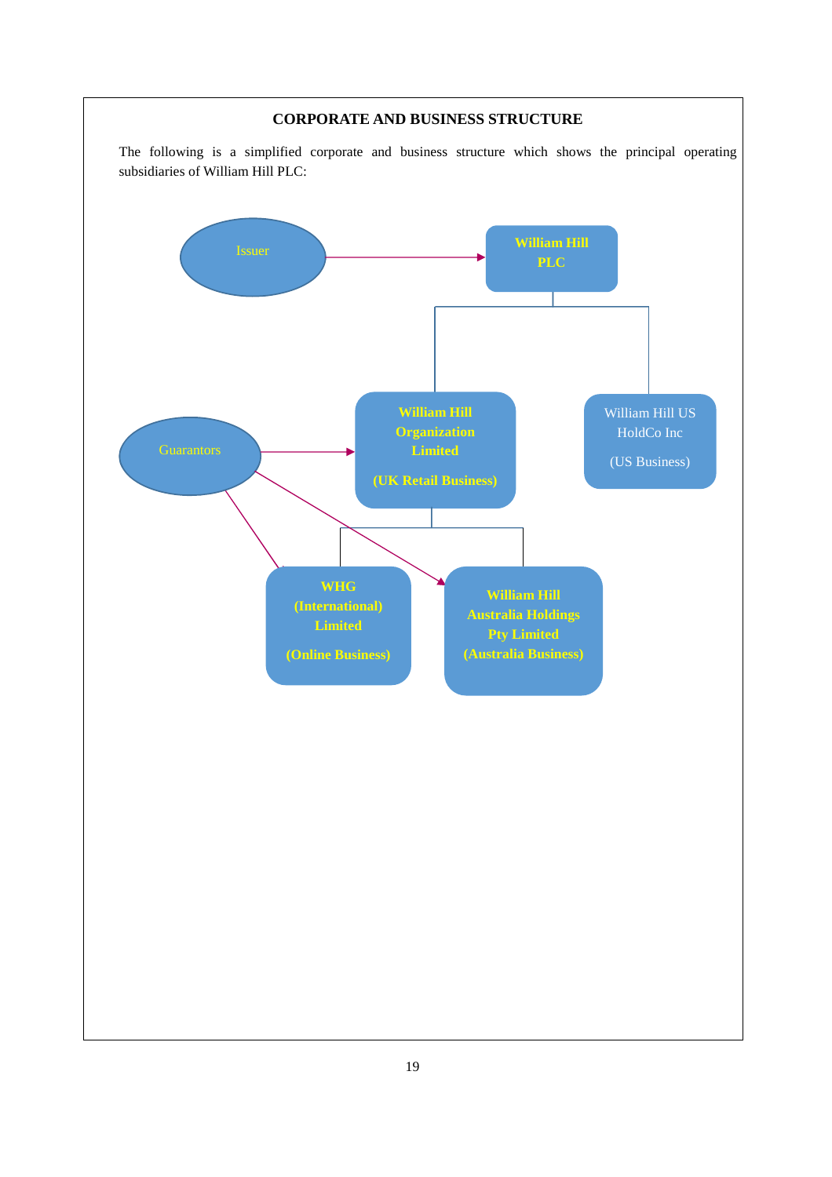## CORPORATE AND BUSINESS STRUCTURE

The following is a simplified corporate and business structure which shows the principal operating subsidiaries of William Hill PLC:

Issuer → **William Hill PLC**

**William Hill PLC**
- **William Hill Organization Limited (UK Retail Business)**
  - **WHG (International) Limited (Online Business)**
  - **William Hill Australia Holdings Pty Limited (Australia Business)**
- William Hill US HoldCo Inc (US Business)

Guarantors → **William Hill Organization Limited (UK Retail Business)**, **WHG (International) Limited (Online Business)**, **William Hill Australia Holdings Pty Limited (Australia Business)**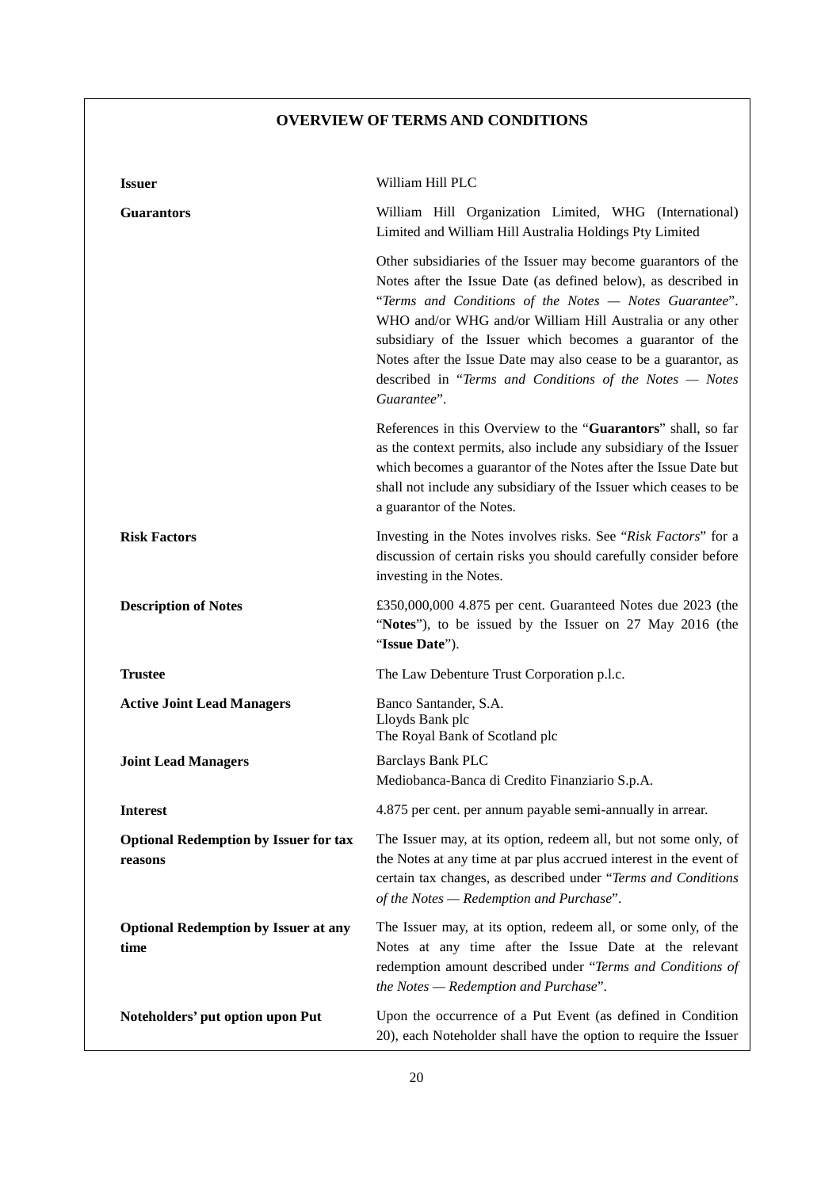## OVERVIEW OF TERMS AND CONDITIONS

| | |
|---|---|
| **Issuer** | William Hill PLC |
| **Guarantors** | William Hill Organization Limited, WHG (International) Limited and William Hill Australia Holdings Pty Limited<br><br>Other subsidiaries of the Issuer may become guarantors of the Notes after the Issue Date (as defined below), as described in "*Terms and Conditions of the Notes — Notes Guarantee*". WHO and/or WHG and/or William Hill Australia or any other subsidiary of the Issuer which becomes a guarantor of the Notes after the Issue Date may also cease to be a guarantor, as described in "*Terms and Conditions of the Notes — Notes Guarantee*".<br><br>References in this Overview to the "**Guarantors**" shall, so far as the context permits, also include any subsidiary of the Issuer which becomes a guarantor of the Notes after the Issue Date but shall not include any subsidiary of the Issuer which ceases to be a guarantor of the Notes. |
| **Risk Factors** | Investing in the Notes involves risks. See "*Risk Factors*" for a discussion of certain risks you should carefully consider before investing in the Notes. |
| **Description of Notes** | £350,000,000 4.875 per cent. Guaranteed Notes due 2023 (the "**Notes**"), to be issued by the Issuer on 27 May 2016 (the "**Issue Date**"). |
| **Trustee** | The Law Debenture Trust Corporation p.l.c. |
| **Active Joint Lead Managers** | Banco Santander, S.A.<br>Lloyds Bank plc<br>The Royal Bank of Scotland plc |
| **Joint Lead Managers** | Barclays Bank PLC<br>Mediobanca-Banca di Credito Finanziario S.p.A. |
| **Interest** | 4.875 per cent. per annum payable semi-annually in arrear. |
| **Optional Redemption by Issuer for tax reasons** | The Issuer may, at its option, redeem all, but not some only, of the Notes at any time at par plus accrued interest in the event of certain tax changes, as described under "*Terms and Conditions of the Notes — Redemption and Purchase*". |
| **Optional Redemption by Issuer at any time** | The Issuer may, at its option, redeem all, or some only, of the Notes at any time after the Issue Date at the relevant redemption amount described under "*Terms and Conditions of the Notes — Redemption and Purchase*". |
| **Noteholders' put option upon Put** | Upon the occurrence of a Put Event (as defined in Condition 20), each Noteholder shall have the option to require the Issuer |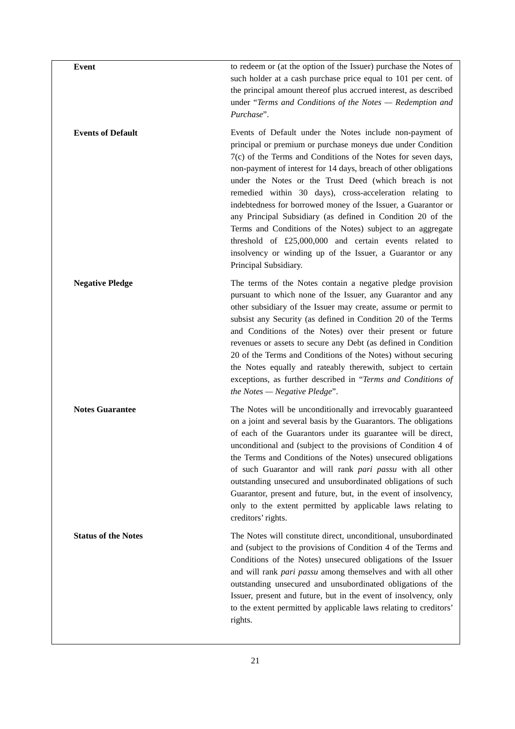| | |
|---|---|
| **Event** | to redeem or (at the option of the Issuer) purchase the Notes of such holder at a cash purchase price equal to 101 per cent. of the principal amount thereof plus accrued interest, as described under "*Terms and Conditions of the Notes — Redemption and Purchase*". |
| **Events of Default** | Events of Default under the Notes include non-payment of principal or premium or purchase moneys due under Condition 7(c) of the Terms and Conditions of the Notes for seven days, non-payment of interest for 14 days, breach of other obligations under the Notes or the Trust Deed (which breach is not remedied within 30 days), cross-acceleration relating to indebtedness for borrowed money of the Issuer, a Guarantor or any Principal Subsidiary (as defined in Condition 20 of the Terms and Conditions of the Notes) subject to an aggregate threshold of £25,000,000 and certain events related to insolvency or winding up of the Issuer, a Guarantor or any Principal Subsidiary. |
| **Negative Pledge** | The terms of the Notes contain a negative pledge provision pursuant to which none of the Issuer, any Guarantor and any other subsidiary of the Issuer may create, assume or permit to subsist any Security (as defined in Condition 20 of the Terms and Conditions of the Notes) over their present or future revenues or assets to secure any Debt (as defined in Condition 20 of the Terms and Conditions of the Notes) without securing the Notes equally and rateably therewith, subject to certain exceptions, as further described in "*Terms and Conditions of the Notes — Negative Pledge*". |
| **Notes Guarantee** | The Notes will be unconditionally and irrevocably guaranteed on a joint and several basis by the Guarantors. The obligations of each of the Guarantors under its guarantee will be direct, unconditional and (subject to the provisions of Condition 4 of the Terms and Conditions of the Notes) unsecured obligations of such Guarantor and will rank *pari passu* with all other outstanding unsecured and unsubordinated obligations of such Guarantor, present and future, but, in the event of insolvency, only to the extent permitted by applicable laws relating to creditors' rights. |
| **Status of the Notes** | The Notes will constitute direct, unconditional, unsubordinated and (subject to the provisions of Condition 4 of the Terms and Conditions of the Notes) unsecured obligations of the Issuer and will rank *pari passu* among themselves and with all other outstanding unsecured and unsubordinated obligations of the Issuer, present and future, but in the event of insolvency, only to the extent permitted by applicable laws relating to creditors' rights. |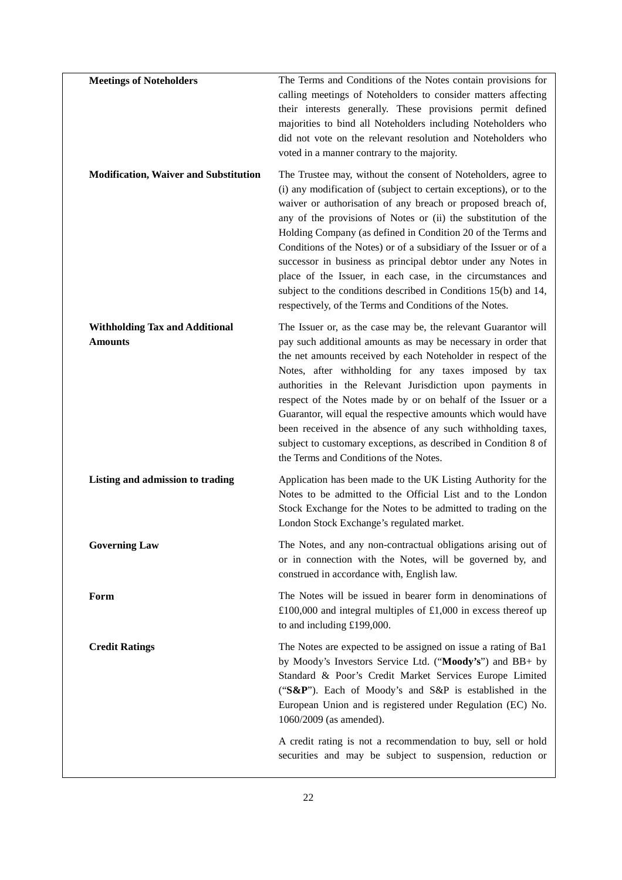| | |
|---|---|
| **Meetings of Noteholders** | The Terms and Conditions of the Notes contain provisions for calling meetings of Noteholders to consider matters affecting their interests generally. These provisions permit defined majorities to bind all Noteholders including Noteholders who did not vote on the relevant resolution and Noteholders who voted in a manner contrary to the majority. |
| **Modification, Waiver and Substitution** | The Trustee may, without the consent of Noteholders, agree to (i) any modification of (subject to certain exceptions), or to the waiver or authorisation of any breach or proposed breach of, any of the provisions of Notes or (ii) the substitution of the Holding Company (as defined in Condition 20 of the Terms and Conditions of the Notes) or of a subsidiary of the Issuer or of a successor in business as principal debtor under any Notes in place of the Issuer, in each case, in the circumstances and subject to the conditions described in Conditions 15(b) and 14, respectively, of the Terms and Conditions of the Notes. |
| **Withholding Tax and Additional Amounts** | The Issuer or, as the case may be, the relevant Guarantor will pay such additional amounts as may be necessary in order that the net amounts received by each Noteholder in respect of the Notes, after withholding for any taxes imposed by tax authorities in the Relevant Jurisdiction upon payments in respect of the Notes made by or on behalf of the Issuer or a Guarantor, will equal the respective amounts which would have been received in the absence of any such withholding taxes, subject to customary exceptions, as described in Condition 8 of the Terms and Conditions of the Notes. |
| **Listing and admission to trading** | Application has been made to the UK Listing Authority for the Notes to be admitted to the Official List and to the London Stock Exchange for the Notes to be admitted to trading on the London Stock Exchange's regulated market. |
| **Governing Law** | The Notes, and any non-contractual obligations arising out of or in connection with the Notes, will be governed by, and construed in accordance with, English law. |
| **Form** | The Notes will be issued in bearer form in denominations of £100,000 and integral multiples of £1,000 in excess thereof up to and including £199,000. |
| **Credit Ratings** | The Notes are expected to be assigned on issue a rating of Ba1 by Moody's Investors Service Ltd. ("**Moody's**") and BB+ by Standard & Poor's Credit Market Services Europe Limited ("**S&P**"). Each of Moody's and S&P is established in the European Union and is registered under Regulation (EC) No. 1060/2009 (as amended).<br><br>A credit rating is not a recommendation to buy, sell or hold securities and may be subject to suspension, reduction or |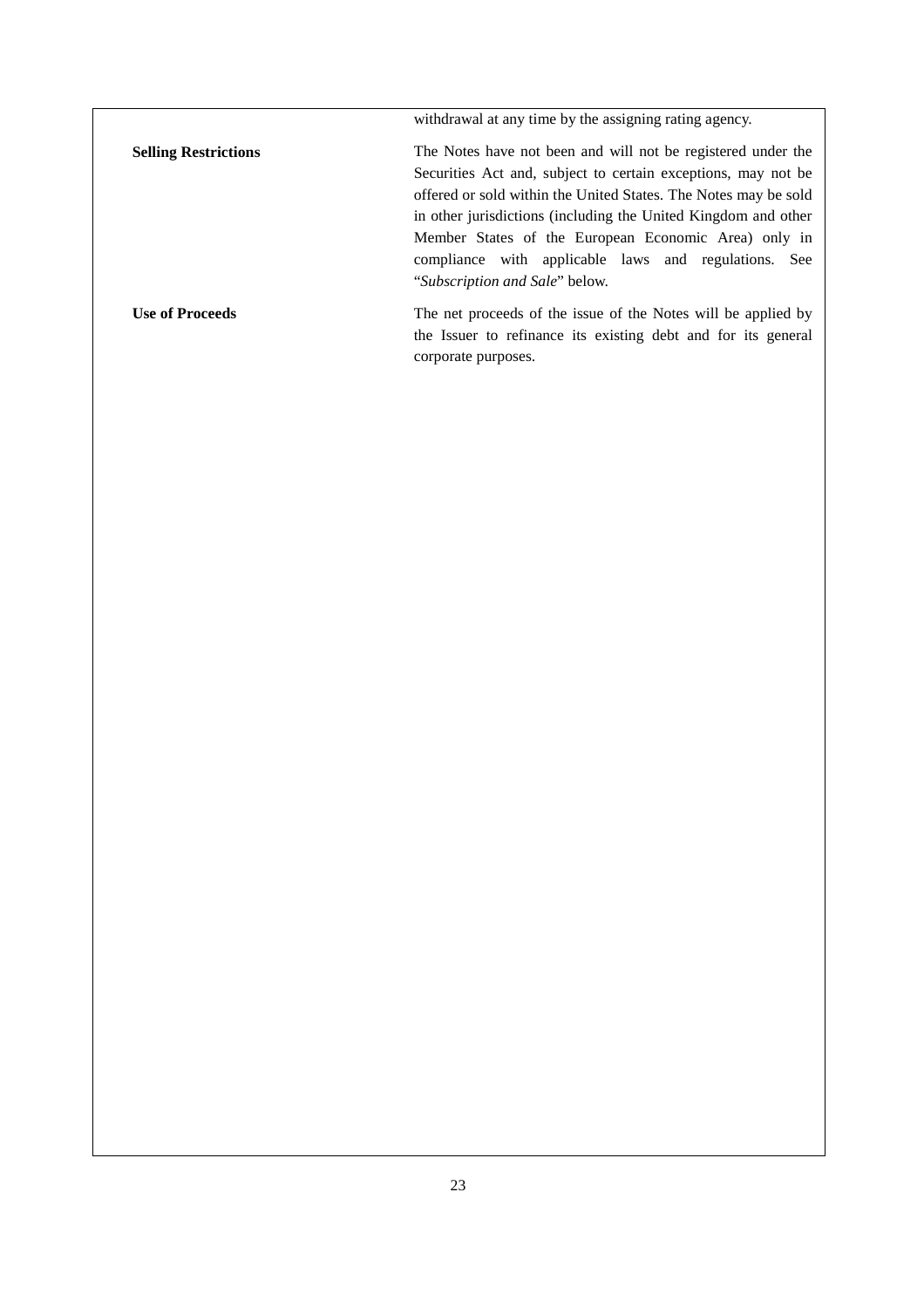| | |
|---|---|
| | withdrawal at any time by the assigning rating agency. |
| **Selling Restrictions** | The Notes have not been and will not be registered under the Securities Act and, subject to certain exceptions, may not be offered or sold within the United States. The Notes may be sold in other jurisdictions (including the United Kingdom and other Member States of the European Economic Area) only in compliance with applicable laws and regulations. See "*Subscription and Sale*" below. |
| **Use of Proceeds** | The net proceeds of the issue of the Notes will be applied by the Issuer to refinance its existing debt and for its general corporate purposes. |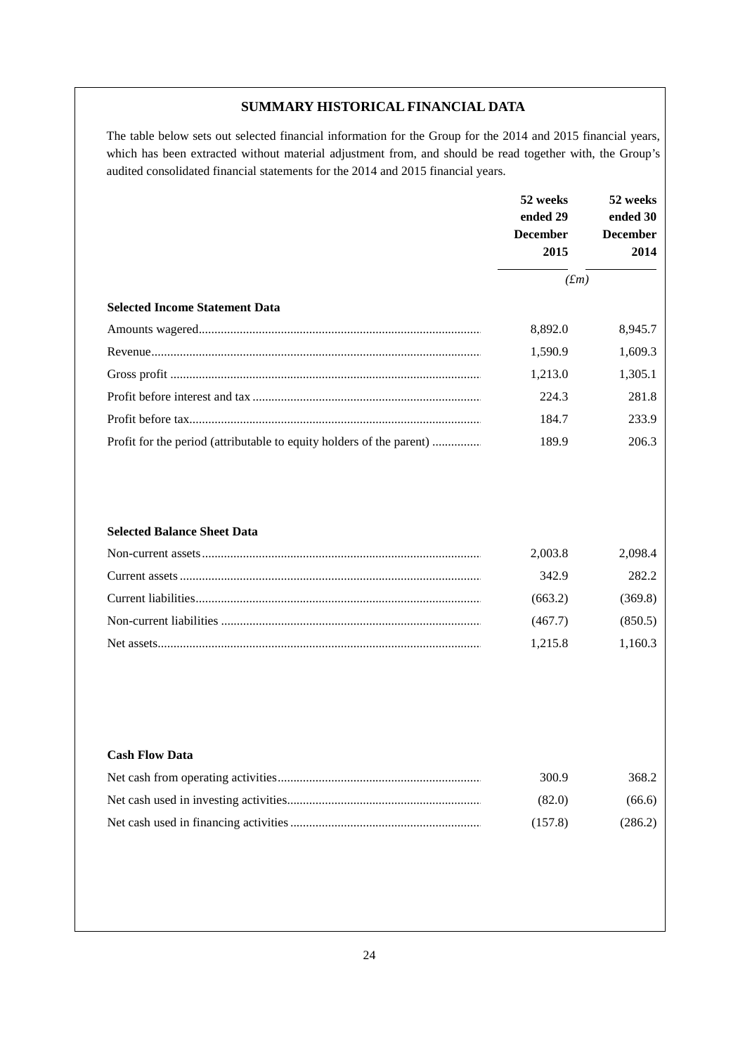## SUMMARY HISTORICAL FINANCIAL DATA

The table below sets out selected financial information for the Group for the 2014 and 2015 financial years, which has been extracted without material adjustment from, and should be read together with, the Group's audited consolidated financial statements for the 2014 and 2015 financial years.

| | 52 weeks ended 29 December 2015 | 52 weeks ended 30 December 2014 |
|---|---|---|
| | *(£m)* | |
| **Selected Income Statement Data** | | |
| Amounts wagered | 8,892.0 | 8,945.7 |
| Revenue | 1,590.9 | 1,609.3 |
| Gross profit | 1,213.0 | 1,305.1 |
| Profit before interest and tax | 224.3 | 281.8 |
| Profit before tax | 184.7 | 233.9 |
| Profit for the period (attributable to equity holders of the parent) | 189.9 | 206.3 |
| **Selected Balance Sheet Data** | | |
| Non-current assets | 2,003.8 | 2,098.4 |
| Current assets | 342.9 | 282.2 |
| Current liabilities | (663.2) | (369.8) |
| Non-current liabilities | (467.7) | (850.5) |
| Net assets | 1,215.8 | 1,160.3 |
| **Cash Flow Data** | | |
| Net cash from operating activities | 300.9 | 368.2 |
| Net cash used in investing activities | (82.0) | (66.6) |
| Net cash used in financing activities | (157.8) | (286.2) |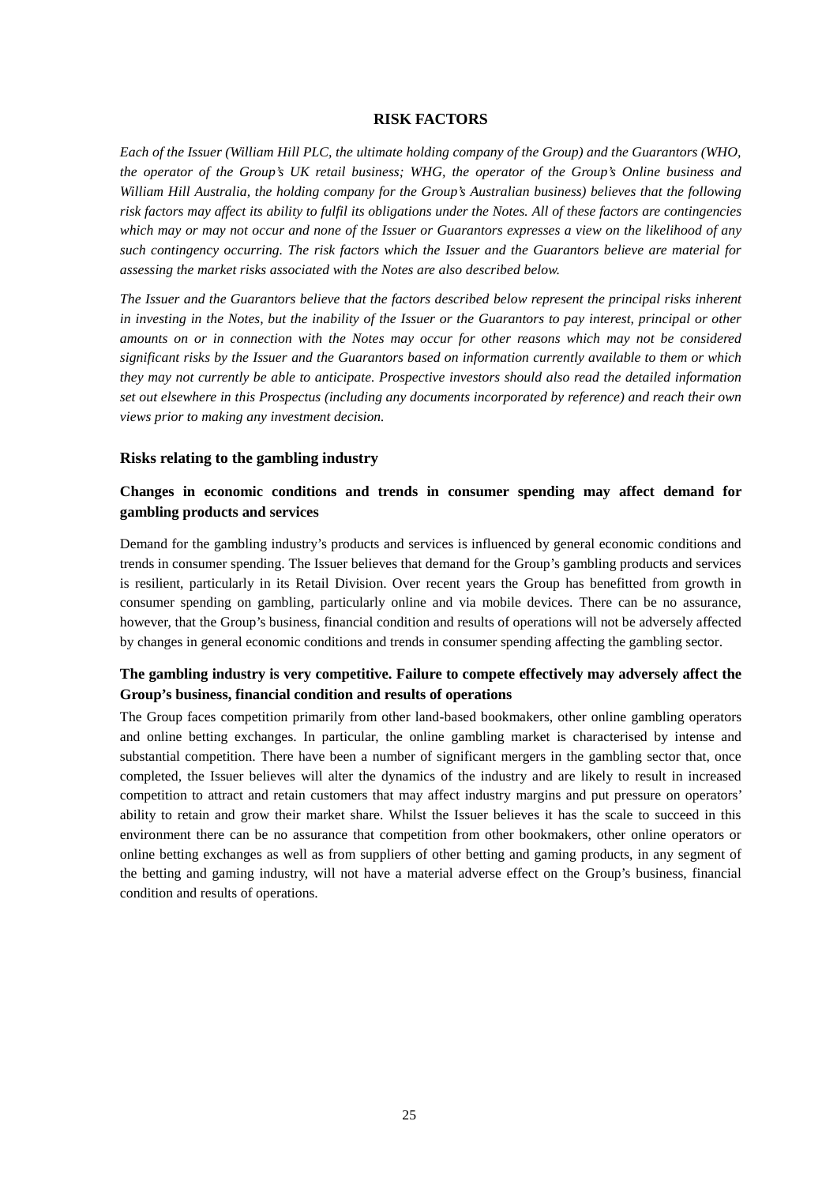## RISK FACTORS

*Each of the Issuer (William Hill PLC, the ultimate holding company of the Group) and the Guarantors (WHO, the operator of the Group's UK retail business; WHG, the operator of the Group's Online business and William Hill Australia, the holding company for the Group's Australian business) believes that the following risk factors may affect its ability to fulfil its obligations under the Notes. All of these factors are contingencies which may or may not occur and none of the Issuer or Guarantors expresses a view on the likelihood of any such contingency occurring. The risk factors which the Issuer and the Guarantors believe are material for assessing the market risks associated with the Notes are also described below.*

*The Issuer and the Guarantors believe that the factors described below represent the principal risks inherent in investing in the Notes, but the inability of the Issuer or the Guarantors to pay interest, principal or other amounts on or in connection with the Notes may occur for other reasons which may not be considered significant risks by the Issuer and the Guarantors based on information currently available to them or which they may not currently be able to anticipate. Prospective investors should also read the detailed information set out elsewhere in this Prospectus (including any documents incorporated by reference) and reach their own views prior to making any investment decision.*

### Risks relating to the gambling industry

#### Changes in economic conditions and trends in consumer spending may affect demand for gambling products and services

Demand for the gambling industry's products and services is influenced by general economic conditions and trends in consumer spending. The Issuer believes that demand for the Group's gambling products and services is resilient, particularly in its Retail Division. Over recent years the Group has benefitted from growth in consumer spending on gambling, particularly online and via mobile devices. There can be no assurance, however, that the Group's business, financial condition and results of operations will not be adversely affected by changes in general economic conditions and trends in consumer spending affecting the gambling sector.

#### The gambling industry is very competitive. Failure to compete effectively may adversely affect the Group's business, financial condition and results of operations

The Group faces competition primarily from other land-based bookmakers, other online gambling operators and online betting exchanges. In particular, the online gambling market is characterised by intense and substantial competition. There have been a number of significant mergers in the gambling sector that, once completed, the Issuer believes will alter the dynamics of the industry and are likely to result in increased competition to attract and retain customers that may affect industry margins and put pressure on operators' ability to retain and grow their market share. Whilst the Issuer believes it has the scale to succeed in this environment there can be no assurance that competition from other bookmakers, other online operators or online betting exchanges as well as from suppliers of other betting and gaming products, in any segment of the betting and gaming industry, will not have a material adverse effect on the Group's business, financial condition and results of operations.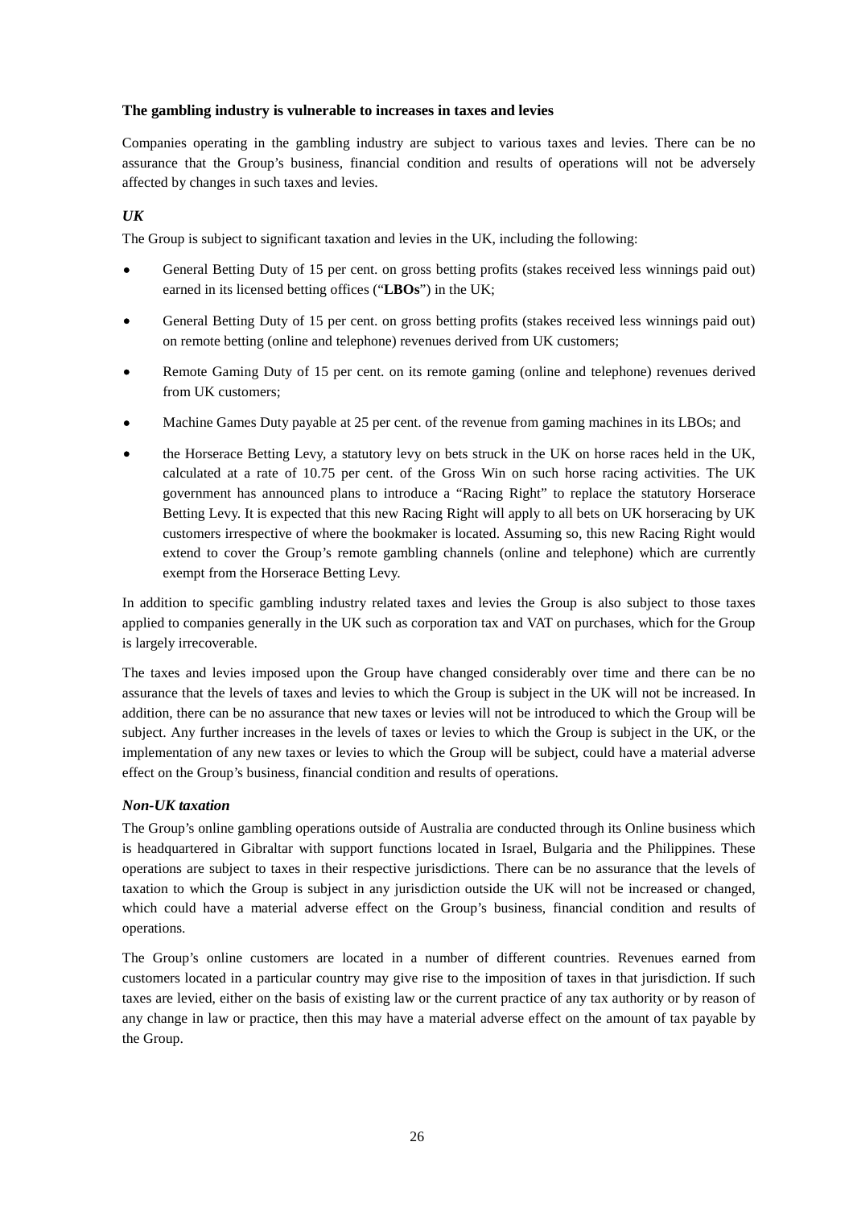**The gambling industry is vulnerable to increases in taxes and levies**

Companies operating in the gambling industry are subject to various taxes and levies. There can be no assurance that the Group's business, financial condition and results of operations will not be adversely affected by changes in such taxes and levies.

***UK***

The Group is subject to significant taxation and levies in the UK, including the following:

- General Betting Duty of 15 per cent. on gross betting profits (stakes received less winnings paid out) earned in its licensed betting offices ("**LBOs**") in the UK;
- General Betting Duty of 15 per cent. on gross betting profits (stakes received less winnings paid out) on remote betting (online and telephone) revenues derived from UK customers;
- Remote Gaming Duty of 15 per cent. on its remote gaming (online and telephone) revenues derived from UK customers;
- Machine Games Duty payable at 25 per cent. of the revenue from gaming machines in its LBOs; and
- the Horserace Betting Levy, a statutory levy on bets struck in the UK on horse races held in the UK, calculated at a rate of 10.75 per cent. of the Gross Win on such horse racing activities. The UK government has announced plans to introduce a "Racing Right" to replace the statutory Horserace Betting Levy. It is expected that this new Racing Right will apply to all bets on UK horseracing by UK customers irrespective of where the bookmaker is located. Assuming so, this new Racing Right would extend to cover the Group's remote gambling channels (online and telephone) which are currently exempt from the Horserace Betting Levy.

In addition to specific gambling industry related taxes and levies the Group is also subject to those taxes applied to companies generally in the UK such as corporation tax and VAT on purchases, which for the Group is largely irrecoverable.

The taxes and levies imposed upon the Group have changed considerably over time and there can be no assurance that the levels of taxes and levies to which the Group is subject in the UK will not be increased. In addition, there can be no assurance that new taxes or levies will not be introduced to which the Group will be subject. Any further increases in the levels of taxes or levies to which the Group is subject in the UK, or the implementation of any new taxes or levies to which the Group will be subject, could have a material adverse effect on the Group's business, financial condition and results of operations.

***Non-UK taxation***

The Group's online gambling operations outside of Australia are conducted through its Online business which is headquartered in Gibraltar with support functions located in Israel, Bulgaria and the Philippines. These operations are subject to taxes in their respective jurisdictions. There can be no assurance that the levels of taxation to which the Group is subject in any jurisdiction outside the UK will not be increased or changed, which could have a material adverse effect on the Group's business, financial condition and results of operations.

The Group's online customers are located in a number of different countries. Revenues earned from customers located in a particular country may give rise to the imposition of taxes in that jurisdiction. If such taxes are levied, either on the basis of existing law or the current practice of any tax authority or by reason of any change in law or practice, then this may have a material adverse effect on the amount of tax payable by the Group.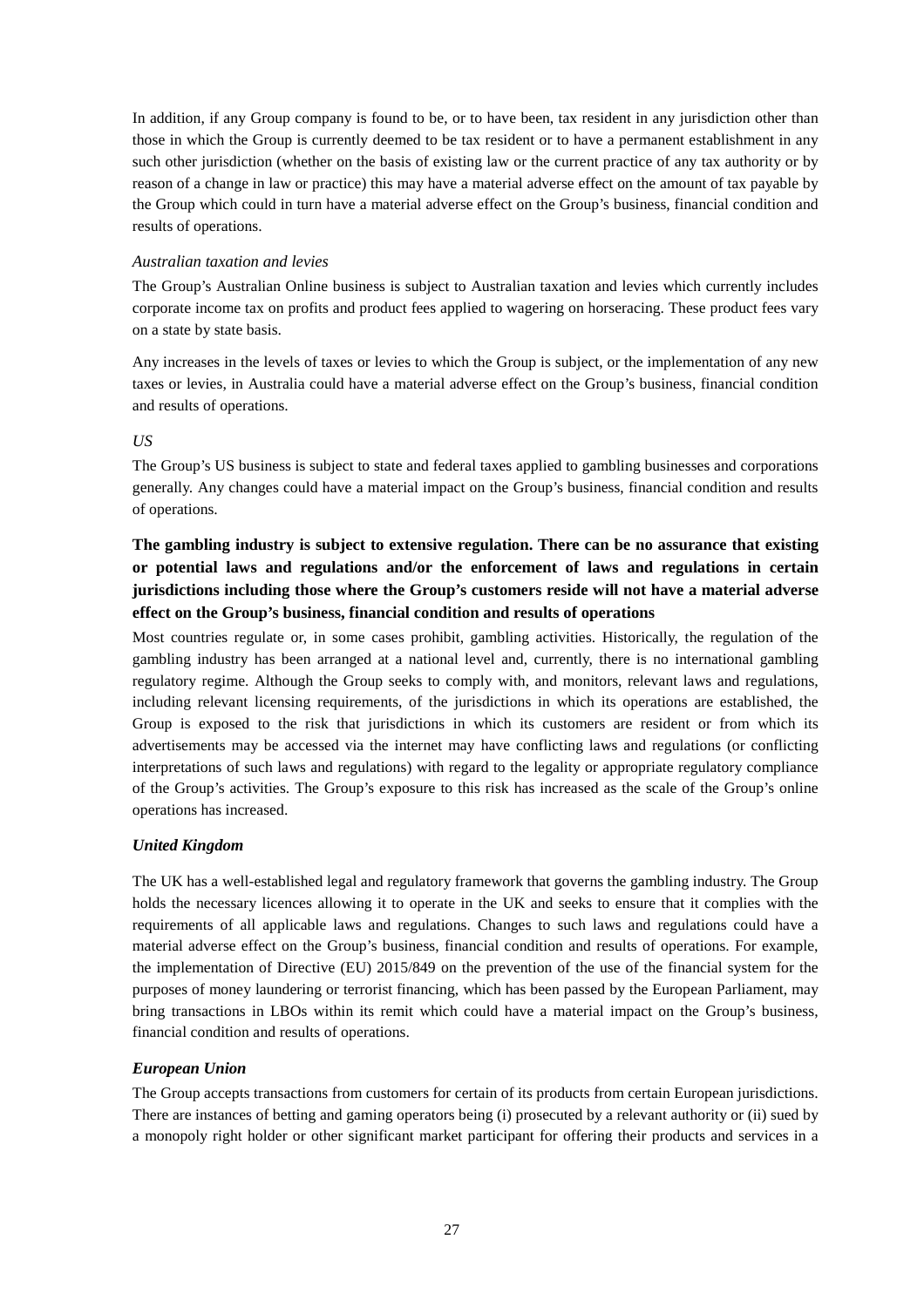In addition, if any Group company is found to be, or to have been, tax resident in any jurisdiction other than those in which the Group is currently deemed to be tax resident or to have a permanent establishment in any such other jurisdiction (whether on the basis of existing law or the current practice of any tax authority or by reason of a change in law or practice) this may have a material adverse effect on the amount of tax payable by the Group which could in turn have a material adverse effect on the Group's business, financial condition and results of operations.

*Australian taxation and levies*

The Group's Australian Online business is subject to Australian taxation and levies which currently includes corporate income tax on profits and product fees applied to wagering on horseracing. These product fees vary on a state by state basis.

Any increases in the levels of taxes or levies to which the Group is subject, or the implementation of any new taxes or levies, in Australia could have a material adverse effect on the Group's business, financial condition and results of operations.

*US*

The Group's US business is subject to state and federal taxes applied to gambling businesses and corporations generally. Any changes could have a material impact on the Group's business, financial condition and results of operations.

**The gambling industry is subject to extensive regulation. There can be no assurance that existing or potential laws and regulations and/or the enforcement of laws and regulations in certain jurisdictions including those where the Group's customers reside will not have a material adverse effect on the Group's business, financial condition and results of operations**

Most countries regulate or, in some cases prohibit, gambling activities. Historically, the regulation of the gambling industry has been arranged at a national level and, currently, there is no international gambling regulatory regime. Although the Group seeks to comply with, and monitors, relevant laws and regulations, including relevant licensing requirements, of the jurisdictions in which its operations are established, the Group is exposed to the risk that jurisdictions in which its customers are resident or from which its advertisements may be accessed via the internet may have conflicting laws and regulations (or conflicting interpretations of such laws and regulations) with regard to the legality or appropriate regulatory compliance of the Group's activities. The Group's exposure to this risk has increased as the scale of the Group's online operations has increased.

***United Kingdom***

The UK has a well-established legal and regulatory framework that governs the gambling industry. The Group holds the necessary licences allowing it to operate in the UK and seeks to ensure that it complies with the requirements of all applicable laws and regulations. Changes to such laws and regulations could have a material adverse effect on the Group's business, financial condition and results of operations. For example, the implementation of Directive (EU) 2015/849 on the prevention of the use of the financial system for the purposes of money laundering or terrorist financing, which has been passed by the European Parliament, may bring transactions in LBOs within its remit which could have a material impact on the Group's business, financial condition and results of operations.

***European Union***

The Group accepts transactions from customers for certain of its products from certain European jurisdictions. There are instances of betting and gaming operators being (i) prosecuted by a relevant authority or (ii) sued by a monopoly right holder or other significant market participant for offering their products and services in a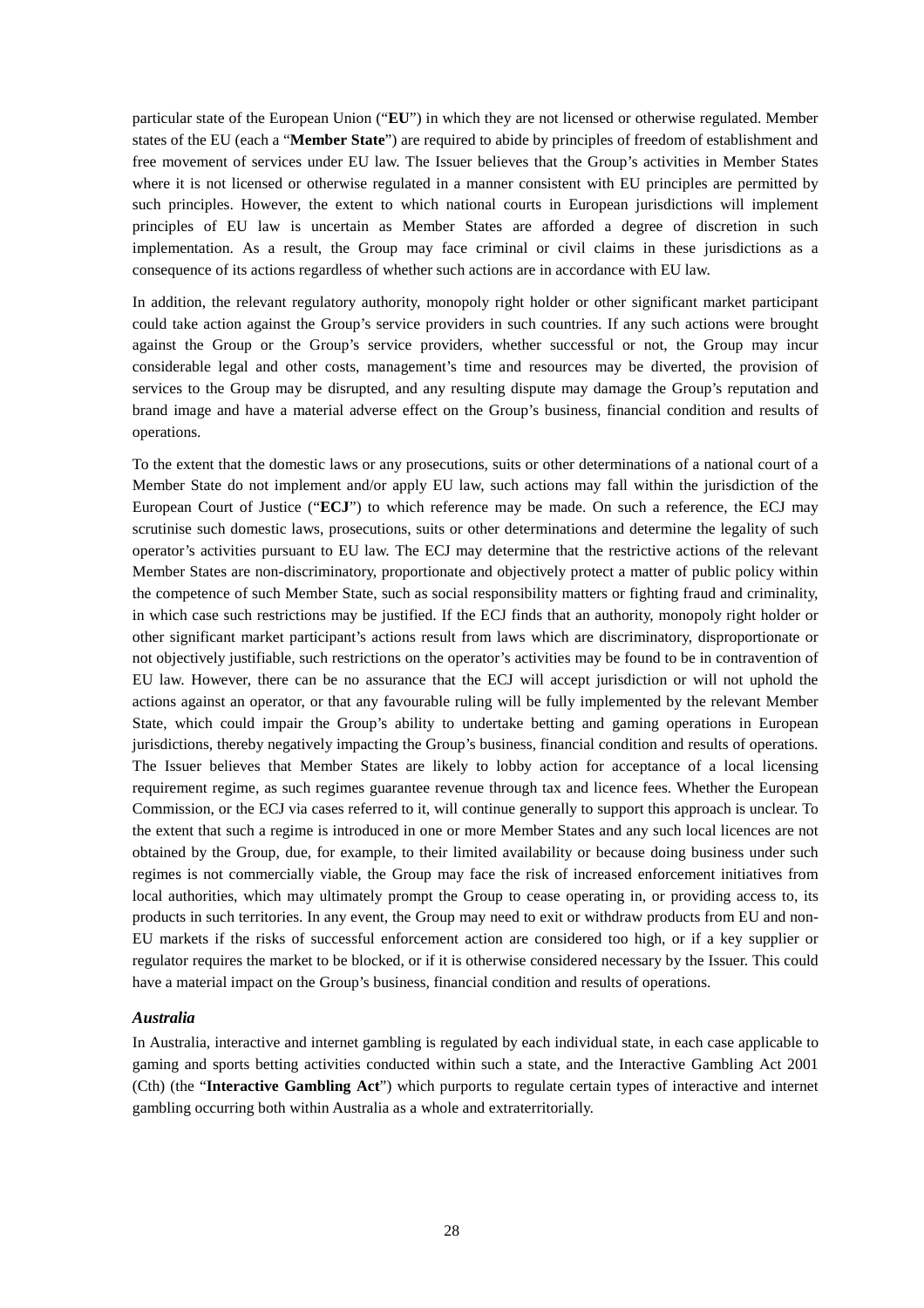particular state of the European Union ("**EU**") in which they are not licensed or otherwise regulated. Member states of the EU (each a "**Member State**") are required to abide by principles of freedom of establishment and free movement of services under EU law. The Issuer believes that the Group's activities in Member States where it is not licensed or otherwise regulated in a manner consistent with EU principles are permitted by such principles. However, the extent to which national courts in European jurisdictions will implement principles of EU law is uncertain as Member States are afforded a degree of discretion in such implementation. As a result, the Group may face criminal or civil claims in these jurisdictions as a consequence of its actions regardless of whether such actions are in accordance with EU law.

In addition, the relevant regulatory authority, monopoly right holder or other significant market participant could take action against the Group's service providers in such countries. If any such actions were brought against the Group or the Group's service providers, whether successful or not, the Group may incur considerable legal and other costs, management's time and resources may be diverted, the provision of services to the Group may be disrupted, and any resulting dispute may damage the Group's reputation and brand image and have a material adverse effect on the Group's business, financial condition and results of operations.

To the extent that the domestic laws or any prosecutions, suits or other determinations of a national court of a Member State do not implement and/or apply EU law, such actions may fall within the jurisdiction of the European Court of Justice ("**ECJ**") to which reference may be made. On such a reference, the ECJ may scrutinise such domestic laws, prosecutions, suits or other determinations and determine the legality of such operator's activities pursuant to EU law. The ECJ may determine that the restrictive actions of the relevant Member States are non-discriminatory, proportionate and objectively protect a matter of public policy within the competence of such Member State, such as social responsibility matters or fighting fraud and criminality, in which case such restrictions may be justified. If the ECJ finds that an authority, monopoly right holder or other significant market participant's actions result from laws which are discriminatory, disproportionate or not objectively justifiable, such restrictions on the operator's activities may be found to be in contravention of EU law. However, there can be no assurance that the ECJ will accept jurisdiction or will not uphold the actions against an operator, or that any favourable ruling will be fully implemented by the relevant Member State, which could impair the Group's ability to undertake betting and gaming operations in European jurisdictions, thereby negatively impacting the Group's business, financial condition and results of operations. The Issuer believes that Member States are likely to lobby action for acceptance of a local licensing requirement regime, as such regimes guarantee revenue through tax and licence fees. Whether the European Commission, or the ECJ via cases referred to it, will continue generally to support this approach is unclear. To the extent that such a regime is introduced in one or more Member States and any such local licences are not obtained by the Group, due, for example, to their limited availability or because doing business under such regimes is not commercially viable, the Group may face the risk of increased enforcement initiatives from local authorities, which may ultimately prompt the Group to cease operating in, or providing access to, its products in such territories. In any event, the Group may need to exit or withdraw products from EU and non-EU markets if the risks of successful enforcement action are considered too high, or if a key supplier or regulator requires the market to be blocked, or if it is otherwise considered necessary by the Issuer. This could have a material impact on the Group's business, financial condition and results of operations.

***Australia***

In Australia, interactive and internet gambling is regulated by each individual state, in each case applicable to gaming and sports betting activities conducted within such a state, and the Interactive Gambling Act 2001 (Cth) (the "**Interactive Gambling Act**") which purports to regulate certain types of interactive and internet gambling occurring both within Australia as a whole and extraterritorially.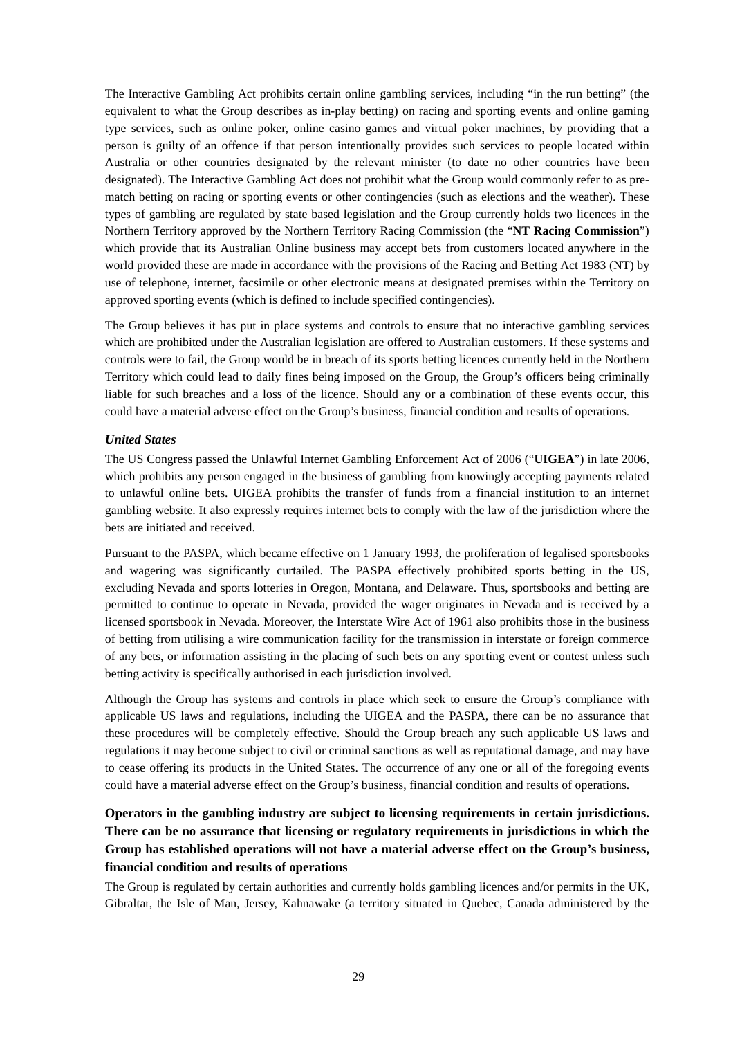The Interactive Gambling Act prohibits certain online gambling services, including "in the run betting" (the equivalent to what the Group describes as in-play betting) on racing and sporting events and online gaming type services, such as online poker, online casino games and virtual poker machines, by providing that a person is guilty of an offence if that person intentionally provides such services to people located within Australia or other countries designated by the relevant minister (to date no other countries have been designated). The Interactive Gambling Act does not prohibit what the Group would commonly refer to as pre-match betting on racing or sporting events or other contingencies (such as elections and the weather). These types of gambling are regulated by state based legislation and the Group currently holds two licences in the Northern Territory approved by the Northern Territory Racing Commission (the "**NT Racing Commission**") which provide that its Australian Online business may accept bets from customers located anywhere in the world provided these are made in accordance with the provisions of the Racing and Betting Act 1983 (NT) by use of telephone, internet, facsimile or other electronic means at designated premises within the Territory on approved sporting events (which is defined to include specified contingencies).

The Group believes it has put in place systems and controls to ensure that no interactive gambling services which are prohibited under the Australian legislation are offered to Australian customers. If these systems and controls were to fail, the Group would be in breach of its sports betting licences currently held in the Northern Territory which could lead to daily fines being imposed on the Group, the Group's officers being criminally liable for such breaches and a loss of the licence. Should any or a combination of these events occur, this could have a material adverse effect on the Group's business, financial condition and results of operations.

***United States***

The US Congress passed the Unlawful Internet Gambling Enforcement Act of 2006 ("**UIGEA**") in late 2006, which prohibits any person engaged in the business of gambling from knowingly accepting payments related to unlawful online bets. UIGEA prohibits the transfer of funds from a financial institution to an internet gambling website. It also expressly requires internet bets to comply with the law of the jurisdiction where the bets are initiated and received.

Pursuant to the PASPA, which became effective on 1 January 1993, the proliferation of legalised sportsbooks and wagering was significantly curtailed. The PASPA effectively prohibited sports betting in the US, excluding Nevada and sports lotteries in Oregon, Montana, and Delaware. Thus, sportsbooks and betting are permitted to continue to operate in Nevada, provided the wager originates in Nevada and is received by a licensed sportsbook in Nevada. Moreover, the Interstate Wire Act of 1961 also prohibits those in the business of betting from utilising a wire communication facility for the transmission in interstate or foreign commerce of any bets, or information assisting in the placing of such bets on any sporting event or contest unless such betting activity is specifically authorised in each jurisdiction involved.

Although the Group has systems and controls in place which seek to ensure the Group's compliance with applicable US laws and regulations, including the UIGEA and the PASPA, there can be no assurance that these procedures will be completely effective. Should the Group breach any such applicable US laws and regulations it may become subject to civil or criminal sanctions as well as reputational damage, and may have to cease offering its products in the United States. The occurrence of any one or all of the foregoing events could have a material adverse effect on the Group's business, financial condition and results of operations.

**Operators in the gambling industry are subject to licensing requirements in certain jurisdictions. There can be no assurance that licensing or regulatory requirements in jurisdictions in which the Group has established operations will not have a material adverse effect on the Group's business, financial condition and results of operations**

The Group is regulated by certain authorities and currently holds gambling licences and/or permits in the UK, Gibraltar, the Isle of Man, Jersey, Kahnawake (a territory situated in Quebec, Canada administered by the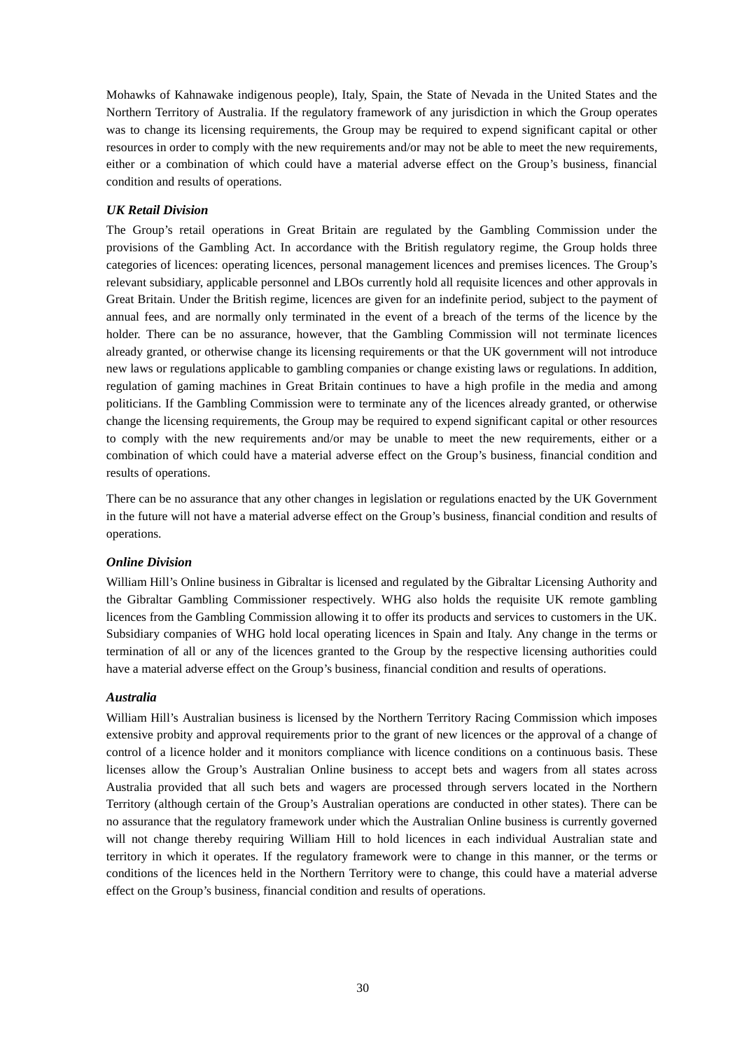Mohawks of Kahnawake indigenous people), Italy, Spain, the State of Nevada in the United States and the Northern Territory of Australia. If the regulatory framework of any jurisdiction in which the Group operates was to change its licensing requirements, the Group may be required to expend significant capital or other resources in order to comply with the new requirements and/or may not be able to meet the new requirements, either or a combination of which could have a material adverse effect on the Group's business, financial condition and results of operations.

***UK Retail Division***

The Group's retail operations in Great Britain are regulated by the Gambling Commission under the provisions of the Gambling Act. In accordance with the British regulatory regime, the Group holds three categories of licences: operating licences, personal management licences and premises licences. The Group's relevant subsidiary, applicable personnel and LBOs currently hold all requisite licences and other approvals in Great Britain. Under the British regime, licences are given for an indefinite period, subject to the payment of annual fees, and are normally only terminated in the event of a breach of the terms of the licence by the holder. There can be no assurance, however, that the Gambling Commission will not terminate licences already granted, or otherwise change its licensing requirements or that the UK government will not introduce new laws or regulations applicable to gambling companies or change existing laws or regulations. In addition, regulation of gaming machines in Great Britain continues to have a high profile in the media and among politicians. If the Gambling Commission were to terminate any of the licences already granted, or otherwise change the licensing requirements, the Group may be required to expend significant capital or other resources to comply with the new requirements and/or may be unable to meet the new requirements, either or a combination of which could have a material adverse effect on the Group's business, financial condition and results of operations.

There can be no assurance that any other changes in legislation or regulations enacted by the UK Government in the future will not have a material adverse effect on the Group's business, financial condition and results of operations.

***Online Division***

William Hill's Online business in Gibraltar is licensed and regulated by the Gibraltar Licensing Authority and the Gibraltar Gambling Commissioner respectively. WHG also holds the requisite UK remote gambling licences from the Gambling Commission allowing it to offer its products and services to customers in the UK. Subsidiary companies of WHG hold local operating licences in Spain and Italy. Any change in the terms or termination of all or any of the licences granted to the Group by the respective licensing authorities could have a material adverse effect on the Group's business, financial condition and results of operations.

***Australia***

William Hill's Australian business is licensed by the Northern Territory Racing Commission which imposes extensive probity and approval requirements prior to the grant of new licences or the approval of a change of control of a licence holder and it monitors compliance with licence conditions on a continuous basis. These licenses allow the Group's Australian Online business to accept bets and wagers from all states across Australia provided that all such bets and wagers are processed through servers located in the Northern Territory (although certain of the Group's Australian operations are conducted in other states). There can be no assurance that the regulatory framework under which the Australian Online business is currently governed will not change thereby requiring William Hill to hold licences in each individual Australian state and territory in which it operates. If the regulatory framework were to change in this manner, or the terms or conditions of the licences held in the Northern Territory were to change, this could have a material adverse effect on the Group's business, financial condition and results of operations.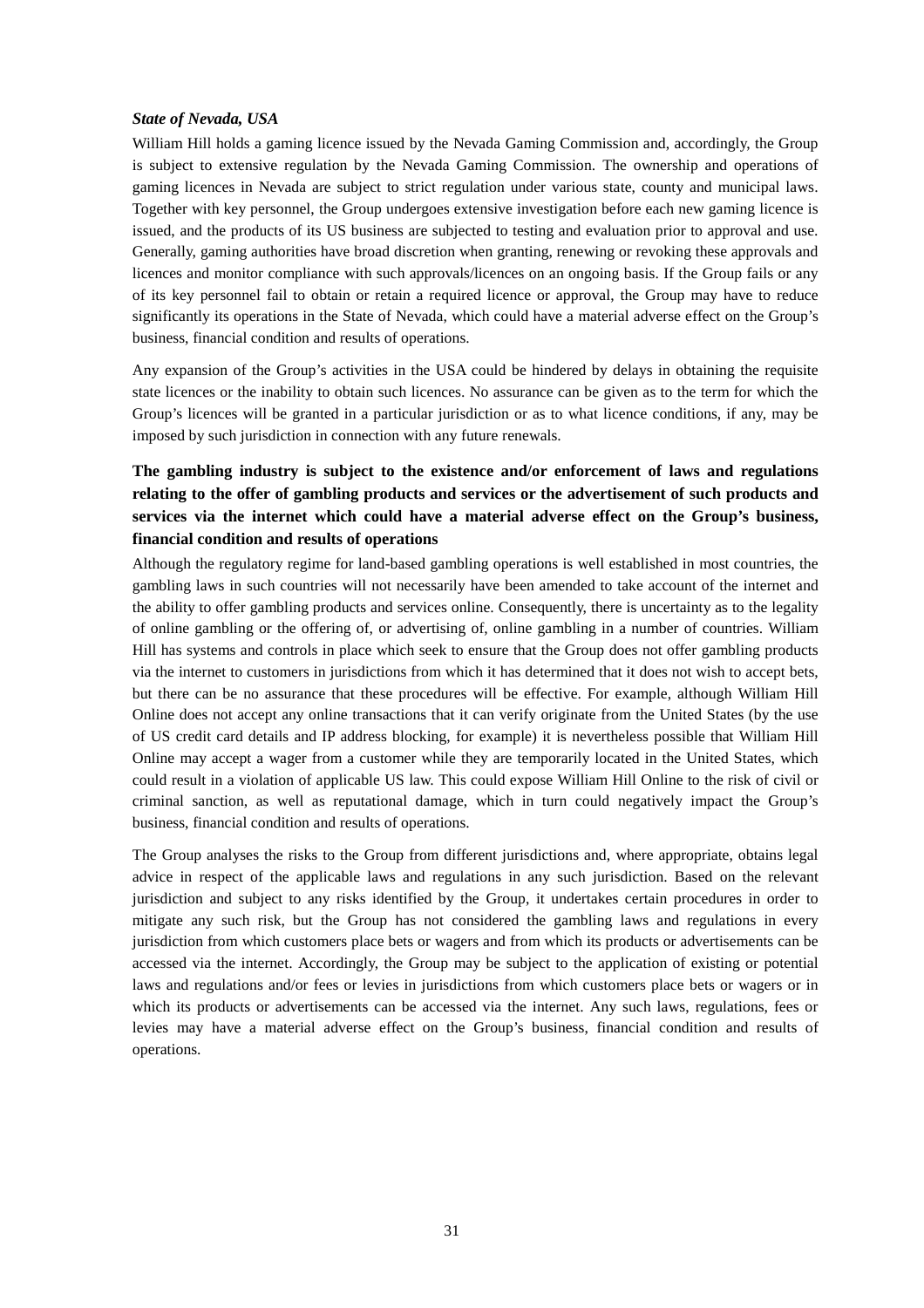***State of Nevada, USA***

William Hill holds a gaming licence issued by the Nevada Gaming Commission and, accordingly, the Group is subject to extensive regulation by the Nevada Gaming Commission. The ownership and operations of gaming licences in Nevada are subject to strict regulation under various state, county and municipal laws. Together with key personnel, the Group undergoes extensive investigation before each new gaming licence is issued, and the products of its US business are subjected to testing and evaluation prior to approval and use. Generally, gaming authorities have broad discretion when granting, renewing or revoking these approvals and licences and monitor compliance with such approvals/licences on an ongoing basis. If the Group fails or any of its key personnel fail to obtain or retain a required licence or approval, the Group may have to reduce significantly its operations in the State of Nevada, which could have a material adverse effect on the Group's business, financial condition and results of operations.

Any expansion of the Group's activities in the USA could be hindered by delays in obtaining the requisite state licences or the inability to obtain such licences. No assurance can be given as to the term for which the Group's licences will be granted in a particular jurisdiction or as to what licence conditions, if any, may be imposed by such jurisdiction in connection with any future renewals.

**The gambling industry is subject to the existence and/or enforcement of laws and regulations relating to the offer of gambling products and services or the advertisement of such products and services via the internet which could have a material adverse effect on the Group's business, financial condition and results of operations**

Although the regulatory regime for land-based gambling operations is well established in most countries, the gambling laws in such countries will not necessarily have been amended to take account of the internet and the ability to offer gambling products and services online. Consequently, there is uncertainty as to the legality of online gambling or the offering of, or advertising of, online gambling in a number of countries. William Hill has systems and controls in place which seek to ensure that the Group does not offer gambling products via the internet to customers in jurisdictions from which it has determined that it does not wish to accept bets, but there can be no assurance that these procedures will be effective. For example, although William Hill Online does not accept any online transactions that it can verify originate from the United States (by the use of US credit card details and IP address blocking, for example) it is nevertheless possible that William Hill Online may accept a wager from a customer while they are temporarily located in the United States, which could result in a violation of applicable US law. This could expose William Hill Online to the risk of civil or criminal sanction, as well as reputational damage, which in turn could negatively impact the Group's business, financial condition and results of operations.

The Group analyses the risks to the Group from different jurisdictions and, where appropriate, obtains legal advice in respect of the applicable laws and regulations in any such jurisdiction. Based on the relevant jurisdiction and subject to any risks identified by the Group, it undertakes certain procedures in order to mitigate any such risk, but the Group has not considered the gambling laws and regulations in every jurisdiction from which customers place bets or wagers and from which its products or advertisements can be accessed via the internet. Accordingly, the Group may be subject to the application of existing or potential laws and regulations and/or fees or levies in jurisdictions from which customers place bets or wagers or in which its products or advertisements can be accessed via the internet. Any such laws, regulations, fees or levies may have a material adverse effect on the Group's business, financial condition and results of operations.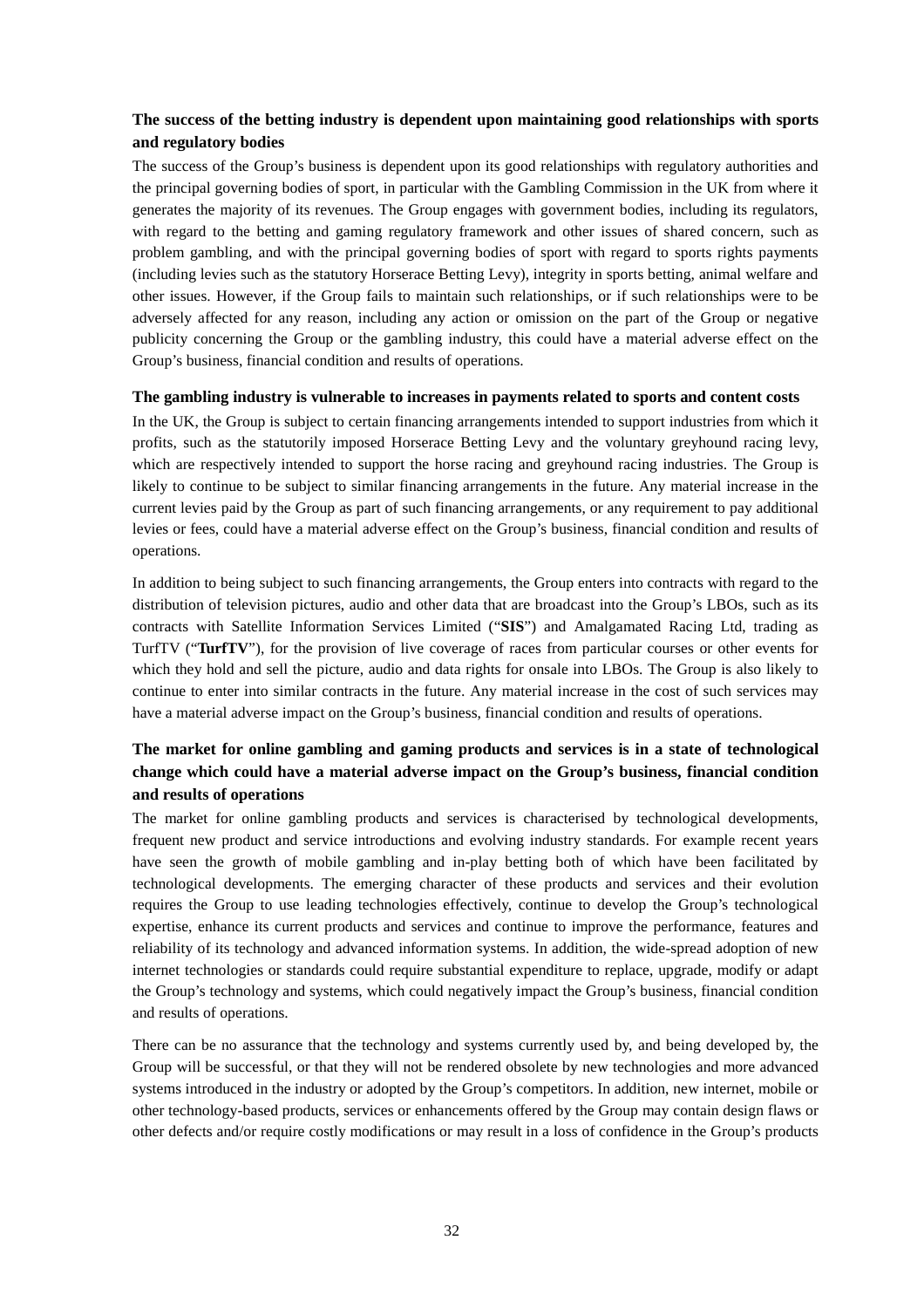**The success of the betting industry is dependent upon maintaining good relationships with sports and regulatory bodies**

The success of the Group's business is dependent upon its good relationships with regulatory authorities and the principal governing bodies of sport, in particular with the Gambling Commission in the UK from where it generates the majority of its revenues. The Group engages with government bodies, including its regulators, with regard to the betting and gaming regulatory framework and other issues of shared concern, such as problem gambling, and with the principal governing bodies of sport with regard to sports rights payments (including levies such as the statutory Horserace Betting Levy), integrity in sports betting, animal welfare and other issues. However, if the Group fails to maintain such relationships, or if such relationships were to be adversely affected for any reason, including any action or omission on the part of the Group or negative publicity concerning the Group or the gambling industry, this could have a material adverse effect on the Group's business, financial condition and results of operations.

**The gambling industry is vulnerable to increases in payments related to sports and content costs**

In the UK, the Group is subject to certain financing arrangements intended to support industries from which it profits, such as the statutorily imposed Horserace Betting Levy and the voluntary greyhound racing levy, which are respectively intended to support the horse racing and greyhound racing industries. The Group is likely to continue to be subject to similar financing arrangements in the future. Any material increase in the current levies paid by the Group as part of such financing arrangements, or any requirement to pay additional levies or fees, could have a material adverse effect on the Group's business, financial condition and results of operations.

In addition to being subject to such financing arrangements, the Group enters into contracts with regard to the distribution of television pictures, audio and other data that are broadcast into the Group's LBOs, such as its contracts with Satellite Information Services Limited ("**SIS**") and Amalgamated Racing Ltd, trading as TurfTV ("**TurfTV**"), for the provision of live coverage of races from particular courses or other events for which they hold and sell the picture, audio and data rights for onsale into LBOs. The Group is also likely to continue to enter into similar contracts in the future. Any material increase in the cost of such services may have a material adverse impact on the Group's business, financial condition and results of operations.

**The market for online gambling and gaming products and services is in a state of technological change which could have a material adverse impact on the Group's business, financial condition and results of operations**

The market for online gambling products and services is characterised by technological developments, frequent new product and service introductions and evolving industry standards. For example recent years have seen the growth of mobile gambling and in-play betting both of which have been facilitated by technological developments. The emerging character of these products and services and their evolution requires the Group to use leading technologies effectively, continue to develop the Group's technological expertise, enhance its current products and services and continue to improve the performance, features and reliability of its technology and advanced information systems. In addition, the wide-spread adoption of new internet technologies or standards could require substantial expenditure to replace, upgrade, modify or adapt the Group's technology and systems, which could negatively impact the Group's business, financial condition and results of operations.

There can be no assurance that the technology and systems currently used by, and being developed by, the Group will be successful, or that they will not be rendered obsolete by new technologies and more advanced systems introduced in the industry or adopted by the Group's competitors. In addition, new internet, mobile or other technology-based products, services or enhancements offered by the Group may contain design flaws or other defects and/or require costly modifications or may result in a loss of confidence in the Group's products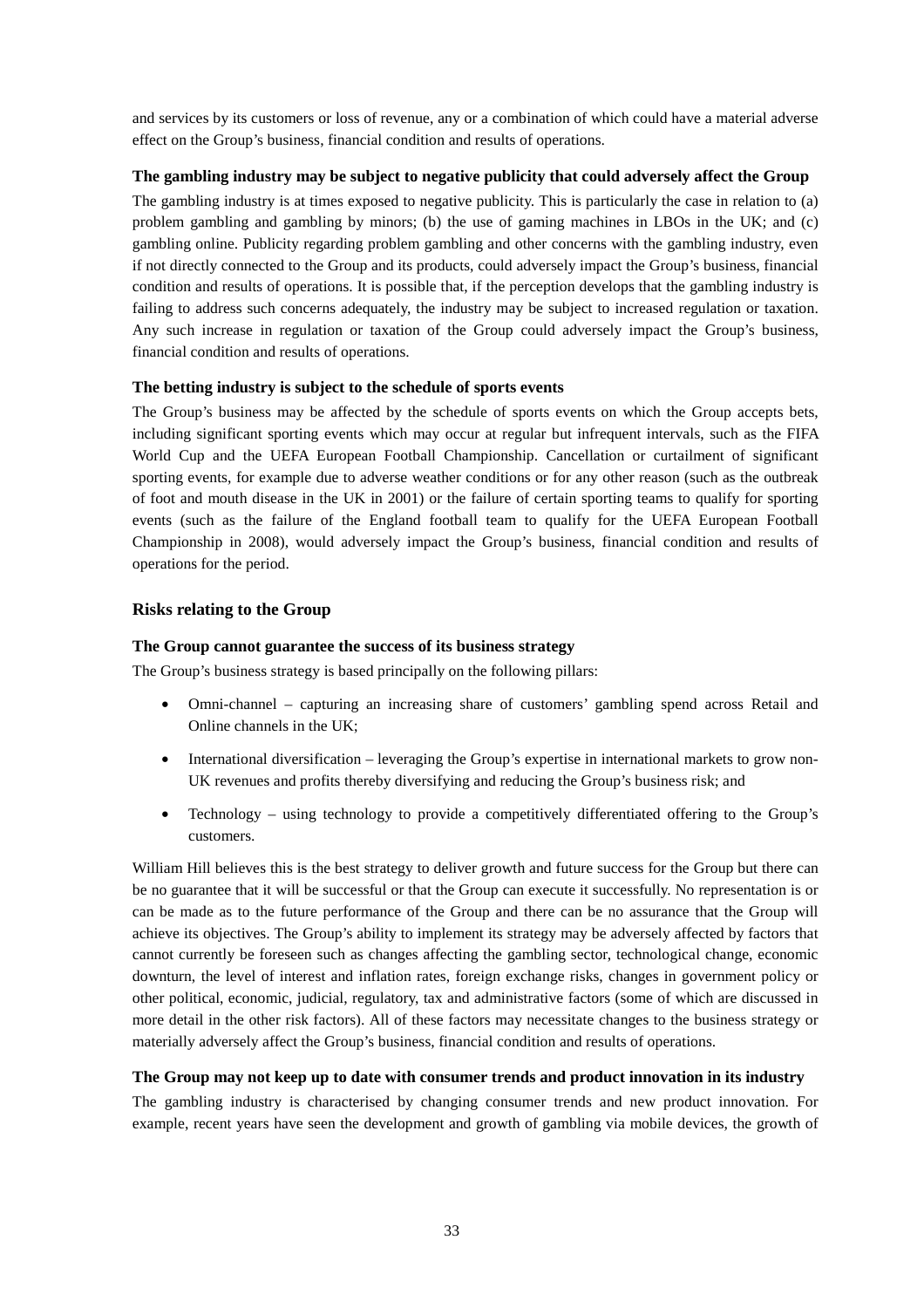and services by its customers or loss of revenue, any or a combination of which could have a material adverse effect on the Group's business, financial condition and results of operations.

**The gambling industry may be subject to negative publicity that could adversely affect the Group**

The gambling industry is at times exposed to negative publicity. This is particularly the case in relation to (a) problem gambling and gambling by minors; (b) the use of gaming machines in LBOs in the UK; and (c) gambling online. Publicity regarding problem gambling and other concerns with the gambling industry, even if not directly connected to the Group and its products, could adversely impact the Group's business, financial condition and results of operations. It is possible that, if the perception develops that the gambling industry is failing to address such concerns adequately, the industry may be subject to increased regulation or taxation. Any such increase in regulation or taxation of the Group could adversely impact the Group's business, financial condition and results of operations.

**The betting industry is subject to the schedule of sports events**

The Group's business may be affected by the schedule of sports events on which the Group accepts bets, including significant sporting events which may occur at regular but infrequent intervals, such as the FIFA World Cup and the UEFA European Football Championship. Cancellation or curtailment of significant sporting events, for example due to adverse weather conditions or for any other reason (such as the outbreak of foot and mouth disease in the UK in 2001) or the failure of certain sporting teams to qualify for sporting events (such as the failure of the England football team to qualify for the UEFA European Football Championship in 2008), would adversely impact the Group's business, financial condition and results of operations for the period.

### Risks relating to the Group

**The Group cannot guarantee the success of its business strategy**

The Group's business strategy is based principally on the following pillars:

- Omni-channel – capturing an increasing share of customers' gambling spend across Retail and Online channels in the UK;
- International diversification – leveraging the Group's expertise in international markets to grow non-UK revenues and profits thereby diversifying and reducing the Group's business risk; and
- Technology – using technology to provide a competitively differentiated offering to the Group's customers.

William Hill believes this is the best strategy to deliver growth and future success for the Group but there can be no guarantee that it will be successful or that the Group can execute it successfully. No representation is or can be made as to the future performance of the Group and there can be no assurance that the Group will achieve its objectives. The Group's ability to implement its strategy may be adversely affected by factors that cannot currently be foreseen such as changes affecting the gambling sector, technological change, economic downturn, the level of interest and inflation rates, foreign exchange risks, changes in government policy or other political, economic, judicial, regulatory, tax and administrative factors (some of which are discussed in more detail in the other risk factors). All of these factors may necessitate changes to the business strategy or materially adversely affect the Group's business, financial condition and results of operations.

**The Group may not keep up to date with consumer trends and product innovation in its industry**

The gambling industry is characterised by changing consumer trends and new product innovation. For example, recent years have seen the development and growth of gambling via mobile devices, the growth of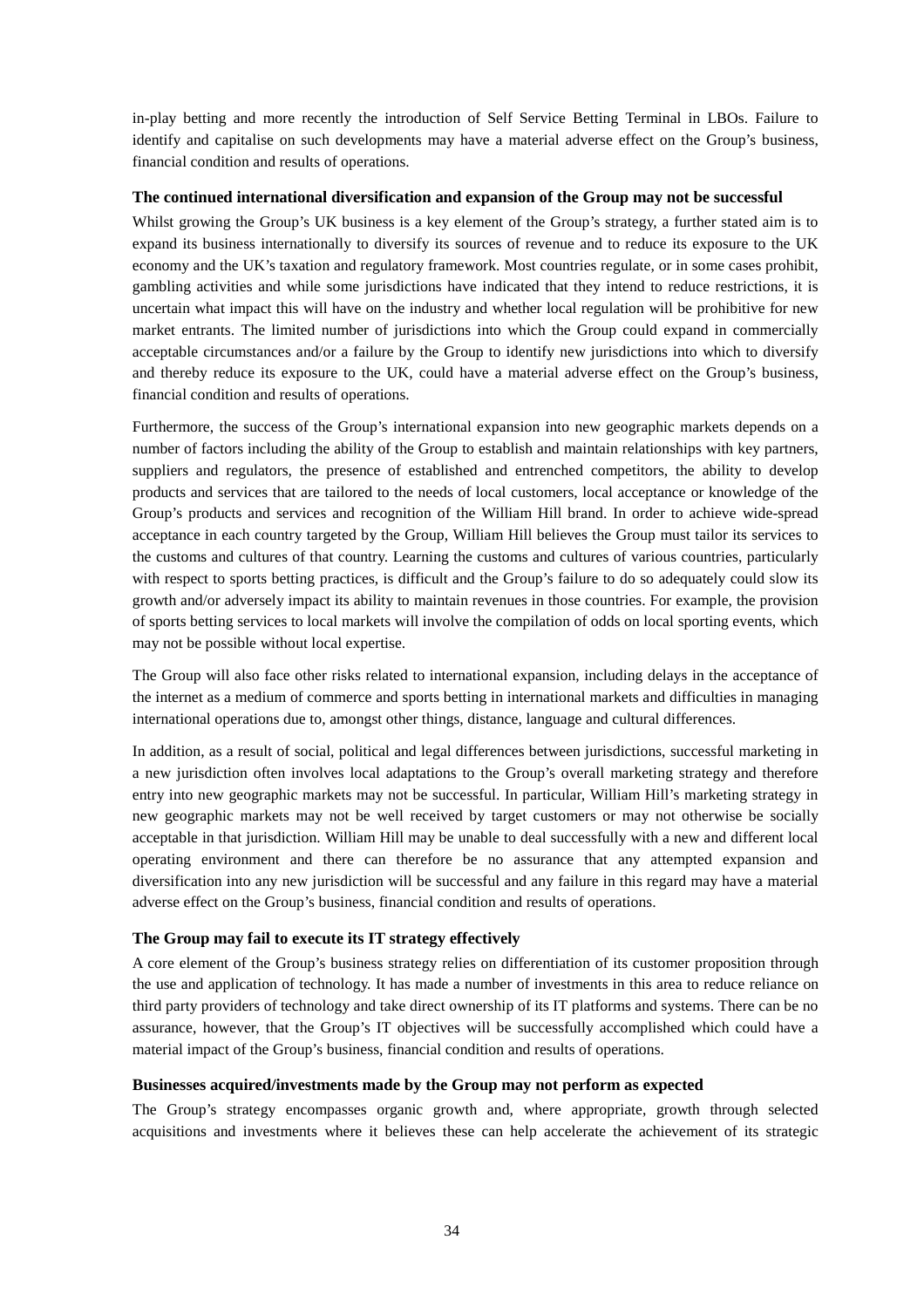in-play betting and more recently the introduction of Self Service Betting Terminal in LBOs. Failure to identify and capitalise on such developments may have a material adverse effect on the Group's business, financial condition and results of operations.

**The continued international diversification and expansion of the Group may not be successful**

Whilst growing the Group's UK business is a key element of the Group's strategy, a further stated aim is to expand its business internationally to diversify its sources of revenue and to reduce its exposure to the UK economy and the UK's taxation and regulatory framework. Most countries regulate, or in some cases prohibit, gambling activities and while some jurisdictions have indicated that they intend to reduce restrictions, it is uncertain what impact this will have on the industry and whether local regulation will be prohibitive for new market entrants. The limited number of jurisdictions into which the Group could expand in commercially acceptable circumstances and/or a failure by the Group to identify new jurisdictions into which to diversify and thereby reduce its exposure to the UK, could have a material adverse effect on the Group's business, financial condition and results of operations.

Furthermore, the success of the Group's international expansion into new geographic markets depends on a number of factors including the ability of the Group to establish and maintain relationships with key partners, suppliers and regulators, the presence of established and entrenched competitors, the ability to develop products and services that are tailored to the needs of local customers, local acceptance or knowledge of the Group's products and services and recognition of the William Hill brand. In order to achieve wide-spread acceptance in each country targeted by the Group, William Hill believes the Group must tailor its services to the customs and cultures of that country. Learning the customs and cultures of various countries, particularly with respect to sports betting practices, is difficult and the Group's failure to do so adequately could slow its growth and/or adversely impact its ability to maintain revenues in those countries. For example, the provision of sports betting services to local markets will involve the compilation of odds on local sporting events, which may not be possible without local expertise.

The Group will also face other risks related to international expansion, including delays in the acceptance of the internet as a medium of commerce and sports betting in international markets and difficulties in managing international operations due to, amongst other things, distance, language and cultural differences.

In addition, as a result of social, political and legal differences between jurisdictions, successful marketing in a new jurisdiction often involves local adaptations to the Group's overall marketing strategy and therefore entry into new geographic markets may not be successful. In particular, William Hill's marketing strategy in new geographic markets may not be well received by target customers or may not otherwise be socially acceptable in that jurisdiction. William Hill may be unable to deal successfully with a new and different local operating environment and there can therefore be no assurance that any attempted expansion and diversification into any new jurisdiction will be successful and any failure in this regard may have a material adverse effect on the Group's business, financial condition and results of operations.

**The Group may fail to execute its IT strategy effectively**

A core element of the Group's business strategy relies on differentiation of its customer proposition through the use and application of technology. It has made a number of investments in this area to reduce reliance on third party providers of technology and take direct ownership of its IT platforms and systems. There can be no assurance, however, that the Group's IT objectives will be successfully accomplished which could have a material impact of the Group's business, financial condition and results of operations.

**Businesses acquired/investments made by the Group may not perform as expected**

The Group's strategy encompasses organic growth and, where appropriate, growth through selected acquisitions and investments where it believes these can help accelerate the achievement of its strategic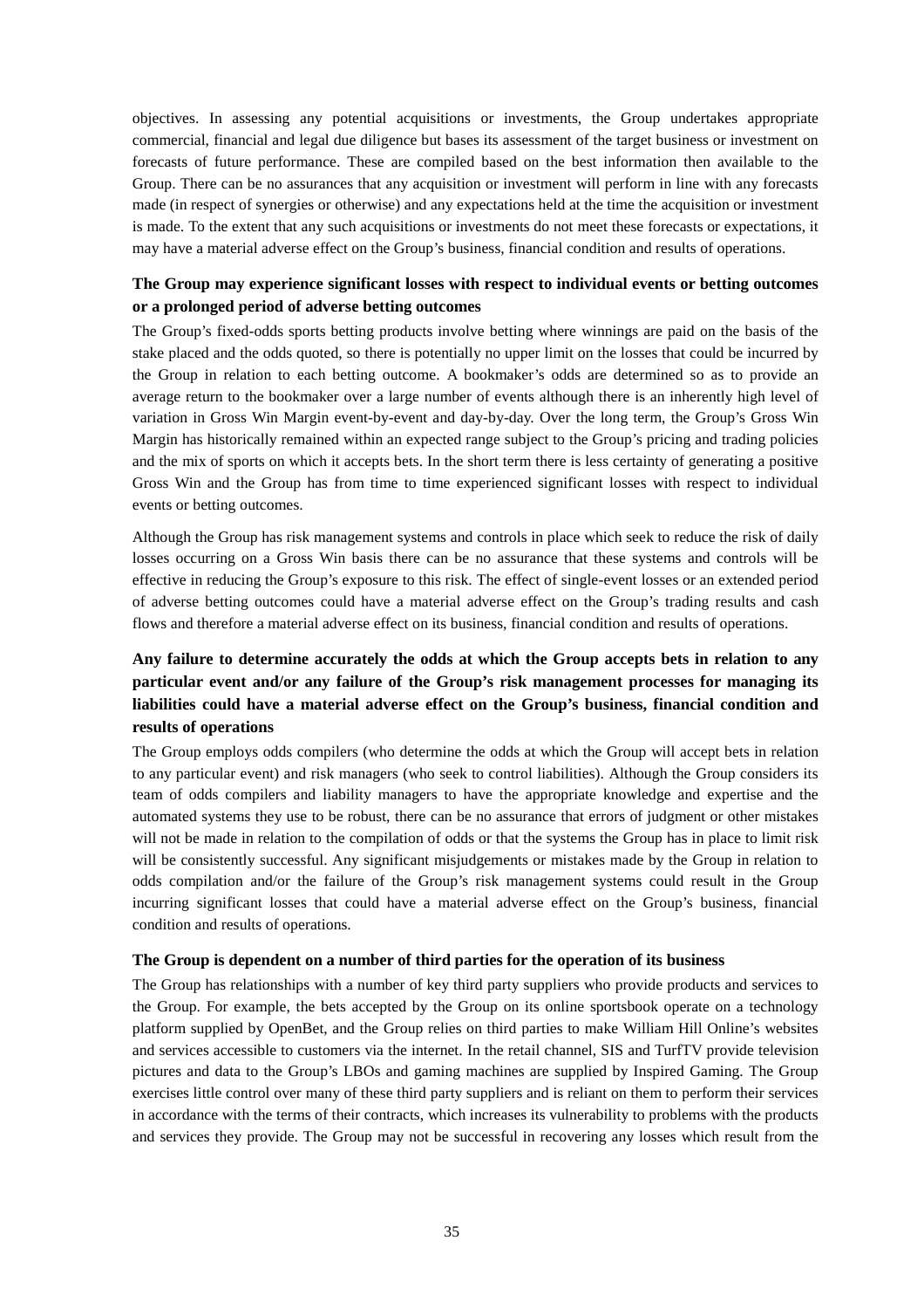objectives. In assessing any potential acquisitions or investments, the Group undertakes appropriate commercial, financial and legal due diligence but bases its assessment of the target business or investment on forecasts of future performance. These are compiled based on the best information then available to the Group. There can be no assurances that any acquisition or investment will perform in line with any forecasts made (in respect of synergies or otherwise) and any expectations held at the time the acquisition or investment is made. To the extent that any such acquisitions or investments do not meet these forecasts or expectations, it may have a material adverse effect on the Group's business, financial condition and results of operations.

**The Group may experience significant losses with respect to individual events or betting outcomes or a prolonged period of adverse betting outcomes**

The Group's fixed-odds sports betting products involve betting where winnings are paid on the basis of the stake placed and the odds quoted, so there is potentially no upper limit on the losses that could be incurred by the Group in relation to each betting outcome. A bookmaker's odds are determined so as to provide an average return to the bookmaker over a large number of events although there is an inherently high level of variation in Gross Win Margin event-by-event and day-by-day. Over the long term, the Group's Gross Win Margin has historically remained within an expected range subject to the Group's pricing and trading policies and the mix of sports on which it accepts bets. In the short term there is less certainty of generating a positive Gross Win and the Group has from time to time experienced significant losses with respect to individual events or betting outcomes.

Although the Group has risk management systems and controls in place which seek to reduce the risk of daily losses occurring on a Gross Win basis there can be no assurance that these systems and controls will be effective in reducing the Group's exposure to this risk. The effect of single-event losses or an extended period of adverse betting outcomes could have a material adverse effect on the Group's trading results and cash flows and therefore a material adverse effect on its business, financial condition and results of operations.

**Any failure to determine accurately the odds at which the Group accepts bets in relation to any particular event and/or any failure of the Group's risk management processes for managing its liabilities could have a material adverse effect on the Group's business, financial condition and results of operations**

The Group employs odds compilers (who determine the odds at which the Group will accept bets in relation to any particular event) and risk managers (who seek to control liabilities). Although the Group considers its team of odds compilers and liability managers to have the appropriate knowledge and expertise and the automated systems they use to be robust, there can be no assurance that errors of judgment or other mistakes will not be made in relation to the compilation of odds or that the systems the Group has in place to limit risk will be consistently successful. Any significant misjudgements or mistakes made by the Group in relation to odds compilation and/or the failure of the Group's risk management systems could result in the Group incurring significant losses that could have a material adverse effect on the Group's business, financial condition and results of operations.

**The Group is dependent on a number of third parties for the operation of its business**

The Group has relationships with a number of key third party suppliers who provide products and services to the Group. For example, the bets accepted by the Group on its online sportsbook operate on a technology platform supplied by OpenBet, and the Group relies on third parties to make William Hill Online's websites and services accessible to customers via the internet. In the retail channel, SIS and TurfTV provide television pictures and data to the Group's LBOs and gaming machines are supplied by Inspired Gaming. The Group exercises little control over many of these third party suppliers and is reliant on them to perform their services in accordance with the terms of their contracts, which increases its vulnerability to problems with the products and services they provide. The Group may not be successful in recovering any losses which result from the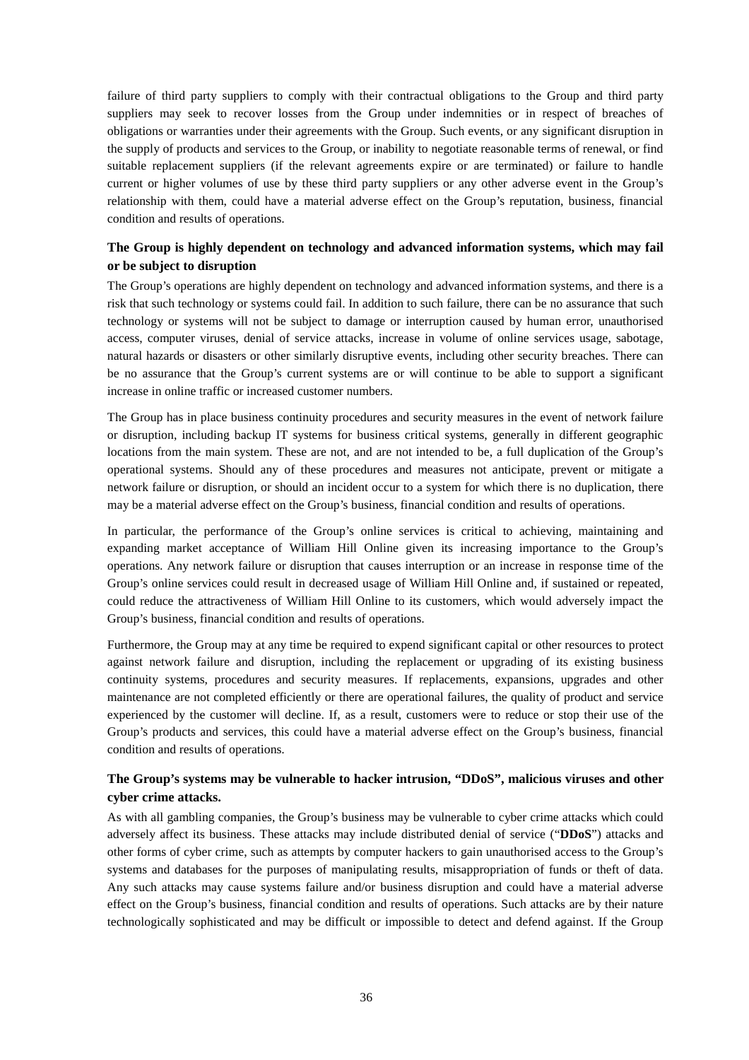failure of third party suppliers to comply with their contractual obligations to the Group and third party suppliers may seek to recover losses from the Group under indemnities or in respect of breaches of obligations or warranties under their agreements with the Group. Such events, or any significant disruption in the supply of products and services to the Group, or inability to negotiate reasonable terms of renewal, or find suitable replacement suppliers (if the relevant agreements expire or are terminated) or failure to handle current or higher volumes of use by these third party suppliers or any other adverse event in the Group's relationship with them, could have a material adverse effect on the Group's reputation, business, financial condition and results of operations.

### The Group is highly dependent on technology and advanced information systems, which may fail or be subject to disruption

The Group's operations are highly dependent on technology and advanced information systems, and there is a risk that such technology or systems could fail. In addition to such failure, there can be no assurance that such technology or systems will not be subject to damage or interruption caused by human error, unauthorised access, computer viruses, denial of service attacks, increase in volume of online services usage, sabotage, natural hazards or disasters or other similarly disruptive events, including other security breaches. There can be no assurance that the Group's current systems are or will continue to be able to support a significant increase in online traffic or increased customer numbers.

The Group has in place business continuity procedures and security measures in the event of network failure or disruption, including backup IT systems for business critical systems, generally in different geographic locations from the main system. These are not, and are not intended to be, a full duplication of the Group's operational systems. Should any of these procedures and measures not anticipate, prevent or mitigate a network failure or disruption, or should an incident occur to a system for which there is no duplication, there may be a material adverse effect on the Group's business, financial condition and results of operations.

In particular, the performance of the Group's online services is critical to achieving, maintaining and expanding market acceptance of William Hill Online given its increasing importance to the Group's operations. Any network failure or disruption that causes interruption or an increase in response time of the Group's online services could result in decreased usage of William Hill Online and, if sustained or repeated, could reduce the attractiveness of William Hill Online to its customers, which would adversely impact the Group's business, financial condition and results of operations.

Furthermore, the Group may at any time be required to expend significant capital or other resources to protect against network failure and disruption, including the replacement or upgrading of its existing business continuity systems, procedures and security measures. If replacements, expansions, upgrades and other maintenance are not completed efficiently or there are operational failures, the quality of product and service experienced by the customer will decline. If, as a result, customers were to reduce or stop their use of the Group's products and services, this could have a material adverse effect on the Group's business, financial condition and results of operations.

### The Group's systems may be vulnerable to hacker intrusion, "DDoS", malicious viruses and other cyber crime attacks.

As with all gambling companies, the Group's business may be vulnerable to cyber crime attacks which could adversely affect its business. These attacks may include distributed denial of service ("**DDoS**") attacks and other forms of cyber crime, such as attempts by computer hackers to gain unauthorised access to the Group's systems and databases for the purposes of manipulating results, misappropriation of funds or theft of data. Any such attacks may cause systems failure and/or business disruption and could have a material adverse effect on the Group's business, financial condition and results of operations. Such attacks are by their nature technologically sophisticated and may be difficult or impossible to detect and defend against. If the Group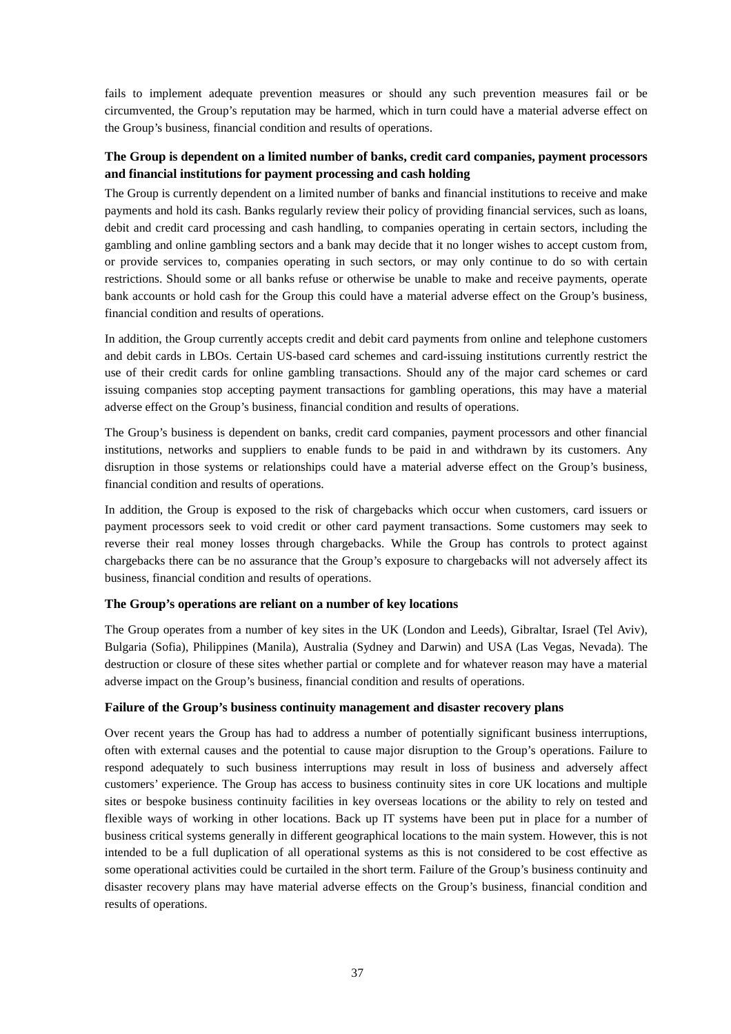fails to implement adequate prevention measures or should any such prevention measures fail or be circumvented, the Group's reputation may be harmed, which in turn could have a material adverse effect on the Group's business, financial condition and results of operations.

### The Group is dependent on a limited number of banks, credit card companies, payment processors and financial institutions for payment processing and cash holding

The Group is currently dependent on a limited number of banks and financial institutions to receive and make payments and hold its cash. Banks regularly review their policy of providing financial services, such as loans, debit and credit card processing and cash handling, to companies operating in certain sectors, including the gambling and online gambling sectors and a bank may decide that it no longer wishes to accept custom from, or provide services to, companies operating in such sectors, or may only continue to do so with certain restrictions. Should some or all banks refuse or otherwise be unable to make and receive payments, operate bank accounts or hold cash for the Group this could have a material adverse effect on the Group's business, financial condition and results of operations.

In addition, the Group currently accepts credit and debit card payments from online and telephone customers and debit cards in LBOs. Certain US-based card schemes and card-issuing institutions currently restrict the use of their credit cards for online gambling transactions. Should any of the major card schemes or card issuing companies stop accepting payment transactions for gambling operations, this may have a material adverse effect on the Group's business, financial condition and results of operations.

The Group's business is dependent on banks, credit card companies, payment processors and other financial institutions, networks and suppliers to enable funds to be paid in and withdrawn by its customers. Any disruption in those systems or relationships could have a material adverse effect on the Group's business, financial condition and results of operations.

In addition, the Group is exposed to the risk of chargebacks which occur when customers, card issuers or payment processors seek to void credit or other card payment transactions. Some customers may seek to reverse their real money losses through chargebacks. While the Group has controls to protect against chargebacks there can be no assurance that the Group's exposure to chargebacks will not adversely affect its business, financial condition and results of operations.

### The Group's operations are reliant on a number of key locations

The Group operates from a number of key sites in the UK (London and Leeds), Gibraltar, Israel (Tel Aviv), Bulgaria (Sofia), Philippines (Manila), Australia (Sydney and Darwin) and USA (Las Vegas, Nevada). The destruction or closure of these sites whether partial or complete and for whatever reason may have a material adverse impact on the Group's business, financial condition and results of operations.

### Failure of the Group's business continuity management and disaster recovery plans

Over recent years the Group has had to address a number of potentially significant business interruptions, often with external causes and the potential to cause major disruption to the Group's operations. Failure to respond adequately to such business interruptions may result in loss of business and adversely affect customers' experience. The Group has access to business continuity sites in core UK locations and multiple sites or bespoke business continuity facilities in key overseas locations or the ability to rely on tested and flexible ways of working in other locations. Back up IT systems have been put in place for a number of business critical systems generally in different geographical locations to the main system. However, this is not intended to be a full duplication of all operational systems as this is not considered to be cost effective as some operational activities could be curtailed in the short term. Failure of the Group's business continuity and disaster recovery plans may have material adverse effects on the Group's business, financial condition and results of operations.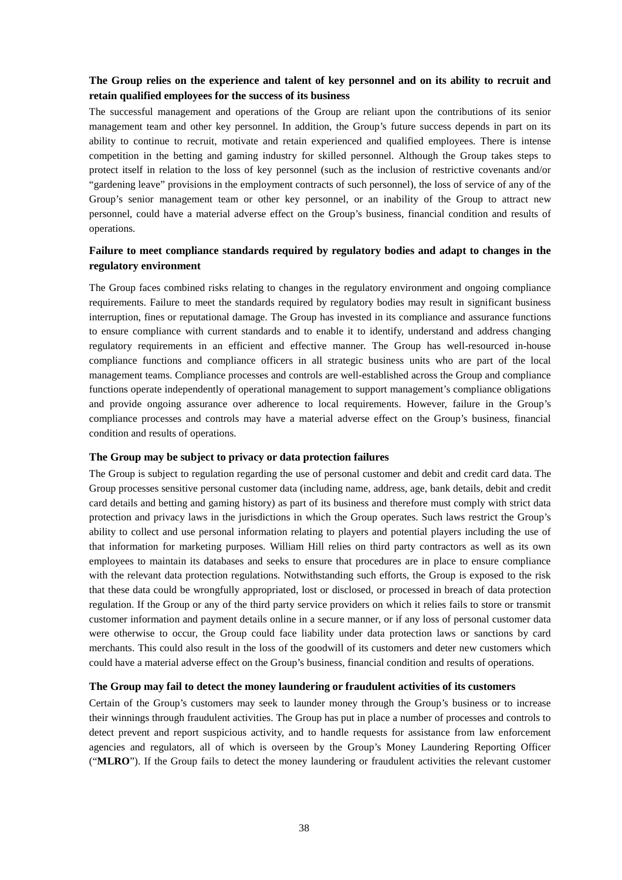**The Group relies on the experience and talent of key personnel and on its ability to recruit and retain qualified employees for the success of its business**

The successful management and operations of the Group are reliant upon the contributions of its senior management team and other key personnel. In addition, the Group's future success depends in part on its ability to continue to recruit, motivate and retain experienced and qualified employees. There is intense competition in the betting and gaming industry for skilled personnel. Although the Group takes steps to protect itself in relation to the loss of key personnel (such as the inclusion of restrictive covenants and/or "gardening leave" provisions in the employment contracts of such personnel), the loss of service of any of the Group's senior management team or other key personnel, or an inability of the Group to attract new personnel, could have a material adverse effect on the Group's business, financial condition and results of operations.

**Failure to meet compliance standards required by regulatory bodies and adapt to changes in the regulatory environment**

The Group faces combined risks relating to changes in the regulatory environment and ongoing compliance requirements. Failure to meet the standards required by regulatory bodies may result in significant business interruption, fines or reputational damage. The Group has invested in its compliance and assurance functions to ensure compliance with current standards and to enable it to identify, understand and address changing regulatory requirements in an efficient and effective manner. The Group has well-resourced in-house compliance functions and compliance officers in all strategic business units who are part of the local management teams. Compliance processes and controls are well-established across the Group and compliance functions operate independently of operational management to support management's compliance obligations and provide ongoing assurance over adherence to local requirements. However, failure in the Group's compliance processes and controls may have a material adverse effect on the Group's business, financial condition and results of operations.

**The Group may be subject to privacy or data protection failures**

The Group is subject to regulation regarding the use of personal customer and debit and credit card data. The Group processes sensitive personal customer data (including name, address, age, bank details, debit and credit card details and betting and gaming history) as part of its business and therefore must comply with strict data protection and privacy laws in the jurisdictions in which the Group operates. Such laws restrict the Group's ability to collect and use personal information relating to players and potential players including the use of that information for marketing purposes. William Hill relies on third party contractors as well as its own employees to maintain its databases and seeks to ensure that procedures are in place to ensure compliance with the relevant data protection regulations. Notwithstanding such efforts, the Group is exposed to the risk that these data could be wrongfully appropriated, lost or disclosed, or processed in breach of data protection regulation. If the Group or any of the third party service providers on which it relies fails to store or transmit customer information and payment details online in a secure manner, or if any loss of personal customer data were otherwise to occur, the Group could face liability under data protection laws or sanctions by card merchants. This could also result in the loss of the goodwill of its customers and deter new customers which could have a material adverse effect on the Group's business, financial condition and results of operations.

**The Group may fail to detect the money laundering or fraudulent activities of its customers**

Certain of the Group's customers may seek to launder money through the Group's business or to increase their winnings through fraudulent activities. The Group has put in place a number of processes and controls to detect prevent and report suspicious activity, and to handle requests for assistance from law enforcement agencies and regulators, all of which is overseen by the Group's Money Laundering Reporting Officer ("**MLRO**"). If the Group fails to detect the money laundering or fraudulent activities the relevant customer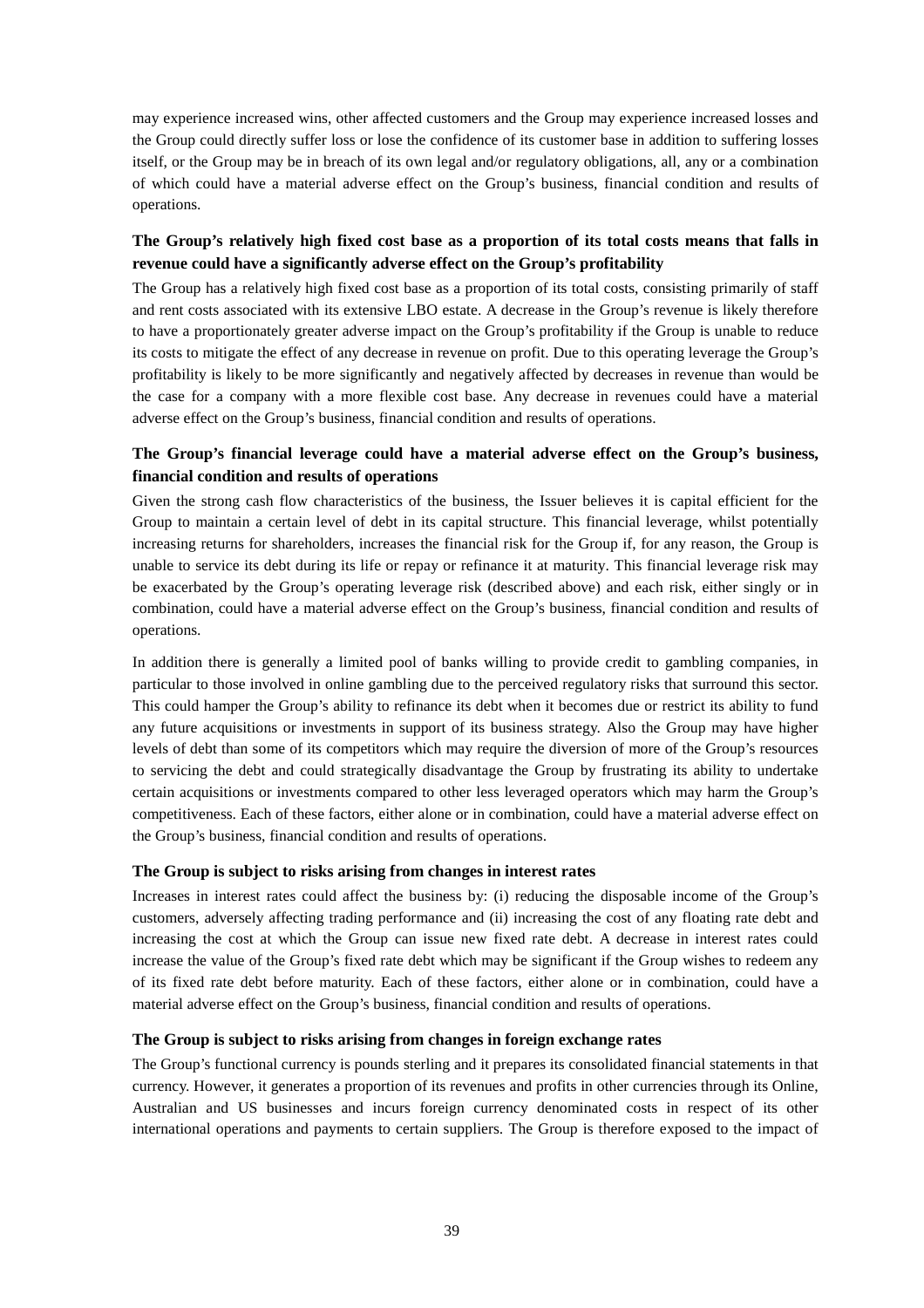may experience increased wins, other affected customers and the Group may experience increased losses and the Group could directly suffer loss or lose the confidence of its customer base in addition to suffering losses itself, or the Group may be in breach of its own legal and/or regulatory obligations, all, any or a combination of which could have a material adverse effect on the Group's business, financial condition and results of operations.

**The Group's relatively high fixed cost base as a proportion of its total costs means that falls in revenue could have a significantly adverse effect on the Group's profitability**

The Group has a relatively high fixed cost base as a proportion of its total costs, consisting primarily of staff and rent costs associated with its extensive LBO estate. A decrease in the Group's revenue is likely therefore to have a proportionately greater adverse impact on the Group's profitability if the Group is unable to reduce its costs to mitigate the effect of any decrease in revenue on profit. Due to this operating leverage the Group's profitability is likely to be more significantly and negatively affected by decreases in revenue than would be the case for a company with a more flexible cost base. Any decrease in revenues could have a material adverse effect on the Group's business, financial condition and results of operations.

**The Group's financial leverage could have a material adverse effect on the Group's business, financial condition and results of operations**

Given the strong cash flow characteristics of the business, the Issuer believes it is capital efficient for the Group to maintain a certain level of debt in its capital structure. This financial leverage, whilst potentially increasing returns for shareholders, increases the financial risk for the Group if, for any reason, the Group is unable to service its debt during its life or repay or refinance it at maturity. This financial leverage risk may be exacerbated by the Group's operating leverage risk (described above) and each risk, either singly or in combination, could have a material adverse effect on the Group's business, financial condition and results of operations.

In addition there is generally a limited pool of banks willing to provide credit to gambling companies, in particular to those involved in online gambling due to the perceived regulatory risks that surround this sector. This could hamper the Group's ability to refinance its debt when it becomes due or restrict its ability to fund any future acquisitions or investments in support of its business strategy. Also the Group may have higher levels of debt than some of its competitors which may require the diversion of more of the Group's resources to servicing the debt and could strategically disadvantage the Group by frustrating its ability to undertake certain acquisitions or investments compared to other less leveraged operators which may harm the Group's competitiveness. Each of these factors, either alone or in combination, could have a material adverse effect on the Group's business, financial condition and results of operations.

**The Group is subject to risks arising from changes in interest rates**

Increases in interest rates could affect the business by: (i) reducing the disposable income of the Group's customers, adversely affecting trading performance and (ii) increasing the cost of any floating rate debt and increasing the cost at which the Group can issue new fixed rate debt. A decrease in interest rates could increase the value of the Group's fixed rate debt which may be significant if the Group wishes to redeem any of its fixed rate debt before maturity. Each of these factors, either alone or in combination, could have a material adverse effect on the Group's business, financial condition and results of operations.

**The Group is subject to risks arising from changes in foreign exchange rates**

The Group's functional currency is pounds sterling and it prepares its consolidated financial statements in that currency. However, it generates a proportion of its revenues and profits in other currencies through its Online, Australian and US businesses and incurs foreign currency denominated costs in respect of its other international operations and payments to certain suppliers. The Group is therefore exposed to the impact of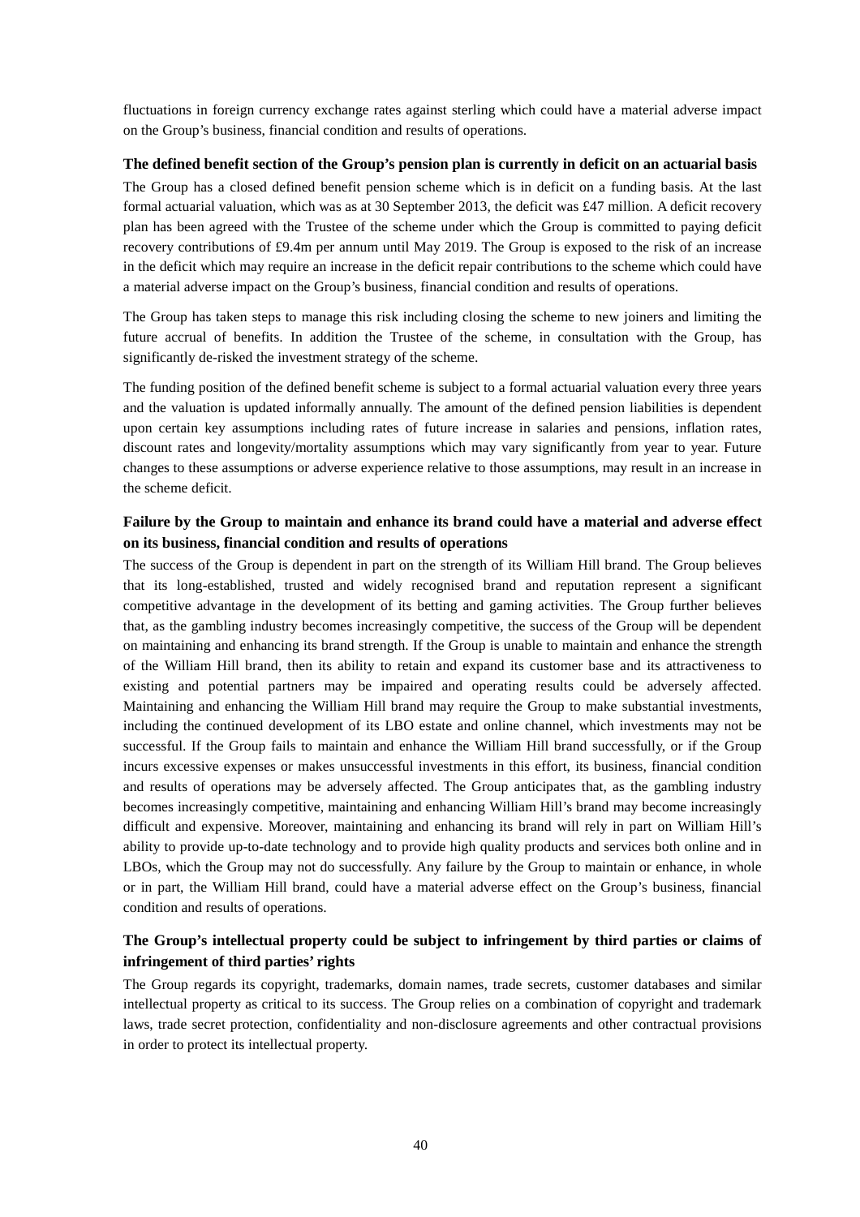fluctuations in foreign currency exchange rates against sterling which could have a material adverse impact on the Group's business, financial condition and results of operations.

**The defined benefit section of the Group's pension plan is currently in deficit on an actuarial basis**

The Group has a closed defined benefit pension scheme which is in deficit on a funding basis. At the last formal actuarial valuation, which was as at 30 September 2013, the deficit was £47 million. A deficit recovery plan has been agreed with the Trustee of the scheme under which the Group is committed to paying deficit recovery contributions of £9.4m per annum until May 2019. The Group is exposed to the risk of an increase in the deficit which may require an increase in the deficit repair contributions to the scheme which could have a material adverse impact on the Group's business, financial condition and results of operations.

The Group has taken steps to manage this risk including closing the scheme to new joiners and limiting the future accrual of benefits. In addition the Trustee of the scheme, in consultation with the Group, has significantly de-risked the investment strategy of the scheme.

The funding position of the defined benefit scheme is subject to a formal actuarial valuation every three years and the valuation is updated informally annually. The amount of the defined pension liabilities is dependent upon certain key assumptions including rates of future increase in salaries and pensions, inflation rates, discount rates and longevity/mortality assumptions which may vary significantly from year to year. Future changes to these assumptions or adverse experience relative to those assumptions, may result in an increase in the scheme deficit.

**Failure by the Group to maintain and enhance its brand could have a material and adverse effect on its business, financial condition and results of operations**

The success of the Group is dependent in part on the strength of its William Hill brand. The Group believes that its long-established, trusted and widely recognised brand and reputation represent a significant competitive advantage in the development of its betting and gaming activities. The Group further believes that, as the gambling industry becomes increasingly competitive, the success of the Group will be dependent on maintaining and enhancing its brand strength. If the Group is unable to maintain and enhance the strength of the William Hill brand, then its ability to retain and expand its customer base and its attractiveness to existing and potential partners may be impaired and operating results could be adversely affected. Maintaining and enhancing the William Hill brand may require the Group to make substantial investments, including the continued development of its LBO estate and online channel, which investments may not be successful. If the Group fails to maintain and enhance the William Hill brand successfully, or if the Group incurs excessive expenses or makes unsuccessful investments in this effort, its business, financial condition and results of operations may be adversely affected. The Group anticipates that, as the gambling industry becomes increasingly competitive, maintaining and enhancing William Hill's brand may become increasingly difficult and expensive. Moreover, maintaining and enhancing its brand will rely in part on William Hill's ability to provide up-to-date technology and to provide high quality products and services both online and in LBOs, which the Group may not do successfully. Any failure by the Group to maintain or enhance, in whole or in part, the William Hill brand, could have a material adverse effect on the Group's business, financial condition and results of operations.

**The Group's intellectual property could be subject to infringement by third parties or claims of infringement of third parties' rights**

The Group regards its copyright, trademarks, domain names, trade secrets, customer databases and similar intellectual property as critical to its success. The Group relies on a combination of copyright and trademark laws, trade secret protection, confidentiality and non-disclosure agreements and other contractual provisions in order to protect its intellectual property.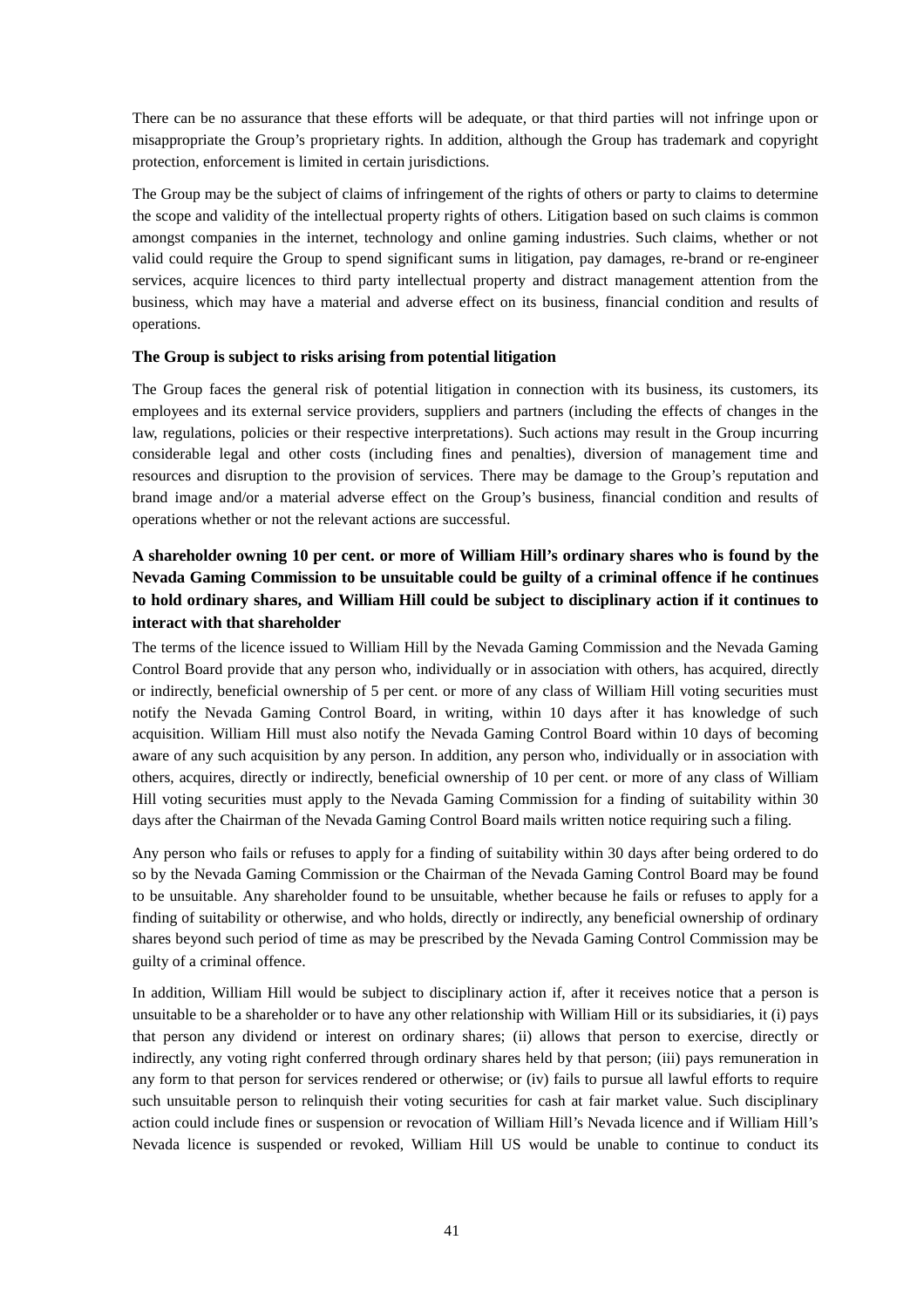There can be no assurance that these efforts will be adequate, or that third parties will not infringe upon or misappropriate the Group's proprietary rights. In addition, although the Group has trademark and copyright protection, enforcement is limited in certain jurisdictions.

The Group may be the subject of claims of infringement of the rights of others or party to claims to determine the scope and validity of the intellectual property rights of others. Litigation based on such claims is common amongst companies in the internet, technology and online gaming industries. Such claims, whether or not valid could require the Group to spend significant sums in litigation, pay damages, re-brand or re-engineer services, acquire licences to third party intellectual property and distract management attention from the business, which may have a material and adverse effect on its business, financial condition and results of operations.

**The Group is subject to risks arising from potential litigation**

The Group faces the general risk of potential litigation in connection with its business, its customers, its employees and its external service providers, suppliers and partners (including the effects of changes in the law, regulations, policies or their respective interpretations). Such actions may result in the Group incurring considerable legal and other costs (including fines and penalties), diversion of management time and resources and disruption to the provision of services. There may be damage to the Group's reputation and brand image and/or a material adverse effect on the Group's business, financial condition and results of operations whether or not the relevant actions are successful.

**A shareholder owning 10 per cent. or more of William Hill's ordinary shares who is found by the Nevada Gaming Commission to be unsuitable could be guilty of a criminal offence if he continues to hold ordinary shares, and William Hill could be subject to disciplinary action if it continues to interact with that shareholder**

The terms of the licence issued to William Hill by the Nevada Gaming Commission and the Nevada Gaming Control Board provide that any person who, individually or in association with others, has acquired, directly or indirectly, beneficial ownership of 5 per cent. or more of any class of William Hill voting securities must notify the Nevada Gaming Control Board, in writing, within 10 days after it has knowledge of such acquisition. William Hill must also notify the Nevada Gaming Control Board within 10 days of becoming aware of any such acquisition by any person. In addition, any person who, individually or in association with others, acquires, directly or indirectly, beneficial ownership of 10 per cent. or more of any class of William Hill voting securities must apply to the Nevada Gaming Commission for a finding of suitability within 30 days after the Chairman of the Nevada Gaming Control Board mails written notice requiring such a filing.

Any person who fails or refuses to apply for a finding of suitability within 30 days after being ordered to do so by the Nevada Gaming Commission or the Chairman of the Nevada Gaming Control Board may be found to be unsuitable. Any shareholder found to be unsuitable, whether because he fails or refuses to apply for a finding of suitability or otherwise, and who holds, directly or indirectly, any beneficial ownership of ordinary shares beyond such period of time as may be prescribed by the Nevada Gaming Control Commission may be guilty of a criminal offence.

In addition, William Hill would be subject to disciplinary action if, after it receives notice that a person is unsuitable to be a shareholder or to have any other relationship with William Hill or its subsidiaries, it (i) pays that person any dividend or interest on ordinary shares; (ii) allows that person to exercise, directly or indirectly, any voting right conferred through ordinary shares held by that person; (iii) pays remuneration in any form to that person for services rendered or otherwise; or (iv) fails to pursue all lawful efforts to require such unsuitable person to relinquish their voting securities for cash at fair market value. Such disciplinary action could include fines or suspension or revocation of William Hill's Nevada licence and if William Hill's Nevada licence is suspended or revoked, William Hill US would be unable to continue to conduct its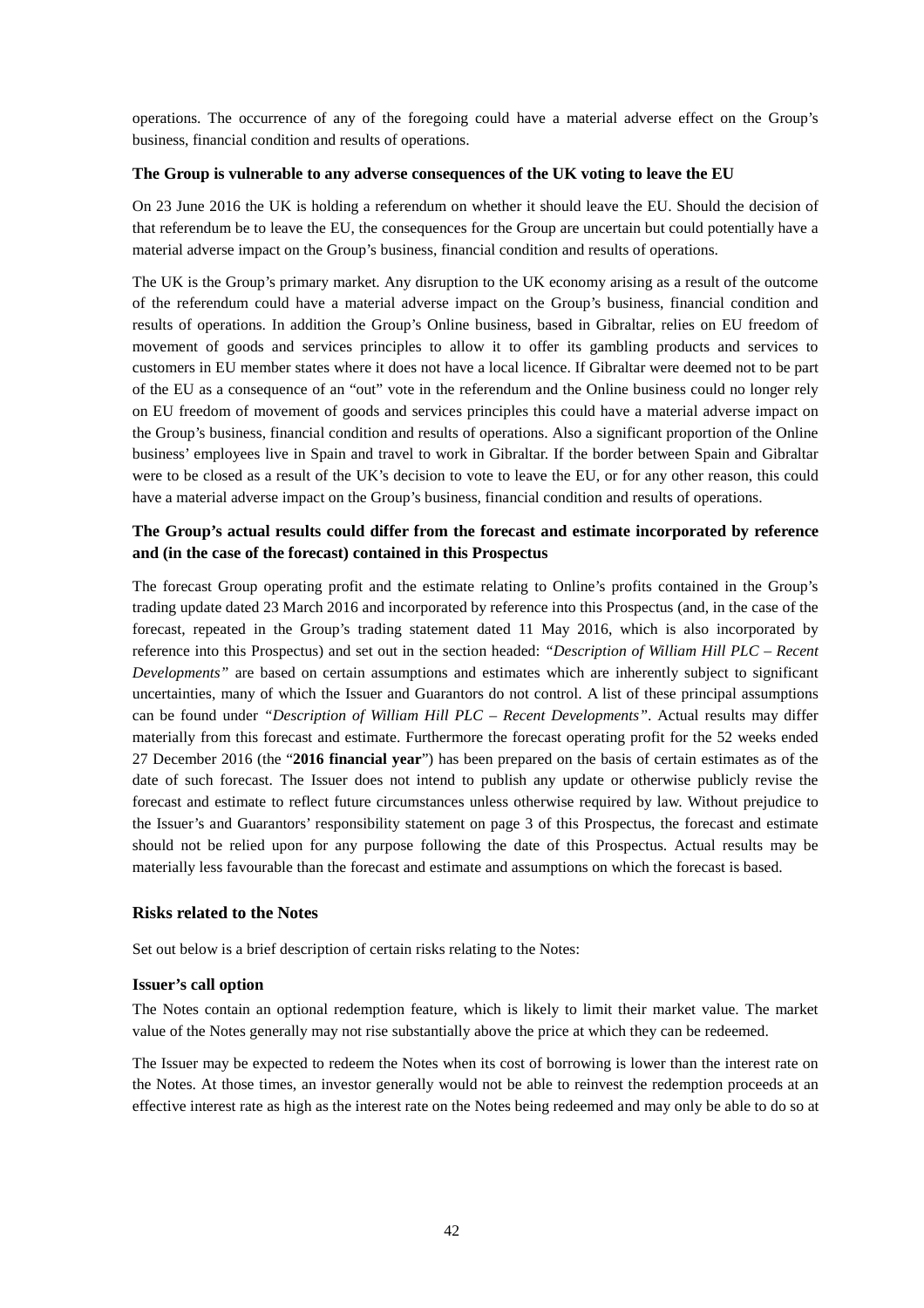operations. The occurrence of any of the foregoing could have a material adverse effect on the Group's business, financial condition and results of operations.

**The Group is vulnerable to any adverse consequences of the UK voting to leave the EU**

On 23 June 2016 the UK is holding a referendum on whether it should leave the EU. Should the decision of that referendum be to leave the EU, the consequences for the Group are uncertain but could potentially have a material adverse impact on the Group's business, financial condition and results of operations.

The UK is the Group's primary market. Any disruption to the UK economy arising as a result of the outcome of the referendum could have a material adverse impact on the Group's business, financial condition and results of operations. In addition the Group's Online business, based in Gibraltar, relies on EU freedom of movement of goods and services principles to allow it to offer its gambling products and services to customers in EU member states where it does not have a local licence. If Gibraltar were deemed not to be part of the EU as a consequence of an "out" vote in the referendum and the Online business could no longer rely on EU freedom of movement of goods and services principles this could have a material adverse impact on the Group's business, financial condition and results of operations. Also a significant proportion of the Online business' employees live in Spain and travel to work in Gibraltar. If the border between Spain and Gibraltar were to be closed as a result of the UK's decision to vote to leave the EU, or for any other reason, this could have a material adverse impact on the Group's business, financial condition and results of operations.

**The Group's actual results could differ from the forecast and estimate incorporated by reference and (in the case of the forecast) contained in this Prospectus**

The forecast Group operating profit and the estimate relating to Online's profits contained in the Group's trading update dated 23 March 2016 and incorporated by reference into this Prospectus (and, in the case of the forecast, repeated in the Group's trading statement dated 11 May 2016, which is also incorporated by reference into this Prospectus) and set out in the section headed: *"Description of William Hill PLC – Recent Developments"* are based on certain assumptions and estimates which are inherently subject to significant uncertainties, many of which the Issuer and Guarantors do not control. A list of these principal assumptions can be found under *"Description of William Hill PLC – Recent Developments"*. Actual results may differ materially from this forecast and estimate. Furthermore the forecast operating profit for the 52 weeks ended 27 December 2016 (the "**2016 financial year**") has been prepared on the basis of certain estimates as of the date of such forecast. The Issuer does not intend to publish any update or otherwise publicly revise the forecast and estimate to reflect future circumstances unless otherwise required by law. Without prejudice to the Issuer's and Guarantors' responsibility statement on page 3 of this Prospectus, the forecast and estimate should not be relied upon for any purpose following the date of this Prospectus. Actual results may be materially less favourable than the forecast and estimate and assumptions on which the forecast is based.

## Risks related to the Notes

Set out below is a brief description of certain risks relating to the Notes:

**Issuer's call option**

The Notes contain an optional redemption feature, which is likely to limit their market value. The market value of the Notes generally may not rise substantially above the price at which they can be redeemed.

The Issuer may be expected to redeem the Notes when its cost of borrowing is lower than the interest rate on the Notes. At those times, an investor generally would not be able to reinvest the redemption proceeds at an effective interest rate as high as the interest rate on the Notes being redeemed and may only be able to do so at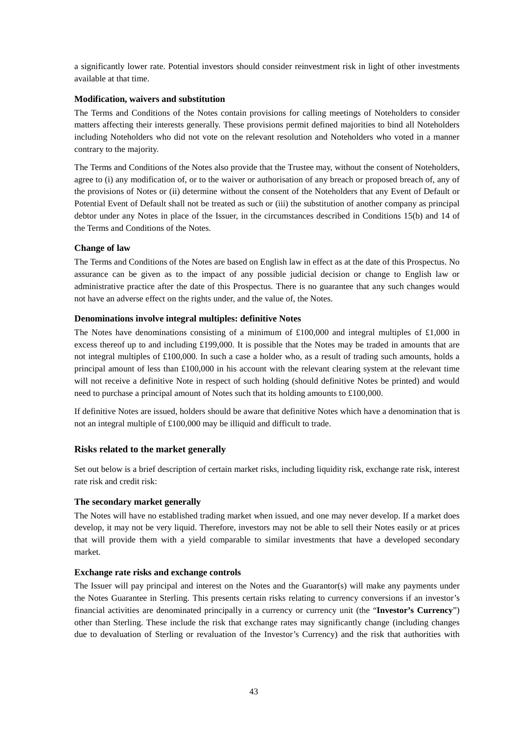a significantly lower rate. Potential investors should consider reinvestment risk in light of other investments available at that time.

**Modification, waivers and substitution**

The Terms and Conditions of the Notes contain provisions for calling meetings of Noteholders to consider matters affecting their interests generally. These provisions permit defined majorities to bind all Noteholders including Noteholders who did not vote on the relevant resolution and Noteholders who voted in a manner contrary to the majority.

The Terms and Conditions of the Notes also provide that the Trustee may, without the consent of Noteholders, agree to (i) any modification of, or to the waiver or authorisation of any breach or proposed breach of, any of the provisions of Notes or (ii) determine without the consent of the Noteholders that any Event of Default or Potential Event of Default shall not be treated as such or (iii) the substitution of another company as principal debtor under any Notes in place of the Issuer, in the circumstances described in Conditions 15(b) and 14 of the Terms and Conditions of the Notes.

**Change of law**

The Terms and Conditions of the Notes are based on English law in effect as at the date of this Prospectus. No assurance can be given as to the impact of any possible judicial decision or change to English law or administrative practice after the date of this Prospectus. There is no guarantee that any such changes would not have an adverse effect on the rights under, and the value of, the Notes.

**Denominations involve integral multiples: definitive Notes**

The Notes have denominations consisting of a minimum of £100,000 and integral multiples of £1,000 in excess thereof up to and including £199,000. It is possible that the Notes may be traded in amounts that are not integral multiples of £100,000. In such a case a holder who, as a result of trading such amounts, holds a principal amount of less than £100,000 in his account with the relevant clearing system at the relevant time will not receive a definitive Note in respect of such holding (should definitive Notes be printed) and would need to purchase a principal amount of Notes such that its holding amounts to £100,000.

If definitive Notes are issued, holders should be aware that definitive Notes which have a denomination that is not an integral multiple of £100,000 may be illiquid and difficult to trade.

## Risks related to the market generally

Set out below is a brief description of certain market risks, including liquidity risk, exchange rate risk, interest rate risk and credit risk:

**The secondary market generally**

The Notes will have no established trading market when issued, and one may never develop. If a market does develop, it may not be very liquid. Therefore, investors may not be able to sell their Notes easily or at prices that will provide them with a yield comparable to similar investments that have a developed secondary market.

**Exchange rate risks and exchange controls**

The Issuer will pay principal and interest on the Notes and the Guarantor(s) will make any payments under the Notes Guarantee in Sterling. This presents certain risks relating to currency conversions if an investor's financial activities are denominated principally in a currency or currency unit (the "**Investor's Currency**") other than Sterling. These include the risk that exchange rates may significantly change (including changes due to devaluation of Sterling or revaluation of the Investor's Currency) and the risk that authorities with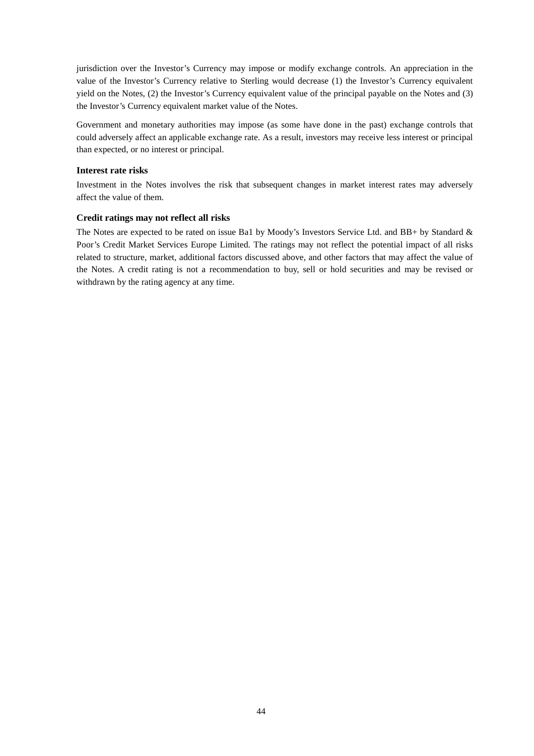jurisdiction over the Investor's Currency may impose or modify exchange controls. An appreciation in the value of the Investor's Currency relative to Sterling would decrease (1) the Investor's Currency equivalent yield on the Notes, (2) the Investor's Currency equivalent value of the principal payable on the Notes and (3) the Investor's Currency equivalent market value of the Notes.

Government and monetary authorities may impose (as some have done in the past) exchange controls that could adversely affect an applicable exchange rate. As a result, investors may receive less interest or principal than expected, or no interest or principal.

**Interest rate risks**

Investment in the Notes involves the risk that subsequent changes in market interest rates may adversely affect the value of them.

**Credit ratings may not reflect all risks**

The Notes are expected to be rated on issue Ba1 by Moody's Investors Service Ltd. and BB+ by Standard & Poor's Credit Market Services Europe Limited. The ratings may not reflect the potential impact of all risks related to structure, market, additional factors discussed above, and other factors that may affect the value of the Notes. A credit rating is not a recommendation to buy, sell or hold securities and may be revised or withdrawn by the rating agency at any time.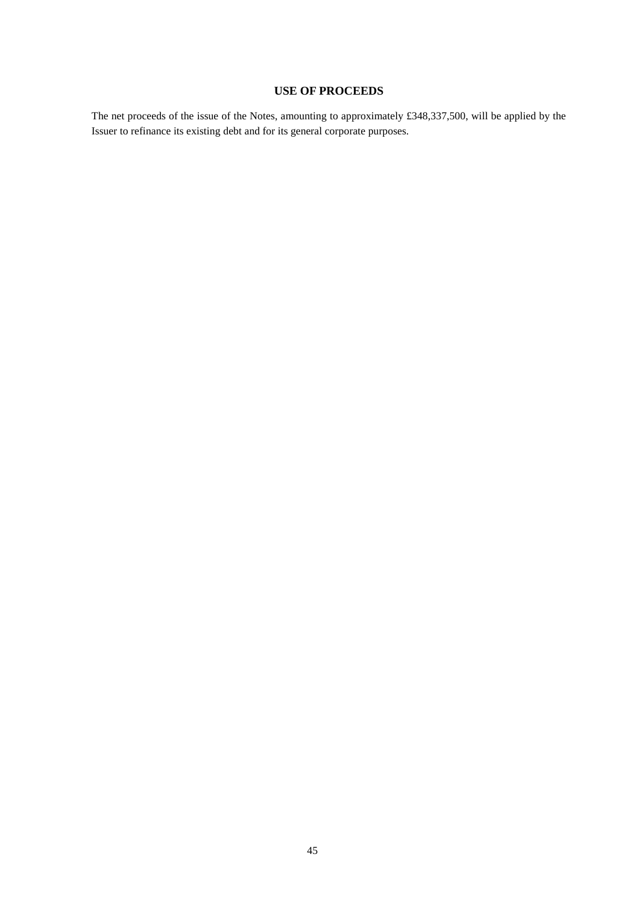## USE OF PROCEEDS

The net proceeds of the issue of the Notes, amounting to approximately £348,337,500, will be applied by the Issuer to refinance its existing debt and for its general corporate purposes.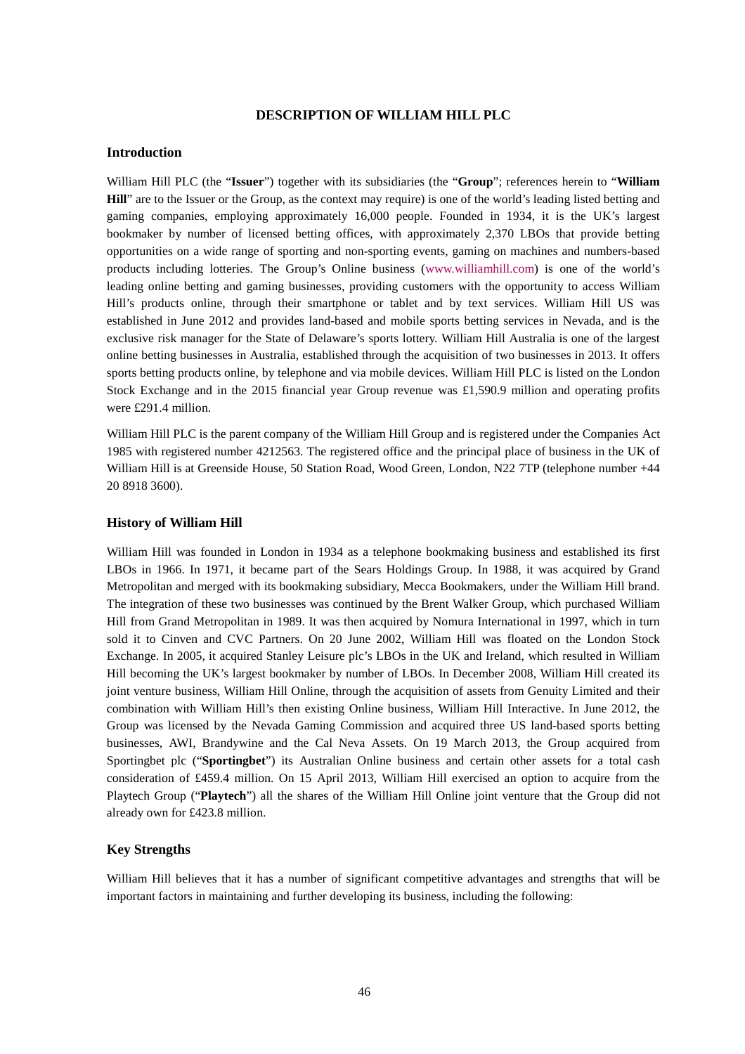# DESCRIPTION OF WILLIAM HILL PLC

## Introduction

William Hill PLC (the "**Issuer**") together with its subsidiaries (the "**Group**"; references herein to "**William Hill**" are to the Issuer or the Group, as the context may require) is one of the world's leading listed betting and gaming companies, employing approximately 16,000 people. Founded in 1934, it is the UK's largest bookmaker by number of licensed betting offices, with approximately 2,370 LBOs that provide betting opportunities on a wide range of sporting and non-sporting events, gaming on machines and numbers-based products including lotteries. The Group's Online business (www.williamhill.com) is one of the world's leading online betting and gaming businesses, providing customers with the opportunity to access William Hill's products online, through their smartphone or tablet and by text services. William Hill US was established in June 2012 and provides land-based and mobile sports betting services in Nevada, and is the exclusive risk manager for the State of Delaware's sports lottery. William Hill Australia is one of the largest online betting businesses in Australia, established through the acquisition of two businesses in 2013. It offers sports betting products online, by telephone and via mobile devices. William Hill PLC is listed on the London Stock Exchange and in the 2015 financial year Group revenue was £1,590.9 million and operating profits were £291.4 million.

William Hill PLC is the parent company of the William Hill Group and is registered under the Companies Act 1985 with registered number 4212563. The registered office and the principal place of business in the UK of William Hill is at Greenside House, 50 Station Road, Wood Green, London, N22 7TP (telephone number +44 20 8918 3600).

## History of William Hill

William Hill was founded in London in 1934 as a telephone bookmaking business and established its first LBOs in 1966. In 1971, it became part of the Sears Holdings Group. In 1988, it was acquired by Grand Metropolitan and merged with its bookmaking subsidiary, Mecca Bookmakers, under the William Hill brand. The integration of these two businesses was continued by the Brent Walker Group, which purchased William Hill from Grand Metropolitan in 1989. It was then acquired by Nomura International in 1997, which in turn sold it to Cinven and CVC Partners. On 20 June 2002, William Hill was floated on the London Stock Exchange. In 2005, it acquired Stanley Leisure plc's LBOs in the UK and Ireland, which resulted in William Hill becoming the UK's largest bookmaker by number of LBOs. In December 2008, William Hill created its joint venture business, William Hill Online, through the acquisition of assets from Genuity Limited and their combination with William Hill's then existing Online business, William Hill Interactive. In June 2012, the Group was licensed by the Nevada Gaming Commission and acquired three US land-based sports betting businesses, AWI, Brandywine and the Cal Neva Assets. On 19 March 2013, the Group acquired from Sportingbet plc ("**Sportingbet**") its Australian Online business and certain other assets for a total cash consideration of £459.4 million. On 15 April 2013, William Hill exercised an option to acquire from the Playtech Group ("**Playtech**") all the shares of the William Hill Online joint venture that the Group did not already own for £423.8 million.

## Key Strengths

William Hill believes that it has a number of significant competitive advantages and strengths that will be important factors in maintaining and further developing its business, including the following: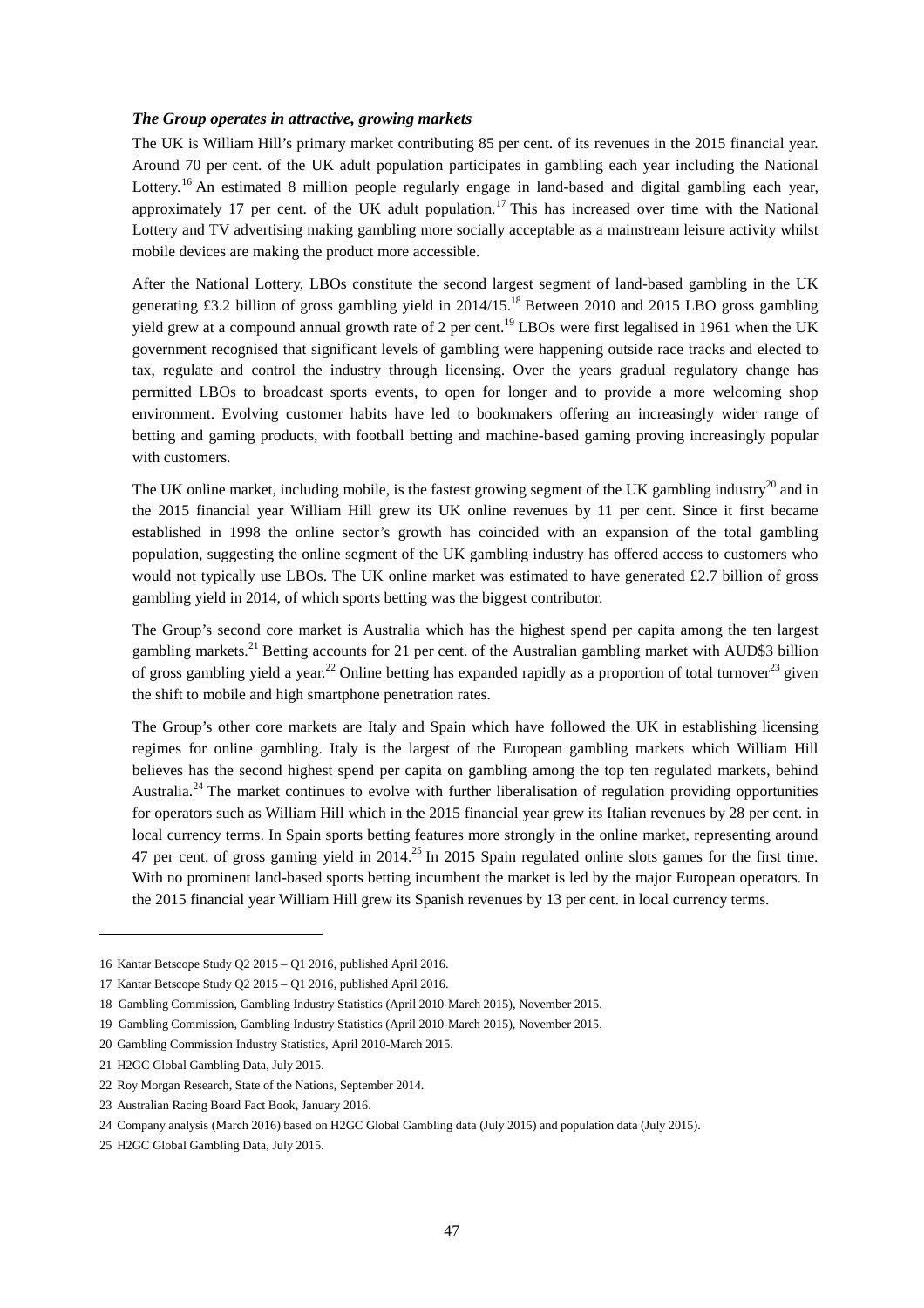***The Group operates in attractive, growing markets***

The UK is William Hill's primary market contributing 85 per cent. of its revenues in the 2015 financial year. Around 70 per cent. of the UK adult population participates in gambling each year including the National Lottery.[16] An estimated 8 million people regularly engage in land-based and digital gambling each year, approximately 17 per cent. of the UK adult population.[17] This has increased over time with the National Lottery and TV advertising making gambling more socially acceptable as a mainstream leisure activity whilst mobile devices are making the product more accessible.

After the National Lottery, LBOs constitute the second largest segment of land-based gambling in the UK generating £3.2 billion of gross gambling yield in 2014/15.[18] Between 2010 and 2015 LBO gross gambling yield grew at a compound annual growth rate of 2 per cent.[19] LBOs were first legalised in 1961 when the UK government recognised that significant levels of gambling were happening outside race tracks and elected to tax, regulate and control the industry through licensing. Over the years gradual regulatory change has permitted LBOs to broadcast sports events, to open for longer and to provide a more welcoming shop environment. Evolving customer habits have led to bookmakers offering an increasingly wider range of betting and gaming products, with football betting and machine-based gaming proving increasingly popular with customers.

The UK online market, including mobile, is the fastest growing segment of the UK gambling industry[20] and in the 2015 financial year William Hill grew its UK online revenues by 11 per cent. Since it first became established in 1998 the online sector's growth has coincided with an expansion of the total gambling population, suggesting the online segment of the UK gambling industry has offered access to customers who would not typically use LBOs. The UK online market was estimated to have generated £2.7 billion of gross gambling yield in 2014, of which sports betting was the biggest contributor.

The Group's second core market is Australia which has the highest spend per capita among the ten largest gambling markets.[21] Betting accounts for 21 per cent. of the Australian gambling market with AUD$3 billion of gross gambling yield a year.[22] Online betting has expanded rapidly as a proportion of total turnover[23] given the shift to mobile and high smartphone penetration rates.

The Group's other core markets are Italy and Spain which have followed the UK in establishing licensing regimes for online gambling. Italy is the largest of the European gambling markets which William Hill believes has the second highest spend per capita on gambling among the top ten regulated markets, behind Australia.[24] The market continues to evolve with further liberalisation of regulation providing opportunities for operators such as William Hill which in the 2015 financial year grew its Italian revenues by 28 per cent. in local currency terms. In Spain sports betting features more strongly in the online market, representing around 47 per cent. of gross gaming yield in 2014.[25] In 2015 Spain regulated online slots games for the first time. With no prominent land-based sports betting incumbent the market is led by the major European operators. In the 2015 financial year William Hill grew its Spanish revenues by 13 per cent. in local currency terms.

---

16 Kantar Betscope Study Q2 2015 – Q1 2016, published April 2016.

17 Kantar Betscope Study Q2 2015 – Q1 2016, published April 2016.

18 Gambling Commission, Gambling Industry Statistics (April 2010-March 2015), November 2015.

19 Gambling Commission, Gambling Industry Statistics (April 2010-March 2015), November 2015.

20 Gambling Commission Industry Statistics, April 2010-March 2015.

21 H2GC Global Gambling Data, July 2015.

22 Roy Morgan Research, State of the Nations, September 2014.

23 Australian Racing Board Fact Book, January 2016.

24 Company analysis (March 2016) based on H2GC Global Gambling data (July 2015) and population data (July 2015).

25 H2GC Global Gambling Data, July 2015.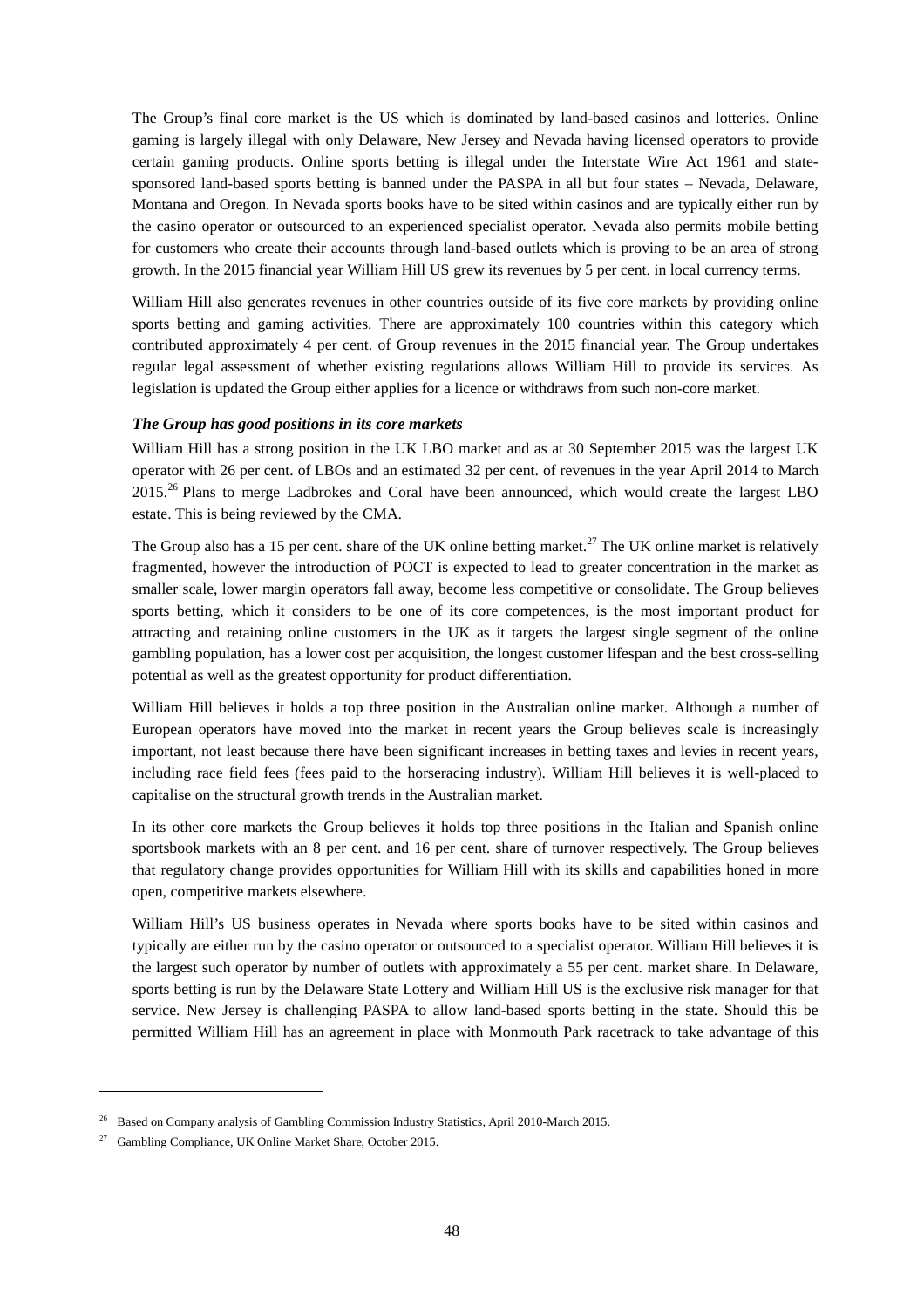The Group's final core market is the US which is dominated by land-based casinos and lotteries. Online gaming is largely illegal with only Delaware, New Jersey and Nevada having licensed operators to provide certain gaming products. Online sports betting is illegal under the Interstate Wire Act 1961 and state-sponsored land-based sports betting is banned under the PASPA in all but four states – Nevada, Delaware, Montana and Oregon. In Nevada sports books have to be sited within casinos and are typically either run by the casino operator or outsourced to an experienced specialist operator. Nevada also permits mobile betting for customers who create their accounts through land-based outlets which is proving to be an area of strong growth. In the 2015 financial year William Hill US grew its revenues by 5 per cent. in local currency terms.

William Hill also generates revenues in other countries outside of its five core markets by providing online sports betting and gaming activities. There are approximately 100 countries within this category which contributed approximately 4 per cent. of Group revenues in the 2015 financial year. The Group undertakes regular legal assessment of whether existing regulations allows William Hill to provide its services. As legislation is updated the Group either applies for a licence or withdraws from such non-core market.

***The Group has good positions in its core markets***

William Hill has a strong position in the UK LBO market and as at 30 September 2015 was the largest UK operator with 26 per cent. of LBOs and an estimated 32 per cent. of revenues in the year April 2014 to March 2015.[26] Plans to merge Ladbrokes and Coral have been announced, which would create the largest LBO estate. This is being reviewed by the CMA.

The Group also has a 15 per cent. share of the UK online betting market.[27] The UK online market is relatively fragmented, however the introduction of POCT is expected to lead to greater concentration in the market as smaller scale, lower margin operators fall away, become less competitive or consolidate. The Group believes sports betting, which it considers to be one of its core competences, is the most important product for attracting and retaining online customers in the UK as it targets the largest single segment of the online gambling population, has a lower cost per acquisition, the longest customer lifespan and the best cross-selling potential as well as the greatest opportunity for product differentiation.

William Hill believes it holds a top three position in the Australian online market. Although a number of European operators have moved into the market in recent years the Group believes scale is increasingly important, not least because there have been significant increases in betting taxes and levies in recent years, including race field fees (fees paid to the horseracing industry). William Hill believes it is well-placed to capitalise on the structural growth trends in the Australian market.

In its other core markets the Group believes it holds top three positions in the Italian and Spanish online sportsbook markets with an 8 per cent. and 16 per cent. share of turnover respectively. The Group believes that regulatory change provides opportunities for William Hill with its skills and capabilities honed in more open, competitive markets elsewhere.

William Hill's US business operates in Nevada where sports books have to be sited within casinos and typically are either run by the casino operator or outsourced to a specialist operator. William Hill believes it is the largest such operator by number of outlets with approximately a 55 per cent. market share. In Delaware, sports betting is run by the Delaware State Lottery and William Hill US is the exclusive risk manager for that service. New Jersey is challenging PASPA to allow land-based sports betting in the state. Should this be permitted William Hill has an agreement in place with Monmouth Park racetrack to take advantage of this

---

[26] Based on Company analysis of Gambling Commission Industry Statistics, April 2010-March 2015.

[27] Gambling Compliance, UK Online Market Share, October 2015.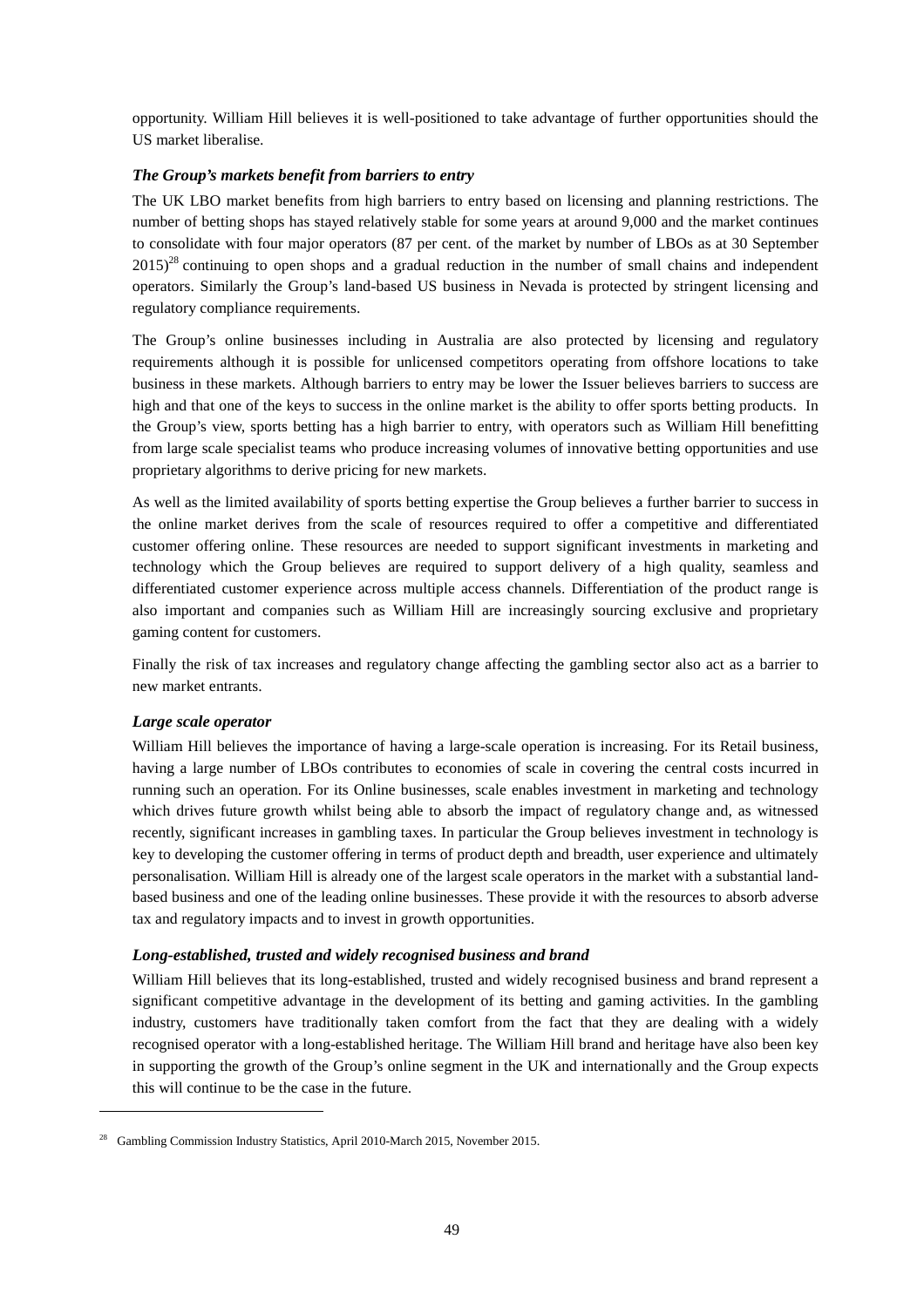opportunity. William Hill believes it is well-positioned to take advantage of further opportunities should the US market liberalise.

***The Group's markets benefit from barriers to entry***

The UK LBO market benefits from high barriers to entry based on licensing and planning restrictions. The number of betting shops has stayed relatively stable for some years at around 9,000 and the market continues to consolidate with four major operators (87 per cent. of the market by number of LBOs as at 30 September 2015)[28] continuing to open shops and a gradual reduction in the number of small chains and independent operators. Similarly the Group's land-based US business in Nevada is protected by stringent licensing and regulatory compliance requirements.

The Group's online businesses including in Australia are also protected by licensing and regulatory requirements although it is possible for unlicensed competitors operating from offshore locations to take business in these markets. Although barriers to entry may be lower the Issuer believes barriers to success are high and that one of the keys to success in the online market is the ability to offer sports betting products. In the Group's view, sports betting has a high barrier to entry, with operators such as William Hill benefitting from large scale specialist teams who produce increasing volumes of innovative betting opportunities and use proprietary algorithms to derive pricing for new markets.

As well as the limited availability of sports betting expertise the Group believes a further barrier to success in the online market derives from the scale of resources required to offer a competitive and differentiated customer offering online. These resources are needed to support significant investments in marketing and technology which the Group believes are required to support delivery of a high quality, seamless and differentiated customer experience across multiple access channels. Differentiation of the product range is also important and companies such as William Hill are increasingly sourcing exclusive and proprietary gaming content for customers.

Finally the risk of tax increases and regulatory change affecting the gambling sector also act as a barrier to new market entrants.

***Large scale operator***

William Hill believes the importance of having a large-scale operation is increasing. For its Retail business, having a large number of LBOs contributes to economies of scale in covering the central costs incurred in running such an operation. For its Online businesses, scale enables investment in marketing and technology which drives future growth whilst being able to absorb the impact of regulatory change and, as witnessed recently, significant increases in gambling taxes. In particular the Group believes investment in technology is key to developing the customer offering in terms of product depth and breadth, user experience and ultimately personalisation. William Hill is already one of the largest scale operators in the market with a substantial land-based business and one of the leading online businesses. These provide it with the resources to absorb adverse tax and regulatory impacts and to invest in growth opportunities.

***Long-established, trusted and widely recognised business and brand***

William Hill believes that its long-established, trusted and widely recognised business and brand represent a significant competitive advantage in the development of its betting and gaming activities. In the gambling industry, customers have traditionally taken comfort from the fact that they are dealing with a widely recognised operator with a long-established heritage. The William Hill brand and heritage have also been key in supporting the growth of the Group's online segment in the UK and internationally and the Group expects this will continue to be the case in the future.

---

[28] Gambling Commission Industry Statistics, April 2010-March 2015, November 2015.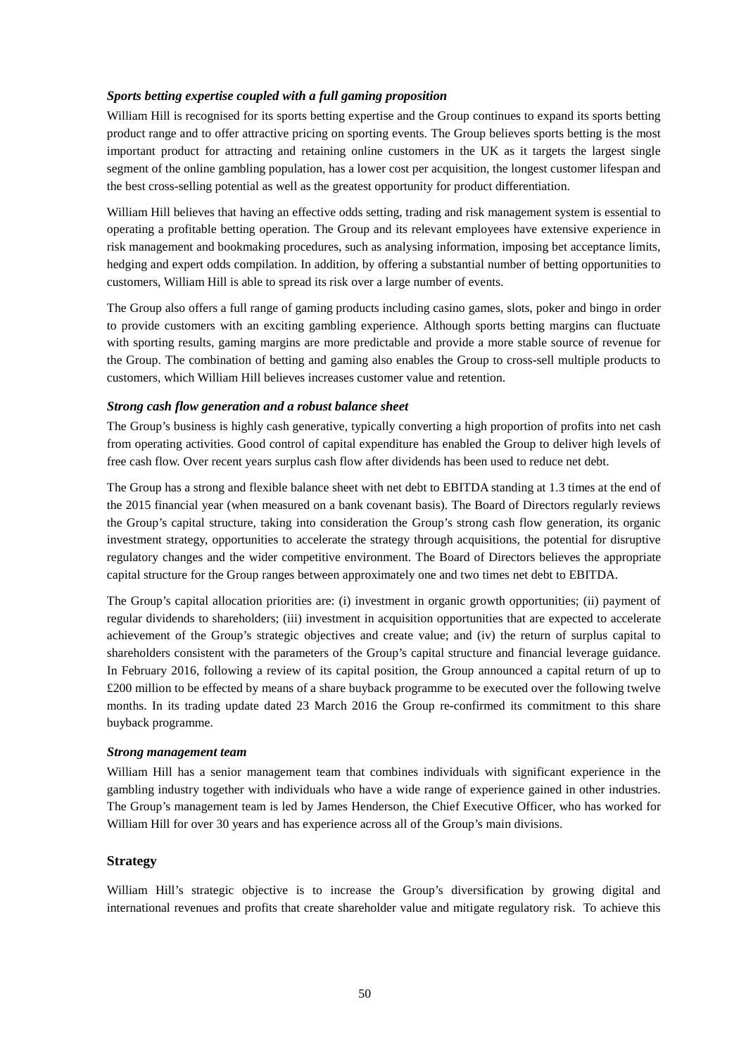***Sports betting expertise coupled with a full gaming proposition***

William Hill is recognised for its sports betting expertise and the Group continues to expand its sports betting product range and to offer attractive pricing on sporting events. The Group believes sports betting is the most important product for attracting and retaining online customers in the UK as it targets the largest single segment of the online gambling population, has a lower cost per acquisition, the longest customer lifespan and the best cross-selling potential as well as the greatest opportunity for product differentiation.

William Hill believes that having an effective odds setting, trading and risk management system is essential to operating a profitable betting operation. The Group and its relevant employees have extensive experience in risk management and bookmaking procedures, such as analysing information, imposing bet acceptance limits, hedging and expert odds compilation. In addition, by offering a substantial number of betting opportunities to customers, William Hill is able to spread its risk over a large number of events.

The Group also offers a full range of gaming products including casino games, slots, poker and bingo in order to provide customers with an exciting gambling experience. Although sports betting margins can fluctuate with sporting results, gaming margins are more predictable and provide a more stable source of revenue for the Group. The combination of betting and gaming also enables the Group to cross-sell multiple products to customers, which William Hill believes increases customer value and retention.

***Strong cash flow generation and a robust balance sheet***

The Group's business is highly cash generative, typically converting a high proportion of profits into net cash from operating activities. Good control of capital expenditure has enabled the Group to deliver high levels of free cash flow. Over recent years surplus cash flow after dividends has been used to reduce net debt.

The Group has a strong and flexible balance sheet with net debt to EBITDA standing at 1.3 times at the end of the 2015 financial year (when measured on a bank covenant basis). The Board of Directors regularly reviews the Group's capital structure, taking into consideration the Group's strong cash flow generation, its organic investment strategy, opportunities to accelerate the strategy through acquisitions, the potential for disruptive regulatory changes and the wider competitive environment. The Board of Directors believes the appropriate capital structure for the Group ranges between approximately one and two times net debt to EBITDA.

The Group's capital allocation priorities are: (i) investment in organic growth opportunities; (ii) payment of regular dividends to shareholders; (iii) investment in acquisition opportunities that are expected to accelerate achievement of the Group's strategic objectives and create value; and (iv) the return of surplus capital to shareholders consistent with the parameters of the Group's capital structure and financial leverage guidance. In February 2016, following a review of its capital position, the Group announced a capital return of up to £200 million to be effected by means of a share buyback programme to be executed over the following twelve months. In its trading update dated 23 March 2016 the Group re-confirmed its commitment to this share buyback programme.

***Strong management team***

William Hill has a senior management team that combines individuals with significant experience in the gambling industry together with individuals who have a wide range of experience gained in other industries. The Group's management team is led by James Henderson, the Chief Executive Officer, who has worked for William Hill for over 30 years and has experience across all of the Group's main divisions.

## Strategy

William Hill's strategic objective is to increase the Group's diversification by growing digital and international revenues and profits that create shareholder value and mitigate regulatory risk. To achieve this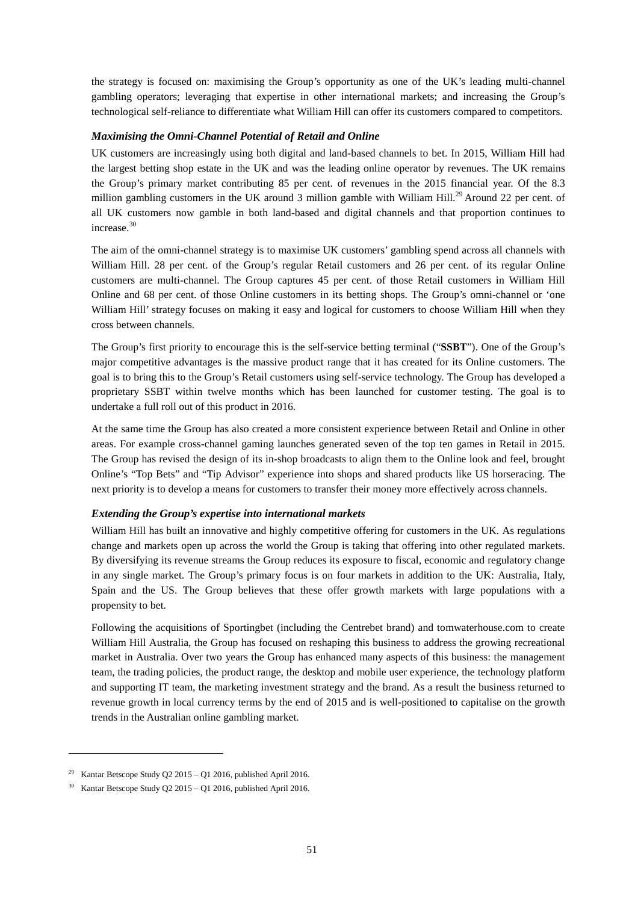the strategy is focused on: maximising the Group's opportunity as one of the UK's leading multi-channel gambling operators; leveraging that expertise in other international markets; and increasing the Group's technological self-reliance to differentiate what William Hill can offer its customers compared to competitors.

### *Maximising the Omni-Channel Potential of Retail and Online*

UK customers are increasingly using both digital and land-based channels to bet. In 2015, William Hill had the largest betting shop estate in the UK and was the leading online operator by revenues. The UK remains the Group's primary market contributing 85 per cent. of revenues in the 2015 financial year. Of the 8.3 million gambling customers in the UK around 3 million gamble with William Hill.[29] Around 22 per cent. of all UK customers now gamble in both land-based and digital channels and that proportion continues to increase.[30]

The aim of the omni-channel strategy is to maximise UK customers' gambling spend across all channels with William Hill. 28 per cent. of the Group's regular Retail customers and 26 per cent. of its regular Online customers are multi-channel. The Group captures 45 per cent. of those Retail customers in William Hill Online and 68 per cent. of those Online customers in its betting shops. The Group's omni-channel or 'one William Hill' strategy focuses on making it easy and logical for customers to choose William Hill when they cross between channels.

The Group's first priority to encourage this is the self-service betting terminal ("**SSBT**"). One of the Group's major competitive advantages is the massive product range that it has created for its Online customers. The goal is to bring this to the Group's Retail customers using self-service technology. The Group has developed a proprietary SSBT within twelve months which has been launched for customer testing. The goal is to undertake a full roll out of this product in 2016.

At the same time the Group has also created a more consistent experience between Retail and Online in other areas. For example cross-channel gaming launches generated seven of the top ten games in Retail in 2015. The Group has revised the design of its in-shop broadcasts to align them to the Online look and feel, brought Online's "Top Bets" and "Tip Advisor" experience into shops and shared products like US horseracing. The next priority is to develop a means for customers to transfer their money more effectively across channels.

### *Extending the Group's expertise into international markets*

William Hill has built an innovative and highly competitive offering for customers in the UK. As regulations change and markets open up across the world the Group is taking that offering into other regulated markets. By diversifying its revenue streams the Group reduces its exposure to fiscal, economic and regulatory change in any single market. The Group's primary focus is on four markets in addition to the UK: Australia, Italy, Spain and the US. The Group believes that these offer growth markets with large populations with a propensity to bet.

Following the acquisitions of Sportingbet (including the Centrebet brand) and tomwaterhouse.com to create William Hill Australia, the Group has focused on reshaping this business to address the growing recreational market in Australia. Over two years the Group has enhanced many aspects of this business: the management team, the trading policies, the product range, the desktop and mobile user experience, the technology platform and supporting IT team, the marketing investment strategy and the brand. As a result the business returned to revenue growth in local currency terms by the end of 2015 and is well-positioned to capitalise on the growth trends in the Australian online gambling market.

---

[29] Kantar Betscope Study Q2 2015 – Q1 2016, published April 2016.

[30] Kantar Betscope Study Q2 2015 – Q1 2016, published April 2016.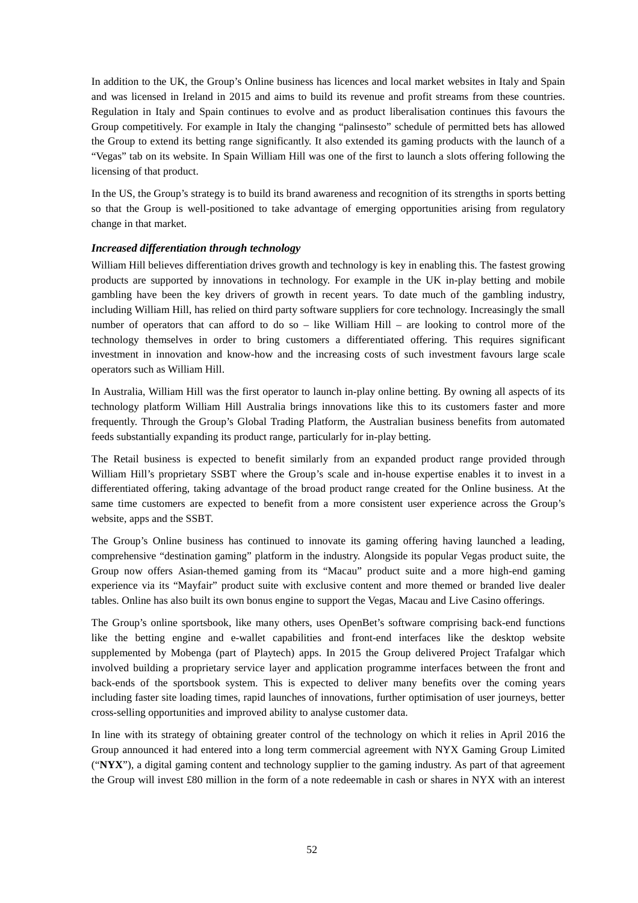In addition to the UK, the Group's Online business has licences and local market websites in Italy and Spain and was licensed in Ireland in 2015 and aims to build its revenue and profit streams from these countries. Regulation in Italy and Spain continues to evolve and as product liberalisation continues this favours the Group competitively. For example in Italy the changing "palinsesto" schedule of permitted bets has allowed the Group to extend its betting range significantly. It also extended its gaming products with the launch of a "Vegas" tab on its website. In Spain William Hill was one of the first to launch a slots offering following the licensing of that product.

In the US, the Group's strategy is to build its brand awareness and recognition of its strengths in sports betting so that the Group is well-positioned to take advantage of emerging opportunities arising from regulatory change in that market.

***Increased differentiation through technology***

William Hill believes differentiation drives growth and technology is key in enabling this. The fastest growing products are supported by innovations in technology. For example in the UK in-play betting and mobile gambling have been the key drivers of growth in recent years. To date much of the gambling industry, including William Hill, has relied on third party software suppliers for core technology. Increasingly the small number of operators that can afford to do so – like William Hill – are looking to control more of the technology themselves in order to bring customers a differentiated offering. This requires significant investment in innovation and know-how and the increasing costs of such investment favours large scale operators such as William Hill.

In Australia, William Hill was the first operator to launch in-play online betting. By owning all aspects of its technology platform William Hill Australia brings innovations like this to its customers faster and more frequently. Through the Group's Global Trading Platform, the Australian business benefits from automated feeds substantially expanding its product range, particularly for in-play betting.

The Retail business is expected to benefit similarly from an expanded product range provided through William Hill's proprietary SSBT where the Group's scale and in-house expertise enables it to invest in a differentiated offering, taking advantage of the broad product range created for the Online business. At the same time customers are expected to benefit from a more consistent user experience across the Group's website, apps and the SSBT.

The Group's Online business has continued to innovate its gaming offering having launched a leading, comprehensive "destination gaming" platform in the industry. Alongside its popular Vegas product suite, the Group now offers Asian-themed gaming from its "Macau" product suite and a more high-end gaming experience via its "Mayfair" product suite with exclusive content and more themed or branded live dealer tables. Online has also built its own bonus engine to support the Vegas, Macau and Live Casino offerings.

The Group's online sportsbook, like many others, uses OpenBet's software comprising back-end functions like the betting engine and e-wallet capabilities and front-end interfaces like the desktop website supplemented by Mobenga (part of Playtech) apps. In 2015 the Group delivered Project Trafalgar which involved building a proprietary service layer and application programme interfaces between the front and back-ends of the sportsbook system. This is expected to deliver many benefits over the coming years including faster site loading times, rapid launches of innovations, further optimisation of user journeys, better cross-selling opportunities and improved ability to analyse customer data.

In line with its strategy of obtaining greater control of the technology on which it relies in April 2016 the Group announced it had entered into a long term commercial agreement with NYX Gaming Group Limited ("**NYX**"), a digital gaming content and technology supplier to the gaming industry. As part of that agreement the Group will invest £80 million in the form of a note redeemable in cash or shares in NYX with an interest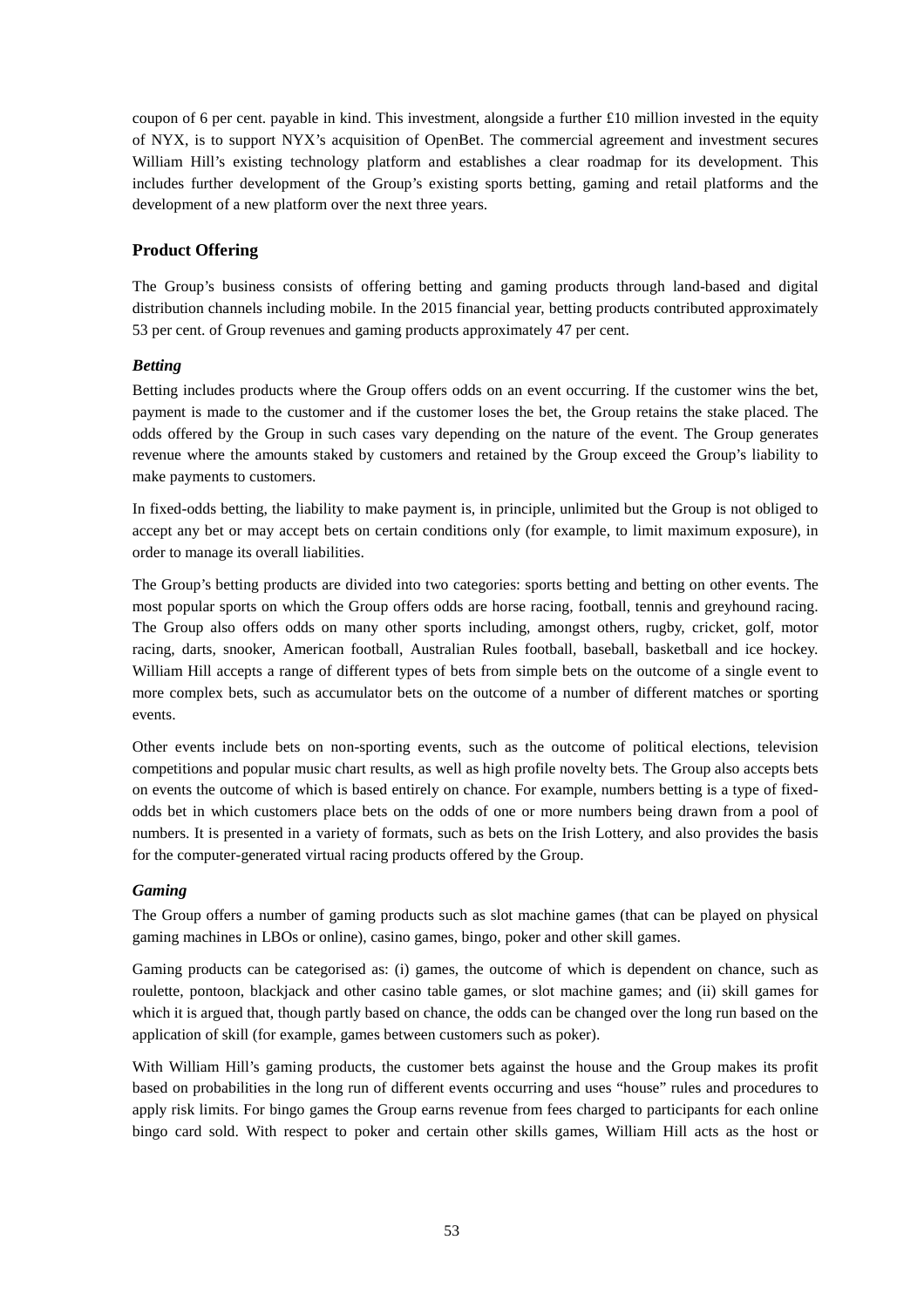coupon of 6 per cent. payable in kind. This investment, alongside a further £10 million invested in the equity of NYX, is to support NYX's acquisition of OpenBet. The commercial agreement and investment secures William Hill's existing technology platform and establishes a clear roadmap for its development. This includes further development of the Group's existing sports betting, gaming and retail platforms and the development of a new platform over the next three years.

## Product Offering

The Group's business consists of offering betting and gaming products through land-based and digital distribution channels including mobile. In the 2015 financial year, betting products contributed approximately 53 per cent. of Group revenues and gaming products approximately 47 per cent.

### *Betting*

Betting includes products where the Group offers odds on an event occurring. If the customer wins the bet, payment is made to the customer and if the customer loses the bet, the Group retains the stake placed. The odds offered by the Group in such cases vary depending on the nature of the event. The Group generates revenue where the amounts staked by customers and retained by the Group exceed the Group's liability to make payments to customers.

In fixed-odds betting, the liability to make payment is, in principle, unlimited but the Group is not obliged to accept any bet or may accept bets on certain conditions only (for example, to limit maximum exposure), in order to manage its overall liabilities.

The Group's betting products are divided into two categories: sports betting and betting on other events. The most popular sports on which the Group offers odds are horse racing, football, tennis and greyhound racing. The Group also offers odds on many other sports including, amongst others, rugby, cricket, golf, motor racing, darts, snooker, American football, Australian Rules football, baseball, basketball and ice hockey. William Hill accepts a range of different types of bets from simple bets on the outcome of a single event to more complex bets, such as accumulator bets on the outcome of a number of different matches or sporting events.

Other events include bets on non-sporting events, such as the outcome of political elections, television competitions and popular music chart results, as well as high profile novelty bets. The Group also accepts bets on events the outcome of which is based entirely on chance. For example, numbers betting is a type of fixed-odds bet in which customers place bets on the odds of one or more numbers being drawn from a pool of numbers. It is presented in a variety of formats, such as bets on the Irish Lottery, and also provides the basis for the computer-generated virtual racing products offered by the Group.

### *Gaming*

The Group offers a number of gaming products such as slot machine games (that can be played on physical gaming machines in LBOs or online), casino games, bingo, poker and other skill games.

Gaming products can be categorised as: (i) games, the outcome of which is dependent on chance, such as roulette, pontoon, blackjack and other casino table games, or slot machine games; and (ii) skill games for which it is argued that, though partly based on chance, the odds can be changed over the long run based on the application of skill (for example, games between customers such as poker).

With William Hill's gaming products, the customer bets against the house and the Group makes its profit based on probabilities in the long run of different events occurring and uses "house" rules and procedures to apply risk limits. For bingo games the Group earns revenue from fees charged to participants for each online bingo card sold. With respect to poker and certain other skills games, William Hill acts as the host or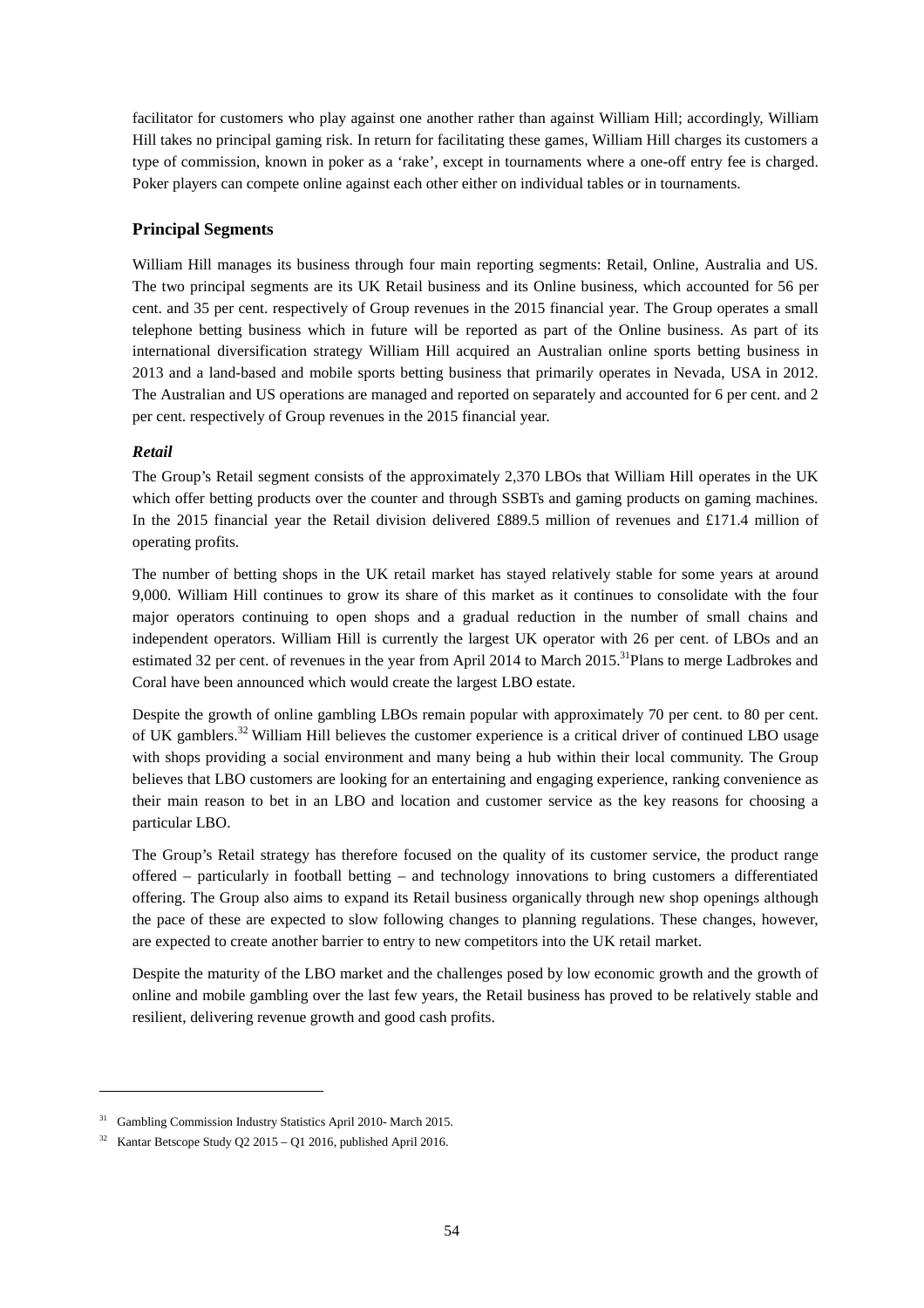facilitator for customers who play against one another rather than against William Hill; accordingly, William Hill takes no principal gaming risk. In return for facilitating these games, William Hill charges its customers a type of commission, known in poker as a 'rake', except in tournaments where a one-off entry fee is charged. Poker players can compete online against each other either on individual tables or in tournaments.

## Principal Segments

William Hill manages its business through four main reporting segments: Retail, Online, Australia and US. The two principal segments are its UK Retail business and its Online business, which accounted for 56 per cent. and 35 per cent. respectively of Group revenues in the 2015 financial year. The Group operates a small telephone betting business which in future will be reported as part of the Online business. As part of its international diversification strategy William Hill acquired an Australian online sports betting business in 2013 and a land-based and mobile sports betting business that primarily operates in Nevada, USA in 2012. The Australian and US operations are managed and reported on separately and accounted for 6 per cent. and 2 per cent. respectively of Group revenues in the 2015 financial year.

### *Retail*

The Group's Retail segment consists of the approximately 2,370 LBOs that William Hill operates in the UK which offer betting products over the counter and through SSBTs and gaming products on gaming machines. In the 2015 financial year the Retail division delivered £889.5 million of revenues and £171.4 million of operating profits.

The number of betting shops in the UK retail market has stayed relatively stable for some years at around 9,000. William Hill continues to grow its share of this market as it continues to consolidate with the four major operators continuing to open shops and a gradual reduction in the number of small chains and independent operators. William Hill is currently the largest UK operator with 26 per cent. of LBOs and an estimated 32 per cent. of revenues in the year from April 2014 to March 2015.[31] Plans to merge Ladbrokes and Coral have been announced which would create the largest LBO estate.

Despite the growth of online gambling LBOs remain popular with approximately 70 per cent. to 80 per cent. of UK gamblers.[32] William Hill believes the customer experience is a critical driver of continued LBO usage with shops providing a social environment and many being a hub within their local community. The Group believes that LBO customers are looking for an entertaining and engaging experience, ranking convenience as their main reason to bet in an LBO and location and customer service as the key reasons for choosing a particular LBO.

The Group's Retail strategy has therefore focused on the quality of its customer service, the product range offered – particularly in football betting – and technology innovations to bring customers a differentiated offering. The Group also aims to expand its Retail business organically through new shop openings although the pace of these are expected to slow following changes to planning regulations. These changes, however, are expected to create another barrier to entry to new competitors into the UK retail market.

Despite the maturity of the LBO market and the challenges posed by low economic growth and the growth of online and mobile gambling over the last few years, the Retail business has proved to be relatively stable and resilient, delivering revenue growth and good cash profits.

---

[31] Gambling Commission Industry Statistics April 2010- March 2015.

[32] Kantar Betscope Study Q2 2015 – Q1 2016, published April 2016.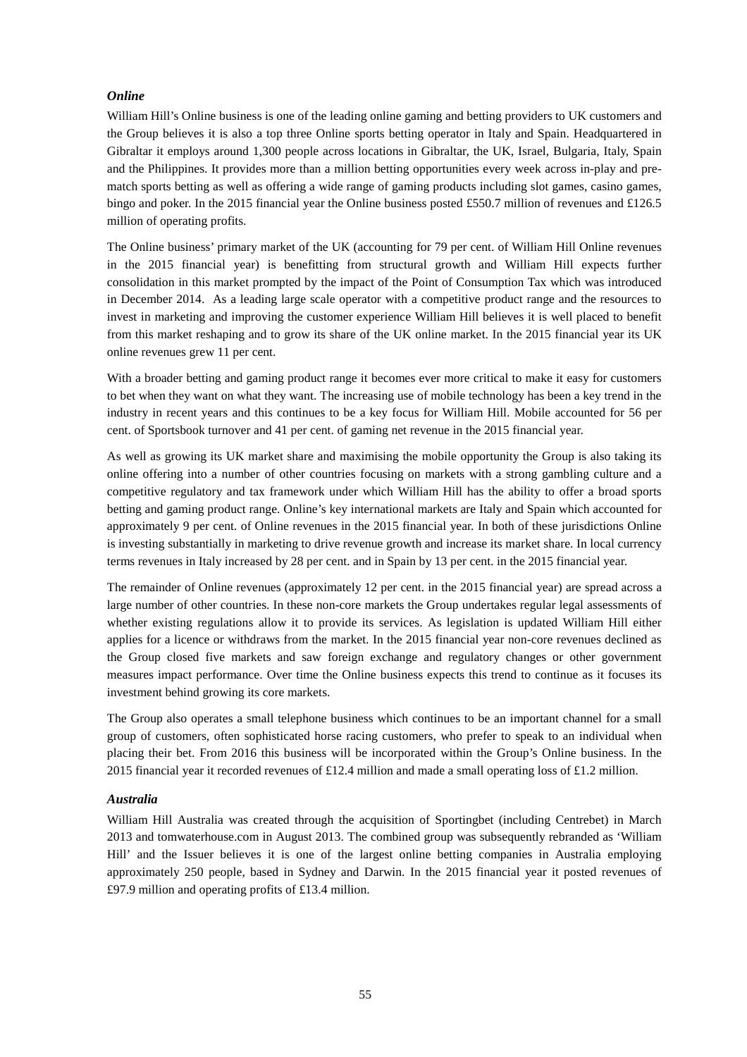### *Online*

William Hill's Online business is one of the leading online gaming and betting providers to UK customers and the Group believes it is also a top three Online sports betting operator in Italy and Spain. Headquartered in Gibraltar it employs around 1,300 people across locations in Gibraltar, the UK, Israel, Bulgaria, Italy, Spain and the Philippines. It provides more than a million betting opportunities every week across in-play and pre-match sports betting as well as offering a wide range of gaming products including slot games, casino games, bingo and poker. In the 2015 financial year the Online business posted £550.7 million of revenues and £126.5 million of operating profits.

The Online business' primary market of the UK (accounting for 79 per cent. of William Hill Online revenues in the 2015 financial year) is benefitting from structural growth and William Hill expects further consolidation in this market prompted by the impact of the Point of Consumption Tax which was introduced in December 2014. As a leading large scale operator with a competitive product range and the resources to invest in marketing and improving the customer experience William Hill believes it is well placed to benefit from this market reshaping and to grow its share of the UK online market. In the 2015 financial year its UK online revenues grew 11 per cent.

With a broader betting and gaming product range it becomes ever more critical to make it easy for customers to bet when they want on what they want. The increasing use of mobile technology has been a key trend in the industry in recent years and this continues to be a key focus for William Hill. Mobile accounted for 56 per cent. of Sportsbook turnover and 41 per cent. of gaming net revenue in the 2015 financial year.

As well as growing its UK market share and maximising the mobile opportunity the Group is also taking its online offering into a number of other countries focusing on markets with a strong gambling culture and a competitive regulatory and tax framework under which William Hill has the ability to offer a broad sports betting and gaming product range. Online's key international markets are Italy and Spain which accounted for approximately 9 per cent. of Online revenues in the 2015 financial year. In both of these jurisdictions Online is investing substantially in marketing to drive revenue growth and increase its market share. In local currency terms revenues in Italy increased by 28 per cent. and in Spain by 13 per cent. in the 2015 financial year.

The remainder of Online revenues (approximately 12 per cent. in the 2015 financial year) are spread across a large number of other countries. In these non-core markets the Group undertakes regular legal assessments of whether existing regulations allow it to provide its services. As legislation is updated William Hill either applies for a licence or withdraws from the market. In the 2015 financial year non-core revenues declined as the Group closed five markets and saw foreign exchange and regulatory changes or other government measures impact performance. Over time the Online business expects this trend to continue as it focuses its investment behind growing its core markets.

The Group also operates a small telephone business which continues to be an important channel for a small group of customers, often sophisticated horse racing customers, who prefer to speak to an individual when placing their bet. From 2016 this business will be incorporated within the Group's Online business. In the 2015 financial year it recorded revenues of £12.4 million and made a small operating loss of £1.2 million.

### *Australia*

William Hill Australia was created through the acquisition of Sportingbet (including Centrebet) in March 2013 and tomwaterhouse.com in August 2013. The combined group was subsequently rebranded as 'William Hill' and the Issuer believes it is one of the largest online betting companies in Australia employing approximately 250 people, based in Sydney and Darwin. In the 2015 financial year it posted revenues of £97.9 million and operating profits of £13.4 million.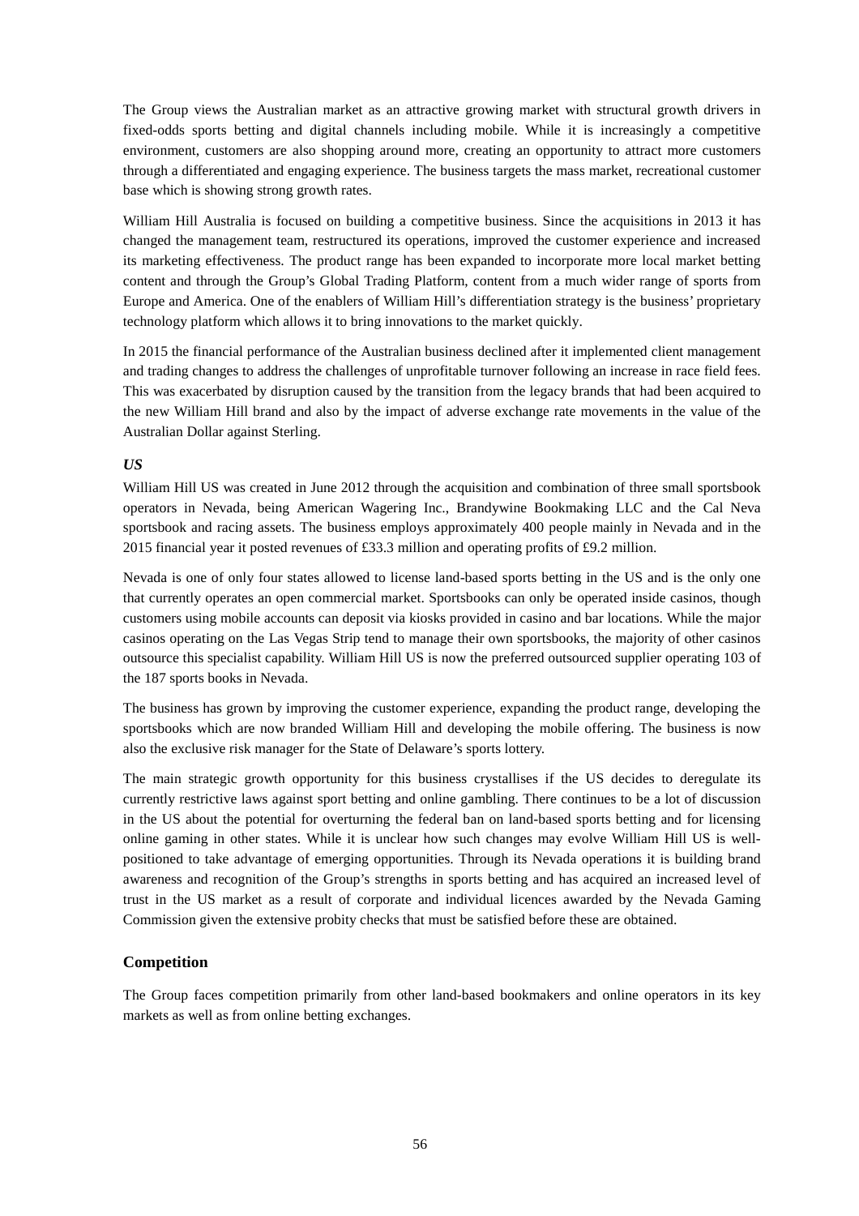The Group views the Australian market as an attractive growing market with structural growth drivers in fixed-odds sports betting and digital channels including mobile. While it is increasingly a competitive environment, customers are also shopping around more, creating an opportunity to attract more customers through a differentiated and engaging experience. The business targets the mass market, recreational customer base which is showing strong growth rates.

William Hill Australia is focused on building a competitive business. Since the acquisitions in 2013 it has changed the management team, restructured its operations, improved the customer experience and increased its marketing effectiveness. The product range has been expanded to incorporate more local market betting content and through the Group's Global Trading Platform, content from a much wider range of sports from Europe and America. One of the enablers of William Hill's differentiation strategy is the business' proprietary technology platform which allows it to bring innovations to the market quickly.

In 2015 the financial performance of the Australian business declined after it implemented client management and trading changes to address the challenges of unprofitable turnover following an increase in race field fees. This was exacerbated by disruption caused by the transition from the legacy brands that had been acquired to the new William Hill brand and also by the impact of adverse exchange rate movements in the value of the Australian Dollar against Sterling.

***US***

William Hill US was created in June 2012 through the acquisition and combination of three small sportsbook operators in Nevada, being American Wagering Inc., Brandywine Bookmaking LLC and the Cal Neva sportsbook and racing assets. The business employs approximately 400 people mainly in Nevada and in the 2015 financial year it posted revenues of £33.3 million and operating profits of £9.2 million.

Nevada is one of only four states allowed to license land-based sports betting in the US and is the only one that currently operates an open commercial market. Sportsbooks can only be operated inside casinos, though customers using mobile accounts can deposit via kiosks provided in casino and bar locations. While the major casinos operating on the Las Vegas Strip tend to manage their own sportsbooks, the majority of other casinos outsource this specialist capability. William Hill US is now the preferred outsourced supplier operating 103 of the 187 sports books in Nevada.

The business has grown by improving the customer experience, expanding the product range, developing the sportsbooks which are now branded William Hill and developing the mobile offering. The business is now also the exclusive risk manager for the State of Delaware's sports lottery.

The main strategic growth opportunity for this business crystallises if the US decides to deregulate its currently restrictive laws against sport betting and online gambling. There continues to be a lot of discussion in the US about the potential for overturning the federal ban on land-based sports betting and for licensing online gaming in other states. While it is unclear how such changes may evolve William Hill US is well-positioned to take advantage of emerging opportunities. Through its Nevada operations it is building brand awareness and recognition of the Group's strengths in sports betting and has acquired an increased level of trust in the US market as a result of corporate and individual licences awarded by the Nevada Gaming Commission given the extensive probity checks that must be satisfied before these are obtained.

## Competition

The Group faces competition primarily from other land-based bookmakers and online operators in its key markets as well as from online betting exchanges.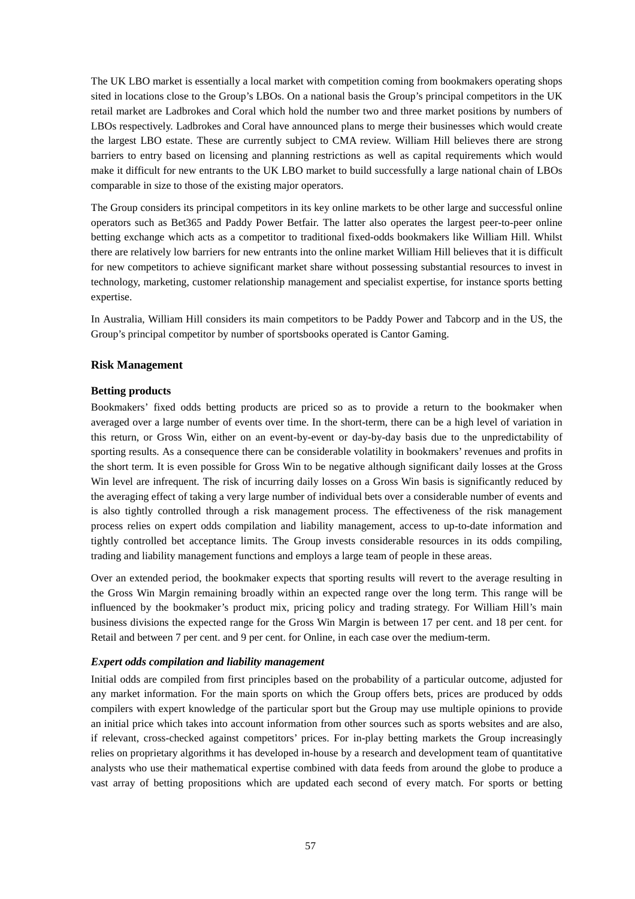The UK LBO market is essentially a local market with competition coming from bookmakers operating shops sited in locations close to the Group's LBOs. On a national basis the Group's principal competitors in the UK retail market are Ladbrokes and Coral which hold the number two and three market positions by numbers of LBOs respectively. Ladbrokes and Coral have announced plans to merge their businesses which would create the largest LBO estate. These are currently subject to CMA review. William Hill believes there are strong barriers to entry based on licensing and planning restrictions as well as capital requirements which would make it difficult for new entrants to the UK LBO market to build successfully a large national chain of LBOs comparable in size to those of the existing major operators.

The Group considers its principal competitors in its key online markets to be other large and successful online operators such as Bet365 and Paddy Power Betfair. The latter also operates the largest peer-to-peer online betting exchange which acts as a competitor to traditional fixed-odds bookmakers like William Hill. Whilst there are relatively low barriers for new entrants into the online market William Hill believes that it is difficult for new competitors to achieve significant market share without possessing substantial resources to invest in technology, marketing, customer relationship management and specialist expertise, for instance sports betting expertise.

In Australia, William Hill considers its main competitors to be Paddy Power and Tabcorp and in the US, the Group's principal competitor by number of sportsbooks operated is Cantor Gaming.

## Risk Management

### Betting products

Bookmakers' fixed odds betting products are priced so as to provide a return to the bookmaker when averaged over a large number of events over time. In the short-term, there can be a high level of variation in this return, or Gross Win, either on an event-by-event or day-by-day basis due to the unpredictability of sporting results. As a consequence there can be considerable volatility in bookmakers' revenues and profits in the short term. It is even possible for Gross Win to be negative although significant daily losses at the Gross Win level are infrequent. The risk of incurring daily losses on a Gross Win basis is significantly reduced by the averaging effect of taking a very large number of individual bets over a considerable number of events and is also tightly controlled through a risk management process. The effectiveness of the risk management process relies on expert odds compilation and liability management, access to up-to-date information and tightly controlled bet acceptance limits. The Group invests considerable resources in its odds compiling, trading and liability management functions and employs a large team of people in these areas.

Over an extended period, the bookmaker expects that sporting results will revert to the average resulting in the Gross Win Margin remaining broadly within an expected range over the long term. This range will be influenced by the bookmaker's product mix, pricing policy and trading strategy. For William Hill's main business divisions the expected range for the Gross Win Margin is between 17 per cent. and 18 per cent. for Retail and between 7 per cent. and 9 per cent. for Online, in each case over the medium-term.

#### *Expert odds compilation and liability management*

Initial odds are compiled from first principles based on the probability of a particular outcome, adjusted for any market information. For the main sports on which the Group offers bets, prices are produced by odds compilers with expert knowledge of the particular sport but the Group may use multiple opinions to provide an initial price which takes into account information from other sources such as sports websites and are also, if relevant, cross-checked against competitors' prices. For in-play betting markets the Group increasingly relies on proprietary algorithms it has developed in-house by a research and development team of quantitative analysts who use their mathematical expertise combined with data feeds from around the globe to produce a vast array of betting propositions which are updated each second of every match. For sports or betting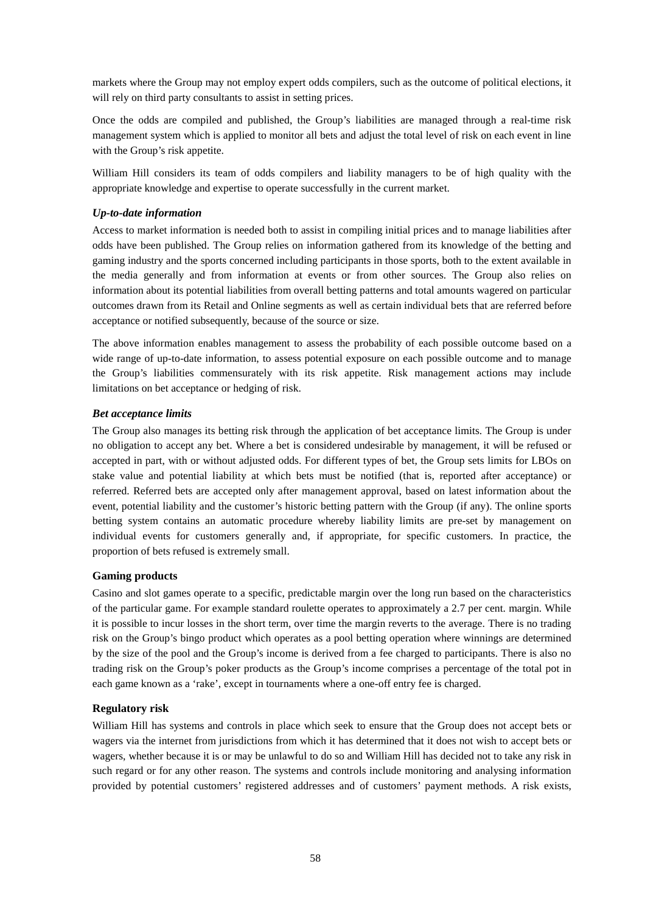markets where the Group may not employ expert odds compilers, such as the outcome of political elections, it will rely on third party consultants to assist in setting prices.

Once the odds are compiled and published, the Group's liabilities are managed through a real-time risk management system which is applied to monitor all bets and adjust the total level of risk on each event in line with the Group's risk appetite.

William Hill considers its team of odds compilers and liability managers to be of high quality with the appropriate knowledge and expertise to operate successfully in the current market.

***Up-to-date information***

Access to market information is needed both to assist in compiling initial prices and to manage liabilities after odds have been published. The Group relies on information gathered from its knowledge of the betting and gaming industry and the sports concerned including participants in those sports, both to the extent available in the media generally and from information at events or from other sources. The Group also relies on information about its potential liabilities from overall betting patterns and total amounts wagered on particular outcomes drawn from its Retail and Online segments as well as certain individual bets that are referred before acceptance or notified subsequently, because of the source or size.

The above information enables management to assess the probability of each possible outcome based on a wide range of up-to-date information, to assess potential exposure on each possible outcome and to manage the Group's liabilities commensurately with its risk appetite. Risk management actions may include limitations on bet acceptance or hedging of risk.

***Bet acceptance limits***

The Group also manages its betting risk through the application of bet acceptance limits. The Group is under no obligation to accept any bet. Where a bet is considered undesirable by management, it will be refused or accepted in part, with or without adjusted odds. For different types of bet, the Group sets limits for LBOs on stake value and potential liability at which bets must be notified (that is, reported after acceptance) or referred. Referred bets are accepted only after management approval, based on latest information about the event, potential liability and the customer's historic betting pattern with the Group (if any). The online sports betting system contains an automatic procedure whereby liability limits are pre-set by management on individual events for customers generally and, if appropriate, for specific customers. In practice, the proportion of bets refused is extremely small.

**Gaming products**

Casino and slot games operate to a specific, predictable margin over the long run based on the characteristics of the particular game. For example standard roulette operates to approximately a 2.7 per cent. margin. While it is possible to incur losses in the short term, over time the margin reverts to the average. There is no trading risk on the Group's bingo product which operates as a pool betting operation where winnings are determined by the size of the pool and the Group's income is derived from a fee charged to participants. There is also no trading risk on the Group's poker products as the Group's income comprises a percentage of the total pot in each game known as a 'rake', except in tournaments where a one-off entry fee is charged.

**Regulatory risk**

William Hill has systems and controls in place which seek to ensure that the Group does not accept bets or wagers via the internet from jurisdictions from which it has determined that it does not wish to accept bets or wagers, whether because it is or may be unlawful to do so and William Hill has decided not to take any risk in such regard or for any other reason. The systems and controls include monitoring and analysing information provided by potential customers' registered addresses and of customers' payment methods. A risk exists,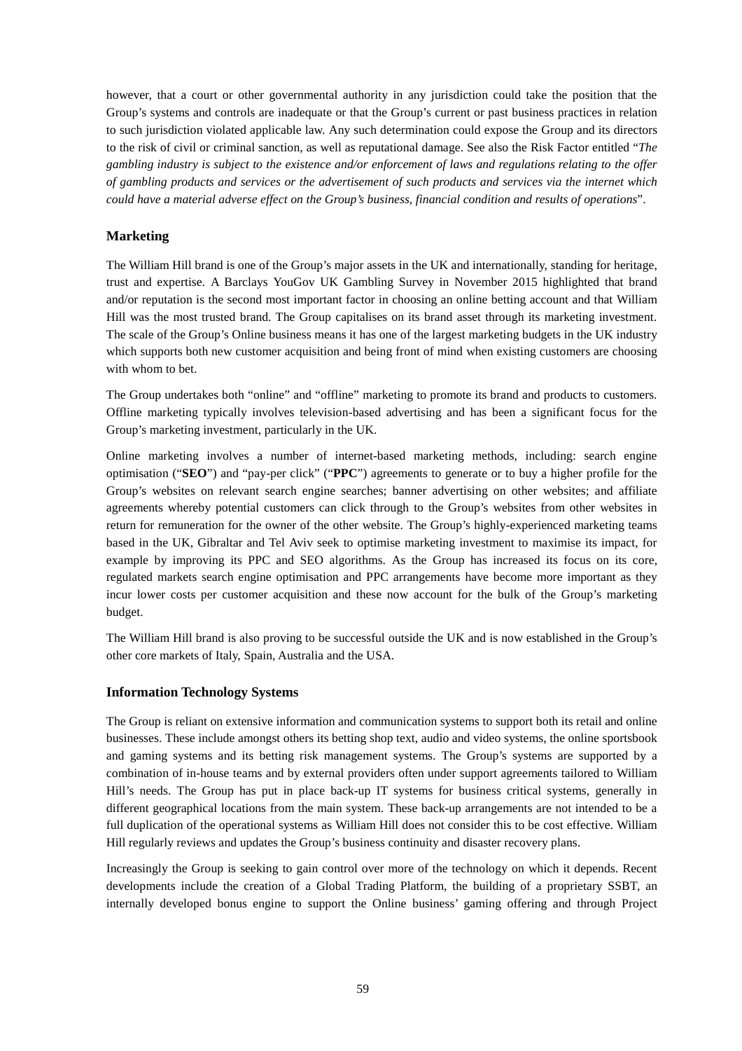however, that a court or other governmental authority in any jurisdiction could take the position that the Group's systems and controls are inadequate or that the Group's current or past business practices in relation to such jurisdiction violated applicable law. Any such determination could expose the Group and its directors to the risk of civil or criminal sanction, as well as reputational damage. See also the Risk Factor entitled "*The gambling industry is subject to the existence and/or enforcement of laws and regulations relating to the offer of gambling products and services or the advertisement of such products and services via the internet which could have a material adverse effect on the Group's business, financial condition and results of operations*".

### Marketing

The William Hill brand is one of the Group's major assets in the UK and internationally, standing for heritage, trust and expertise. A Barclays YouGov UK Gambling Survey in November 2015 highlighted that brand and/or reputation is the second most important factor in choosing an online betting account and that William Hill was the most trusted brand. The Group capitalises on its brand asset through its marketing investment. The scale of the Group's Online business means it has one of the largest marketing budgets in the UK industry which supports both new customer acquisition and being front of mind when existing customers are choosing with whom to bet.

The Group undertakes both "online" and "offline" marketing to promote its brand and products to customers. Offline marketing typically involves television-based advertising and has been a significant focus for the Group's marketing investment, particularly in the UK.

Online marketing involves a number of internet-based marketing methods, including: search engine optimisation ("**SEO**") and "pay-per click" ("**PPC**") agreements to generate or to buy a higher profile for the Group's websites on relevant search engine searches; banner advertising on other websites; and affiliate agreements whereby potential customers can click through to the Group's websites from other websites in return for remuneration for the owner of the other website. The Group's highly-experienced marketing teams based in the UK, Gibraltar and Tel Aviv seek to optimise marketing investment to maximise its impact, for example by improving its PPC and SEO algorithms. As the Group has increased its focus on its core, regulated markets search engine optimisation and PPC arrangements have become more important as they incur lower costs per customer acquisition and these now account for the bulk of the Group's marketing budget.

The William Hill brand is also proving to be successful outside the UK and is now established in the Group's other core markets of Italy, Spain, Australia and the USA.

### Information Technology Systems

The Group is reliant on extensive information and communication systems to support both its retail and online businesses. These include amongst others its betting shop text, audio and video systems, the online sportsbook and gaming systems and its betting risk management systems. The Group's systems are supported by a combination of in-house teams and by external providers often under support agreements tailored to William Hill's needs. The Group has put in place back-up IT systems for business critical systems, generally in different geographical locations from the main system. These back-up arrangements are not intended to be a full duplication of the operational systems as William Hill does not consider this to be cost effective. William Hill regularly reviews and updates the Group's business continuity and disaster recovery plans.

Increasingly the Group is seeking to gain control over more of the technology on which it depends. Recent developments include the creation of a Global Trading Platform, the building of a proprietary SSBT, an internally developed bonus engine to support the Online business' gaming offering and through Project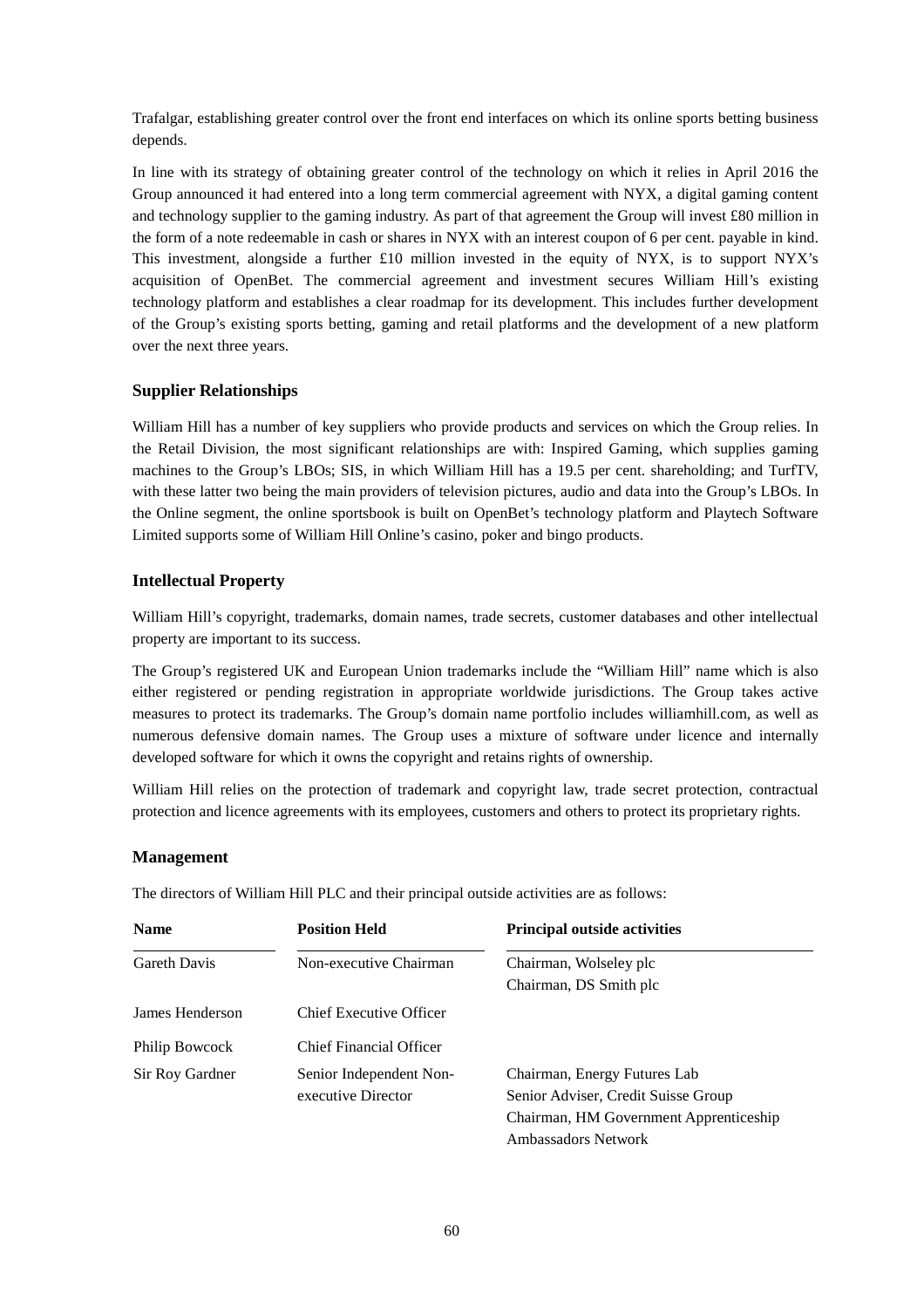Trafalgar, establishing greater control over the front end interfaces on which its online sports betting business depends.

In line with its strategy of obtaining greater control of the technology on which it relies in April 2016 the Group announced it had entered into a long term commercial agreement with NYX, a digital gaming content and technology supplier to the gaming industry. As part of that agreement the Group will invest £80 million in the form of a note redeemable in cash or shares in NYX with an interest coupon of 6 per cent. payable in kind. This investment, alongside a further £10 million invested in the equity of NYX, is to support NYX's acquisition of OpenBet. The commercial agreement and investment secures William Hill's existing technology platform and establishes a clear roadmap for its development. This includes further development of the Group's existing sports betting, gaming and retail platforms and the development of a new platform over the next three years.

### Supplier Relationships

William Hill has a number of key suppliers who provide products and services on which the Group relies. In the Retail Division, the most significant relationships are with: Inspired Gaming, which supplies gaming machines to the Group's LBOs; SIS, in which William Hill has a 19.5 per cent. shareholding; and TurfTV, with these latter two being the main providers of television pictures, audio and data into the Group's LBOs. In the Online segment, the online sportsbook is built on OpenBet's technology platform and Playtech Software Limited supports some of William Hill Online's casino, poker and bingo products.

### Intellectual Property

William Hill's copyright, trademarks, domain names, trade secrets, customer databases and other intellectual property are important to its success.

The Group's registered UK and European Union trademarks include the "William Hill" name which is also either registered or pending registration in appropriate worldwide jurisdictions. The Group takes active measures to protect its trademarks. The Group's domain name portfolio includes williamhill.com, as well as numerous defensive domain names. The Group uses a mixture of software under licence and internally developed software for which it owns the copyright and retains rights of ownership.

William Hill relies on the protection of trademark and copyright law, trade secret protection, contractual protection and licence agreements with its employees, customers and others to protect its proprietary rights.

### Management

The directors of William Hill PLC and their principal outside activities are as follows:

| Name | Position Held | Principal outside activities |
|---|---|---|
| Gareth Davis | Non-executive Chairman | Chairman, Wolseley plc<br>Chairman, DS Smith plc |
| James Henderson | Chief Executive Officer | |
| Philip Bowcock | Chief Financial Officer | |
| Sir Roy Gardner | Senior Independent Non-executive Director | Chairman, Energy Futures Lab<br>Senior Adviser, Credit Suisse Group<br>Chairman, HM Government Apprenticeship Ambassadors Network |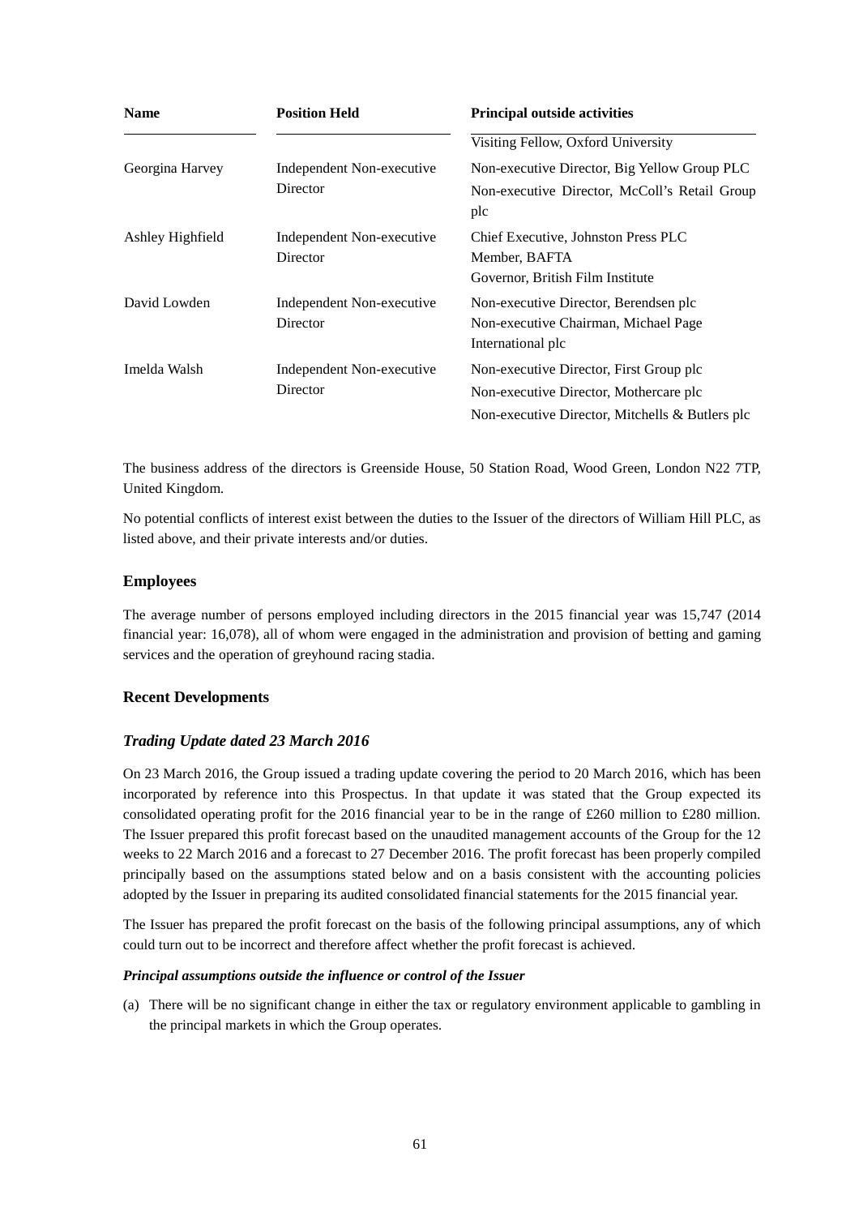| Name | Position Held | Principal outside activities |
|---|---|---|
| | | Visiting Fellow, Oxford University |
| Georgina Harvey | Independent Non-executive Director | Non-executive Director, Big Yellow Group PLC<br>Non-executive Director, McColl's Retail Group plc |
| Ashley Highfield | Independent Non-executive Director | Chief Executive, Johnston Press PLC<br>Member, BAFTA<br>Governor, British Film Institute |
| David Lowden | Independent Non-executive Director | Non-executive Director, Berendsen plc<br>Non-executive Chairman, Michael Page International plc |
| Imelda Walsh | Independent Non-executive Director | Non-executive Director, First Group plc<br>Non-executive Director, Mothercare plc<br>Non-executive Director, Mitchells & Butlers plc |

The business address of the directors is Greenside House, 50 Station Road, Wood Green, London N22 7TP, United Kingdom.

No potential conflicts of interest exist between the duties to the Issuer of the directors of William Hill PLC, as listed above, and their private interests and/or duties.

## Employees

The average number of persons employed including directors in the 2015 financial year was 15,747 (2014 financial year: 16,078), all of whom were engaged in the administration and provision of betting and gaming services and the operation of greyhound racing stadia.

## Recent Developments

### *Trading Update dated 23 March 2016*

On 23 March 2016, the Group issued a trading update covering the period to 20 March 2016, which has been incorporated by reference into this Prospectus. In that update it was stated that the Group expected its consolidated operating profit for the 2016 financial year to be in the range of £260 million to £280 million. The Issuer prepared this profit forecast based on the unaudited management accounts of the Group for the 12 weeks to 22 March 2016 and a forecast to 27 December 2016. The profit forecast has been properly compiled principally based on the assumptions stated below and on a basis consistent with the accounting policies adopted by the Issuer in preparing its audited consolidated financial statements for the 2015 financial year.

The Issuer has prepared the profit forecast on the basis of the following principal assumptions, any of which could turn out to be incorrect and therefore affect whether the profit forecast is achieved.

***Principal assumptions outside the influence or control of the Issuer***

(a) There will be no significant change in either the tax or regulatory environment applicable to gambling in the principal markets in which the Group operates.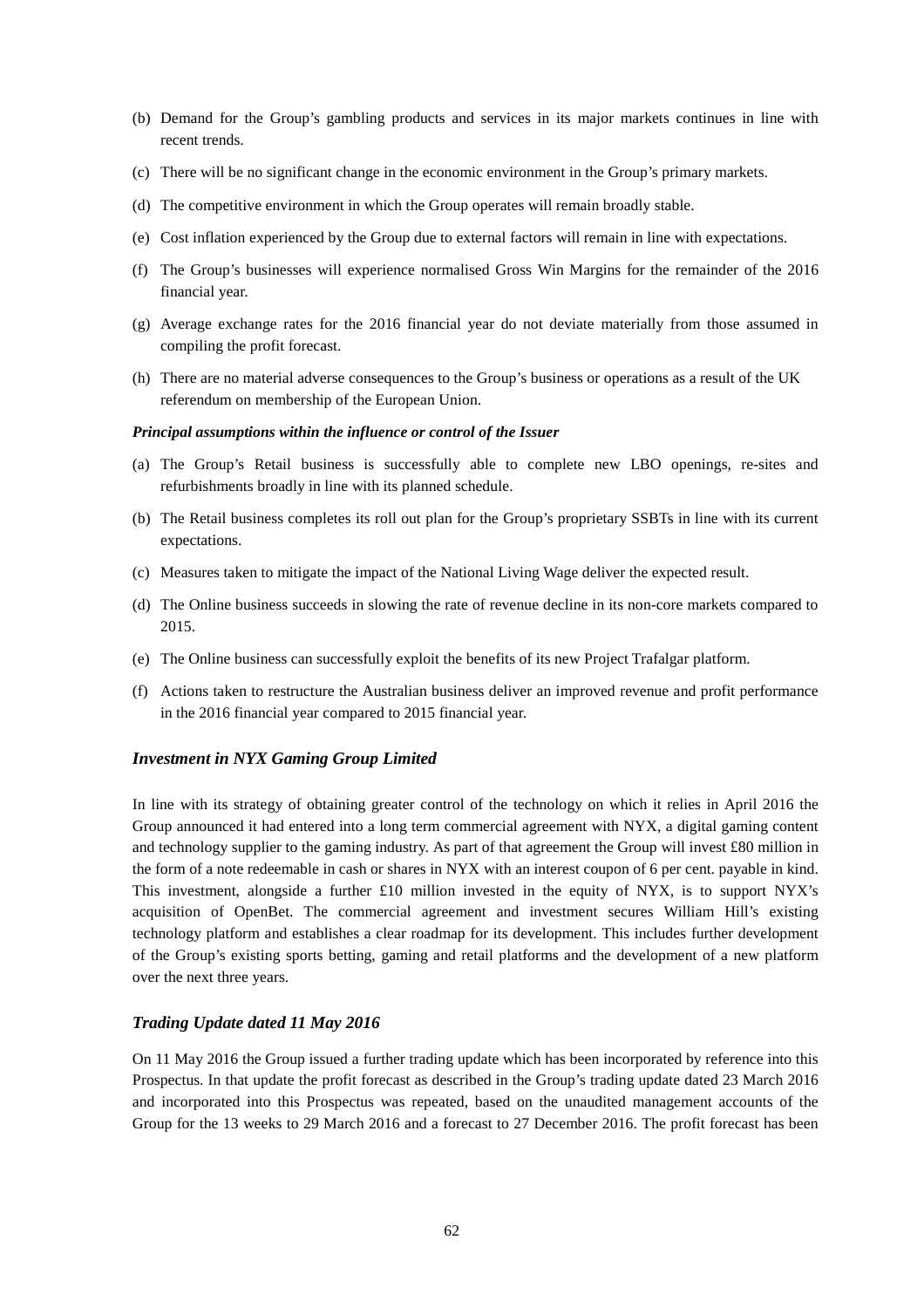(b) Demand for the Group's gambling products and services in its major markets continues in line with recent trends.

(c) There will be no significant change in the economic environment in the Group's primary markets.

(d) The competitive environment in which the Group operates will remain broadly stable.

(e) Cost inflation experienced by the Group due to external factors will remain in line with expectations.

(f) The Group's businesses will experience normalised Gross Win Margins for the remainder of the 2016 financial year.

(g) Average exchange rates for the 2016 financial year do not deviate materially from those assumed in compiling the profit forecast.

(h) There are no material adverse consequences to the Group's business or operations as a result of the UK referendum on membership of the European Union.

***Principal assumptions within the influence or control of the Issuer***

(a) The Group's Retail business is successfully able to complete new LBO openings, re-sites and refurbishments broadly in line with its planned schedule.

(b) The Retail business completes its roll out plan for the Group's proprietary SSBTs in line with its current expectations.

(c) Measures taken to mitigate the impact of the National Living Wage deliver the expected result.

(d) The Online business succeeds in slowing the rate of revenue decline in its non-core markets compared to 2015.

(e) The Online business can successfully exploit the benefits of its new Project Trafalgar platform.

(f) Actions taken to restructure the Australian business deliver an improved revenue and profit performance in the 2016 financial year compared to 2015 financial year.

### *Investment in NYX Gaming Group Limited*

In line with its strategy of obtaining greater control of the technology on which it relies in April 2016 the Group announced it had entered into a long term commercial agreement with NYX, a digital gaming content and technology supplier to the gaming industry. As part of that agreement the Group will invest £80 million in the form of a note redeemable in cash or shares in NYX with an interest coupon of 6 per cent. payable in kind. This investment, alongside a further £10 million invested in the equity of NYX, is to support NYX's acquisition of OpenBet. The commercial agreement and investment secures William Hill's existing technology platform and establishes a clear roadmap for its development. This includes further development of the Group's existing sports betting, gaming and retail platforms and the development of a new platform over the next three years.

### *Trading Update dated 11 May 2016*

On 11 May 2016 the Group issued a further trading update which has been incorporated by reference into this Prospectus. In that update the profit forecast as described in the Group's trading update dated 23 March 2016 and incorporated into this Prospectus was repeated, based on the unaudited management accounts of the Group for the 13 weeks to 29 March 2016 and a forecast to 27 December 2016. The profit forecast has been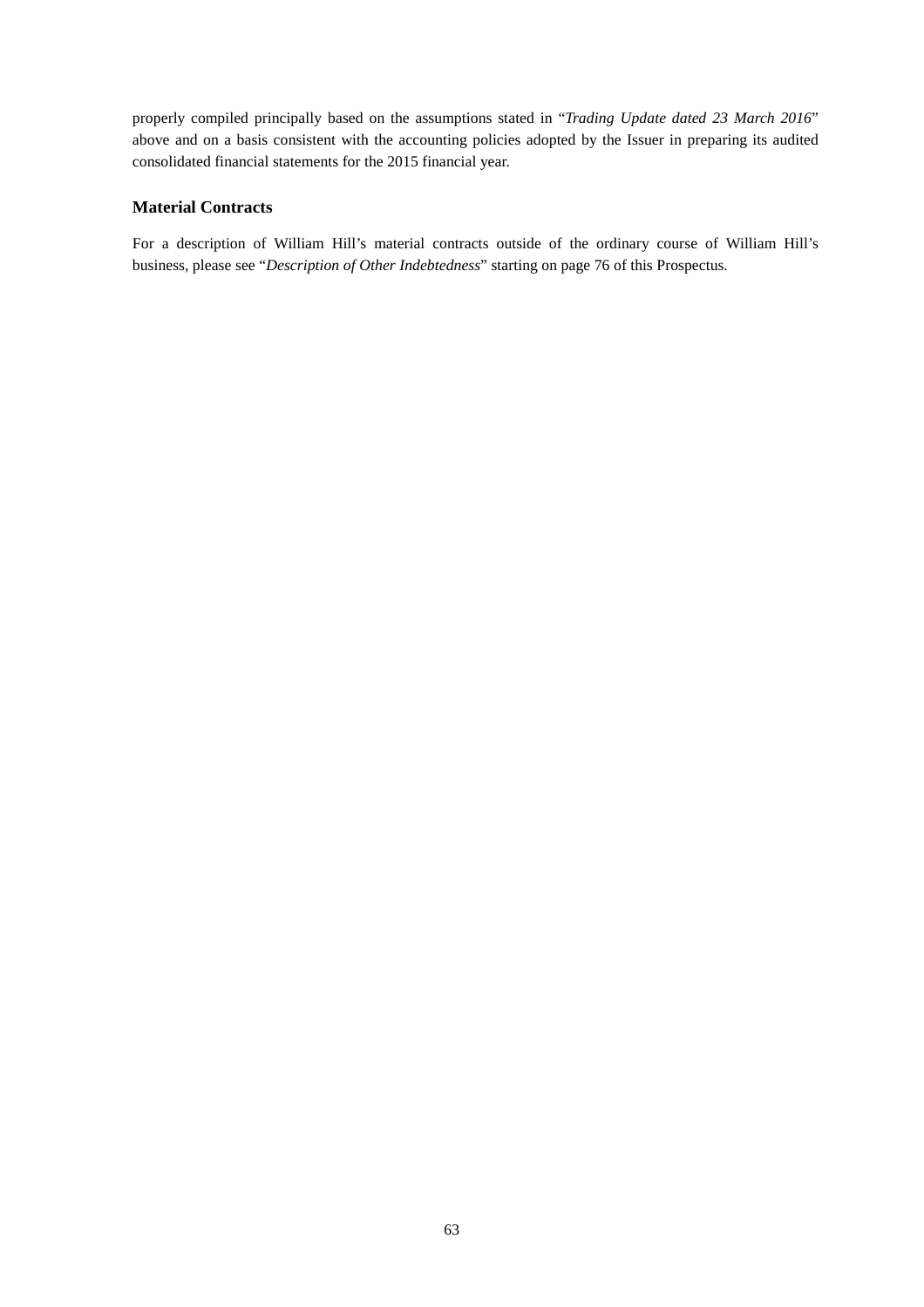properly compiled principally based on the assumptions stated in "*Trading Update dated 23 March 2016*" above and on a basis consistent with the accounting policies adopted by the Issuer in preparing its audited consolidated financial statements for the 2015 financial year.

### Material Contracts

For a description of William Hill's material contracts outside of the ordinary course of William Hill's business, please see "*Description of Other Indebtedness*" starting on page 76 of this Prospectus.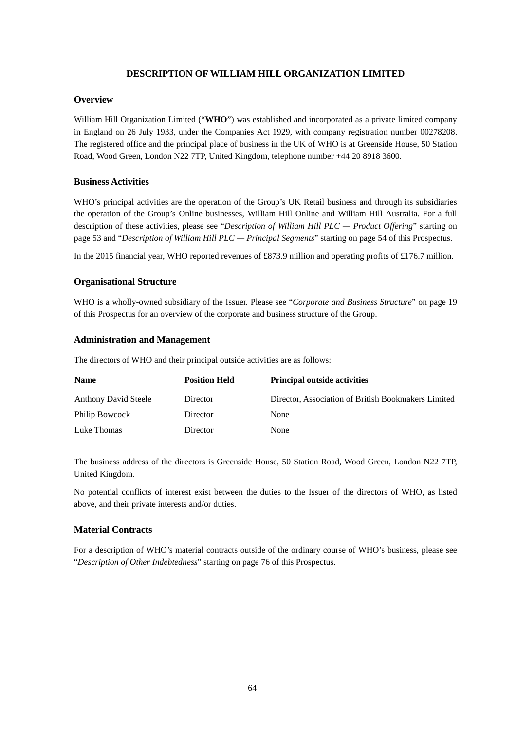# DESCRIPTION OF WILLIAM HILL ORGANIZATION LIMITED

## Overview

William Hill Organization Limited ("**WHO**") was established and incorporated as a private limited company in England on 26 July 1933, under the Companies Act 1929, with company registration number 00278208. The registered office and the principal place of business in the UK of WHO is at Greenside House, 50 Station Road, Wood Green, London N22 7TP, United Kingdom, telephone number +44 20 8918 3600.

## Business Activities

WHO's principal activities are the operation of the Group's UK Retail business and through its subsidiaries the operation of the Group's Online businesses, William Hill Online and William Hill Australia. For a full description of these activities, please see "*Description of William Hill PLC — Product Offering*" starting on page 53 and "*Description of William Hill PLC — Principal Segments*" starting on page 54 of this Prospectus.

In the 2015 financial year, WHO reported revenues of £873.9 million and operating profits of £176.7 million.

## Organisational Structure

WHO is a wholly-owned subsidiary of the Issuer. Please see "*Corporate and Business Structure*" on page 19 of this Prospectus for an overview of the corporate and business structure of the Group.

## Administration and Management

The directors of WHO and their principal outside activities are as follows:

| Name | Position Held | Principal outside activities |
|---|---|---|
| Anthony David Steele | Director | Director, Association of British Bookmakers Limited |
| Philip Bowcock | Director | None |
| Luke Thomas | Director | None |

The business address of the directors is Greenside House, 50 Station Road, Wood Green, London N22 7TP, United Kingdom.

No potential conflicts of interest exist between the duties to the Issuer of the directors of WHO, as listed above, and their private interests and/or duties.

## Material Contracts

For a description of WHO's material contracts outside of the ordinary course of WHO's business, please see "*Description of Other Indebtedness*" starting on page 76 of this Prospectus.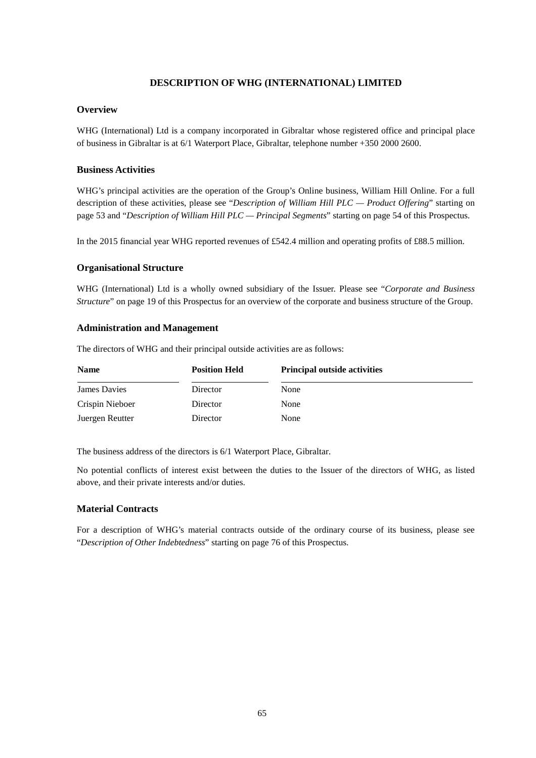# DESCRIPTION OF WHG (INTERNATIONAL) LIMITED

## Overview

WHG (International) Ltd is a company incorporated in Gibraltar whose registered office and principal place of business in Gibraltar is at 6/1 Waterport Place, Gibraltar, telephone number +350 2000 2600.

## Business Activities

WHG's principal activities are the operation of the Group's Online business, William Hill Online. For a full description of these activities, please see "*Description of William Hill PLC — Product Offering*" starting on page 53 and "*Description of William Hill PLC — Principal Segments*" starting on page 54 of this Prospectus.

In the 2015 financial year WHG reported revenues of £542.4 million and operating profits of £88.5 million.

## Organisational Structure

WHG (International) Ltd is a wholly owned subsidiary of the Issuer. Please see "*Corporate and Business Structure*" on page 19 of this Prospectus for an overview of the corporate and business structure of the Group.

## Administration and Management

The directors of WHG and their principal outside activities are as follows:

| Name | Position Held | Principal outside activities |
|---|---|---|
| James Davies | Director | None |
| Crispin Nieboer | Director | None |
| Juergen Reutter | Director | None |

The business address of the directors is 6/1 Waterport Place, Gibraltar.

No potential conflicts of interest exist between the duties to the Issuer of the directors of WHG, as listed above, and their private interests and/or duties.

## Material Contracts

For a description of WHG's material contracts outside of the ordinary course of its business, please see "*Description of Other Indebtedness*" starting on page 76 of this Prospectus.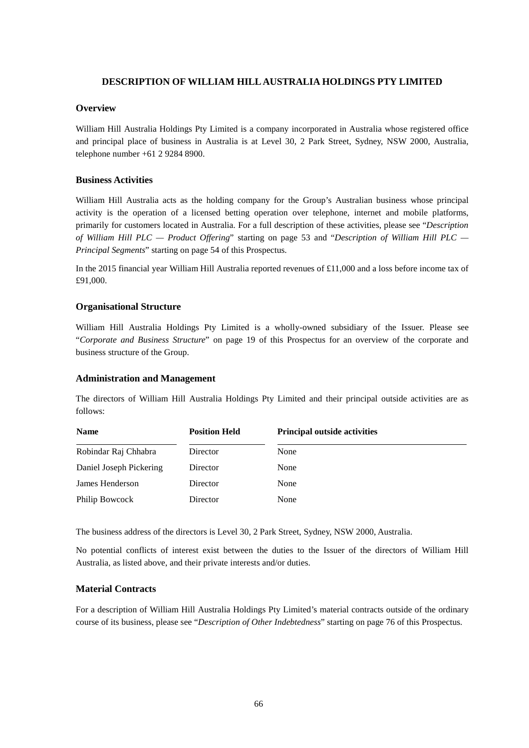# DESCRIPTION OF WILLIAM HILL AUSTRALIA HOLDINGS PTY LIMITED

## Overview

William Hill Australia Holdings Pty Limited is a company incorporated in Australia whose registered office and principal place of business in Australia is at Level 30, 2 Park Street, Sydney, NSW 2000, Australia, telephone number +61 2 9284 8900.

## Business Activities

William Hill Australia acts as the holding company for the Group's Australian business whose principal activity is the operation of a licensed betting operation over telephone, internet and mobile platforms, primarily for customers located in Australia. For a full description of these activities, please see "*Description of William Hill PLC — Product Offering*" starting on page 53 and "*Description of William Hill PLC — Principal Segments*" starting on page 54 of this Prospectus.

In the 2015 financial year William Hill Australia reported revenues of £11,000 and a loss before income tax of £91,000.

## Organisational Structure

William Hill Australia Holdings Pty Limited is a wholly-owned subsidiary of the Issuer. Please see "*Corporate and Business Structure*" on page 19 of this Prospectus for an overview of the corporate and business structure of the Group.

## Administration and Management

The directors of William Hill Australia Holdings Pty Limited and their principal outside activities are as follows:

| Name | Position Held | Principal outside activities |
|---|---|---|
| Robindar Raj Chhabra | Director | None |
| Daniel Joseph Pickering | Director | None |
| James Henderson | Director | None |
| Philip Bowcock | Director | None |

The business address of the directors is Level 30, 2 Park Street, Sydney, NSW 2000, Australia.

No potential conflicts of interest exist between the duties to the Issuer of the directors of William Hill Australia, as listed above, and their private interests and/or duties.

## Material Contracts

For a description of William Hill Australia Holdings Pty Limited's material contracts outside of the ordinary course of its business, please see "*Description of Other Indebtedness*" starting on page 76 of this Prospectus.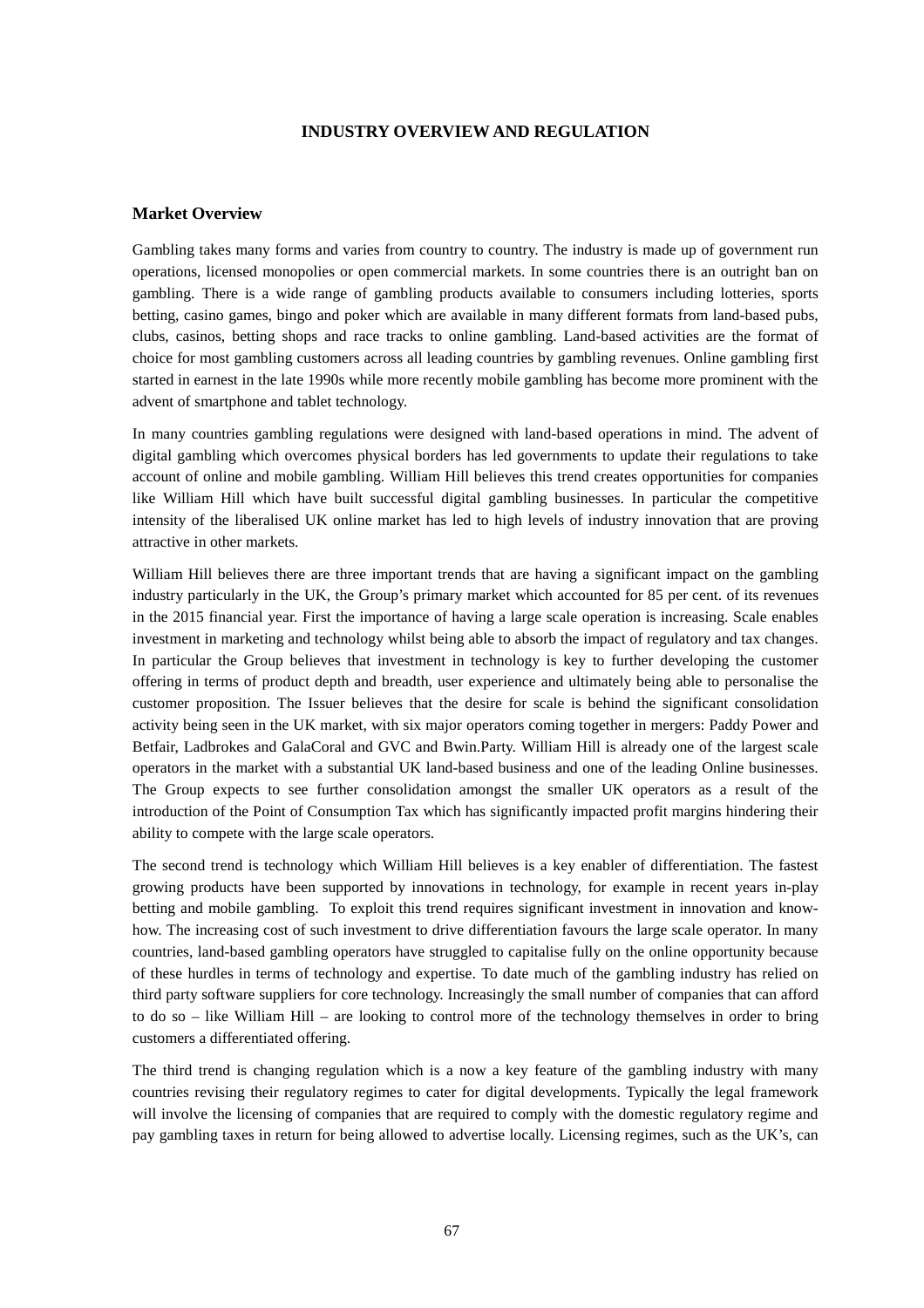## INDUSTRY OVERVIEW AND REGULATION

### Market Overview

Gambling takes many forms and varies from country to country. The industry is made up of government run operations, licensed monopolies or open commercial markets. In some countries there is an outright ban on gambling. There is a wide range of gambling products available to consumers including lotteries, sports betting, casino games, bingo and poker which are available in many different formats from land-based pubs, clubs, casinos, betting shops and race tracks to online gambling. Land-based activities are the format of choice for most gambling customers across all leading countries by gambling revenues. Online gambling first started in earnest in the late 1990s while more recently mobile gambling has become more prominent with the advent of smartphone and tablet technology.

In many countries gambling regulations were designed with land-based operations in mind. The advent of digital gambling which overcomes physical borders has led governments to update their regulations to take account of online and mobile gambling. William Hill believes this trend creates opportunities for companies like William Hill which have built successful digital gambling businesses. In particular the competitive intensity of the liberalised UK online market has led to high levels of industry innovation that are proving attractive in other markets.

William Hill believes there are three important trends that are having a significant impact on the gambling industry particularly in the UK, the Group's primary market which accounted for 85 per cent. of its revenues in the 2015 financial year. First the importance of having a large scale operation is increasing. Scale enables investment in marketing and technology whilst being able to absorb the impact of regulatory and tax changes. In particular the Group believes that investment in technology is key to further developing the customer offering in terms of product depth and breadth, user experience and ultimately being able to personalise the customer proposition. The Issuer believes that the desire for scale is behind the significant consolidation activity being seen in the UK market, with six major operators coming together in mergers: Paddy Power and Betfair, Ladbrokes and GalaCoral and GVC and Bwin.Party. William Hill is already one of the largest scale operators in the market with a substantial UK land-based business and one of the leading Online businesses. The Group expects to see further consolidation amongst the smaller UK operators as a result of the introduction of the Point of Consumption Tax which has significantly impacted profit margins hindering their ability to compete with the large scale operators.

The second trend is technology which William Hill believes is a key enabler of differentiation. The fastest growing products have been supported by innovations in technology, for example in recent years in-play betting and mobile gambling. To exploit this trend requires significant investment in innovation and know-how. The increasing cost of such investment to drive differentiation favours the large scale operator. In many countries, land-based gambling operators have struggled to capitalise fully on the online opportunity because of these hurdles in terms of technology and expertise. To date much of the gambling industry has relied on third party software suppliers for core technology. Increasingly the small number of companies that can afford to do so – like William Hill – are looking to control more of the technology themselves in order to bring customers a differentiated offering.

The third trend is changing regulation which is a now a key feature of the gambling industry with many countries revising their regulatory regimes to cater for digital developments. Typically the legal framework will involve the licensing of companies that are required to comply with the domestic regulatory regime and pay gambling taxes in return for being allowed to advertise locally. Licensing regimes, such as the UK's, can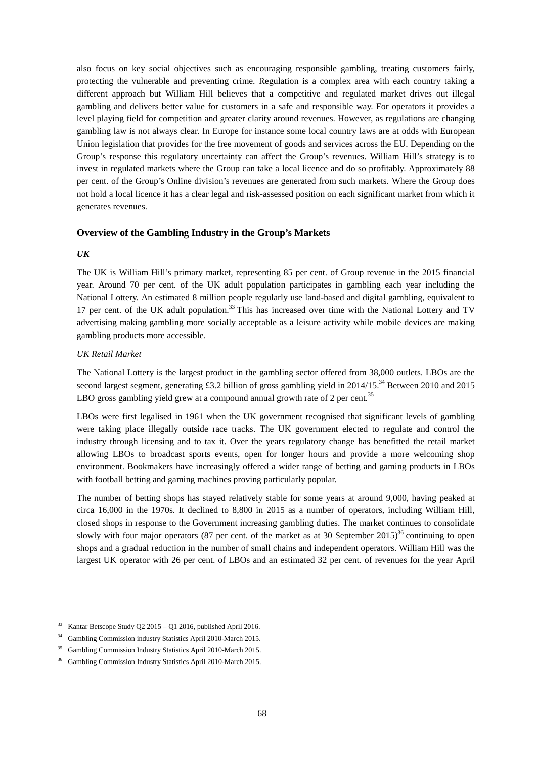also focus on key social objectives such as encouraging responsible gambling, treating customers fairly, protecting the vulnerable and preventing crime. Regulation is a complex area with each country taking a different approach but William Hill believes that a competitive and regulated market drives out illegal gambling and delivers better value for customers in a safe and responsible way. For operators it provides a level playing field for competition and greater clarity around revenues. However, as regulations are changing gambling law is not always clear. In Europe for instance some local country laws are at odds with European Union legislation that provides for the free movement of goods and services across the EU. Depending on the Group's response this regulatory uncertainty can affect the Group's revenues. William Hill's strategy is to invest in regulated markets where the Group can take a local licence and do so profitably. Approximately 88 per cent. of the Group's Online division's revenues are generated from such markets. Where the Group does not hold a local licence it has a clear legal and risk-assessed position on each significant market from which it generates revenues.

## Overview of the Gambling Industry in the Group's Markets

### *UK*

The UK is William Hill's primary market, representing 85 per cent. of Group revenue in the 2015 financial year. Around 70 per cent. of the UK adult population participates in gambling each year including the National Lottery. An estimated 8 million people regularly use land-based and digital gambling, equivalent to 17 per cent. of the UK adult population.[33] This has increased over time with the National Lottery and TV advertising making gambling more socially acceptable as a leisure activity while mobile devices are making gambling products more accessible.

#### *UK Retail Market*

The National Lottery is the largest product in the gambling sector offered from 38,000 outlets. LBOs are the second largest segment, generating £3.2 billion of gross gambling yield in 2014/15.[34] Between 2010 and 2015 LBO gross gambling yield grew at a compound annual growth rate of 2 per cent.[35]

LBOs were first legalised in 1961 when the UK government recognised that significant levels of gambling were taking place illegally outside race tracks. The UK government elected to regulate and control the industry through licensing and to tax it. Over the years regulatory change has benefitted the retail market allowing LBOs to broadcast sports events, open for longer hours and provide a more welcoming shop environment. Bookmakers have increasingly offered a wider range of betting and gaming products in LBOs with football betting and gaming machines proving particularly popular.

The number of betting shops has stayed relatively stable for some years at around 9,000, having peaked at circa 16,000 in the 1970s. It declined to 8,800 in 2015 as a number of operators, including William Hill, closed shops in response to the Government increasing gambling duties. The market continues to consolidate slowly with four major operators (87 per cent. of the market as at 30 September 2015)[36] continuing to open shops and a gradual reduction in the number of small chains and independent operators. William Hill was the largest UK operator with 26 per cent. of LBOs and an estimated 32 per cent. of revenues for the year April

[33] Kantar Betscope Study Q2 2015 – Q1 2016, published April 2016.

[34] Gambling Commission industry Statistics April 2010-March 2015.

[35] Gambling Commission Industry Statistics April 2010-March 2015.

[36] Gambling Commission Industry Statistics April 2010-March 2015.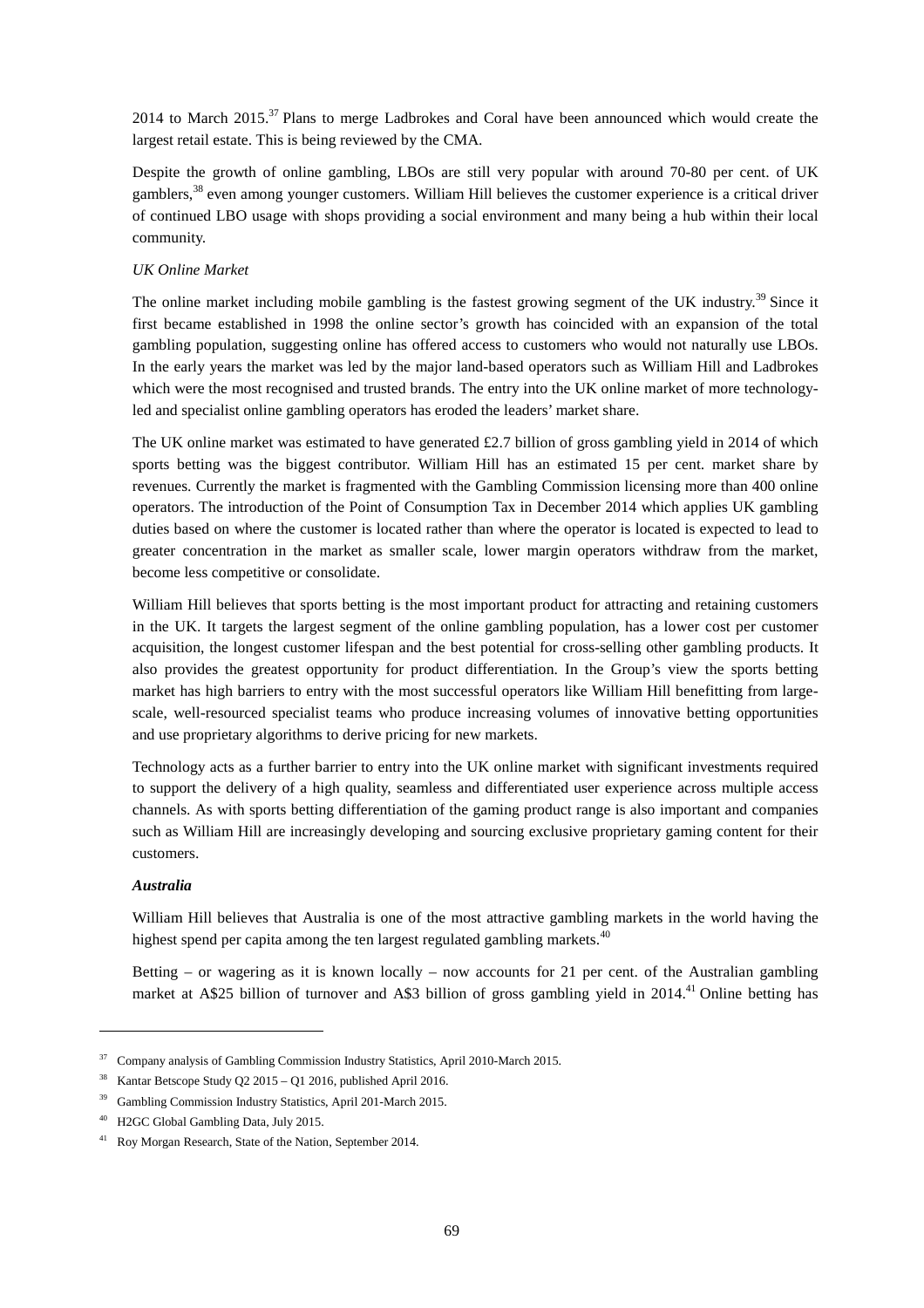2014 to March 2015.[37] Plans to merge Ladbrokes and Coral have been announced which would create the largest retail estate. This is being reviewed by the CMA.

Despite the growth of online gambling, LBOs are still very popular with around 70-80 per cent. of UK gamblers,[38] even among younger customers. William Hill believes the customer experience is a critical driver of continued LBO usage with shops providing a social environment and many being a hub within their local community.

*UK Online Market*

The online market including mobile gambling is the fastest growing segment of the UK industry.[39] Since it first became established in 1998 the online sector's growth has coincided with an expansion of the total gambling population, suggesting online has offered access to customers who would not naturally use LBOs. In the early years the market was led by the major land-based operators such as William Hill and Ladbrokes which were the most recognised and trusted brands. The entry into the UK online market of more technology-led and specialist online gambling operators has eroded the leaders' market share.

The UK online market was estimated to have generated £2.7 billion of gross gambling yield in 2014 of which sports betting was the biggest contributor. William Hill has an estimated 15 per cent. market share by revenues. Currently the market is fragmented with the Gambling Commission licensing more than 400 online operators. The introduction of the Point of Consumption Tax in December 2014 which applies UK gambling duties based on where the customer is located rather than where the operator is located is expected to lead to greater concentration in the market as smaller scale, lower margin operators withdraw from the market, become less competitive or consolidate.

William Hill believes that sports betting is the most important product for attracting and retaining customers in the UK. It targets the largest segment of the online gambling population, has a lower cost per customer acquisition, the longest customer lifespan and the best potential for cross-selling other gambling products. It also provides the greatest opportunity for product differentiation. In the Group's view the sports betting market has high barriers to entry with the most successful operators like William Hill benefitting from large-scale, well-resourced specialist teams who produce increasing volumes of innovative betting opportunities and use proprietary algorithms to derive pricing for new markets.

Technology acts as a further barrier to entry into the UK online market with significant investments required to support the delivery of a high quality, seamless and differentiated user experience across multiple access channels. As with sports betting differentiation of the gaming product range is also important and companies such as William Hill are increasingly developing and sourcing exclusive proprietary gaming content for their customers.

***Australia***

William Hill believes that Australia is one of the most attractive gambling markets in the world having the highest spend per capita among the ten largest regulated gambling markets.[40]

Betting – or wagering as it is known locally – now accounts for 21 per cent. of the Australian gambling market at A$25 billion of turnover and A$3 billion of gross gambling yield in 2014.[41] Online betting has

---

[37] Company analysis of Gambling Commission Industry Statistics, April 2010-March 2015.

[38] Kantar Betscope Study Q2 2015 – Q1 2016, published April 2016.

[39] Gambling Commission Industry Statistics, April 201-March 2015.

[40] H2GC Global Gambling Data, July 2015.

[41] Roy Morgan Research, State of the Nation, September 2014.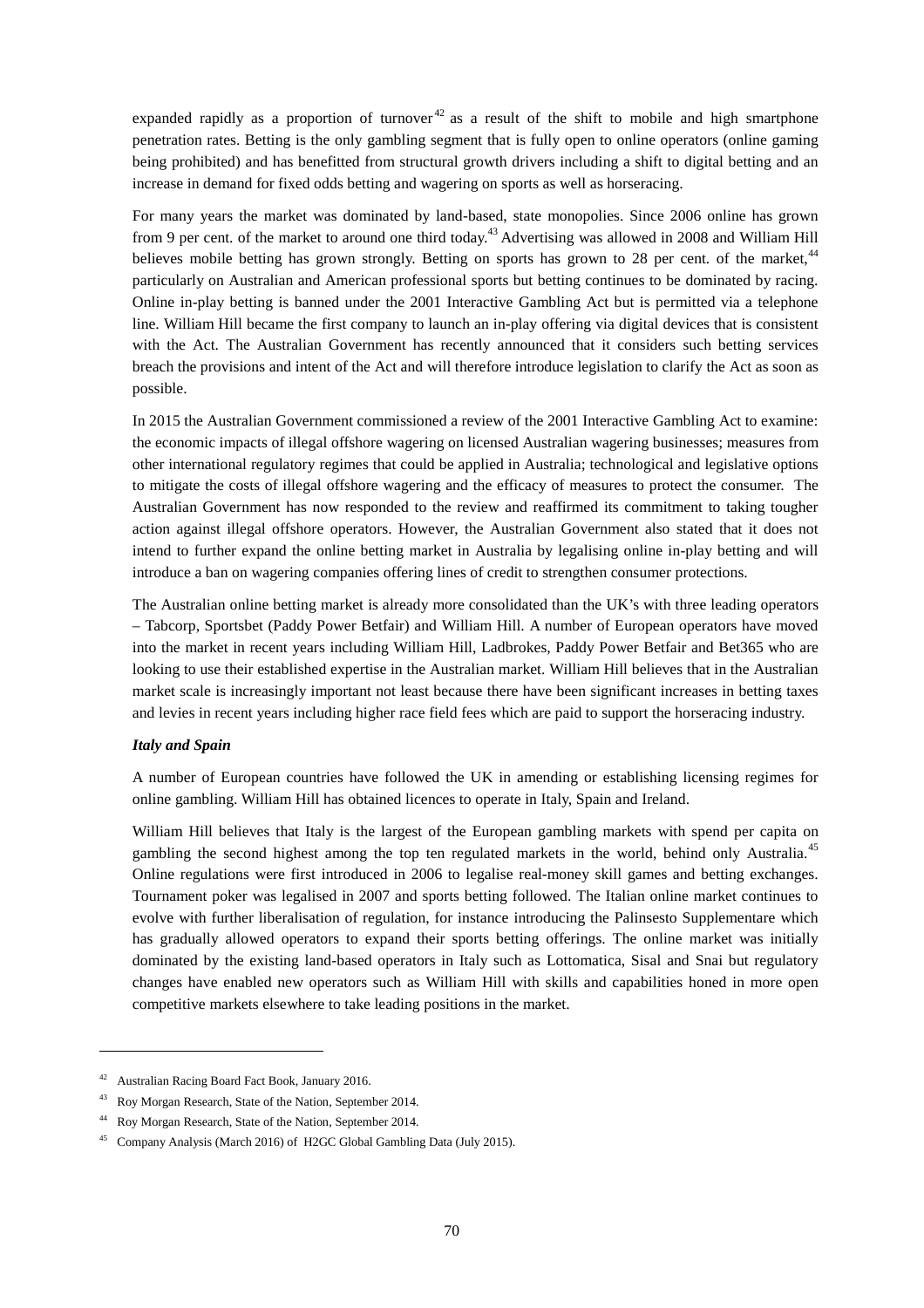expanded rapidly as a proportion of turnover[42] as a result of the shift to mobile and high smartphone penetration rates. Betting is the only gambling segment that is fully open to online operators (online gaming being prohibited) and has benefitted from structural growth drivers including a shift to digital betting and an increase in demand for fixed odds betting and wagering on sports as well as horseracing.

For many years the market was dominated by land-based, state monopolies. Since 2006 online has grown from 9 per cent. of the market to around one third today.[43] Advertising was allowed in 2008 and William Hill believes mobile betting has grown strongly. Betting on sports has grown to 28 per cent. of the market,[44] particularly on Australian and American professional sports but betting continues to be dominated by racing. Online in-play betting is banned under the 2001 Interactive Gambling Act but is permitted via a telephone line. William Hill became the first company to launch an in-play offering via digital devices that is consistent with the Act. The Australian Government has recently announced that it considers such betting services breach the provisions and intent of the Act and will therefore introduce legislation to clarify the Act as soon as possible.

In 2015 the Australian Government commissioned a review of the 2001 Interactive Gambling Act to examine: the economic impacts of illegal offshore wagering on licensed Australian wagering businesses; measures from other international regulatory regimes that could be applied in Australia; technological and legislative options to mitigate the costs of illegal offshore wagering and the efficacy of measures to protect the consumer. The Australian Government has now responded to the review and reaffirmed its commitment to taking tougher action against illegal offshore operators. However, the Australian Government also stated that it does not intend to further expand the online betting market in Australia by legalising online in-play betting and will introduce a ban on wagering companies offering lines of credit to strengthen consumer protections.

The Australian online betting market is already more consolidated than the UK's with three leading operators – Tabcorp, Sportsbet (Paddy Power Betfair) and William Hill. A number of European operators have moved into the market in recent years including William Hill, Ladbrokes, Paddy Power Betfair and Bet365 who are looking to use their established expertise in the Australian market. William Hill believes that in the Australian market scale is increasingly important not least because there have been significant increases in betting taxes and levies in recent years including higher race field fees which are paid to support the horseracing industry.

***Italy and Spain***

A number of European countries have followed the UK in amending or establishing licensing regimes for online gambling. William Hill has obtained licences to operate in Italy, Spain and Ireland.

William Hill believes that Italy is the largest of the European gambling markets with spend per capita on gambling the second highest among the top ten regulated markets in the world, behind only Australia.[45] Online regulations were first introduced in 2006 to legalise real-money skill games and betting exchanges. Tournament poker was legalised in 2007 and sports betting followed. The Italian online market continues to evolve with further liberalisation of regulation, for instance introducing the Palinsesto Supplementare which has gradually allowed operators to expand their sports betting offerings. The online market was initially dominated by the existing land-based operators in Italy such as Lottomatica, Sisal and Snai but regulatory changes have enabled new operators such as William Hill with skills and capabilities honed in more open competitive markets elsewhere to take leading positions in the market.

---

[42] Australian Racing Board Fact Book, January 2016.

[43] Roy Morgan Research, State of the Nation, September 2014.

[44] Roy Morgan Research, State of the Nation, September 2014.

[45] Company Analysis (March 2016) of H2GC Global Gambling Data (July 2015).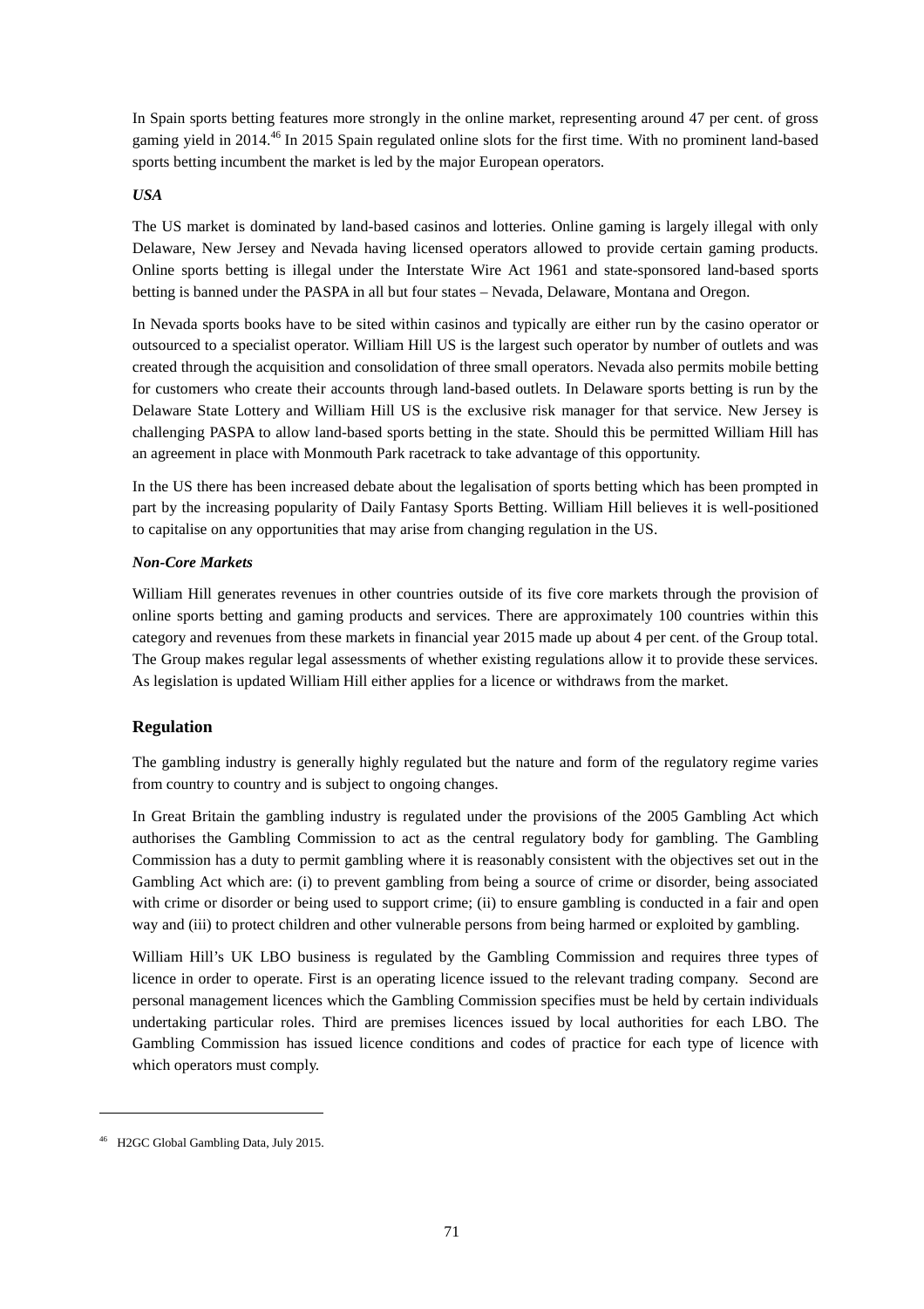In Spain sports betting features more strongly in the online market, representing around 47 per cent. of gross gaming yield in 2014.[46] In 2015 Spain regulated online slots for the first time. With no prominent land-based sports betting incumbent the market is led by the major European operators.

***USA***

The US market is dominated by land-based casinos and lotteries. Online gaming is largely illegal with only Delaware, New Jersey and Nevada having licensed operators allowed to provide certain gaming products. Online sports betting is illegal under the Interstate Wire Act 1961 and state-sponsored land-based sports betting is banned under the PASPA in all but four states – Nevada, Delaware, Montana and Oregon.

In Nevada sports books have to be sited within casinos and typically are either run by the casino operator or outsourced to a specialist operator. William Hill US is the largest such operator by number of outlets and was created through the acquisition and consolidation of three small operators. Nevada also permits mobile betting for customers who create their accounts through land-based outlets. In Delaware sports betting is run by the Delaware State Lottery and William Hill US is the exclusive risk manager for that service. New Jersey is challenging PASPA to allow land-based sports betting in the state. Should this be permitted William Hill has an agreement in place with Monmouth Park racetrack to take advantage of this opportunity.

In the US there has been increased debate about the legalisation of sports betting which has been prompted in part by the increasing popularity of Daily Fantasy Sports Betting. William Hill believes it is well-positioned to capitalise on any opportunities that may arise from changing regulation in the US.

***Non-Core Markets***

William Hill generates revenues in other countries outside of its five core markets through the provision of online sports betting and gaming products and services. There are approximately 100 countries within this category and revenues from these markets in financial year 2015 made up about 4 per cent. of the Group total. The Group makes regular legal assessments of whether existing regulations allow it to provide these services. As legislation is updated William Hill either applies for a licence or withdraws from the market.

## Regulation

The gambling industry is generally highly regulated but the nature and form of the regulatory regime varies from country to country and is subject to ongoing changes.

In Great Britain the gambling industry is regulated under the provisions of the 2005 Gambling Act which authorises the Gambling Commission to act as the central regulatory body for gambling. The Gambling Commission has a duty to permit gambling where it is reasonably consistent with the objectives set out in the Gambling Act which are: (i) to prevent gambling from being a source of crime or disorder, being associated with crime or disorder or being used to support crime; (ii) to ensure gambling is conducted in a fair and open way and (iii) to protect children and other vulnerable persons from being harmed or exploited by gambling.

William Hill's UK LBO business is regulated by the Gambling Commission and requires three types of licence in order to operate. First is an operating licence issued to the relevant trading company. Second are personal management licences which the Gambling Commission specifies must be held by certain individuals undertaking particular roles. Third are premises licences issued by local authorities for each LBO. The Gambling Commission has issued licence conditions and codes of practice for each type of licence with which operators must comply.

---

[46] H2GC Global Gambling Data, July 2015.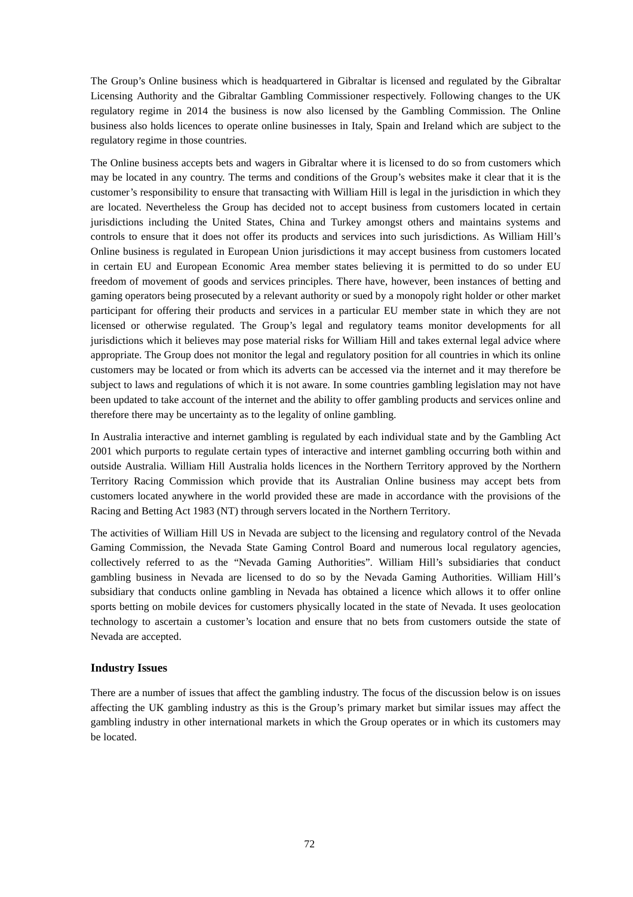The Group's Online business which is headquartered in Gibraltar is licensed and regulated by the Gibraltar Licensing Authority and the Gibraltar Gambling Commissioner respectively. Following changes to the UK regulatory regime in 2014 the business is now also licensed by the Gambling Commission. The Online business also holds licences to operate online businesses in Italy, Spain and Ireland which are subject to the regulatory regime in those countries.

The Online business accepts bets and wagers in Gibraltar where it is licensed to do so from customers which may be located in any country. The terms and conditions of the Group's websites make it clear that it is the customer's responsibility to ensure that transacting with William Hill is legal in the jurisdiction in which they are located. Nevertheless the Group has decided not to accept business from customers located in certain jurisdictions including the United States, China and Turkey amongst others and maintains systems and controls to ensure that it does not offer its products and services into such jurisdictions. As William Hill's Online business is regulated in European Union jurisdictions it may accept business from customers located in certain EU and European Economic Area member states believing it is permitted to do so under EU freedom of movement of goods and services principles. There have, however, been instances of betting and gaming operators being prosecuted by a relevant authority or sued by a monopoly right holder or other market participant for offering their products and services in a particular EU member state in which they are not licensed or otherwise regulated. The Group's legal and regulatory teams monitor developments for all jurisdictions which it believes may pose material risks for William Hill and takes external legal advice where appropriate. The Group does not monitor the legal and regulatory position for all countries in which its online customers may be located or from which its adverts can be accessed via the internet and it may therefore be subject to laws and regulations of which it is not aware. In some countries gambling legislation may not have been updated to take account of the internet and the ability to offer gambling products and services online and therefore there may be uncertainty as to the legality of online gambling.

In Australia interactive and internet gambling is regulated by each individual state and by the Gambling Act 2001 which purports to regulate certain types of interactive and internet gambling occurring both within and outside Australia. William Hill Australia holds licences in the Northern Territory approved by the Northern Territory Racing Commission which provide that its Australian Online business may accept bets from customers located anywhere in the world provided these are made in accordance with the provisions of the Racing and Betting Act 1983 (NT) through servers located in the Northern Territory.

The activities of William Hill US in Nevada are subject to the licensing and regulatory control of the Nevada Gaming Commission, the Nevada State Gaming Control Board and numerous local regulatory agencies, collectively referred to as the "Nevada Gaming Authorities". William Hill's subsidiaries that conduct gambling business in Nevada are licensed to do so by the Nevada Gaming Authorities. William Hill's subsidiary that conducts online gambling in Nevada has obtained a licence which allows it to offer online sports betting on mobile devices for customers physically located in the state of Nevada. It uses geolocation technology to ascertain a customer's location and ensure that no bets from customers outside the state of Nevada are accepted.

### Industry Issues

There are a number of issues that affect the gambling industry. The focus of the discussion below is on issues affecting the UK gambling industry as this is the Group's primary market but similar issues may affect the gambling industry in other international markets in which the Group operates or in which its customers may be located.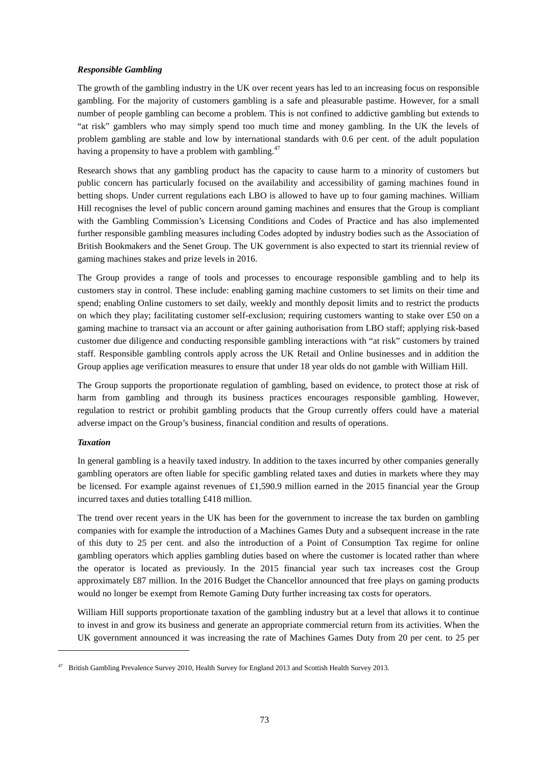***Responsible Gambling***

The growth of the gambling industry in the UK over recent years has led to an increasing focus on responsible gambling. For the majority of customers gambling is a safe and pleasurable pastime. However, for a small number of people gambling can become a problem. This is not confined to addictive gambling but extends to "at risk" gamblers who may simply spend too much time and money gambling. In the UK the levels of problem gambling are stable and low by international standards with 0.6 per cent. of the adult population having a propensity to have a problem with gambling.[47]

Research shows that any gambling product has the capacity to cause harm to a minority of customers but public concern has particularly focused on the availability and accessibility of gaming machines found in betting shops. Under current regulations each LBO is allowed to have up to four gaming machines. William Hill recognises the level of public concern around gaming machines and ensures that the Group is compliant with the Gambling Commission's Licensing Conditions and Codes of Practice and has also implemented further responsible gambling measures including Codes adopted by industry bodies such as the Association of British Bookmakers and the Senet Group. The UK government is also expected to start its triennial review of gaming machines stakes and prize levels in 2016.

The Group provides a range of tools and processes to encourage responsible gambling and to help its customers stay in control. These include: enabling gaming machine customers to set limits on their time and spend; enabling Online customers to set daily, weekly and monthly deposit limits and to restrict the products on which they play; facilitating customer self-exclusion; requiring customers wanting to stake over £50 on a gaming machine to transact via an account or after gaining authorisation from LBO staff; applying risk-based customer due diligence and conducting responsible gambling interactions with "at risk" customers by trained staff. Responsible gambling controls apply across the UK Retail and Online businesses and in addition the Group applies age verification measures to ensure that under 18 year olds do not gamble with William Hill.

The Group supports the proportionate regulation of gambling, based on evidence, to protect those at risk of harm from gambling and through its business practices encourages responsible gambling. However, regulation to restrict or prohibit gambling products that the Group currently offers could have a material adverse impact on the Group's business, financial condition and results of operations.

***Taxation***

In general gambling is a heavily taxed industry. In addition to the taxes incurred by other companies generally gambling operators are often liable for specific gambling related taxes and duties in markets where they may be licensed. For example against revenues of £1,590.9 million earned in the 2015 financial year the Group incurred taxes and duties totalling £418 million.

The trend over recent years in the UK has been for the government to increase the tax burden on gambling companies with for example the introduction of a Machines Games Duty and a subsequent increase in the rate of this duty to 25 per cent. and also the introduction of a Point of Consumption Tax regime for online gambling operators which applies gambling duties based on where the customer is located rather than where the operator is located as previously. In the 2015 financial year such tax increases cost the Group approximately £87 million. In the 2016 Budget the Chancellor announced that free plays on gaming products would no longer be exempt from Remote Gaming Duty further increasing tax costs for operators.

William Hill supports proportionate taxation of the gambling industry but at a level that allows it to continue to invest in and grow its business and generate an appropriate commercial return from its activities. When the UK government announced it was increasing the rate of Machines Games Duty from 20 per cent. to 25 per

---

[47] British Gambling Prevalence Survey 2010, Health Survey for England 2013 and Scottish Health Survey 2013.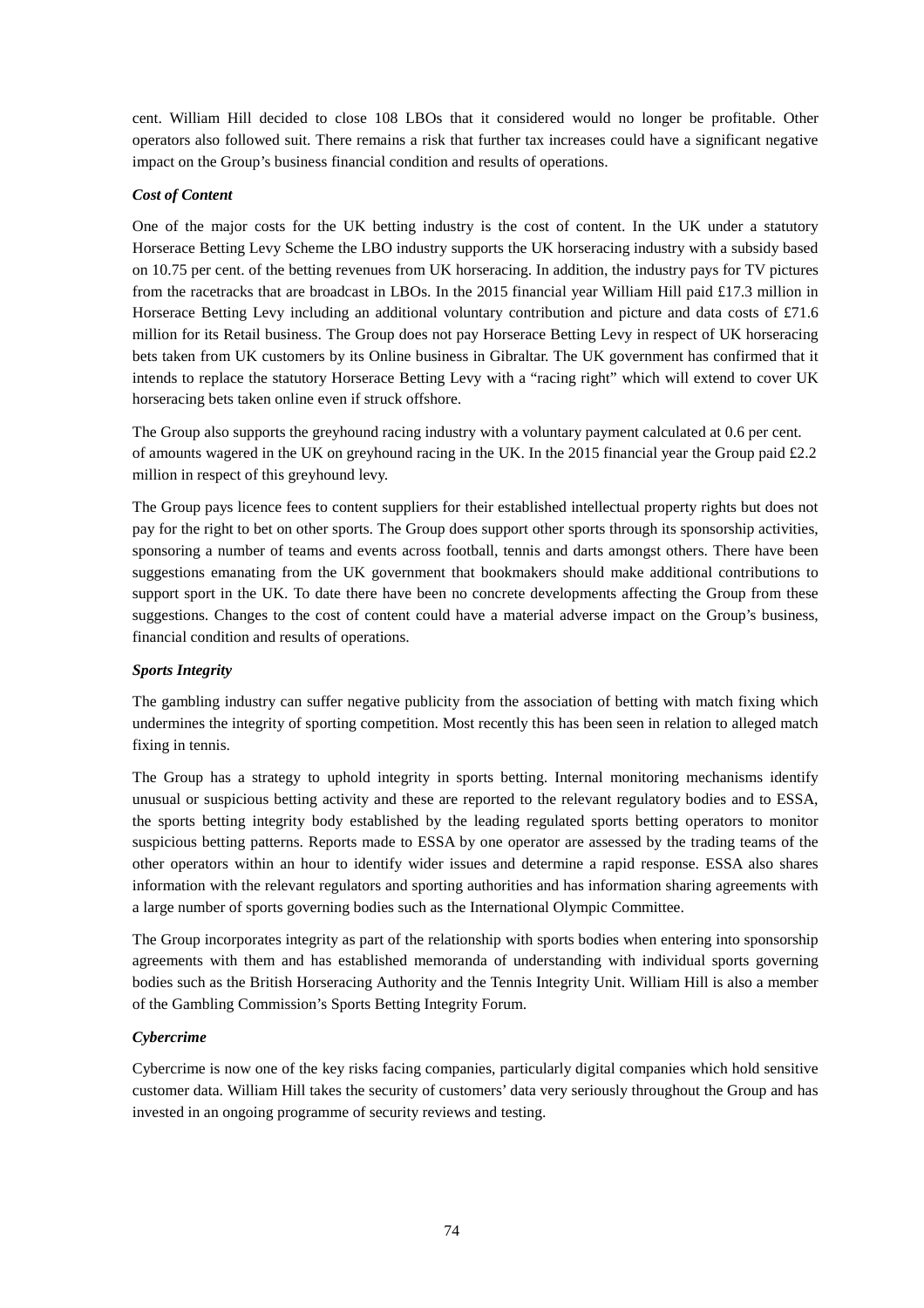cent. William Hill decided to close 108 LBOs that it considered would no longer be profitable. Other operators also followed suit. There remains a risk that further tax increases could have a significant negative impact on the Group's business financial condition and results of operations.

***Cost of Content***

One of the major costs for the UK betting industry is the cost of content. In the UK under a statutory Horserace Betting Levy Scheme the LBO industry supports the UK horseracing industry with a subsidy based on 10.75 per cent. of the betting revenues from UK horseracing. In addition, the industry pays for TV pictures from the racetracks that are broadcast in LBOs. In the 2015 financial year William Hill paid £17.3 million in Horserace Betting Levy including an additional voluntary contribution and picture and data costs of £71.6 million for its Retail business. The Group does not pay Horserace Betting Levy in respect of UK horseracing bets taken from UK customers by its Online business in Gibraltar. The UK government has confirmed that it intends to replace the statutory Horserace Betting Levy with a "racing right" which will extend to cover UK horseracing bets taken online even if struck offshore.

The Group also supports the greyhound racing industry with a voluntary payment calculated at 0.6 per cent. of amounts wagered in the UK on greyhound racing in the UK. In the 2015 financial year the Group paid £2.2 million in respect of this greyhound levy.

The Group pays licence fees to content suppliers for their established intellectual property rights but does not pay for the right to bet on other sports. The Group does support other sports through its sponsorship activities, sponsoring a number of teams and events across football, tennis and darts amongst others. There have been suggestions emanating from the UK government that bookmakers should make additional contributions to support sport in the UK. To date there have been no concrete developments affecting the Group from these suggestions. Changes to the cost of content could have a material adverse impact on the Group's business, financial condition and results of operations.

***Sports Integrity***

The gambling industry can suffer negative publicity from the association of betting with match fixing which undermines the integrity of sporting competition. Most recently this has been seen in relation to alleged match fixing in tennis.

The Group has a strategy to uphold integrity in sports betting. Internal monitoring mechanisms identify unusual or suspicious betting activity and these are reported to the relevant regulatory bodies and to ESSA, the sports betting integrity body established by the leading regulated sports betting operators to monitor suspicious betting patterns. Reports made to ESSA by one operator are assessed by the trading teams of the other operators within an hour to identify wider issues and determine a rapid response. ESSA also shares information with the relevant regulators and sporting authorities and has information sharing agreements with a large number of sports governing bodies such as the International Olympic Committee.

The Group incorporates integrity as part of the relationship with sports bodies when entering into sponsorship agreements with them and has established memoranda of understanding with individual sports governing bodies such as the British Horseracing Authority and the Tennis Integrity Unit. William Hill is also a member of the Gambling Commission's Sports Betting Integrity Forum.

***Cybercrime***

Cybercrime is now one of the key risks facing companies, particularly digital companies which hold sensitive customer data. William Hill takes the security of customers' data very seriously throughout the Group and has invested in an ongoing programme of security reviews and testing.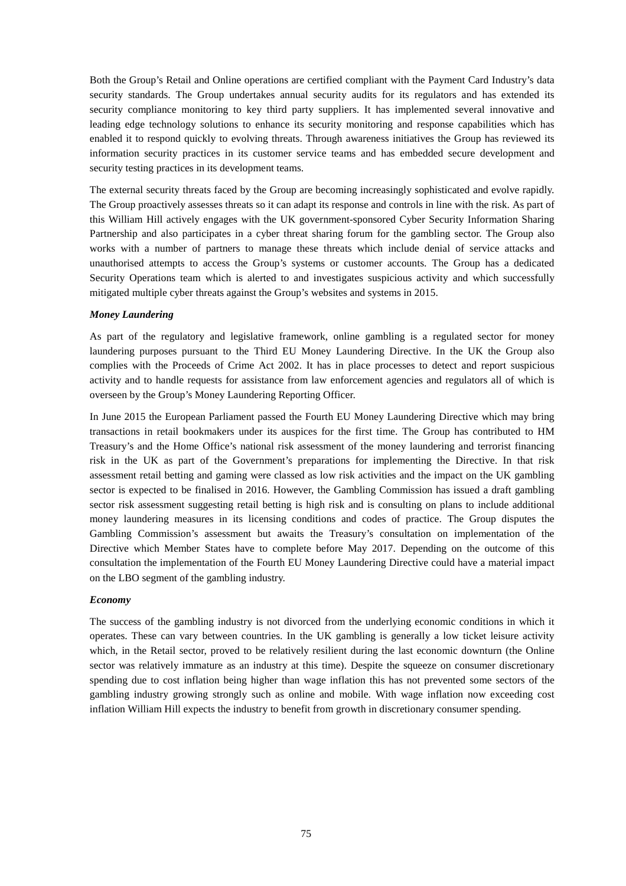Both the Group's Retail and Online operations are certified compliant with the Payment Card Industry's data security standards. The Group undertakes annual security audits for its regulators and has extended its security compliance monitoring to key third party suppliers. It has implemented several innovative and leading edge technology solutions to enhance its security monitoring and response capabilities which has enabled it to respond quickly to evolving threats. Through awareness initiatives the Group has reviewed its information security practices in its customer service teams and has embedded secure development and security testing practices in its development teams.

The external security threats faced by the Group are becoming increasingly sophisticated and evolve rapidly. The Group proactively assesses threats so it can adapt its response and controls in line with the risk. As part of this William Hill actively engages with the UK government-sponsored Cyber Security Information Sharing Partnership and also participates in a cyber threat sharing forum for the gambling sector. The Group also works with a number of partners to manage these threats which include denial of service attacks and unauthorised attempts to access the Group's systems or customer accounts. The Group has a dedicated Security Operations team which is alerted to and investigates suspicious activity and which successfully mitigated multiple cyber threats against the Group's websites and systems in 2015.

***Money Laundering***

As part of the regulatory and legislative framework, online gambling is a regulated sector for money laundering purposes pursuant to the Third EU Money Laundering Directive. In the UK the Group also complies with the Proceeds of Crime Act 2002. It has in place processes to detect and report suspicious activity and to handle requests for assistance from law enforcement agencies and regulators all of which is overseen by the Group's Money Laundering Reporting Officer.

In June 2015 the European Parliament passed the Fourth EU Money Laundering Directive which may bring transactions in retail bookmakers under its auspices for the first time. The Group has contributed to HM Treasury's and the Home Office's national risk assessment of the money laundering and terrorist financing risk in the UK as part of the Government's preparations for implementing the Directive. In that risk assessment retail betting and gaming were classed as low risk activities and the impact on the UK gambling sector is expected to be finalised in 2016. However, the Gambling Commission has issued a draft gambling sector risk assessment suggesting retail betting is high risk and is consulting on plans to include additional money laundering measures in its licensing conditions and codes of practice. The Group disputes the Gambling Commission's assessment but awaits the Treasury's consultation on implementation of the Directive which Member States have to complete before May 2017. Depending on the outcome of this consultation the implementation of the Fourth EU Money Laundering Directive could have a material impact on the LBO segment of the gambling industry.

***Economy***

The success of the gambling industry is not divorced from the underlying economic conditions in which it operates. These can vary between countries. In the UK gambling is generally a low ticket leisure activity which, in the Retail sector, proved to be relatively resilient during the last economic downturn (the Online sector was relatively immature as an industry at this time). Despite the squeeze on consumer discretionary spending due to cost inflation being higher than wage inflation this has not prevented some sectors of the gambling industry growing strongly such as online and mobile. With wage inflation now exceeding cost inflation William Hill expects the industry to benefit from growth in discretionary consumer spending.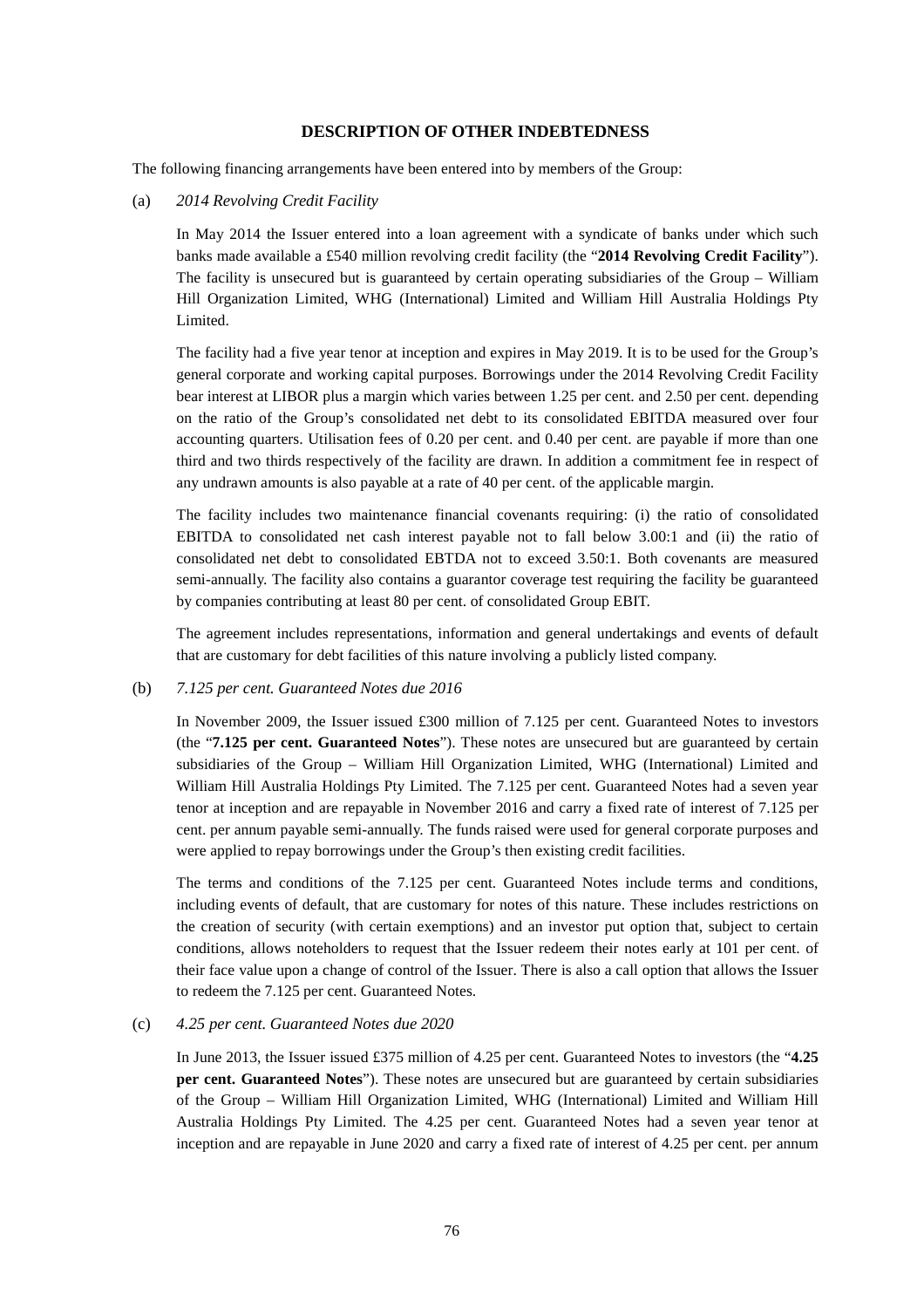## DESCRIPTION OF OTHER INDEBTEDNESS

The following financing arrangements have been entered into by members of the Group:

(a) *2014 Revolving Credit Facility*

In May 2014 the Issuer entered into a loan agreement with a syndicate of banks under which such banks made available a £540 million revolving credit facility (the "**2014 Revolving Credit Facility**"). The facility is unsecured but is guaranteed by certain operating subsidiaries of the Group – William Hill Organization Limited, WHG (International) Limited and William Hill Australia Holdings Pty Limited.

The facility had a five year tenor at inception and expires in May 2019. It is to be used for the Group's general corporate and working capital purposes. Borrowings under the 2014 Revolving Credit Facility bear interest at LIBOR plus a margin which varies between 1.25 per cent. and 2.50 per cent. depending on the ratio of the Group's consolidated net debt to its consolidated EBITDA measured over four accounting quarters. Utilisation fees of 0.20 per cent. and 0.40 per cent. are payable if more than one third and two thirds respectively of the facility are drawn. In addition a commitment fee in respect of any undrawn amounts is also payable at a rate of 40 per cent. of the applicable margin.

The facility includes two maintenance financial covenants requiring: (i) the ratio of consolidated EBITDA to consolidated net cash interest payable not to fall below 3.00:1 and (ii) the ratio of consolidated net debt to consolidated EBTDA not to exceed 3.50:1. Both covenants are measured semi-annually. The facility also contains a guarantor coverage test requiring the facility be guaranteed by companies contributing at least 80 per cent. of consolidated Group EBIT.

The agreement includes representations, information and general undertakings and events of default that are customary for debt facilities of this nature involving a publicly listed company.

(b) *7.125 per cent. Guaranteed Notes due 2016*

In November 2009, the Issuer issued £300 million of 7.125 per cent. Guaranteed Notes to investors (the "**7.125 per cent. Guaranteed Notes**"). These notes are unsecured but are guaranteed by certain subsidiaries of the Group – William Hill Organization Limited, WHG (International) Limited and William Hill Australia Holdings Pty Limited. The 7.125 per cent. Guaranteed Notes had a seven year tenor at inception and are repayable in November 2016 and carry a fixed rate of interest of 7.125 per cent. per annum payable semi-annually. The funds raised were used for general corporate purposes and were applied to repay borrowings under the Group's then existing credit facilities.

The terms and conditions of the 7.125 per cent. Guaranteed Notes include terms and conditions, including events of default, that are customary for notes of this nature. These includes restrictions on the creation of security (with certain exemptions) and an investor put option that, subject to certain conditions, allows noteholders to request that the Issuer redeem their notes early at 101 per cent. of their face value upon a change of control of the Issuer. There is also a call option that allows the Issuer to redeem the 7.125 per cent. Guaranteed Notes.

(c) *4.25 per cent. Guaranteed Notes due 2020*

In June 2013, the Issuer issued £375 million of 4.25 per cent. Guaranteed Notes to investors (the "**4.25 per cent. Guaranteed Notes**"). These notes are unsecured but are guaranteed by certain subsidiaries of the Group – William Hill Organization Limited, WHG (International) Limited and William Hill Australia Holdings Pty Limited. The 4.25 per cent. Guaranteed Notes had a seven year tenor at inception and are repayable in June 2020 and carry a fixed rate of interest of 4.25 per cent. per annum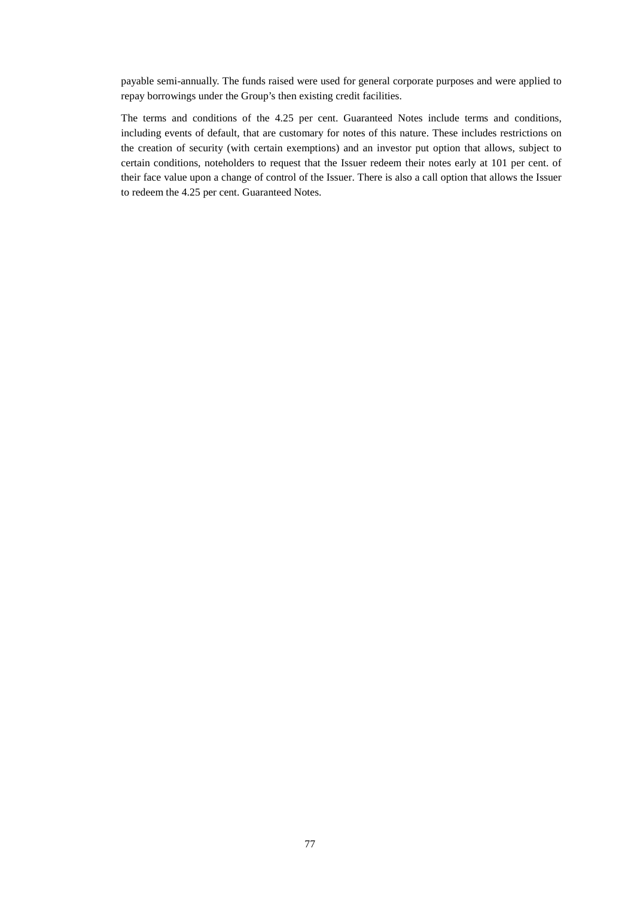payable semi-annually. The funds raised were used for general corporate purposes and were applied to repay borrowings under the Group's then existing credit facilities.

The terms and conditions of the 4.25 per cent. Guaranteed Notes include terms and conditions, including events of default, that are customary for notes of this nature. These includes restrictions on the creation of security (with certain exemptions) and an investor put option that allows, subject to certain conditions, noteholders to request that the Issuer redeem their notes early at 101 per cent. of their face value upon a change of control of the Issuer. There is also a call option that allows the Issuer to redeem the 4.25 per cent. Guaranteed Notes.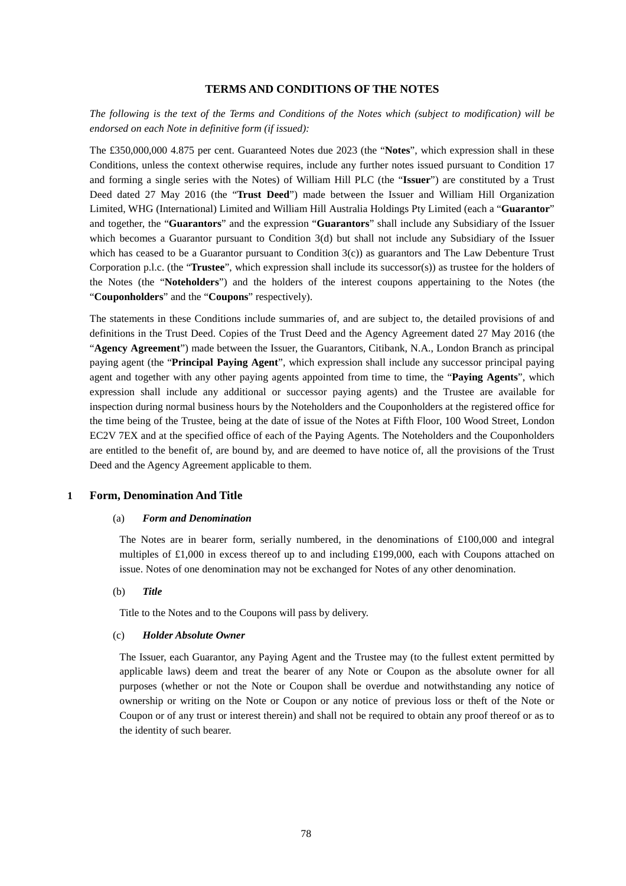## TERMS AND CONDITIONS OF THE NOTES

*The following is the text of the Terms and Conditions of the Notes which (subject to modification) will be endorsed on each Note in definitive form (if issued):*

The £350,000,000 4.875 per cent. Guaranteed Notes due 2023 (the "**Notes**", which expression shall in these Conditions, unless the context otherwise requires, include any further notes issued pursuant to Condition 17 and forming a single series with the Notes) of William Hill PLC (the "**Issuer**") are constituted by a Trust Deed dated 27 May 2016 (the "**Trust Deed**") made between the Issuer and William Hill Organization Limited, WHG (International) Limited and William Hill Australia Holdings Pty Limited (each a "**Guarantor**" and together, the "**Guarantors**" and the expression "**Guarantors**" shall include any Subsidiary of the Issuer which becomes a Guarantor pursuant to Condition 3(d) but shall not include any Subsidiary of the Issuer which has ceased to be a Guarantor pursuant to Condition 3(c)) as guarantors and The Law Debenture Trust Corporation p.l.c. (the "**Trustee**", which expression shall include its successor(s)) as trustee for the holders of the Notes (the "**Noteholders**") and the holders of the interest coupons appertaining to the Notes (the "**Couponholders**" and the "**Coupons**" respectively).

The statements in these Conditions include summaries of, and are subject to, the detailed provisions of and definitions in the Trust Deed. Copies of the Trust Deed and the Agency Agreement dated 27 May 2016 (the "**Agency Agreement**") made between the Issuer, the Guarantors, Citibank, N.A., London Branch as principal paying agent (the "**Principal Paying Agent**", which expression shall include any successor principal paying agent and together with any other paying agents appointed from time to time, the "**Paying Agents**", which expression shall include any additional or successor paying agents) and the Trustee are available for inspection during normal business hours by the Noteholders and the Couponholders at the registered office for the time being of the Trustee, being at the date of issue of the Notes at Fifth Floor, 100 Wood Street, London EC2V 7EX and at the specified office of each of the Paying Agents. The Noteholders and the Couponholders are entitled to the benefit of, are bound by, and are deemed to have notice of, all the provisions of the Trust Deed and the Agency Agreement applicable to them.

### 1 Form, Denomination And Title

(a) ***Form and Denomination***

The Notes are in bearer form, serially numbered, in the denominations of £100,000 and integral multiples of £1,000 in excess thereof up to and including £199,000, each with Coupons attached on issue. Notes of one denomination may not be exchanged for Notes of any other denomination.

(b) ***Title***

Title to the Notes and to the Coupons will pass by delivery.

(c) ***Holder Absolute Owner***

The Issuer, each Guarantor, any Paying Agent and the Trustee may (to the fullest extent permitted by applicable laws) deem and treat the bearer of any Note or Coupon as the absolute owner for all purposes (whether or not the Note or Coupon shall be overdue and notwithstanding any notice of ownership or writing on the Note or Coupon or any notice of previous loss or theft of the Note or Coupon or of any trust or interest therein) and shall not be required to obtain any proof thereof or as to the identity of such bearer.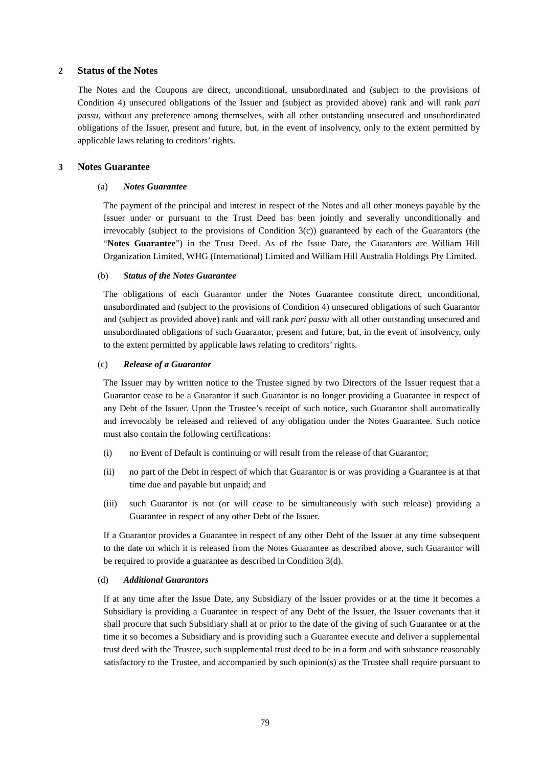## 2 Status of the Notes

The Notes and the Coupons are direct, unconditional, unsubordinated and (subject to the provisions of Condition 4) unsecured obligations of the Issuer and (subject as provided above) rank and will rank *pari passu*, without any preference among themselves, with all other outstanding unsecured and unsubordinated obligations of the Issuer, present and future, but, in the event of insolvency, only to the extent permitted by applicable laws relating to creditors' rights.

## 3 Notes Guarantee

### (a) *Notes Guarantee*

The payment of the principal and interest in respect of the Notes and all other moneys payable by the Issuer under or pursuant to the Trust Deed has been jointly and severally unconditionally and irrevocably (subject to the provisions of Condition 3(c)) guaranteed by each of the Guarantors (the "**Notes Guarantee**") in the Trust Deed. As of the Issue Date, the Guarantors are William Hill Organization Limited, WHG (International) Limited and William Hill Australia Holdings Pty Limited.

### (b) *Status of the Notes Guarantee*

The obligations of each Guarantor under the Notes Guarantee constitute direct, unconditional, unsubordinated and (subject to the provisions of Condition 4) unsecured obligations of such Guarantor and (subject as provided above) rank and will rank *pari passu* with all other outstanding unsecured and unsubordinated obligations of such Guarantor, present and future, but, in the event of insolvency, only to the extent permitted by applicable laws relating to creditors' rights.

### (c) *Release of a Guarantor*

The Issuer may by written notice to the Trustee signed by two Directors of the Issuer request that a Guarantor cease to be a Guarantor if such Guarantor is no longer providing a Guarantee in respect of any Debt of the Issuer. Upon the Trustee's receipt of such notice, such Guarantor shall automatically and irrevocably be released and relieved of any obligation under the Notes Guarantee. Such notice must also contain the following certifications:

(i) no Event of Default is continuing or will result from the release of that Guarantor;

(ii) no part of the Debt in respect of which that Guarantor is or was providing a Guarantee is at that time due and payable but unpaid; and

(iii) such Guarantor is not (or will cease to be simultaneously with such release) providing a Guarantee in respect of any other Debt of the Issuer.

If a Guarantor provides a Guarantee in respect of any other Debt of the Issuer at any time subsequent to the date on which it is released from the Notes Guarantee as described above, such Guarantor will be required to provide a guarantee as described in Condition 3(d).

### (d) *Additional Guarantors*

If at any time after the Issue Date, any Subsidiary of the Issuer provides or at the time it becomes a Subsidiary is providing a Guarantee in respect of any Debt of the Issuer, the Issuer covenants that it shall procure that such Subsidiary shall at or prior to the date of the giving of such Guarantee or at the time it so becomes a Subsidiary and is providing such a Guarantee execute and deliver a supplemental trust deed with the Trustee, such supplemental trust deed to be in a form and with substance reasonably satisfactory to the Trustee, and accompanied by such opinion(s) as the Trustee shall require pursuant to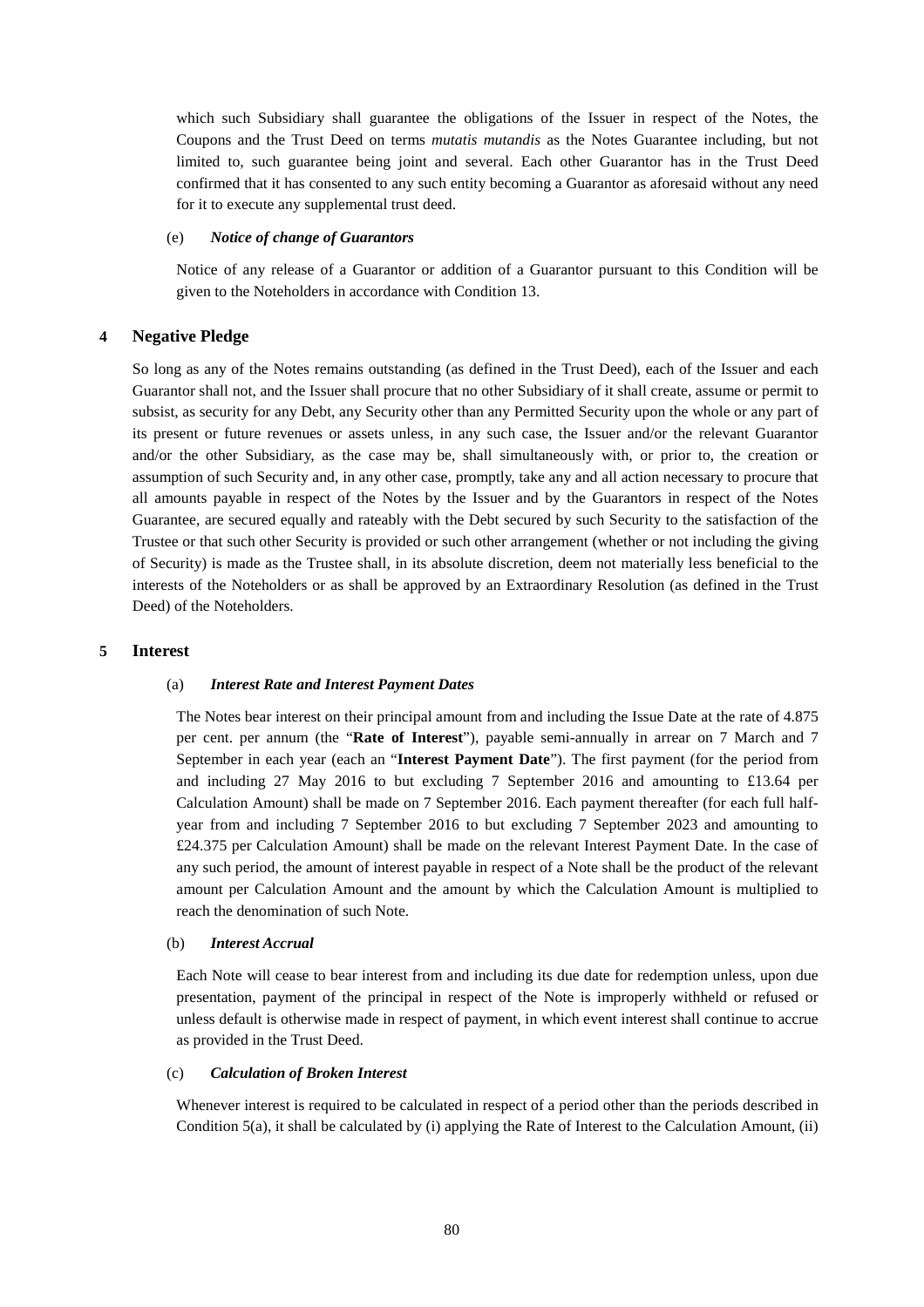which such Subsidiary shall guarantee the obligations of the Issuer in respect of the Notes, the Coupons and the Trust Deed on terms *mutatis mutandis* as the Notes Guarantee including, but not limited to, such guarantee being joint and several. Each other Guarantor has in the Trust Deed confirmed that it has consented to any such entity becoming a Guarantor as aforesaid without any need for it to execute any supplemental trust deed.

(e) ***Notice of change of Guarantors***

Notice of any release of a Guarantor or addition of a Guarantor pursuant to this Condition will be given to the Noteholders in accordance with Condition 13.

## 4 Negative Pledge

So long as any of the Notes remains outstanding (as defined in the Trust Deed), each of the Issuer and each Guarantor shall not, and the Issuer shall procure that no other Subsidiary of it shall create, assume or permit to subsist, as security for any Debt, any Security other than any Permitted Security upon the whole or any part of its present or future revenues or assets unless, in any such case, the Issuer and/or the relevant Guarantor and/or the other Subsidiary, as the case may be, shall simultaneously with, or prior to, the creation or assumption of such Security and, in any other case, promptly, take any and all action necessary to procure that all amounts payable in respect of the Notes by the Issuer and by the Guarantors in respect of the Notes Guarantee, are secured equally and rateably with the Debt secured by such Security to the satisfaction of the Trustee or that such other Security is provided or such other arrangement (whether or not including the giving of Security) is made as the Trustee shall, in its absolute discretion, deem not materially less beneficial to the interests of the Noteholders or as shall be approved by an Extraordinary Resolution (as defined in the Trust Deed) of the Noteholders.

## 5 Interest

(a) ***Interest Rate and Interest Payment Dates***

The Notes bear interest on their principal amount from and including the Issue Date at the rate of 4.875 per cent. per annum (the "**Rate of Interest**"), payable semi-annually in arrear on 7 March and 7 September in each year (each an "**Interest Payment Date**"). The first payment (for the period from and including 27 May 2016 to but excluding 7 September 2016 and amounting to £13.64 per Calculation Amount) shall be made on 7 September 2016. Each payment thereafter (for each full half-year from and including 7 September 2016 to but excluding 7 September 2023 and amounting to £24.375 per Calculation Amount) shall be made on the relevant Interest Payment Date. In the case of any such period, the amount of interest payable in respect of a Note shall be the product of the relevant amount per Calculation Amount and the amount by which the Calculation Amount is multiplied to reach the denomination of such Note.

(b) ***Interest Accrual***

Each Note will cease to bear interest from and including its due date for redemption unless, upon due presentation, payment of the principal in respect of the Note is improperly withheld or refused or unless default is otherwise made in respect of payment, in which event interest shall continue to accrue as provided in the Trust Deed.

(c) ***Calculation of Broken Interest***

Whenever interest is required to be calculated in respect of a period other than the periods described in Condition 5(a), it shall be calculated by (i) applying the Rate of Interest to the Calculation Amount, (ii)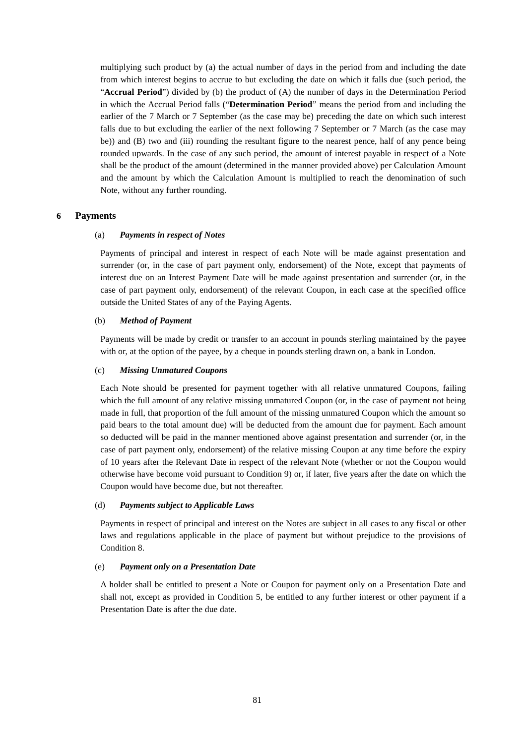multiplying such product by (a) the actual number of days in the period from and including the date from which interest begins to accrue to but excluding the date on which it falls due (such period, the "**Accrual Period**") divided by (b) the product of (A) the number of days in the Determination Period in which the Accrual Period falls ("**Determination Period**" means the period from and including the earlier of the 7 March or 7 September (as the case may be) preceding the date on which such interest falls due to but excluding the earlier of the next following 7 September or 7 March (as the case may be)) and (B) two and (iii) rounding the resultant figure to the nearest pence, half of any pence being rounded upwards. In the case of any such period, the amount of interest payable in respect of a Note shall be the product of the amount (determined in the manner provided above) per Calculation Amount and the amount by which the Calculation Amount is multiplied to reach the denomination of such Note, without any further rounding.

## 6 Payments

### (a) *Payments in respect of Notes*

Payments of principal and interest in respect of each Note will be made against presentation and surrender (or, in the case of part payment only, endorsement) of the Note, except that payments of interest due on an Interest Payment Date will be made against presentation and surrender (or, in the case of part payment only, endorsement) of the relevant Coupon, in each case at the specified office outside the United States of any of the Paying Agents.

### (b) *Method of Payment*

Payments will be made by credit or transfer to an account in pounds sterling maintained by the payee with or, at the option of the payee, by a cheque in pounds sterling drawn on, a bank in London.

### (c) *Missing Unmatured Coupons*

Each Note should be presented for payment together with all relative unmatured Coupons, failing which the full amount of any relative missing unmatured Coupon (or, in the case of payment not being made in full, that proportion of the full amount of the missing unmatured Coupon which the amount so paid bears to the total amount due) will be deducted from the amount due for payment. Each amount so deducted will be paid in the manner mentioned above against presentation and surrender (or, in the case of part payment only, endorsement) of the relative missing Coupon at any time before the expiry of 10 years after the Relevant Date in respect of the relevant Note (whether or not the Coupon would otherwise have become void pursuant to Condition 9) or, if later, five years after the date on which the Coupon would have become due, but not thereafter.

### (d) *Payments subject to Applicable Laws*

Payments in respect of principal and interest on the Notes are subject in all cases to any fiscal or other laws and regulations applicable in the place of payment but without prejudice to the provisions of Condition 8.

### (e) *Payment only on a Presentation Date*

A holder shall be entitled to present a Note or Coupon for payment only on a Presentation Date and shall not, except as provided in Condition 5, be entitled to any further interest or other payment if a Presentation Date is after the due date.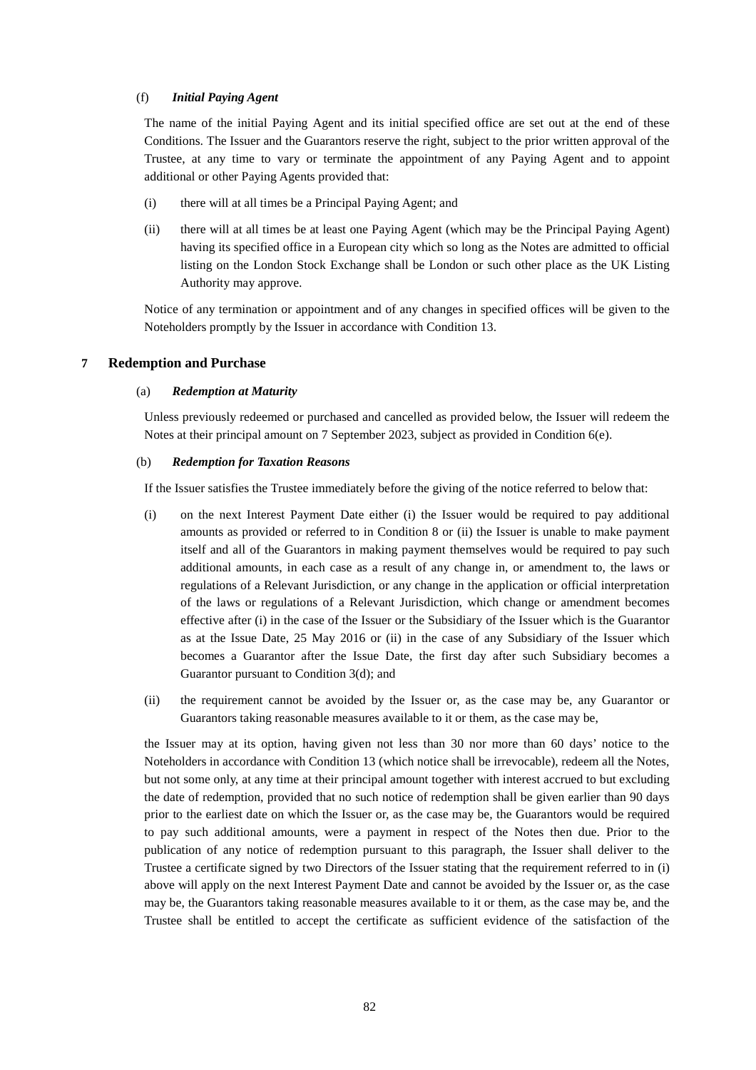(f) ***Initial Paying Agent***

The name of the initial Paying Agent and its initial specified office are set out at the end of these Conditions. The Issuer and the Guarantors reserve the right, subject to the prior written approval of the Trustee, at any time to vary or terminate the appointment of any Paying Agent and to appoint additional or other Paying Agents provided that:

(i) there will at all times be a Principal Paying Agent; and

(ii) there will at all times be at least one Paying Agent (which may be the Principal Paying Agent) having its specified office in a European city which so long as the Notes are admitted to official listing on the London Stock Exchange shall be London or such other place as the UK Listing Authority may approve.

Notice of any termination or appointment and of any changes in specified offices will be given to the Noteholders promptly by the Issuer in accordance with Condition 13.

## 7 Redemption and Purchase

(a) ***Redemption at Maturity***

Unless previously redeemed or purchased and cancelled as provided below, the Issuer will redeem the Notes at their principal amount on 7 September 2023, subject as provided in Condition 6(e).

(b) ***Redemption for Taxation Reasons***

If the Issuer satisfies the Trustee immediately before the giving of the notice referred to below that:

(i) on the next Interest Payment Date either (i) the Issuer would be required to pay additional amounts as provided or referred to in Condition 8 or (ii) the Issuer is unable to make payment itself and all of the Guarantors in making payment themselves would be required to pay such additional amounts, in each case as a result of any change in, or amendment to, the laws or regulations of a Relevant Jurisdiction, or any change in the application or official interpretation of the laws or regulations of a Relevant Jurisdiction, which change or amendment becomes effective after (i) in the case of the Issuer or the Subsidiary of the Issuer which is the Guarantor as at the Issue Date, 25 May 2016 or (ii) in the case of any Subsidiary of the Issuer which becomes a Guarantor after the Issue Date, the first day after such Subsidiary becomes a Guarantor pursuant to Condition 3(d); and

(ii) the requirement cannot be avoided by the Issuer or, as the case may be, any Guarantor or Guarantors taking reasonable measures available to it or them, as the case may be,

the Issuer may at its option, having given not less than 30 nor more than 60 days' notice to the Noteholders in accordance with Condition 13 (which notice shall be irrevocable), redeem all the Notes, but not some only, at any time at their principal amount together with interest accrued to but excluding the date of redemption, provided that no such notice of redemption shall be given earlier than 90 days prior to the earliest date on which the Issuer or, as the case may be, the Guarantors would be required to pay such additional amounts, were a payment in respect of the Notes then due. Prior to the publication of any notice of redemption pursuant to this paragraph, the Issuer shall deliver to the Trustee a certificate signed by two Directors of the Issuer stating that the requirement referred to in (i) above will apply on the next Interest Payment Date and cannot be avoided by the Issuer or, as the case may be, the Guarantors taking reasonable measures available to it or them, as the case may be, and the Trustee shall be entitled to accept the certificate as sufficient evidence of the satisfaction of the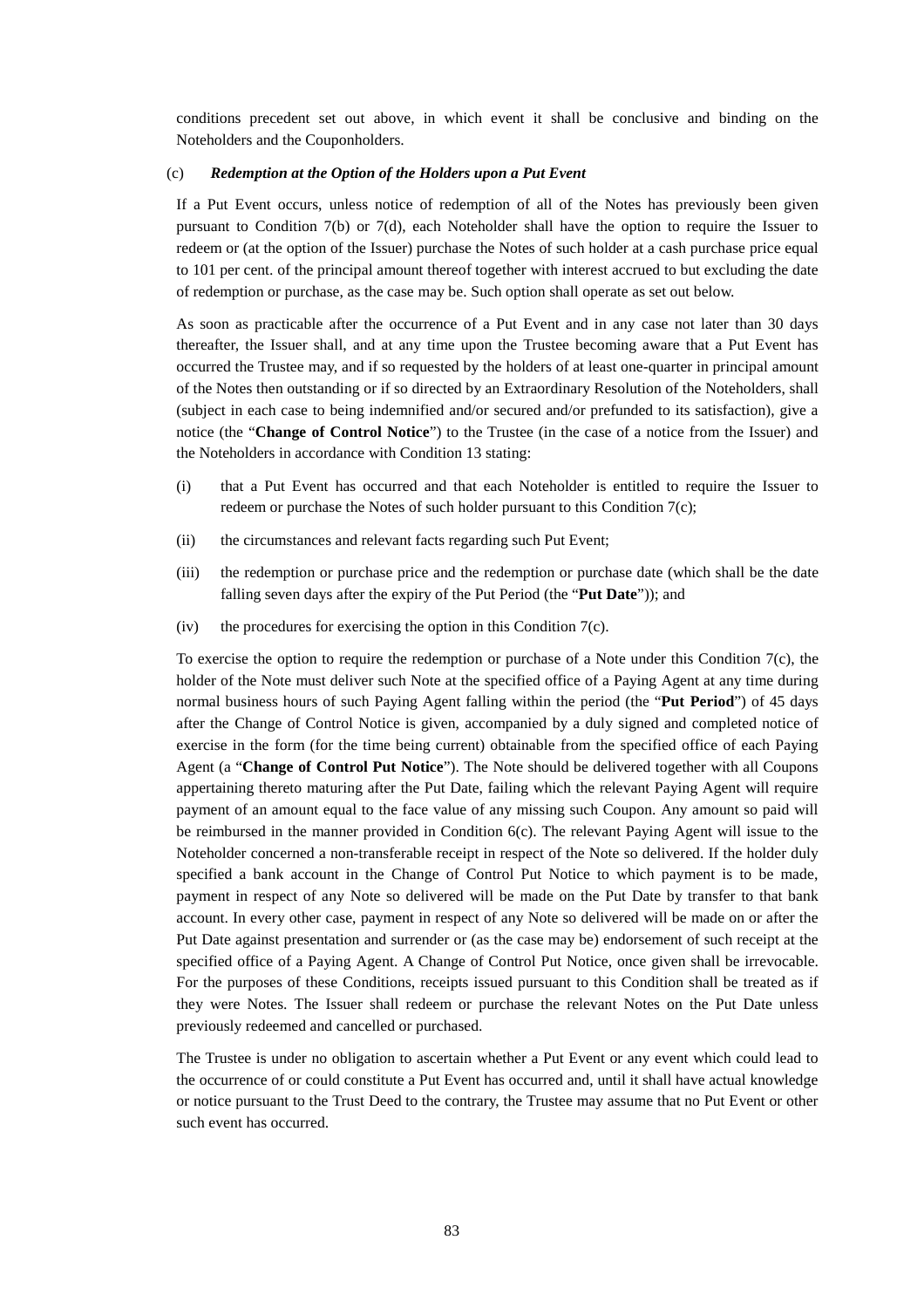conditions precedent set out above, in which event it shall be conclusive and binding on the Noteholders and the Couponholders.

(c) ***Redemption at the Option of the Holders upon a Put Event***

If a Put Event occurs, unless notice of redemption of all of the Notes has previously been given pursuant to Condition 7(b) or 7(d), each Noteholder shall have the option to require the Issuer to redeem or (at the option of the Issuer) purchase the Notes of such holder at a cash purchase price equal to 101 per cent. of the principal amount thereof together with interest accrued to but excluding the date of redemption or purchase, as the case may be. Such option shall operate as set out below.

As soon as practicable after the occurrence of a Put Event and in any case not later than 30 days thereafter, the Issuer shall, and at any time upon the Trustee becoming aware that a Put Event has occurred the Trustee may, and if so requested by the holders of at least one-quarter in principal amount of the Notes then outstanding or if so directed by an Extraordinary Resolution of the Noteholders, shall (subject in each case to being indemnified and/or secured and/or prefunded to its satisfaction), give a notice (the "**Change of Control Notice**") to the Trustee (in the case of a notice from the Issuer) and the Noteholders in accordance with Condition 13 stating:

(i) that a Put Event has occurred and that each Noteholder is entitled to require the Issuer to redeem or purchase the Notes of such holder pursuant to this Condition 7(c);

(ii) the circumstances and relevant facts regarding such Put Event;

(iii) the redemption or purchase price and the redemption or purchase date (which shall be the date falling seven days after the expiry of the Put Period (the "**Put Date**")); and

(iv) the procedures for exercising the option in this Condition 7(c).

To exercise the option to require the redemption or purchase of a Note under this Condition 7(c), the holder of the Note must deliver such Note at the specified office of a Paying Agent at any time during normal business hours of such Paying Agent falling within the period (the "**Put Period**") of 45 days after the Change of Control Notice is given, accompanied by a duly signed and completed notice of exercise in the form (for the time being current) obtainable from the specified office of each Paying Agent (a "**Change of Control Put Notice**"). The Note should be delivered together with all Coupons appertaining thereto maturing after the Put Date, failing which the relevant Paying Agent will require payment of an amount equal to the face value of any missing such Coupon. Any amount so paid will be reimbursed in the manner provided in Condition 6(c). The relevant Paying Agent will issue to the Noteholder concerned a non-transferable receipt in respect of the Note so delivered. If the holder duly specified a bank account in the Change of Control Put Notice to which payment is to be made, payment in respect of any Note so delivered will be made on the Put Date by transfer to that bank account. In every other case, payment in respect of any Note so delivered will be made on or after the Put Date against presentation and surrender or (as the case may be) endorsement of such receipt at the specified office of a Paying Agent. A Change of Control Put Notice, once given shall be irrevocable. For the purposes of these Conditions, receipts issued pursuant to this Condition shall be treated as if they were Notes. The Issuer shall redeem or purchase the relevant Notes on the Put Date unless previously redeemed and cancelled or purchased.

The Trustee is under no obligation to ascertain whether a Put Event or any event which could lead to the occurrence of or could constitute a Put Event has occurred and, until it shall have actual knowledge or notice pursuant to the Trust Deed to the contrary, the Trustee may assume that no Put Event or other such event has occurred.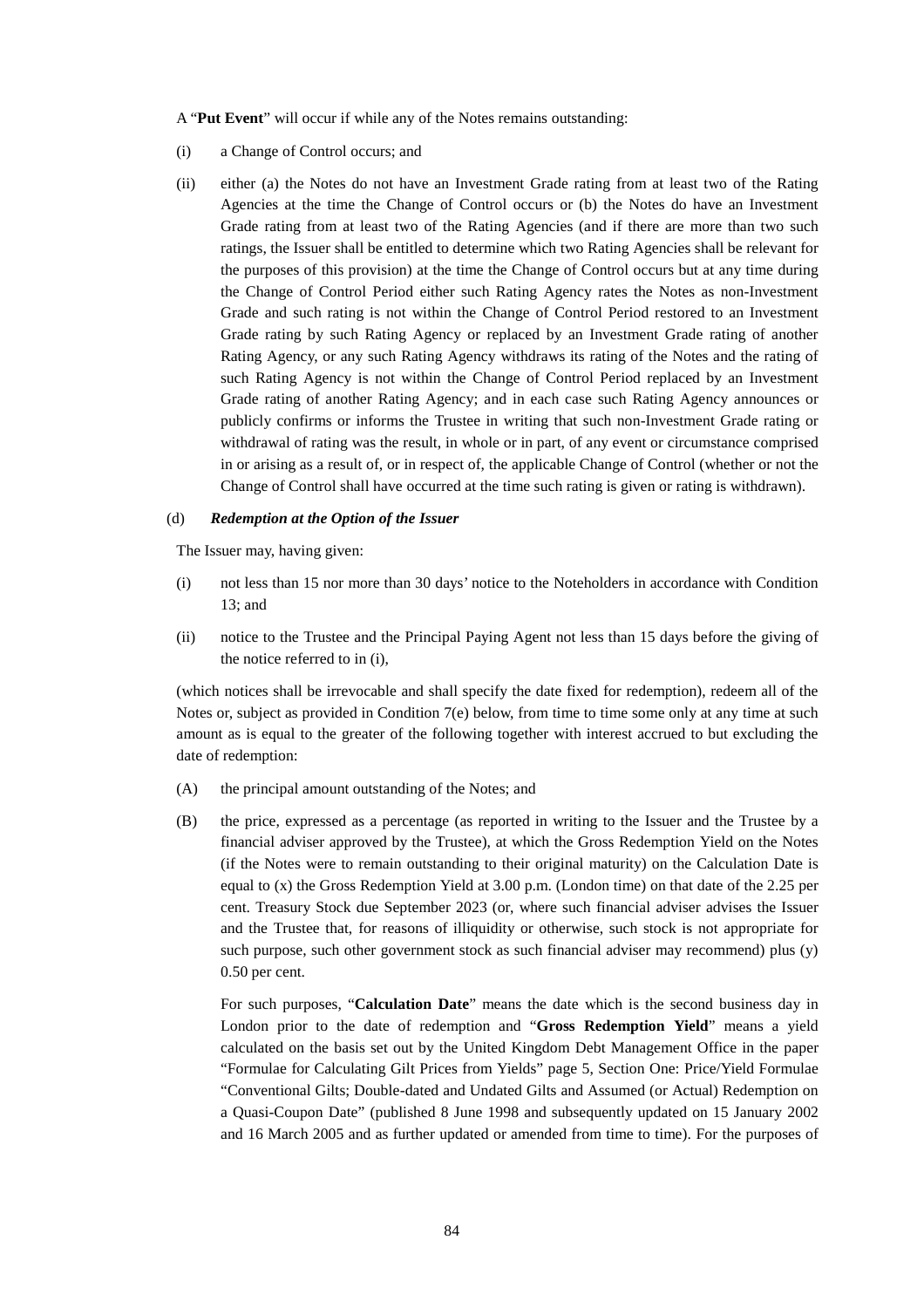A "**Put Event**" will occur if while any of the Notes remains outstanding:

(i) a Change of Control occurs; and

(ii) either (a) the Notes do not have an Investment Grade rating from at least two of the Rating Agencies at the time the Change of Control occurs or (b) the Notes do have an Investment Grade rating from at least two of the Rating Agencies (and if there are more than two such ratings, the Issuer shall be entitled to determine which two Rating Agencies shall be relevant for the purposes of this provision) at the time the Change of Control occurs but at any time during the Change of Control Period either such Rating Agency rates the Notes as non-Investment Grade and such rating is not within the Change of Control Period restored to an Investment Grade rating by such Rating Agency or replaced by an Investment Grade rating of another Rating Agency, or any such Rating Agency withdraws its rating of the Notes and the rating of such Rating Agency is not within the Change of Control Period replaced by an Investment Grade rating of another Rating Agency; and in each case such Rating Agency announces or publicly confirms or informs the Trustee in writing that such non-Investment Grade rating or withdrawal of rating was the result, in whole or in part, of any event or circumstance comprised in or arising as a result of, or in respect of, the applicable Change of Control (whether or not the Change of Control shall have occurred at the time such rating is given or rating is withdrawn).

(d) ***Redemption at the Option of the Issuer***

The Issuer may, having given:

(i) not less than 15 nor more than 30 days' notice to the Noteholders in accordance with Condition 13; and

(ii) notice to the Trustee and the Principal Paying Agent not less than 15 days before the giving of the notice referred to in (i),

(which notices shall be irrevocable and shall specify the date fixed for redemption), redeem all of the Notes or, subject as provided in Condition 7(e) below, from time to time some only at any time at such amount as is equal to the greater of the following together with interest accrued to but excluding the date of redemption:

(A) the principal amount outstanding of the Notes; and

(B) the price, expressed as a percentage (as reported in writing to the Issuer and the Trustee by a financial adviser approved by the Trustee), at which the Gross Redemption Yield on the Notes (if the Notes were to remain outstanding to their original maturity) on the Calculation Date is equal to (x) the Gross Redemption Yield at 3.00 p.m. (London time) on that date of the 2.25 per cent. Treasury Stock due September 2023 (or, where such financial adviser advises the Issuer and the Trustee that, for reasons of illiquidity or otherwise, such stock is not appropriate for such purpose, such other government stock as such financial adviser may recommend) plus (y) 0.50 per cent.

For such purposes, "**Calculation Date**" means the date which is the second business day in London prior to the date of redemption and "**Gross Redemption Yield**" means a yield calculated on the basis set out by the United Kingdom Debt Management Office in the paper "Formulae for Calculating Gilt Prices from Yields" page 5, Section One: Price/Yield Formulae "Conventional Gilts; Double-dated and Undated Gilts and Assumed (or Actual) Redemption on a Quasi-Coupon Date" (published 8 June 1998 and subsequently updated on 15 January 2002 and 16 March 2005 and as further updated or amended from time to time). For the purposes of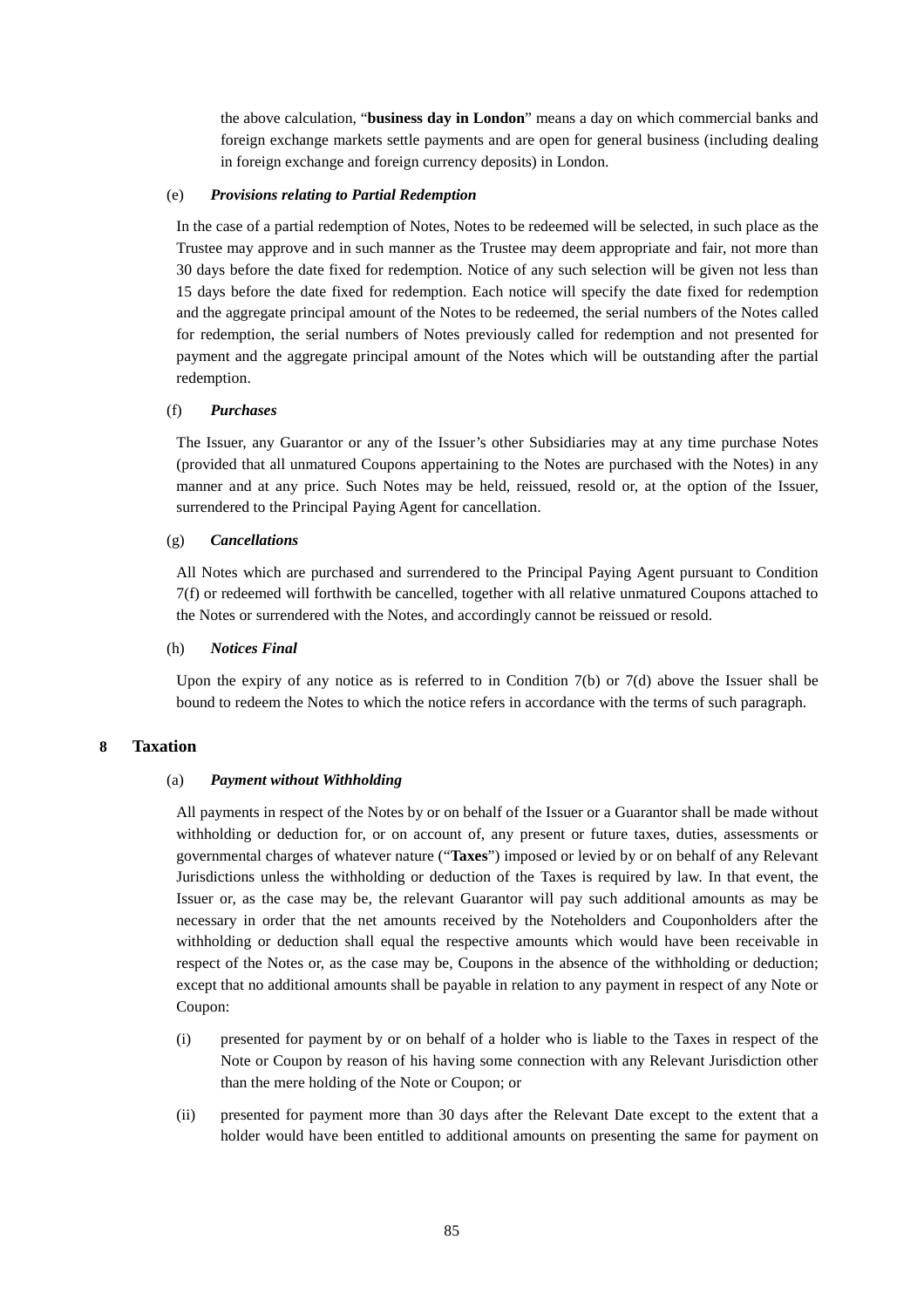the above calculation, "**business day in London**" means a day on which commercial banks and foreign exchange markets settle payments and are open for general business (including dealing in foreign exchange and foreign currency deposits) in London.

(e) ***Provisions relating to Partial Redemption***

In the case of a partial redemption of Notes, Notes to be redeemed will be selected, in such place as the Trustee may approve and in such manner as the Trustee may deem appropriate and fair, not more than 30 days before the date fixed for redemption. Notice of any such selection will be given not less than 15 days before the date fixed for redemption. Each notice will specify the date fixed for redemption and the aggregate principal amount of the Notes to be redeemed, the serial numbers of the Notes called for redemption, the serial numbers of Notes previously called for redemption and not presented for payment and the aggregate principal amount of the Notes which will be outstanding after the partial redemption.

(f) ***Purchases***

The Issuer, any Guarantor or any of the Issuer's other Subsidiaries may at any time purchase Notes (provided that all unmatured Coupons appertaining to the Notes are purchased with the Notes) in any manner and at any price. Such Notes may be held, reissued, resold or, at the option of the Issuer, surrendered to the Principal Paying Agent for cancellation.

(g) ***Cancellations***

All Notes which are purchased and surrendered to the Principal Paying Agent pursuant to Condition 7(f) or redeemed will forthwith be cancelled, together with all relative unmatured Coupons attached to the Notes or surrendered with the Notes, and accordingly cannot be reissued or resold.

(h) ***Notices Final***

Upon the expiry of any notice as is referred to in Condition 7(b) or 7(d) above the Issuer shall be bound to redeem the Notes to which the notice refers in accordance with the terms of such paragraph.

## 8 Taxation

(a) ***Payment without Withholding***

All payments in respect of the Notes by or on behalf of the Issuer or a Guarantor shall be made without withholding or deduction for, or on account of, any present or future taxes, duties, assessments or governmental charges of whatever nature ("**Taxes**") imposed or levied by or on behalf of any Relevant Jurisdictions unless the withholding or deduction of the Taxes is required by law. In that event, the Issuer or, as the case may be, the relevant Guarantor will pay such additional amounts as may be necessary in order that the net amounts received by the Noteholders and Couponholders after the withholding or deduction shall equal the respective amounts which would have been receivable in respect of the Notes or, as the case may be, Coupons in the absence of the withholding or deduction; except that no additional amounts shall be payable in relation to any payment in respect of any Note or Coupon:

(i) presented for payment by or on behalf of a holder who is liable to the Taxes in respect of the Note or Coupon by reason of his having some connection with any Relevant Jurisdiction other than the mere holding of the Note or Coupon; or

(ii) presented for payment more than 30 days after the Relevant Date except to the extent that a holder would have been entitled to additional amounts on presenting the same for payment on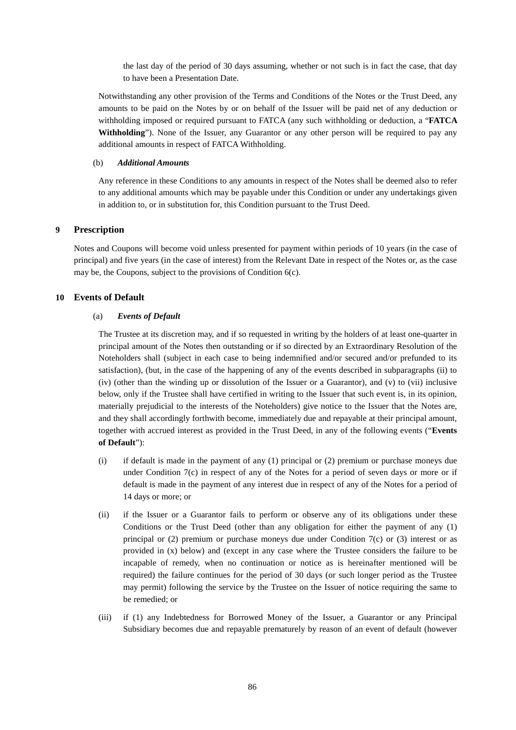the last day of the period of 30 days assuming, whether or not such is in fact the case, that day to have been a Presentation Date.

Notwithstanding any other provision of the Terms and Conditions of the Notes or the Trust Deed, any amounts to be paid on the Notes by or on behalf of the Issuer will be paid net of any deduction or withholding imposed or required pursuant to FATCA (any such withholding or deduction, a "**FATCA Withholding**"). None of the Issuer, any Guarantor or any other person will be required to pay any additional amounts in respect of FATCA Withholding.

(b) ***Additional Amounts***

Any reference in these Conditions to any amounts in respect of the Notes shall be deemed also to refer to any additional amounts which may be payable under this Condition or under any undertakings given in addition to, or in substitution for, this Condition pursuant to the Trust Deed.

## 9 Prescription

Notes and Coupons will become void unless presented for payment within periods of 10 years (in the case of principal) and five years (in the case of interest) from the Relevant Date in respect of the Notes or, as the case may be, the Coupons, subject to the provisions of Condition 6(c).

## 10 Events of Default

(a) ***Events of Default***

The Trustee at its discretion may, and if so requested in writing by the holders of at least one-quarter in principal amount of the Notes then outstanding or if so directed by an Extraordinary Resolution of the Noteholders shall (subject in each case to being indemnified and/or secured and/or prefunded to its satisfaction), (but, in the case of the happening of any of the events described in subparagraphs (ii) to (iv) (other than the winding up or dissolution of the Issuer or a Guarantor), and (v) to (vii) inclusive below, only if the Trustee shall have certified in writing to the Issuer that such event is, in its opinion, materially prejudicial to the interests of the Noteholders) give notice to the Issuer that the Notes are, and they shall accordingly forthwith become, immediately due and repayable at their principal amount, together with accrued interest as provided in the Trust Deed, in any of the following events ("**Events of Default**"):

(i) if default is made in the payment of any (1) principal or (2) premium or purchase moneys due under Condition 7(c) in respect of any of the Notes for a period of seven days or more or if default is made in the payment of any interest due in respect of any of the Notes for a period of 14 days or more; or

(ii) if the Issuer or a Guarantor fails to perform or observe any of its obligations under these Conditions or the Trust Deed (other than any obligation for either the payment of any (1) principal or (2) premium or purchase moneys due under Condition 7(c) or (3) interest or as provided in (x) below) and (except in any case where the Trustee considers the failure to be incapable of remedy, when no continuation or notice as is hereinafter mentioned will be required) the failure continues for the period of 30 days (or such longer period as the Trustee may permit) following the service by the Trustee on the Issuer of notice requiring the same to be remedied; or

(iii) if (1) any Indebtedness for Borrowed Money of the Issuer, a Guarantor or any Principal Subsidiary becomes due and repayable prematurely by reason of an event of default (however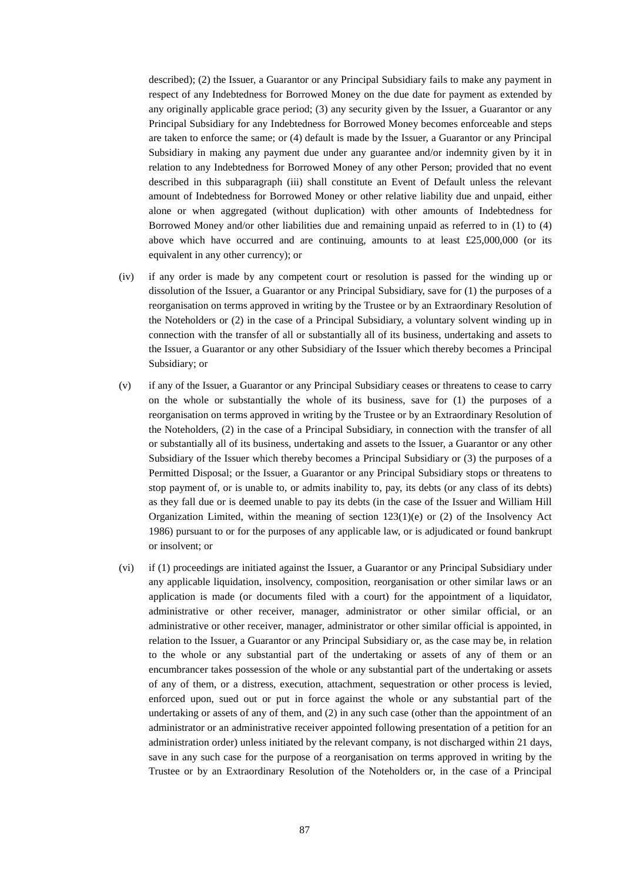described); (2) the Issuer, a Guarantor or any Principal Subsidiary fails to make any payment in respect of any Indebtedness for Borrowed Money on the due date for payment as extended by any originally applicable grace period; (3) any security given by the Issuer, a Guarantor or any Principal Subsidiary for any Indebtedness for Borrowed Money becomes enforceable and steps are taken to enforce the same; or (4) default is made by the Issuer, a Guarantor or any Principal Subsidiary in making any payment due under any guarantee and/or indemnity given by it in relation to any Indebtedness for Borrowed Money of any other Person; provided that no event described in this subparagraph (iii) shall constitute an Event of Default unless the relevant amount of Indebtedness for Borrowed Money or other relative liability due and unpaid, either alone or when aggregated (without duplication) with other amounts of Indebtedness for Borrowed Money and/or other liabilities due and remaining unpaid as referred to in (1) to (4) above which have occurred and are continuing, amounts to at least £25,000,000 (or its equivalent in any other currency); or

(iv) if any order is made by any competent court or resolution is passed for the winding up or dissolution of the Issuer, a Guarantor or any Principal Subsidiary, save for (1) the purposes of a reorganisation on terms approved in writing by the Trustee or by an Extraordinary Resolution of the Noteholders or (2) in the case of a Principal Subsidiary, a voluntary solvent winding up in connection with the transfer of all or substantially all of its business, undertaking and assets to the Issuer, a Guarantor or any other Subsidiary of the Issuer which thereby becomes a Principal Subsidiary; or

(v) if any of the Issuer, a Guarantor or any Principal Subsidiary ceases or threatens to cease to carry on the whole or substantially the whole of its business, save for (1) the purposes of a reorganisation on terms approved in writing by the Trustee or by an Extraordinary Resolution of the Noteholders, (2) in the case of a Principal Subsidiary, in connection with the transfer of all or substantially all of its business, undertaking and assets to the Issuer, a Guarantor or any other Subsidiary of the Issuer which thereby becomes a Principal Subsidiary or (3) the purposes of a Permitted Disposal; or the Issuer, a Guarantor or any Principal Subsidiary stops or threatens to stop payment of, or is unable to, or admits inability to, pay, its debts (or any class of its debts) as they fall due or is deemed unable to pay its debts (in the case of the Issuer and William Hill Organization Limited, within the meaning of section 123(1)(e) or (2) of the Insolvency Act 1986) pursuant to or for the purposes of any applicable law, or is adjudicated or found bankrupt or insolvent; or

(vi) if (1) proceedings are initiated against the Issuer, a Guarantor or any Principal Subsidiary under any applicable liquidation, insolvency, composition, reorganisation or other similar laws or an application is made (or documents filed with a court) for the appointment of a liquidator, administrative or other receiver, manager, administrator or other similar official, or an administrative or other receiver, manager, administrator or other similar official is appointed, in relation to the Issuer, a Guarantor or any Principal Subsidiary or, as the case may be, in relation to the whole or any substantial part of the undertaking or assets of any of them or an encumbrancer takes possession of the whole or any substantial part of the undertaking or assets of any of them, or a distress, execution, attachment, sequestration or other process is levied, enforced upon, sued out or put in force against the whole or any substantial part of the undertaking or assets of any of them, and (2) in any such case (other than the appointment of an administrator or an administrative receiver appointed following presentation of a petition for an administration order) unless initiated by the relevant company, is not discharged within 21 days, save in any such case for the purpose of a reorganisation on terms approved in writing by the Trustee or by an Extraordinary Resolution of the Noteholders or, in the case of a Principal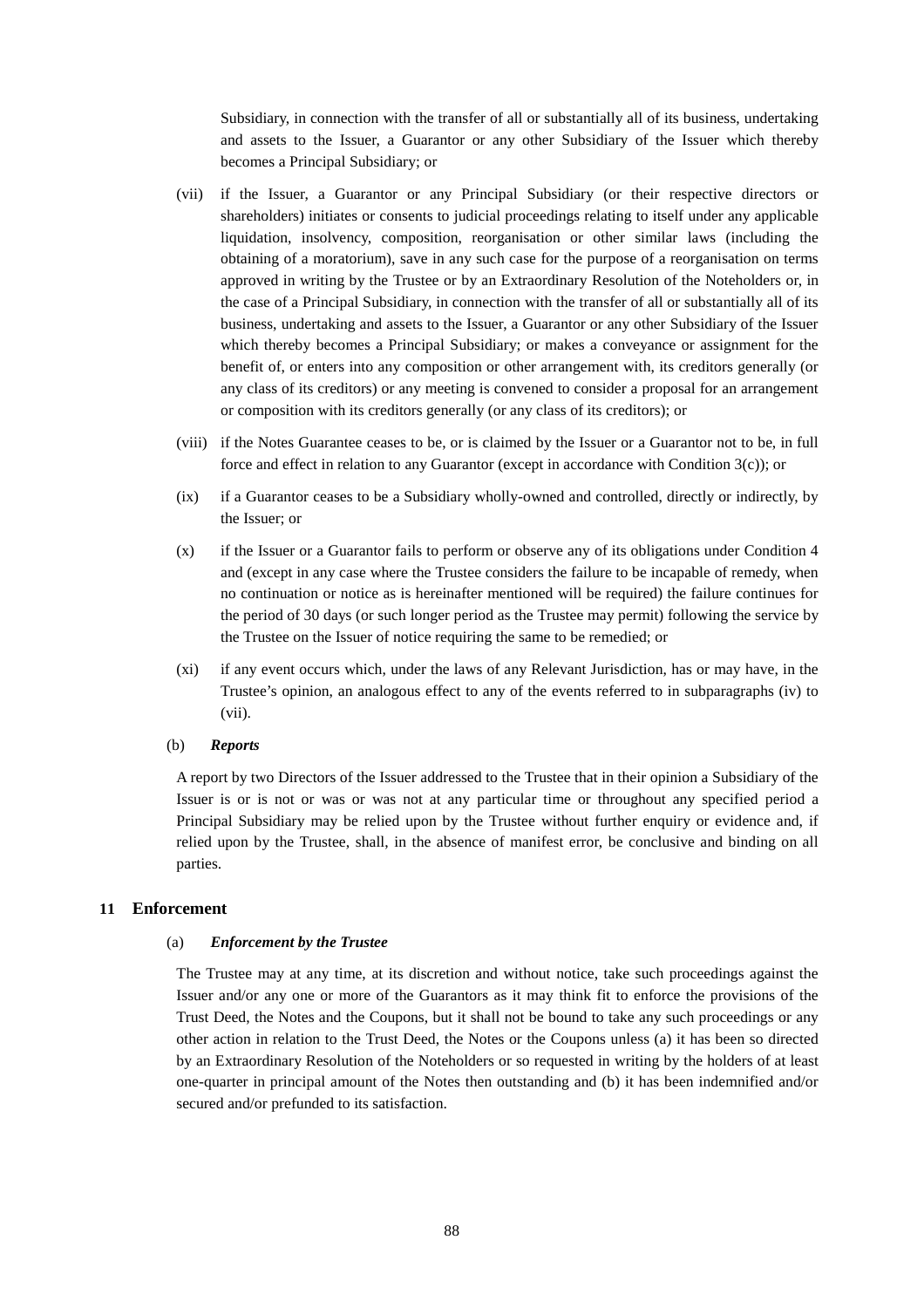Subsidiary, in connection with the transfer of all or substantially all of its business, undertaking and assets to the Issuer, a Guarantor or any other Subsidiary of the Issuer which thereby becomes a Principal Subsidiary; or

(vii) if the Issuer, a Guarantor or any Principal Subsidiary (or their respective directors or shareholders) initiates or consents to judicial proceedings relating to itself under any applicable liquidation, insolvency, composition, reorganisation or other similar laws (including the obtaining of a moratorium), save in any such case for the purpose of a reorganisation on terms approved in writing by the Trustee or by an Extraordinary Resolution of the Noteholders or, in the case of a Principal Subsidiary, in connection with the transfer of all or substantially all of its business, undertaking and assets to the Issuer, a Guarantor or any other Subsidiary of the Issuer which thereby becomes a Principal Subsidiary; or makes a conveyance or assignment for the benefit of, or enters into any composition or other arrangement with, its creditors generally (or any class of its creditors) or any meeting is convened to consider a proposal for an arrangement or composition with its creditors generally (or any class of its creditors); or

(viii) if the Notes Guarantee ceases to be, or is claimed by the Issuer or a Guarantor not to be, in full force and effect in relation to any Guarantor (except in accordance with Condition 3(c)); or

(ix) if a Guarantor ceases to be a Subsidiary wholly-owned and controlled, directly or indirectly, by the Issuer; or

(x) if the Issuer or a Guarantor fails to perform or observe any of its obligations under Condition 4 and (except in any case where the Trustee considers the failure to be incapable of remedy, when no continuation or notice as is hereinafter mentioned will be required) the failure continues for the period of 30 days (or such longer period as the Trustee may permit) following the service by the Trustee on the Issuer of notice requiring the same to be remedied; or

(xi) if any event occurs which, under the laws of any Relevant Jurisdiction, has or may have, in the Trustee's opinion, an analogous effect to any of the events referred to in subparagraphs (iv) to (vii).

(b) ***Reports***

A report by two Directors of the Issuer addressed to the Trustee that in their opinion a Subsidiary of the Issuer is or is not or was or was not at any particular time or throughout any specified period a Principal Subsidiary may be relied upon by the Trustee without further enquiry or evidence and, if relied upon by the Trustee, shall, in the absence of manifest error, be conclusive and binding on all parties.

## 11 Enforcement

(a) ***Enforcement by the Trustee***

The Trustee may at any time, at its discretion and without notice, take such proceedings against the Issuer and/or any one or more of the Guarantors as it may think fit to enforce the provisions of the Trust Deed, the Notes and the Coupons, but it shall not be bound to take any such proceedings or any other action in relation to the Trust Deed, the Notes or the Coupons unless (a) it has been so directed by an Extraordinary Resolution of the Noteholders or so requested in writing by the holders of at least one-quarter in principal amount of the Notes then outstanding and (b) it has been indemnified and/or secured and/or prefunded to its satisfaction.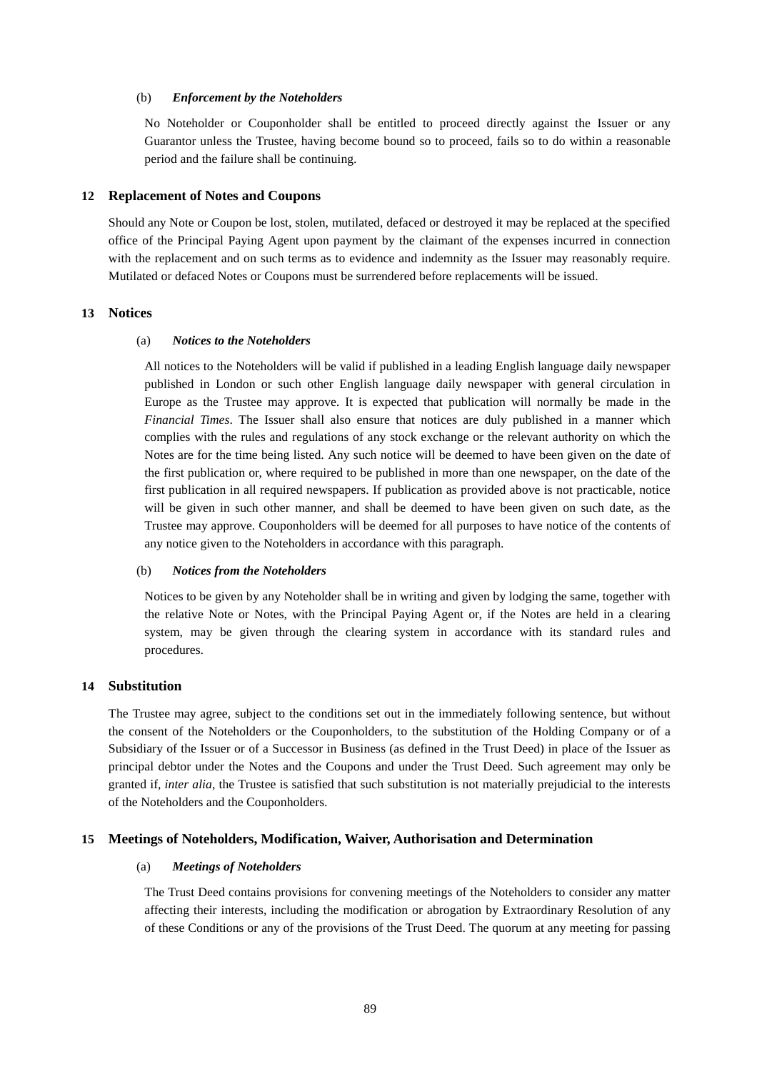(b) ***Enforcement by the Noteholders***

No Noteholder or Couponholder shall be entitled to proceed directly against the Issuer or any Guarantor unless the Trustee, having become bound so to proceed, fails so to do within a reasonable period and the failure shall be continuing.

## 12 Replacement of Notes and Coupons

Should any Note or Coupon be lost, stolen, mutilated, defaced or destroyed it may be replaced at the specified office of the Principal Paying Agent upon payment by the claimant of the expenses incurred in connection with the replacement and on such terms as to evidence and indemnity as the Issuer may reasonably require. Mutilated or defaced Notes or Coupons must be surrendered before replacements will be issued.

## 13 Notices

(a) ***Notices to the Noteholders***

All notices to the Noteholders will be valid if published in a leading English language daily newspaper published in London or such other English language daily newspaper with general circulation in Europe as the Trustee may approve. It is expected that publication will normally be made in the *Financial Times*. The Issuer shall also ensure that notices are duly published in a manner which complies with the rules and regulations of any stock exchange or the relevant authority on which the Notes are for the time being listed. Any such notice will be deemed to have been given on the date of the first publication or, where required to be published in more than one newspaper, on the date of the first publication in all required newspapers. If publication as provided above is not practicable, notice will be given in such other manner, and shall be deemed to have been given on such date, as the Trustee may approve. Couponholders will be deemed for all purposes to have notice of the contents of any notice given to the Noteholders in accordance with this paragraph.

(b) ***Notices from the Noteholders***

Notices to be given by any Noteholder shall be in writing and given by lodging the same, together with the relative Note or Notes, with the Principal Paying Agent or, if the Notes are held in a clearing system, may be given through the clearing system in accordance with its standard rules and procedures.

## 14 Substitution

The Trustee may agree, subject to the conditions set out in the immediately following sentence, but without the consent of the Noteholders or the Couponholders, to the substitution of the Holding Company or of a Subsidiary of the Issuer or of a Successor in Business (as defined in the Trust Deed) in place of the Issuer as principal debtor under the Notes and the Coupons and under the Trust Deed. Such agreement may only be granted if, *inter alia*, the Trustee is satisfied that such substitution is not materially prejudicial to the interests of the Noteholders and the Couponholders.

## 15 Meetings of Noteholders, Modification, Waiver, Authorisation and Determination

(a) ***Meetings of Noteholders***

The Trust Deed contains provisions for convening meetings of the Noteholders to consider any matter affecting their interests, including the modification or abrogation by Extraordinary Resolution of any of these Conditions or any of the provisions of the Trust Deed. The quorum at any meeting for passing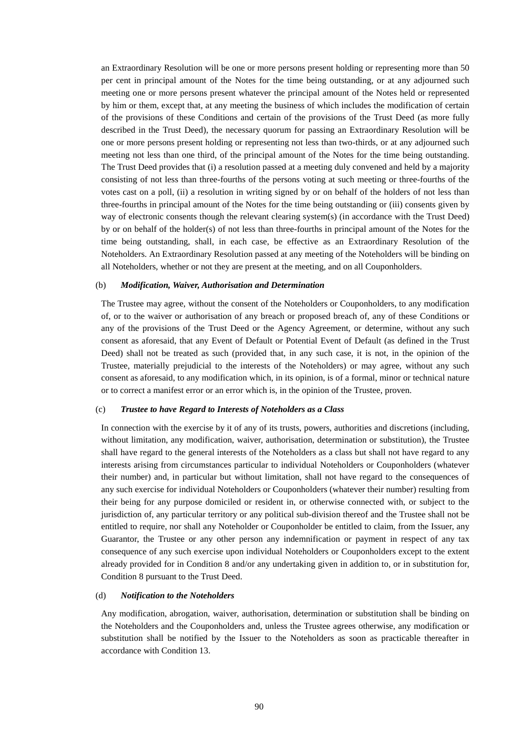an Extraordinary Resolution will be one or more persons present holding or representing more than 50 per cent in principal amount of the Notes for the time being outstanding, or at any adjourned such meeting one or more persons present whatever the principal amount of the Notes held or represented by him or them, except that, at any meeting the business of which includes the modification of certain of the provisions of these Conditions and certain of the provisions of the Trust Deed (as more fully described in the Trust Deed), the necessary quorum for passing an Extraordinary Resolution will be one or more persons present holding or representing not less than two-thirds, or at any adjourned such meeting not less than one third, of the principal amount of the Notes for the time being outstanding. The Trust Deed provides that (i) a resolution passed at a meeting duly convened and held by a majority consisting of not less than three-fourths of the persons voting at such meeting or three-fourths of the votes cast on a poll, (ii) a resolution in writing signed by or on behalf of the holders of not less than three-fourths in principal amount of the Notes for the time being outstanding or (iii) consents given by way of electronic consents though the relevant clearing system(s) (in accordance with the Trust Deed) by or on behalf of the holder(s) of not less than three-fourths in principal amount of the Notes for the time being outstanding, shall, in each case, be effective as an Extraordinary Resolution of the Noteholders. An Extraordinary Resolution passed at any meeting of the Noteholders will be binding on all Noteholders, whether or not they are present at the meeting, and on all Couponholders.

(b) ***Modification, Waiver, Authorisation and Determination***

The Trustee may agree, without the consent of the Noteholders or Couponholders, to any modification of, or to the waiver or authorisation of any breach or proposed breach of, any of these Conditions or any of the provisions of the Trust Deed or the Agency Agreement, or determine, without any such consent as aforesaid, that any Event of Default or Potential Event of Default (as defined in the Trust Deed) shall not be treated as such (provided that, in any such case, it is not, in the opinion of the Trustee, materially prejudicial to the interests of the Noteholders) or may agree, without any such consent as aforesaid, to any modification which, in its opinion, is of a formal, minor or technical nature or to correct a manifest error or an error which is, in the opinion of the Trustee, proven.

(c) ***Trustee to have Regard to Interests of Noteholders as a Class***

In connection with the exercise by it of any of its trusts, powers, authorities and discretions (including, without limitation, any modification, waiver, authorisation, determination or substitution), the Trustee shall have regard to the general interests of the Noteholders as a class but shall not have regard to any interests arising from circumstances particular to individual Noteholders or Couponholders (whatever their number) and, in particular but without limitation, shall not have regard to the consequences of any such exercise for individual Noteholders or Couponholders (whatever their number) resulting from their being for any purpose domiciled or resident in, or otherwise connected with, or subject to the jurisdiction of, any particular territory or any political sub-division thereof and the Trustee shall not be entitled to require, nor shall any Noteholder or Couponholder be entitled to claim, from the Issuer, any Guarantor, the Trustee or any other person any indemnification or payment in respect of any tax consequence of any such exercise upon individual Noteholders or Couponholders except to the extent already provided for in Condition 8 and/or any undertaking given in addition to, or in substitution for, Condition 8 pursuant to the Trust Deed.

(d) ***Notification to the Noteholders***

Any modification, abrogation, waiver, authorisation, determination or substitution shall be binding on the Noteholders and the Couponholders and, unless the Trustee agrees otherwise, any modification or substitution shall be notified by the Issuer to the Noteholders as soon as practicable thereafter in accordance with Condition 13.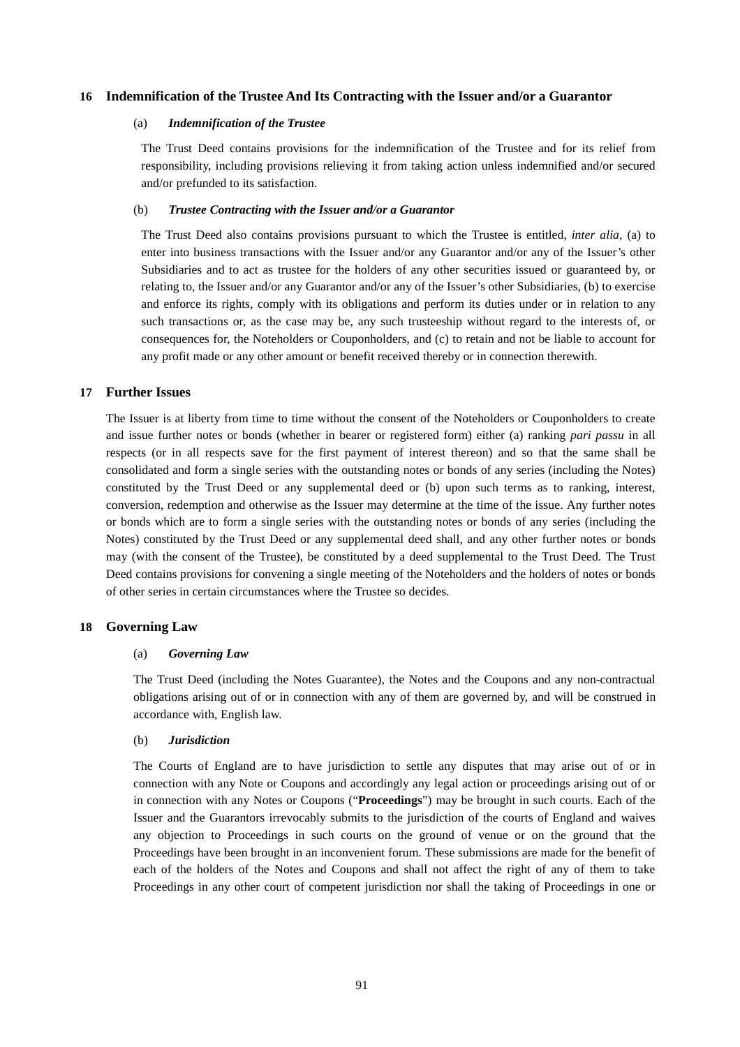## 16 Indemnification of the Trustee And Its Contracting with the Issuer and/or a Guarantor

### (a) *Indemnification of the Trustee*

The Trust Deed contains provisions for the indemnification of the Trustee and for its relief from responsibility, including provisions relieving it from taking action unless indemnified and/or secured and/or prefunded to its satisfaction.

### (b) *Trustee Contracting with the Issuer and/or a Guarantor*

The Trust Deed also contains provisions pursuant to which the Trustee is entitled, *inter alia*, (a) to enter into business transactions with the Issuer and/or any Guarantor and/or any of the Issuer's other Subsidiaries and to act as trustee for the holders of any other securities issued or guaranteed by, or relating to, the Issuer and/or any Guarantor and/or any of the Issuer's other Subsidiaries, (b) to exercise and enforce its rights, comply with its obligations and perform its duties under or in relation to any such transactions or, as the case may be, any such trusteeship without regard to the interests of, or consequences for, the Noteholders or Couponholders, and (c) to retain and not be liable to account for any profit made or any other amount or benefit received thereby or in connection therewith.

## 17 Further Issues

The Issuer is at liberty from time to time without the consent of the Noteholders or Couponholders to create and issue further notes or bonds (whether in bearer or registered form) either (a) ranking *pari passu* in all respects (or in all respects save for the first payment of interest thereon) and so that the same shall be consolidated and form a single series with the outstanding notes or bonds of any series (including the Notes) constituted by the Trust Deed or any supplemental deed or (b) upon such terms as to ranking, interest, conversion, redemption and otherwise as the Issuer may determine at the time of the issue. Any further notes or bonds which are to form a single series with the outstanding notes or bonds of any series (including the Notes) constituted by the Trust Deed or any supplemental deed shall, and any other further notes or bonds may (with the consent of the Trustee), be constituted by a deed supplemental to the Trust Deed. The Trust Deed contains provisions for convening a single meeting of the Noteholders and the holders of notes or bonds of other series in certain circumstances where the Trustee so decides.

## 18 Governing Law

### (a) *Governing Law*

The Trust Deed (including the Notes Guarantee), the Notes and the Coupons and any non-contractual obligations arising out of or in connection with any of them are governed by, and will be construed in accordance with, English law.

### (b) *Jurisdiction*

The Courts of England are to have jurisdiction to settle any disputes that may arise out of or in connection with any Note or Coupons and accordingly any legal action or proceedings arising out of or in connection with any Notes or Coupons ("**Proceedings**") may be brought in such courts. Each of the Issuer and the Guarantors irrevocably submits to the jurisdiction of the courts of England and waives any objection to Proceedings in such courts on the ground of venue or on the ground that the Proceedings have been brought in an inconvenient forum. These submissions are made for the benefit of each of the holders of the Notes and Coupons and shall not affect the right of any of them to take Proceedings in any other court of competent jurisdiction nor shall the taking of Proceedings in one or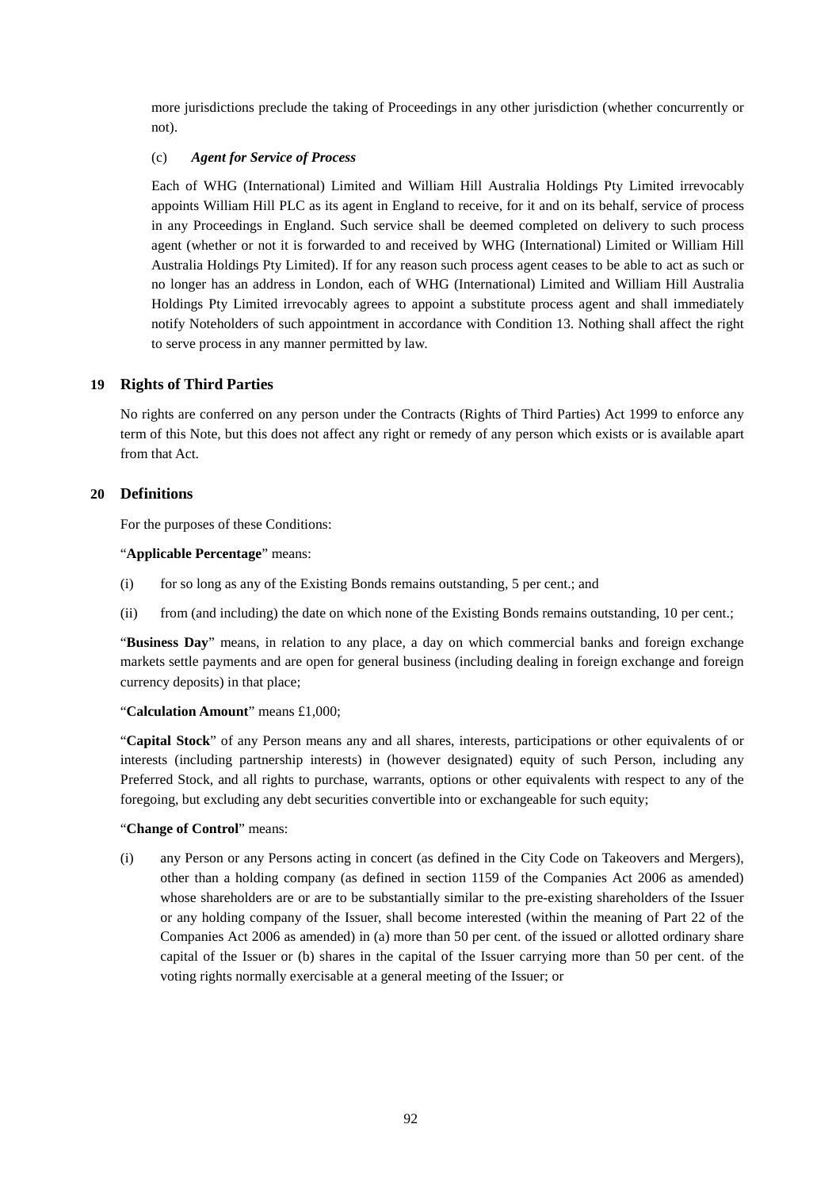more jurisdictions preclude the taking of Proceedings in any other jurisdiction (whether concurrently or not).

(c) ***Agent for Service of Process***

Each of WHG (International) Limited and William Hill Australia Holdings Pty Limited irrevocably appoints William Hill PLC as its agent in England to receive, for it and on its behalf, service of process in any Proceedings in England. Such service shall be deemed completed on delivery to such process agent (whether or not it is forwarded to and received by WHG (International) Limited or William Hill Australia Holdings Pty Limited). If for any reason such process agent ceases to be able to act as such or no longer has an address in London, each of WHG (International) Limited and William Hill Australia Holdings Pty Limited irrevocably agrees to appoint a substitute process agent and shall immediately notify Noteholders of such appointment in accordance with Condition 13. Nothing shall affect the right to serve process in any manner permitted by law.

## 19 Rights of Third Parties

No rights are conferred on any person under the Contracts (Rights of Third Parties) Act 1999 to enforce any term of this Note, but this does not affect any right or remedy of any person which exists or is available apart from that Act.

## 20 Definitions

For the purposes of these Conditions:

"**Applicable Percentage**" means:

(i) for so long as any of the Existing Bonds remains outstanding, 5 per cent.; and

(ii) from (and including) the date on which none of the Existing Bonds remains outstanding, 10 per cent.;

"**Business Day**" means, in relation to any place, a day on which commercial banks and foreign exchange markets settle payments and are open for general business (including dealing in foreign exchange and foreign currency deposits) in that place;

"**Calculation Amount**" means £1,000;

"**Capital Stock**" of any Person means any and all shares, interests, participations or other equivalents of or interests (including partnership interests) in (however designated) equity of such Person, including any Preferred Stock, and all rights to purchase, warrants, options or other equivalents with respect to any of the foregoing, but excluding any debt securities convertible into or exchangeable for such equity;

"**Change of Control**" means:

(i) any Person or any Persons acting in concert (as defined in the City Code on Takeovers and Mergers), other than a holding company (as defined in section 1159 of the Companies Act 2006 as amended) whose shareholders are or are to be substantially similar to the pre-existing shareholders of the Issuer or any holding company of the Issuer, shall become interested (within the meaning of Part 22 of the Companies Act 2006 as amended) in (a) more than 50 per cent. of the issued or allotted ordinary share capital of the Issuer or (b) shares in the capital of the Issuer carrying more than 50 per cent. of the voting rights normally exercisable at a general meeting of the Issuer; or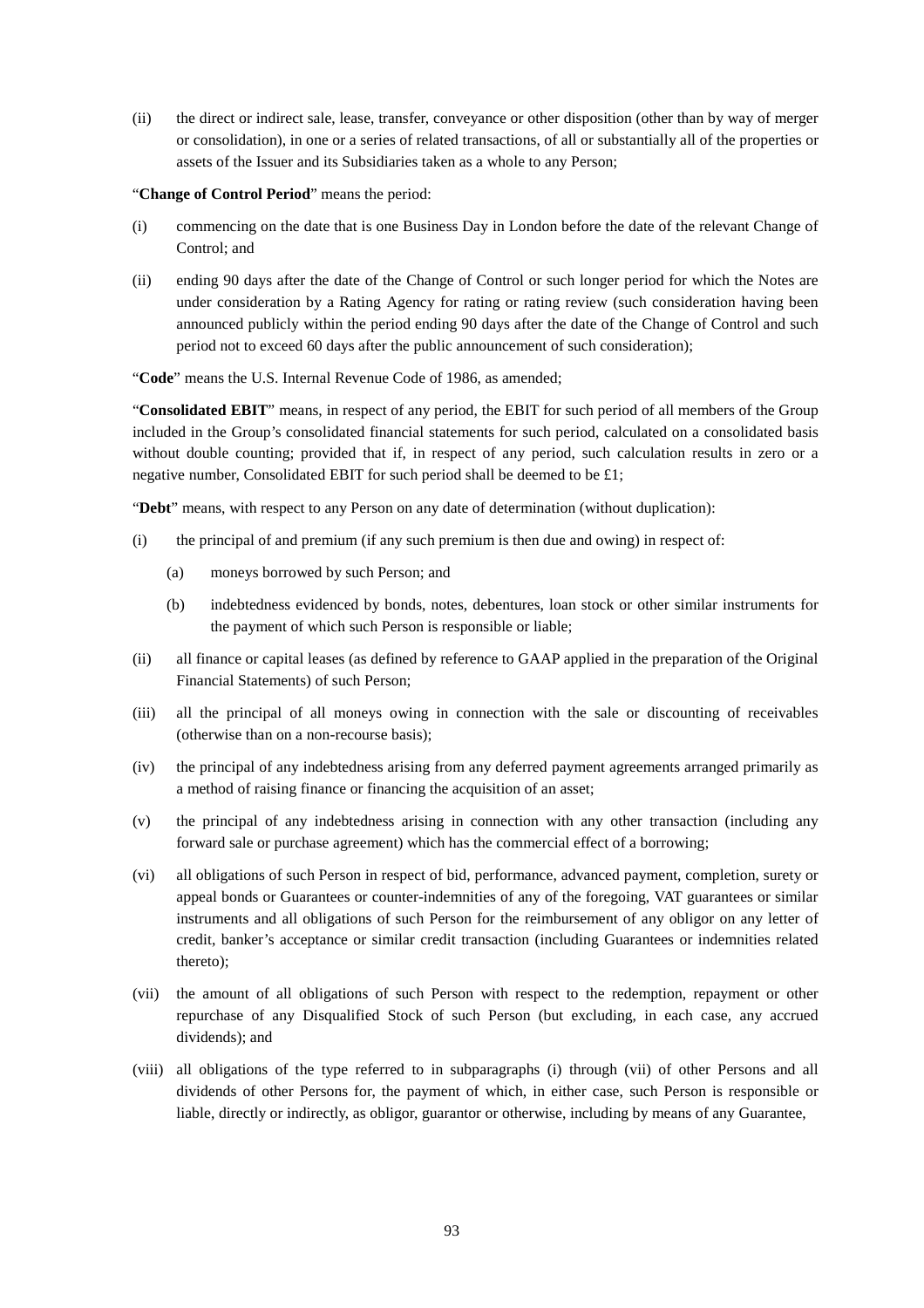(ii) the direct or indirect sale, lease, transfer, conveyance or other disposition (other than by way of merger or consolidation), in one or a series of related transactions, of all or substantially all of the properties or assets of the Issuer and its Subsidiaries taken as a whole to any Person;

"**Change of Control Period**" means the period:

(i) commencing on the date that is one Business Day in London before the date of the relevant Change of Control; and

(ii) ending 90 days after the date of the Change of Control or such longer period for which the Notes are under consideration by a Rating Agency for rating or rating review (such consideration having been announced publicly within the period ending 90 days after the date of the Change of Control and such period not to exceed 60 days after the public announcement of such consideration);

"**Code**" means the U.S. Internal Revenue Code of 1986, as amended;

"**Consolidated EBIT**" means, in respect of any period, the EBIT for such period of all members of the Group included in the Group's consolidated financial statements for such period, calculated on a consolidated basis without double counting; provided that if, in respect of any period, such calculation results in zero or a negative number, Consolidated EBIT for such period shall be deemed to be £1;

"**Debt**" means, with respect to any Person on any date of determination (without duplication):

(i) the principal of and premium (if any such premium is then due and owing) in respect of:

  (a) moneys borrowed by such Person; and

  (b) indebtedness evidenced by bonds, notes, debentures, loan stock or other similar instruments for the payment of which such Person is responsible or liable;

(ii) all finance or capital leases (as defined by reference to GAAP applied in the preparation of the Original Financial Statements) of such Person;

(iii) all the principal of all moneys owing in connection with the sale or discounting of receivables (otherwise than on a non-recourse basis);

(iv) the principal of any indebtedness arising from any deferred payment agreements arranged primarily as a method of raising finance or financing the acquisition of an asset;

(v) the principal of any indebtedness arising in connection with any other transaction (including any forward sale or purchase agreement) which has the commercial effect of a borrowing;

(vi) all obligations of such Person in respect of bid, performance, advanced payment, completion, surety or appeal bonds or Guarantees or counter-indemnities of any of the foregoing, VAT guarantees or similar instruments and all obligations of such Person for the reimbursement of any obligor on any letter of credit, banker's acceptance or similar credit transaction (including Guarantees or indemnities related thereto);

(vii) the amount of all obligations of such Person with respect to the redemption, repayment or other repurchase of any Disqualified Stock of such Person (but excluding, in each case, any accrued dividends); and

(viii) all obligations of the type referred to in subparagraphs (i) through (vii) of other Persons and all dividends of other Persons for, the payment of which, in either case, such Person is responsible or liable, directly or indirectly, as obligor, guarantor or otherwise, including by means of any Guarantee,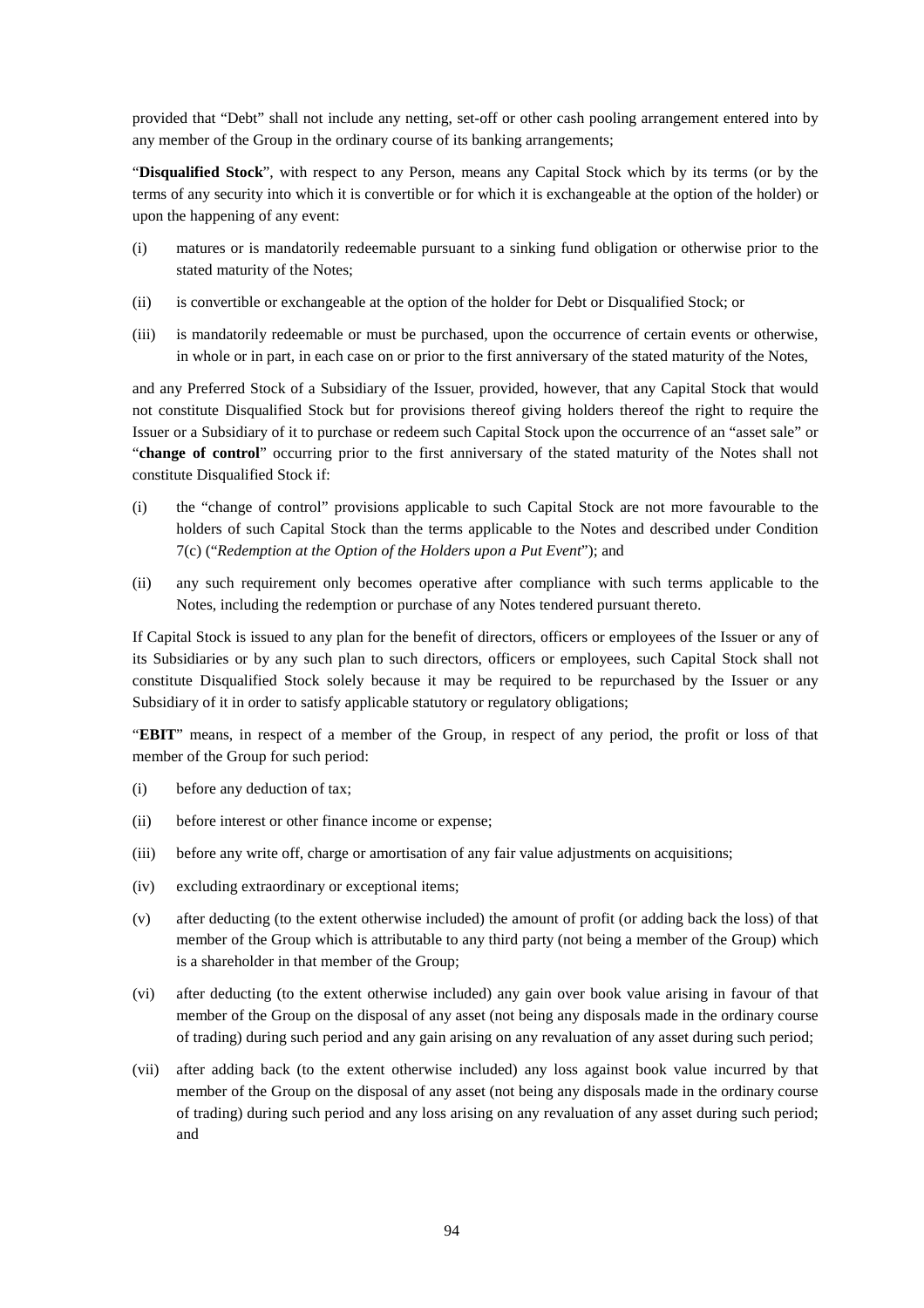provided that "Debt" shall not include any netting, set-off or other cash pooling arrangement entered into by any member of the Group in the ordinary course of its banking arrangements;

"**Disqualified Stock**", with respect to any Person, means any Capital Stock which by its terms (or by the terms of any security into which it is convertible or for which it is exchangeable at the option of the holder) or upon the happening of any event:

(i) matures or is mandatorily redeemable pursuant to a sinking fund obligation or otherwise prior to the stated maturity of the Notes;

(ii) is convertible or exchangeable at the option of the holder for Debt or Disqualified Stock; or

(iii) is mandatorily redeemable or must be purchased, upon the occurrence of certain events or otherwise, in whole or in part, in each case on or prior to the first anniversary of the stated maturity of the Notes,

and any Preferred Stock of a Subsidiary of the Issuer, provided, however, that any Capital Stock that would not constitute Disqualified Stock but for provisions thereof giving holders thereof the right to require the Issuer or a Subsidiary of it to purchase or redeem such Capital Stock upon the occurrence of an "asset sale" or "**change of control**" occurring prior to the first anniversary of the stated maturity of the Notes shall not constitute Disqualified Stock if:

(i) the "change of control" provisions applicable to such Capital Stock are not more favourable to the holders of such Capital Stock than the terms applicable to the Notes and described under Condition 7(c) ("*Redemption at the Option of the Holders upon a Put Event*"); and

(ii) any such requirement only becomes operative after compliance with such terms applicable to the Notes, including the redemption or purchase of any Notes tendered pursuant thereto.

If Capital Stock is issued to any plan for the benefit of directors, officers or employees of the Issuer or any of its Subsidiaries or by any such plan to such directors, officers or employees, such Capital Stock shall not constitute Disqualified Stock solely because it may be required to be repurchased by the Issuer or any Subsidiary of it in order to satisfy applicable statutory or regulatory obligations;

"**EBIT**" means, in respect of a member of the Group, in respect of any period, the profit or loss of that member of the Group for such period:

(i) before any deduction of tax;

(ii) before interest or other finance income or expense;

(iii) before any write off, charge or amortisation of any fair value adjustments on acquisitions;

(iv) excluding extraordinary or exceptional items;

(v) after deducting (to the extent otherwise included) the amount of profit (or adding back the loss) of that member of the Group which is attributable to any third party (not being a member of the Group) which is a shareholder in that member of the Group;

(vi) after deducting (to the extent otherwise included) any gain over book value arising in favour of that member of the Group on the disposal of any asset (not being any disposals made in the ordinary course of trading) during such period and any gain arising on any revaluation of any asset during such period;

(vii) after adding back (to the extent otherwise included) any loss against book value incurred by that member of the Group on the disposal of any asset (not being any disposals made in the ordinary course of trading) during such period and any loss arising on any revaluation of any asset during such period; and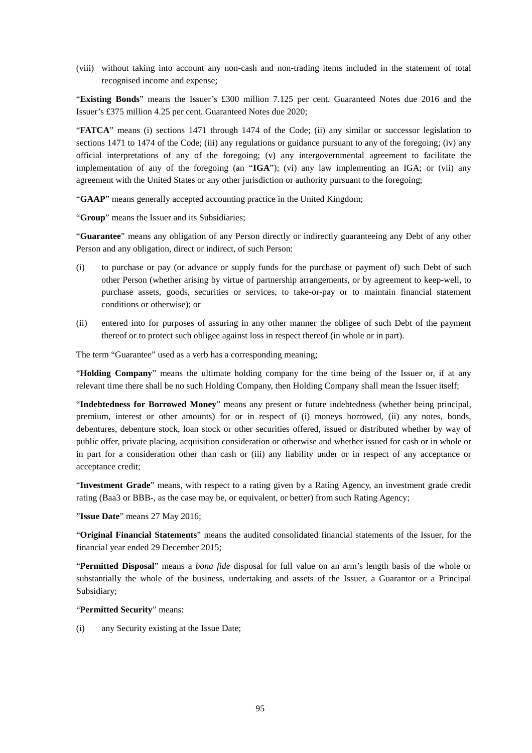(viii) without taking into account any non-cash and non-trading items included in the statement of total recognised income and expense;

"**Existing Bonds**" means the Issuer's £300 million 7.125 per cent. Guaranteed Notes due 2016 and the Issuer's £375 million 4.25 per cent. Guaranteed Notes due 2020;

"**FATCA**" means (i) sections 1471 through 1474 of the Code; (ii) any similar or successor legislation to sections 1471 to 1474 of the Code; (iii) any regulations or guidance pursuant to any of the foregoing; (iv) any official interpretations of any of the foregoing; (v) any intergovernmental agreement to facilitate the implementation of any of the foregoing (an "**IGA**"); (vi) any law implementing an IGA; or (vii) any agreement with the United States or any other jurisdiction or authority pursuant to the foregoing;

"**GAAP**" means generally accepted accounting practice in the United Kingdom;

"**Group**" means the Issuer and its Subsidiaries;

"**Guarantee**" means any obligation of any Person directly or indirectly guaranteeing any Debt of any other Person and any obligation, direct or indirect, of such Person:

(i) to purchase or pay (or advance or supply funds for the purchase or payment of) such Debt of such other Person (whether arising by virtue of partnership arrangements, or by agreement to keep-well, to purchase assets, goods, securities or services, to take-or-pay or to maintain financial statement conditions or otherwise); or

(ii) entered into for purposes of assuring in any other manner the obligee of such Debt of the payment thereof or to protect such obligee against loss in respect thereof (in whole or in part).

The term "Guarantee" used as a verb has a corresponding meaning;

"**Holding Company**" means the ultimate holding company for the time being of the Issuer or, if at any relevant time there shall be no such Holding Company, then Holding Company shall mean the Issuer itself;

"**Indebtedness for Borrowed Money**" means any present or future indebtedness (whether being principal, premium, interest or other amounts) for or in respect of (i) moneys borrowed, (ii) any notes, bonds, debentures, debenture stock, loan stock or other securities offered, issued or distributed whether by way of public offer, private placing, acquisition consideration or otherwise and whether issued for cash or in whole or in part for a consideration other than cash or (iii) any liability under or in respect of any acceptance or acceptance credit;

"**Investment Grade**" means, with respect to a rating given by a Rating Agency, an investment grade credit rating (Baa3 or BBB-, as the case may be, or equivalent, or better) from such Rating Agency;

"**Issue Date**" means 27 May 2016;

"**Original Financial Statements**" means the audited consolidated financial statements of the Issuer, for the financial year ended 29 December 2015;

"**Permitted Disposal**" means a *bona fide* disposal for full value on an arm's length basis of the whole or substantially the whole of the business, undertaking and assets of the Issuer, a Guarantor or a Principal Subsidiary;

"**Permitted Security**" means:

(i) any Security existing at the Issue Date;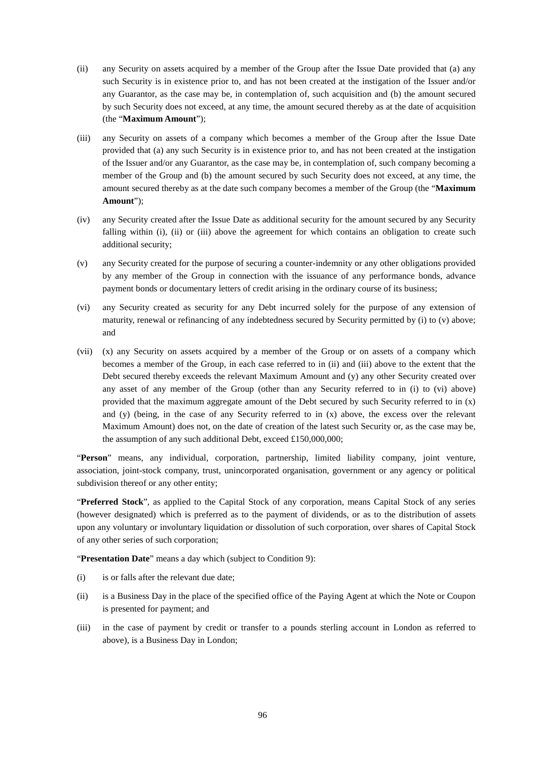(ii) any Security on assets acquired by a member of the Group after the Issue Date provided that (a) any such Security is in existence prior to, and has not been created at the instigation of the Issuer and/or any Guarantor, as the case may be, in contemplation of, such acquisition and (b) the amount secured by such Security does not exceed, at any time, the amount secured thereby as at the date of acquisition (the "**Maximum Amount**");

(iii) any Security on assets of a company which becomes a member of the Group after the Issue Date provided that (a) any such Security is in existence prior to, and has not been created at the instigation of the Issuer and/or any Guarantor, as the case may be, in contemplation of, such company becoming a member of the Group and (b) the amount secured by such Security does not exceed, at any time, the amount secured thereby as at the date such company becomes a member of the Group (the "**Maximum Amount**");

(iv) any Security created after the Issue Date as additional security for the amount secured by any Security falling within (i), (ii) or (iii) above the agreement for which contains an obligation to create such additional security;

(v) any Security created for the purpose of securing a counter-indemnity or any other obligations provided by any member of the Group in connection with the issuance of any performance bonds, advance payment bonds or documentary letters of credit arising in the ordinary course of its business;

(vi) any Security created as security for any Debt incurred solely for the purpose of any extension of maturity, renewal or refinancing of any indebtedness secured by Security permitted by (i) to (v) above; and

(vii) (x) any Security on assets acquired by a member of the Group or on assets of a company which becomes a member of the Group, in each case referred to in (ii) and (iii) above to the extent that the Debt secured thereby exceeds the relevant Maximum Amount and (y) any other Security created over any asset of any member of the Group (other than any Security referred to in (i) to (vi) above) provided that the maximum aggregate amount of the Debt secured by such Security referred to in (x) and (y) (being, in the case of any Security referred to in (x) above, the excess over the relevant Maximum Amount) does not, on the date of creation of the latest such Security or, as the case may be, the assumption of any such additional Debt, exceed £150,000,000;

"**Person**" means, any individual, corporation, partnership, limited liability company, joint venture, association, joint-stock company, trust, unincorporated organisation, government or any agency or political subdivision thereof or any other entity;

"**Preferred Stock**", as applied to the Capital Stock of any corporation, means Capital Stock of any series (however designated) which is preferred as to the payment of dividends, or as to the distribution of assets upon any voluntary or involuntary liquidation or dissolution of such corporation, over shares of Capital Stock of any other series of such corporation;

"**Presentation Date**" means a day which (subject to Condition 9):

(i) is or falls after the relevant due date;

(ii) is a Business Day in the place of the specified office of the Paying Agent at which the Note or Coupon is presented for payment; and

(iii) in the case of payment by credit or transfer to a pounds sterling account in London as referred to above), is a Business Day in London;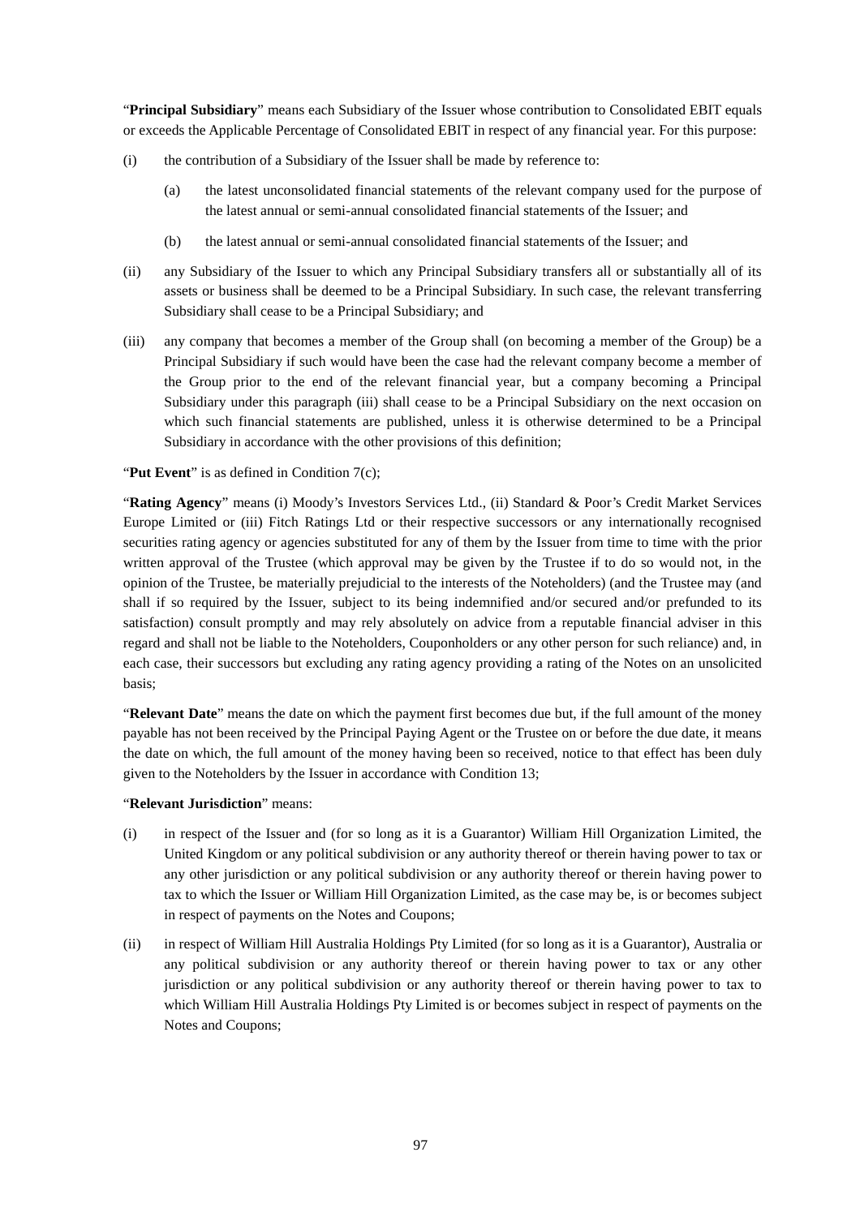"**Principal Subsidiary**" means each Subsidiary of the Issuer whose contribution to Consolidated EBIT equals or exceeds the Applicable Percentage of Consolidated EBIT in respect of any financial year. For this purpose:

(i) the contribution of a Subsidiary of the Issuer shall be made by reference to:

   (a) the latest unconsolidated financial statements of the relevant company used for the purpose of the latest annual or semi-annual consolidated financial statements of the Issuer; and

   (b) the latest annual or semi-annual consolidated financial statements of the Issuer; and

(ii) any Subsidiary of the Issuer to which any Principal Subsidiary transfers all or substantially all of its assets or business shall be deemed to be a Principal Subsidiary. In such case, the relevant transferring Subsidiary shall cease to be a Principal Subsidiary; and

(iii) any company that becomes a member of the Group shall (on becoming a member of the Group) be a Principal Subsidiary if such would have been the case had the relevant company become a member of the Group prior to the end of the relevant financial year, but a company becoming a Principal Subsidiary under this paragraph (iii) shall cease to be a Principal Subsidiary on the next occasion on which such financial statements are published, unless it is otherwise determined to be a Principal Subsidiary in accordance with the other provisions of this definition;

"**Put Event**" is as defined in Condition 7(c);

"**Rating Agency**" means (i) Moody's Investors Services Ltd., (ii) Standard & Poor's Credit Market Services Europe Limited or (iii) Fitch Ratings Ltd or their respective successors or any internationally recognised securities rating agency or agencies substituted for any of them by the Issuer from time to time with the prior written approval of the Trustee (which approval may be given by the Trustee if to do so would not, in the opinion of the Trustee, be materially prejudicial to the interests of the Noteholders) (and the Trustee may (and shall if so required by the Issuer, subject to its being indemnified and/or secured and/or prefunded to its satisfaction) consult promptly and may rely absolutely on advice from a reputable financial adviser in this regard and shall not be liable to the Noteholders, Couponholders or any other person for such reliance) and, in each case, their successors but excluding any rating agency providing a rating of the Notes on an unsolicited basis;

"**Relevant Date**" means the date on which the payment first becomes due but, if the full amount of the money payable has not been received by the Principal Paying Agent or the Trustee on or before the due date, it means the date on which, the full amount of the money having been so received, notice to that effect has been duly given to the Noteholders by the Issuer in accordance with Condition 13;

"**Relevant Jurisdiction**" means:

(i) in respect of the Issuer and (for so long as it is a Guarantor) William Hill Organization Limited, the United Kingdom or any political subdivision or any authority thereof or therein having power to tax or any other jurisdiction or any political subdivision or any authority thereof or therein having power to tax to which the Issuer or William Hill Organization Limited, as the case may be, is or becomes subject in respect of payments on the Notes and Coupons;

(ii) in respect of William Hill Australia Holdings Pty Limited (for so long as it is a Guarantor), Australia or any political subdivision or any authority thereof or therein having power to tax or any other jurisdiction or any political subdivision or any authority thereof or therein having power to tax to which William Hill Australia Holdings Pty Limited is or becomes subject in respect of payments on the Notes and Coupons;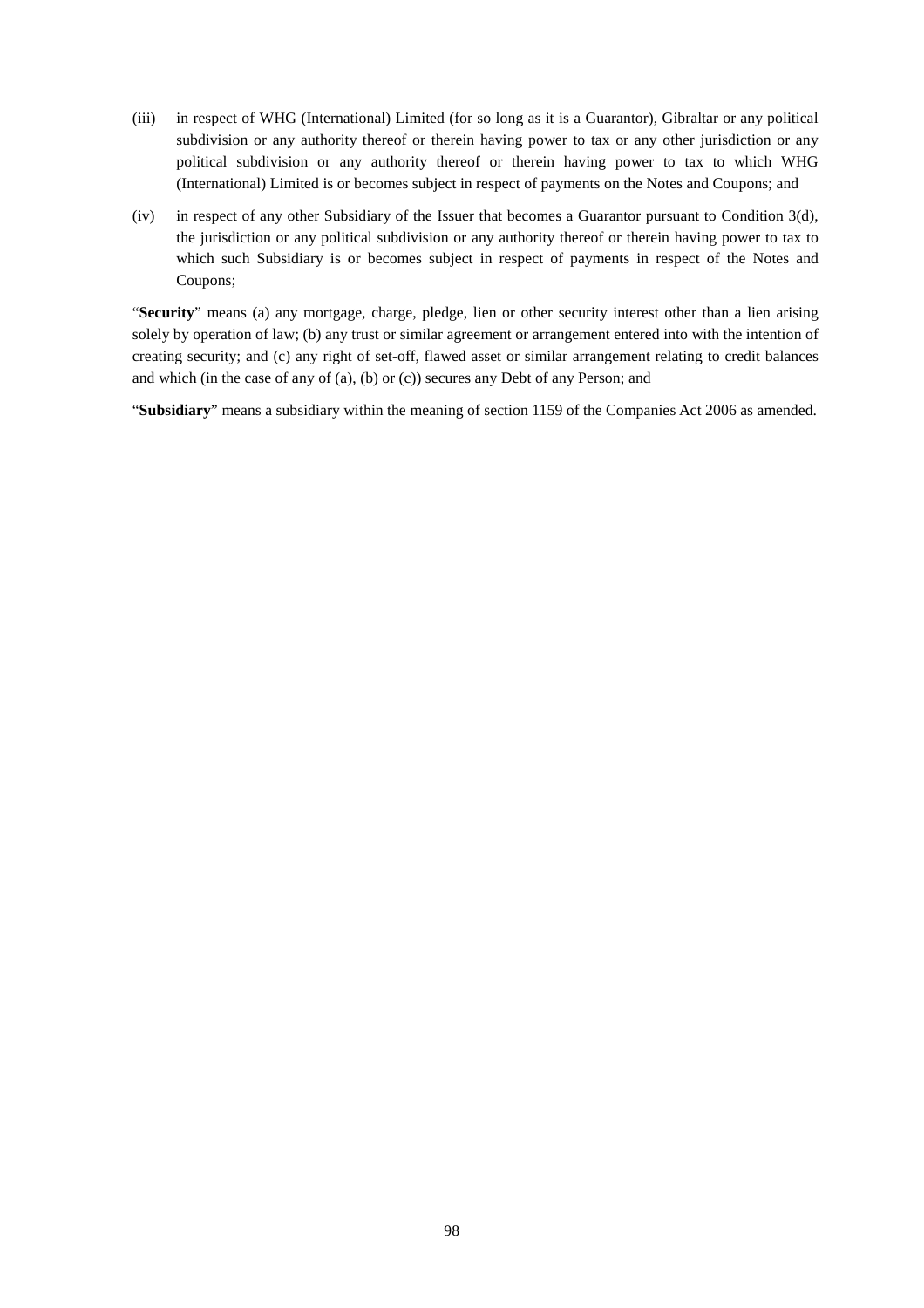(iii) in respect of WHG (International) Limited (for so long as it is a Guarantor), Gibraltar or any political subdivision or any authority thereof or therein having power to tax or any other jurisdiction or any political subdivision or any authority thereof or therein having power to tax to which WHG (International) Limited is or becomes subject in respect of payments on the Notes and Coupons; and

(iv) in respect of any other Subsidiary of the Issuer that becomes a Guarantor pursuant to Condition 3(d), the jurisdiction or any political subdivision or any authority thereof or therein having power to tax to which such Subsidiary is or becomes subject in respect of payments in respect of the Notes and Coupons;

"**Security**" means (a) any mortgage, charge, pledge, lien or other security interest other than a lien arising solely by operation of law; (b) any trust or similar agreement or arrangement entered into with the intention of creating security; and (c) any right of set-off, flawed asset or similar arrangement relating to credit balances and which (in the case of any of (a), (b) or (c)) secures any Debt of any Person; and

"**Subsidiary**" means a subsidiary within the meaning of section 1159 of the Companies Act 2006 as amended.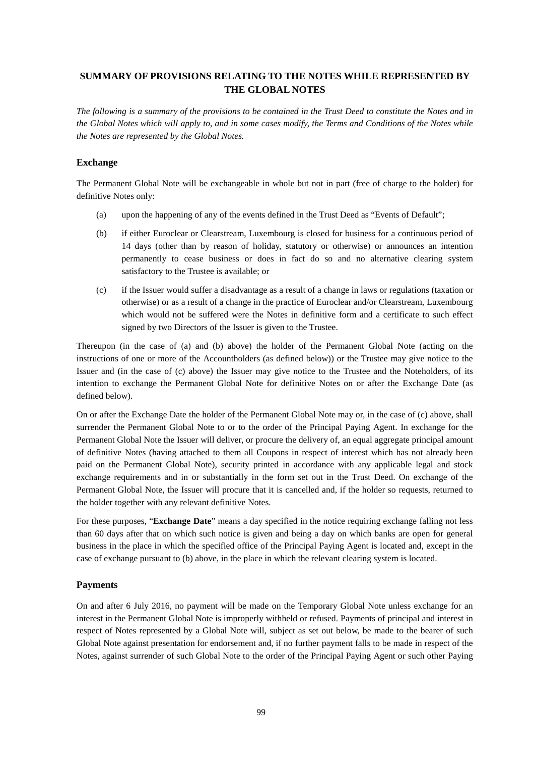## SUMMARY OF PROVISIONS RELATING TO THE NOTES WHILE REPRESENTED BY THE GLOBAL NOTES

*The following is a summary of the provisions to be contained in the Trust Deed to constitute the Notes and in the Global Notes which will apply to, and in some cases modify, the Terms and Conditions of the Notes while the Notes are represented by the Global Notes.*

### Exchange

The Permanent Global Note will be exchangeable in whole but not in part (free of charge to the holder) for definitive Notes only:

(a) upon the happening of any of the events defined in the Trust Deed as "Events of Default";

(b) if either Euroclear or Clearstream, Luxembourg is closed for business for a continuous period of 14 days (other than by reason of holiday, statutory or otherwise) or announces an intention permanently to cease business or does in fact do so and no alternative clearing system satisfactory to the Trustee is available; or

(c) if the Issuer would suffer a disadvantage as a result of a change in laws or regulations (taxation or otherwise) or as a result of a change in the practice of Euroclear and/or Clearstream, Luxembourg which would not be suffered were the Notes in definitive form and a certificate to such effect signed by two Directors of the Issuer is given to the Trustee.

Thereupon (in the case of (a) and (b) above) the holder of the Permanent Global Note (acting on the instructions of one or more of the Accountholders (as defined below)) or the Trustee may give notice to the Issuer and (in the case of (c) above) the Issuer may give notice to the Trustee and the Noteholders, of its intention to exchange the Permanent Global Note for definitive Notes on or after the Exchange Date (as defined below).

On or after the Exchange Date the holder of the Permanent Global Note may or, in the case of (c) above, shall surrender the Permanent Global Note to or to the order of the Principal Paying Agent. In exchange for the Permanent Global Note the Issuer will deliver, or procure the delivery of, an equal aggregate principal amount of definitive Notes (having attached to them all Coupons in respect of interest which has not already been paid on the Permanent Global Note), security printed in accordance with any applicable legal and stock exchange requirements and in or substantially in the form set out in the Trust Deed. On exchange of the Permanent Global Note, the Issuer will procure that it is cancelled and, if the holder so requests, returned to the holder together with any relevant definitive Notes.

For these purposes, "**Exchange Date**" means a day specified in the notice requiring exchange falling not less than 60 days after that on which such notice is given and being a day on which banks are open for general business in the place in which the specified office of the Principal Paying Agent is located and, except in the case of exchange pursuant to (b) above, in the place in which the relevant clearing system is located.

### Payments

On and after 6 July 2016, no payment will be made on the Temporary Global Note unless exchange for an interest in the Permanent Global Note is improperly withheld or refused. Payments of principal and interest in respect of Notes represented by a Global Note will, subject as set out below, be made to the bearer of such Global Note against presentation for endorsement and, if no further payment falls to be made in respect of the Notes, against surrender of such Global Note to the order of the Principal Paying Agent or such other Paying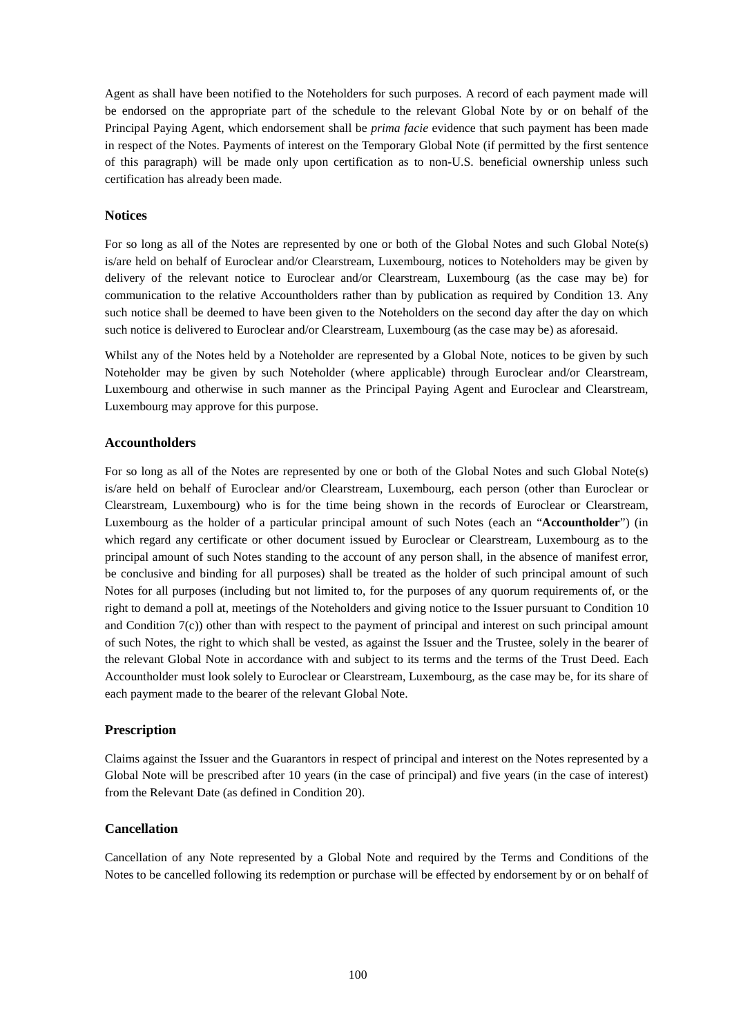Agent as shall have been notified to the Noteholders for such purposes. A record of each payment made will be endorsed on the appropriate part of the schedule to the relevant Global Note by or on behalf of the Principal Paying Agent, which endorsement shall be *prima facie* evidence that such payment has been made in respect of the Notes. Payments of interest on the Temporary Global Note (if permitted by the first sentence of this paragraph) will be made only upon certification as to non-U.S. beneficial ownership unless such certification has already been made.

### Notices

For so long as all of the Notes are represented by one or both of the Global Notes and such Global Note(s) is/are held on behalf of Euroclear and/or Clearstream, Luxembourg, notices to Noteholders may be given by delivery of the relevant notice to Euroclear and/or Clearstream, Luxembourg (as the case may be) for communication to the relative Accountholders rather than by publication as required by Condition 13. Any such notice shall be deemed to have been given to the Noteholders on the second day after the day on which such notice is delivered to Euroclear and/or Clearstream, Luxembourg (as the case may be) as aforesaid.

Whilst any of the Notes held by a Noteholder are represented by a Global Note, notices to be given by such Noteholder may be given by such Noteholder (where applicable) through Euroclear and/or Clearstream, Luxembourg and otherwise in such manner as the Principal Paying Agent and Euroclear and Clearstream, Luxembourg may approve for this purpose.

### Accountholders

For so long as all of the Notes are represented by one or both of the Global Notes and such Global Note(s) is/are held on behalf of Euroclear and/or Clearstream, Luxembourg, each person (other than Euroclear or Clearstream, Luxembourg) who is for the time being shown in the records of Euroclear or Clearstream, Luxembourg as the holder of a particular principal amount of such Notes (each an "**Accountholder**") (in which regard any certificate or other document issued by Euroclear or Clearstream, Luxembourg as to the principal amount of such Notes standing to the account of any person shall, in the absence of manifest error, be conclusive and binding for all purposes) shall be treated as the holder of such principal amount of such Notes for all purposes (including but not limited to, for the purposes of any quorum requirements of, or the right to demand a poll at, meetings of the Noteholders and giving notice to the Issuer pursuant to Condition 10 and Condition 7(c)) other than with respect to the payment of principal and interest on such principal amount of such Notes, the right to which shall be vested, as against the Issuer and the Trustee, solely in the bearer of the relevant Global Note in accordance with and subject to its terms and the terms of the Trust Deed. Each Accountholder must look solely to Euroclear or Clearstream, Luxembourg, as the case may be, for its share of each payment made to the bearer of the relevant Global Note.

### Prescription

Claims against the Issuer and the Guarantors in respect of principal and interest on the Notes represented by a Global Note will be prescribed after 10 years (in the case of principal) and five years (in the case of interest) from the Relevant Date (as defined in Condition 20).

### Cancellation

Cancellation of any Note represented by a Global Note and required by the Terms and Conditions of the Notes to be cancelled following its redemption or purchase will be effected by endorsement by or on behalf of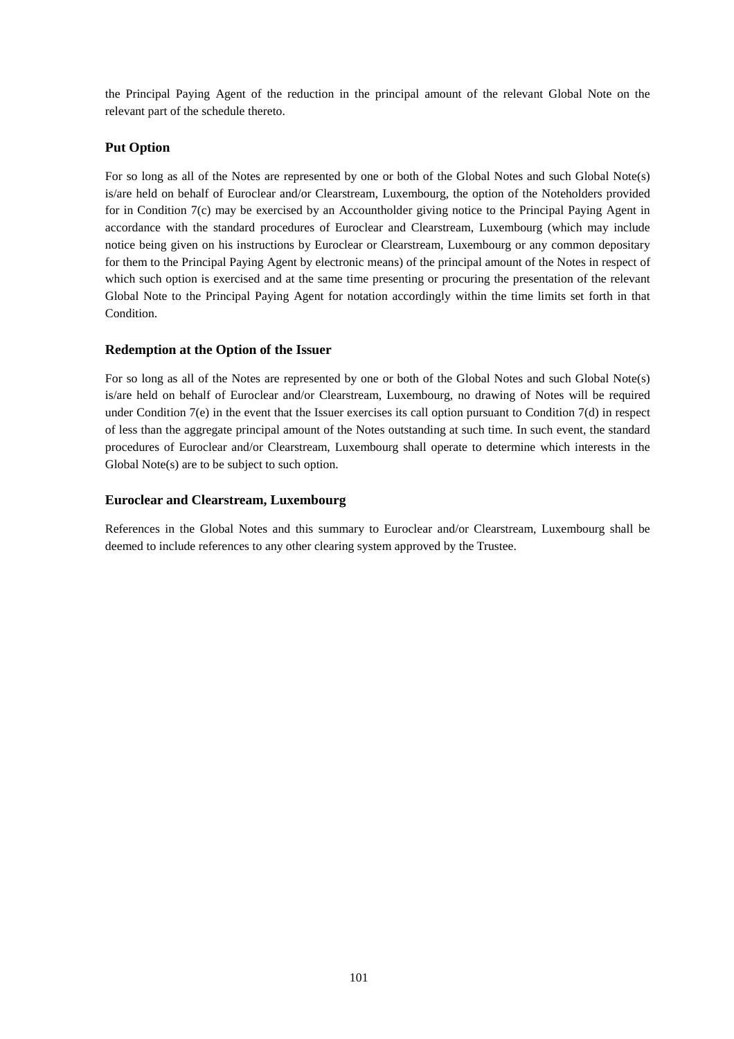the Principal Paying Agent of the reduction in the principal amount of the relevant Global Note on the relevant part of the schedule thereto.

### Put Option

For so long as all of the Notes are represented by one or both of the Global Notes and such Global Note(s) is/are held on behalf of Euroclear and/or Clearstream, Luxembourg, the option of the Noteholders provided for in Condition 7(c) may be exercised by an Accountholder giving notice to the Principal Paying Agent in accordance with the standard procedures of Euroclear and Clearstream, Luxembourg (which may include notice being given on his instructions by Euroclear or Clearstream, Luxembourg or any common depositary for them to the Principal Paying Agent by electronic means) of the principal amount of the Notes in respect of which such option is exercised and at the same time presenting or procuring the presentation of the relevant Global Note to the Principal Paying Agent for notation accordingly within the time limits set forth in that Condition.

### Redemption at the Option of the Issuer

For so long as all of the Notes are represented by one or both of the Global Notes and such Global Note(s) is/are held on behalf of Euroclear and/or Clearstream, Luxembourg, no drawing of Notes will be required under Condition 7(e) in the event that the Issuer exercises its call option pursuant to Condition 7(d) in respect of less than the aggregate principal amount of the Notes outstanding at such time. In such event, the standard procedures of Euroclear and/or Clearstream, Luxembourg shall operate to determine which interests in the Global Note(s) are to be subject to such option.

### Euroclear and Clearstream, Luxembourg

References in the Global Notes and this summary to Euroclear and/or Clearstream, Luxembourg shall be deemed to include references to any other clearing system approved by the Trustee.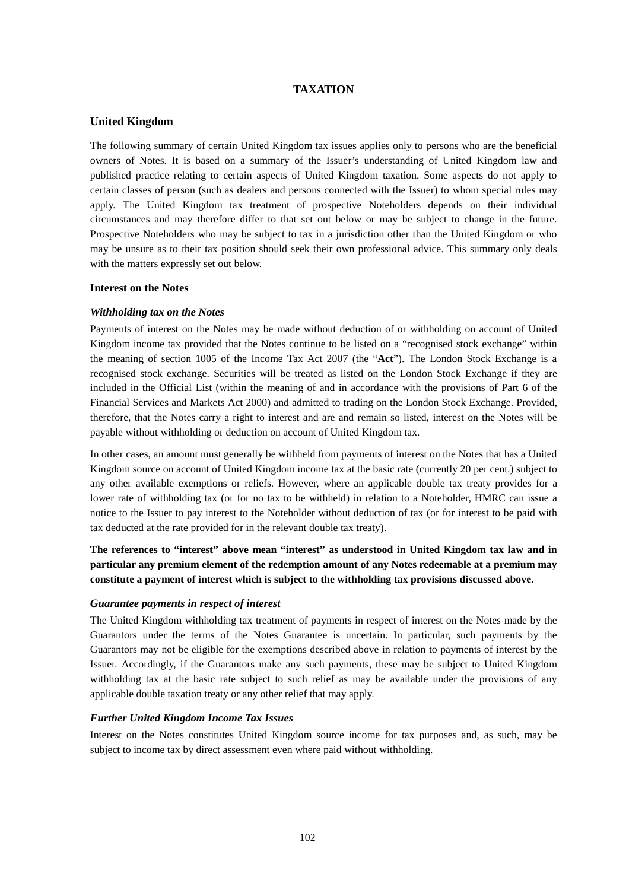# TAXATION

## United Kingdom

The following summary of certain United Kingdom tax issues applies only to persons who are the beneficial owners of Notes. It is based on a summary of the Issuer's understanding of United Kingdom law and published practice relating to certain aspects of United Kingdom taxation. Some aspects do not apply to certain classes of person (such as dealers and persons connected with the Issuer) to whom special rules may apply. The United Kingdom tax treatment of prospective Noteholders depends on their individual circumstances and may therefore differ to that set out below or may be subject to change in the future. Prospective Noteholders who may be subject to tax in a jurisdiction other than the United Kingdom or who may be unsure as to their tax position should seek their own professional advice. This summary only deals with the matters expressly set out below.

### Interest on the Notes

#### *Withholding tax on the Notes*

Payments of interest on the Notes may be made without deduction of or withholding on account of United Kingdom income tax provided that the Notes continue to be listed on a "recognised stock exchange" within the meaning of section 1005 of the Income Tax Act 2007 (the "**Act**"). The London Stock Exchange is a recognised stock exchange. Securities will be treated as listed on the London Stock Exchange if they are included in the Official List (within the meaning of and in accordance with the provisions of Part 6 of the Financial Services and Markets Act 2000) and admitted to trading on the London Stock Exchange. Provided, therefore, that the Notes carry a right to interest and are and remain so listed, interest on the Notes will be payable without withholding or deduction on account of United Kingdom tax.

In other cases, an amount must generally be withheld from payments of interest on the Notes that has a United Kingdom source on account of United Kingdom income tax at the basic rate (currently 20 per cent.) subject to any other available exemptions or reliefs. However, where an applicable double tax treaty provides for a lower rate of withholding tax (or for no tax to be withheld) in relation to a Noteholder, HMRC can issue a notice to the Issuer to pay interest to the Noteholder without deduction of tax (or for interest to be paid with tax deducted at the rate provided for in the relevant double tax treaty).

**The references to "interest" above mean "interest" as understood in United Kingdom tax law and in particular any premium element of the redemption amount of any Notes redeemable at a premium may constitute a payment of interest which is subject to the withholding tax provisions discussed above.**

#### *Guarantee payments in respect of interest*

The United Kingdom withholding tax treatment of payments in respect of interest on the Notes made by the Guarantors under the terms of the Notes Guarantee is uncertain. In particular, such payments by the Guarantors may not be eligible for the exemptions described above in relation to payments of interest by the Issuer. Accordingly, if the Guarantors make any such payments, these may be subject to United Kingdom withholding tax at the basic rate subject to such relief as may be available under the provisions of any applicable double taxation treaty or any other relief that may apply.

#### *Further United Kingdom Income Tax Issues*

Interest on the Notes constitutes United Kingdom source income for tax purposes and, as such, may be subject to income tax by direct assessment even where paid without withholding.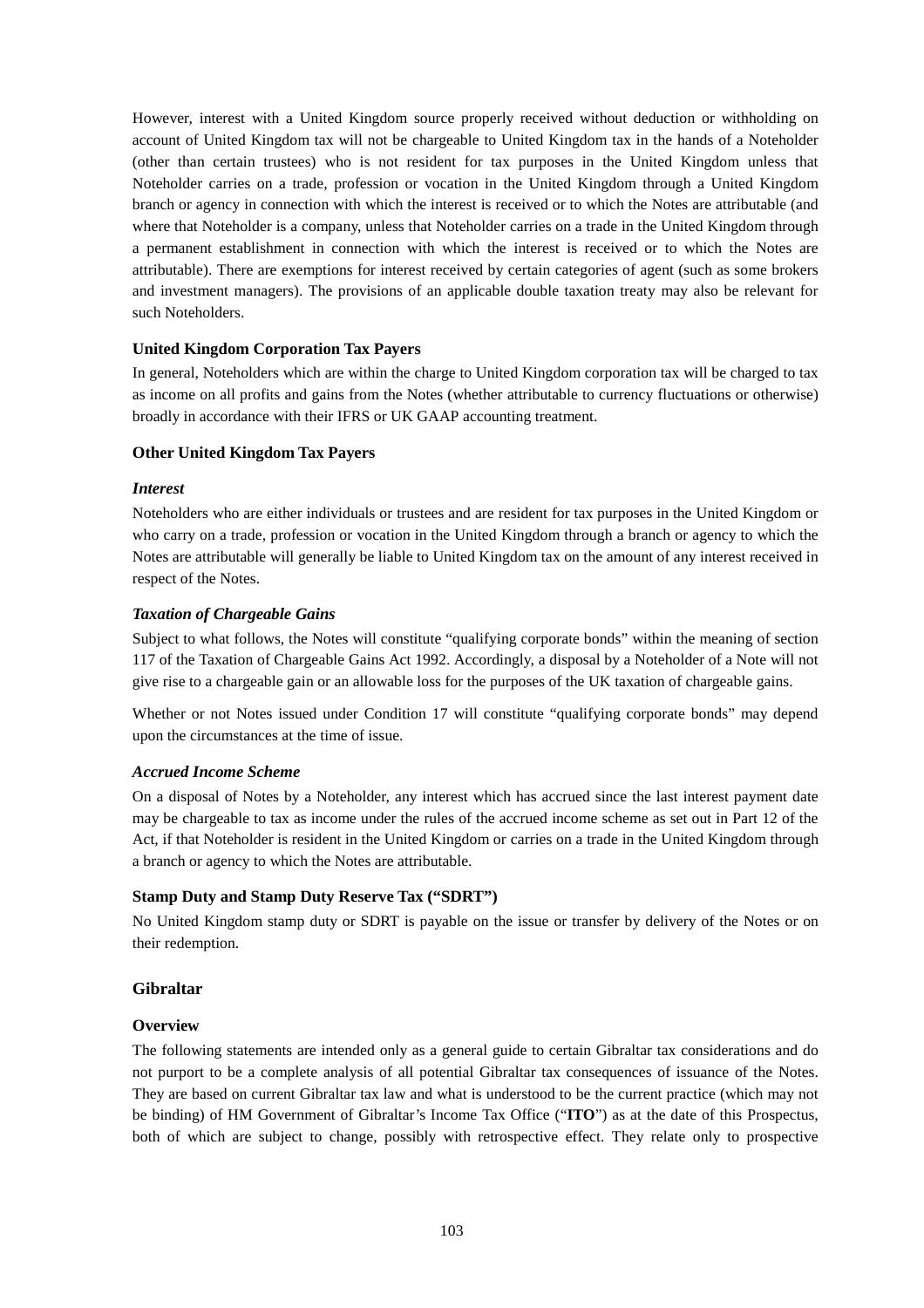However, interest with a United Kingdom source properly received without deduction or withholding on account of United Kingdom tax will not be chargeable to United Kingdom tax in the hands of a Noteholder (other than certain trustees) who is not resident for tax purposes in the United Kingdom unless that Noteholder carries on a trade, profession or vocation in the United Kingdom through a United Kingdom branch or agency in connection with which the interest is received or to which the Notes are attributable (and where that Noteholder is a company, unless that Noteholder carries on a trade in the United Kingdom through a permanent establishment in connection with which the interest is received or to which the Notes are attributable). There are exemptions for interest received by certain categories of agent (such as some brokers and investment managers). The provisions of an applicable double taxation treaty may also be relevant for such Noteholders.

**United Kingdom Corporation Tax Payers**

In general, Noteholders which are within the charge to United Kingdom corporation tax will be charged to tax as income on all profits and gains from the Notes (whether attributable to currency fluctuations or otherwise) broadly in accordance with their IFRS or UK GAAP accounting treatment.

**Other United Kingdom Tax Payers**

***Interest***

Noteholders who are either individuals or trustees and are resident for tax purposes in the United Kingdom or who carry on a trade, profession or vocation in the United Kingdom through a branch or agency to which the Notes are attributable will generally be liable to United Kingdom tax on the amount of any interest received in respect of the Notes.

***Taxation of Chargeable Gains***

Subject to what follows, the Notes will constitute "qualifying corporate bonds" within the meaning of section 117 of the Taxation of Chargeable Gains Act 1992. Accordingly, a disposal by a Noteholder of a Note will not give rise to a chargeable gain or an allowable loss for the purposes of the UK taxation of chargeable gains.

Whether or not Notes issued under Condition 17 will constitute "qualifying corporate bonds" may depend upon the circumstances at the time of issue.

***Accrued Income Scheme***

On a disposal of Notes by a Noteholder, any interest which has accrued since the last interest payment date may be chargeable to tax as income under the rules of the accrued income scheme as set out in Part 12 of the Act, if that Noteholder is resident in the United Kingdom or carries on a trade in the United Kingdom through a branch or agency to which the Notes are attributable.

**Stamp Duty and Stamp Duty Reserve Tax ("SDRT")**

No United Kingdom stamp duty or SDRT is payable on the issue or transfer by delivery of the Notes or on their redemption.

## Gibraltar

**Overview**

The following statements are intended only as a general guide to certain Gibraltar tax considerations and do not purport to be a complete analysis of all potential Gibraltar tax consequences of issuance of the Notes. They are based on current Gibraltar tax law and what is understood to be the current practice (which may not be binding) of HM Government of Gibraltar's Income Tax Office ("**ITO**") as at the date of this Prospectus, both of which are subject to change, possibly with retrospective effect. They relate only to prospective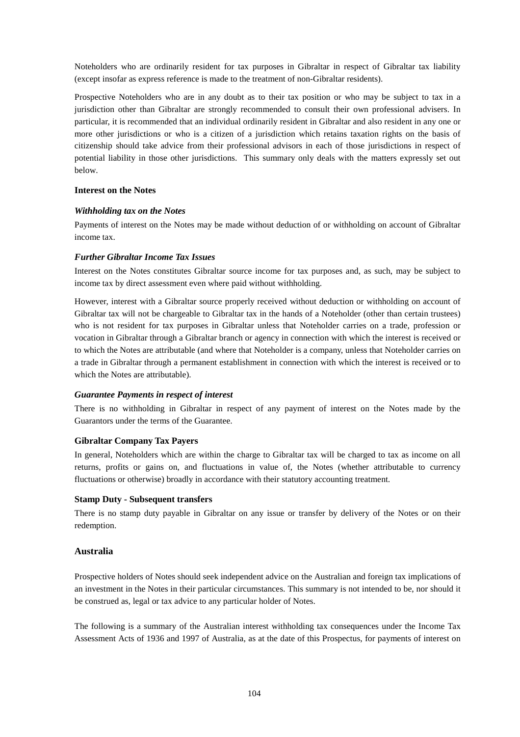Noteholders who are ordinarily resident for tax purposes in Gibraltar in respect of Gibraltar tax liability (except insofar as express reference is made to the treatment of non-Gibraltar residents).

Prospective Noteholders who are in any doubt as to their tax position or who may be subject to tax in a jurisdiction other than Gibraltar are strongly recommended to consult their own professional advisers. In particular, it is recommended that an individual ordinarily resident in Gibraltar and also resident in any one or more other jurisdictions or who is a citizen of a jurisdiction which retains taxation rights on the basis of citizenship should take advice from their professional advisors in each of those jurisdictions in respect of potential liability in those other jurisdictions. This summary only deals with the matters expressly set out below.

**Interest on the Notes**

***Withholding tax on the Notes***

Payments of interest on the Notes may be made without deduction of or withholding on account of Gibraltar income tax.

***Further Gibraltar Income Tax Issues***

Interest on the Notes constitutes Gibraltar source income for tax purposes and, as such, may be subject to income tax by direct assessment even where paid without withholding.

However, interest with a Gibraltar source properly received without deduction or withholding on account of Gibraltar tax will not be chargeable to Gibraltar tax in the hands of a Noteholder (other than certain trustees) who is not resident for tax purposes in Gibraltar unless that Noteholder carries on a trade, profession or vocation in Gibraltar through a Gibraltar branch or agency in connection with which the interest is received or to which the Notes are attributable (and where that Noteholder is a company, unless that Noteholder carries on a trade in Gibraltar through a permanent establishment in connection with which the interest is received or to which the Notes are attributable).

***Guarantee Payments in respect of interest***

There is no withholding in Gibraltar in respect of any payment of interest on the Notes made by the Guarantors under the terms of the Guarantee.

**Gibraltar Company Tax Payers**

In general, Noteholders which are within the charge to Gibraltar tax will be charged to tax as income on all returns, profits or gains on, and fluctuations in value of, the Notes (whether attributable to currency fluctuations or otherwise) broadly in accordance with their statutory accounting treatment.

**Stamp Duty - Subsequent transfers**

There is no stamp duty payable in Gibraltar on any issue or transfer by delivery of the Notes or on their redemption.

## Australia

Prospective holders of Notes should seek independent advice on the Australian and foreign tax implications of an investment in the Notes in their particular circumstances. This summary is not intended to be, nor should it be construed as, legal or tax advice to any particular holder of Notes.

The following is a summary of the Australian interest withholding tax consequences under the Income Tax Assessment Acts of 1936 and 1997 of Australia, as at the date of this Prospectus, for payments of interest on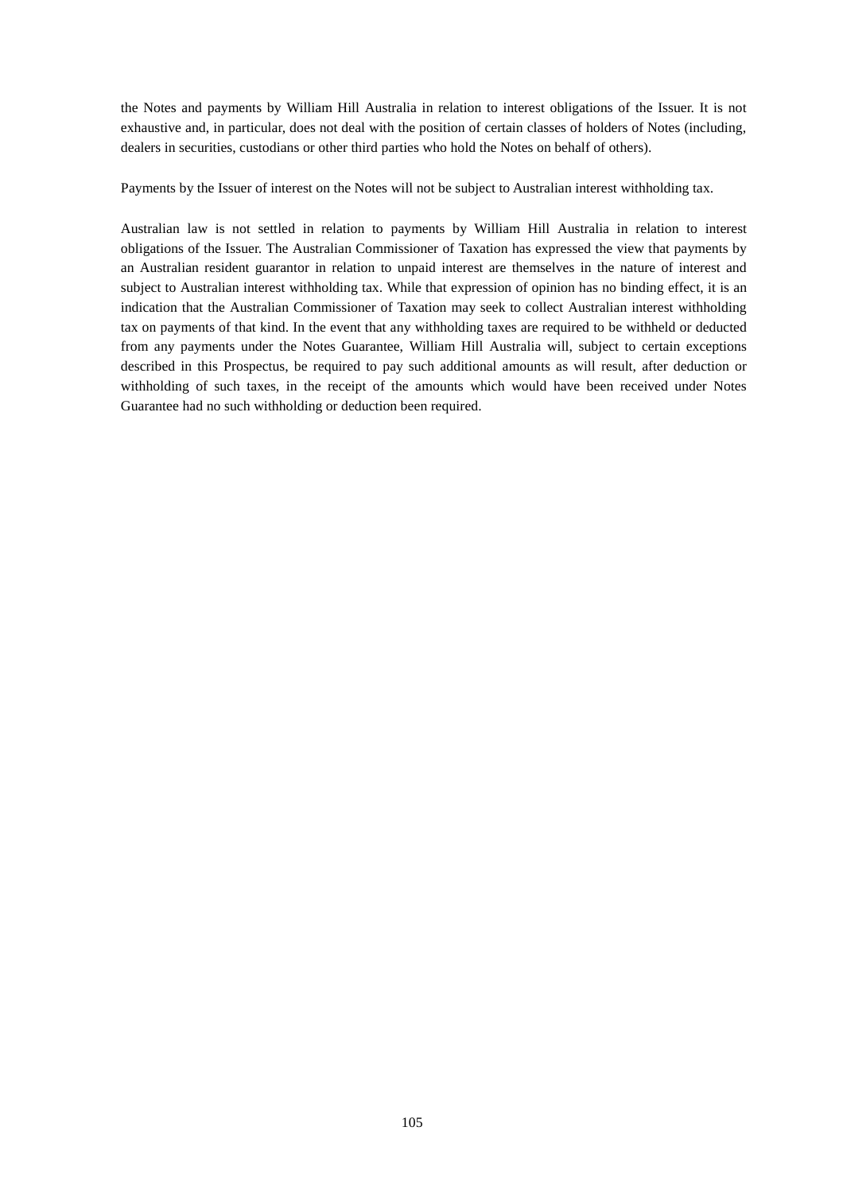the Notes and payments by William Hill Australia in relation to interest obligations of the Issuer. It is not exhaustive and, in particular, does not deal with the position of certain classes of holders of Notes (including, dealers in securities, custodians or other third parties who hold the Notes on behalf of others).

Payments by the Issuer of interest on the Notes will not be subject to Australian interest withholding tax.

Australian law is not settled in relation to payments by William Hill Australia in relation to interest obligations of the Issuer. The Australian Commissioner of Taxation has expressed the view that payments by an Australian resident guarantor in relation to unpaid interest are themselves in the nature of interest and subject to Australian interest withholding tax. While that expression of opinion has no binding effect, it is an indication that the Australian Commissioner of Taxation may seek to collect Australian interest withholding tax on payments of that kind. In the event that any withholding taxes are required to be withheld or deducted from any payments under the Notes Guarantee, William Hill Australia will, subject to certain exceptions described in this Prospectus, be required to pay such additional amounts as will result, after deduction or withholding of such taxes, in the receipt of the amounts which would have been received under Notes Guarantee had no such withholding or deduction been required.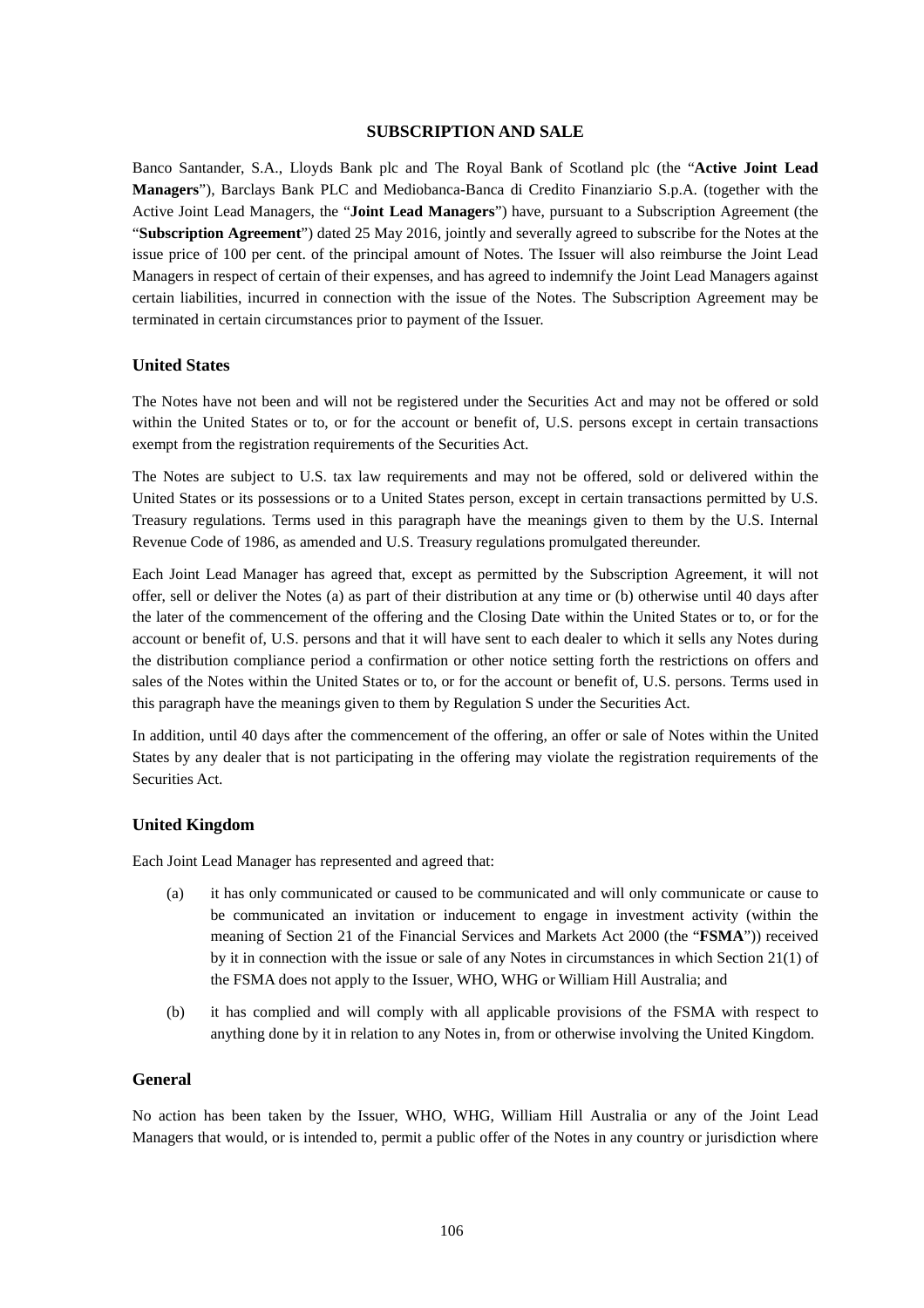# SUBSCRIPTION AND SALE

Banco Santander, S.A., Lloyds Bank plc and The Royal Bank of Scotland plc (the "**Active Joint Lead Managers**"), Barclays Bank PLC and Mediobanca-Banca di Credito Finanziario S.p.A. (together with the Active Joint Lead Managers, the "**Joint Lead Managers**") have, pursuant to a Subscription Agreement (the "**Subscription Agreement**") dated 25 May 2016, jointly and severally agreed to subscribe for the Notes at the issue price of 100 per cent. of the principal amount of Notes. The Issuer will also reimburse the Joint Lead Managers in respect of certain of their expenses, and has agreed to indemnify the Joint Lead Managers against certain liabilities, incurred in connection with the issue of the Notes. The Subscription Agreement may be terminated in certain circumstances prior to payment of the Issuer.

## United States

The Notes have not been and will not be registered under the Securities Act and may not be offered or sold within the United States or to, or for the account or benefit of, U.S. persons except in certain transactions exempt from the registration requirements of the Securities Act.

The Notes are subject to U.S. tax law requirements and may not be offered, sold or delivered within the United States or its possessions or to a United States person, except in certain transactions permitted by U.S. Treasury regulations. Terms used in this paragraph have the meanings given to them by the U.S. Internal Revenue Code of 1986, as amended and U.S. Treasury regulations promulgated thereunder.

Each Joint Lead Manager has agreed that, except as permitted by the Subscription Agreement, it will not offer, sell or deliver the Notes (a) as part of their distribution at any time or (b) otherwise until 40 days after the later of the commencement of the offering and the Closing Date within the United States or to, or for the account or benefit of, U.S. persons and that it will have sent to each dealer to which it sells any Notes during the distribution compliance period a confirmation or other notice setting forth the restrictions on offers and sales of the Notes within the United States or to, or for the account or benefit of, U.S. persons. Terms used in this paragraph have the meanings given to them by Regulation S under the Securities Act.

In addition, until 40 days after the commencement of the offering, an offer or sale of Notes within the United States by any dealer that is not participating in the offering may violate the registration requirements of the Securities Act.

## United Kingdom

Each Joint Lead Manager has represented and agreed that:

(a) it has only communicated or caused to be communicated and will only communicate or cause to be communicated an invitation or inducement to engage in investment activity (within the meaning of Section 21 of the Financial Services and Markets Act 2000 (the "**FSMA**")) received by it in connection with the issue or sale of any Notes in circumstances in which Section 21(1) of the FSMA does not apply to the Issuer, WHO, WHG or William Hill Australia; and

(b) it has complied and will comply with all applicable provisions of the FSMA with respect to anything done by it in relation to any Notes in, from or otherwise involving the United Kingdom.

## General

No action has been taken by the Issuer, WHO, WHG, William Hill Australia or any of the Joint Lead Managers that would, or is intended to, permit a public offer of the Notes in any country or jurisdiction where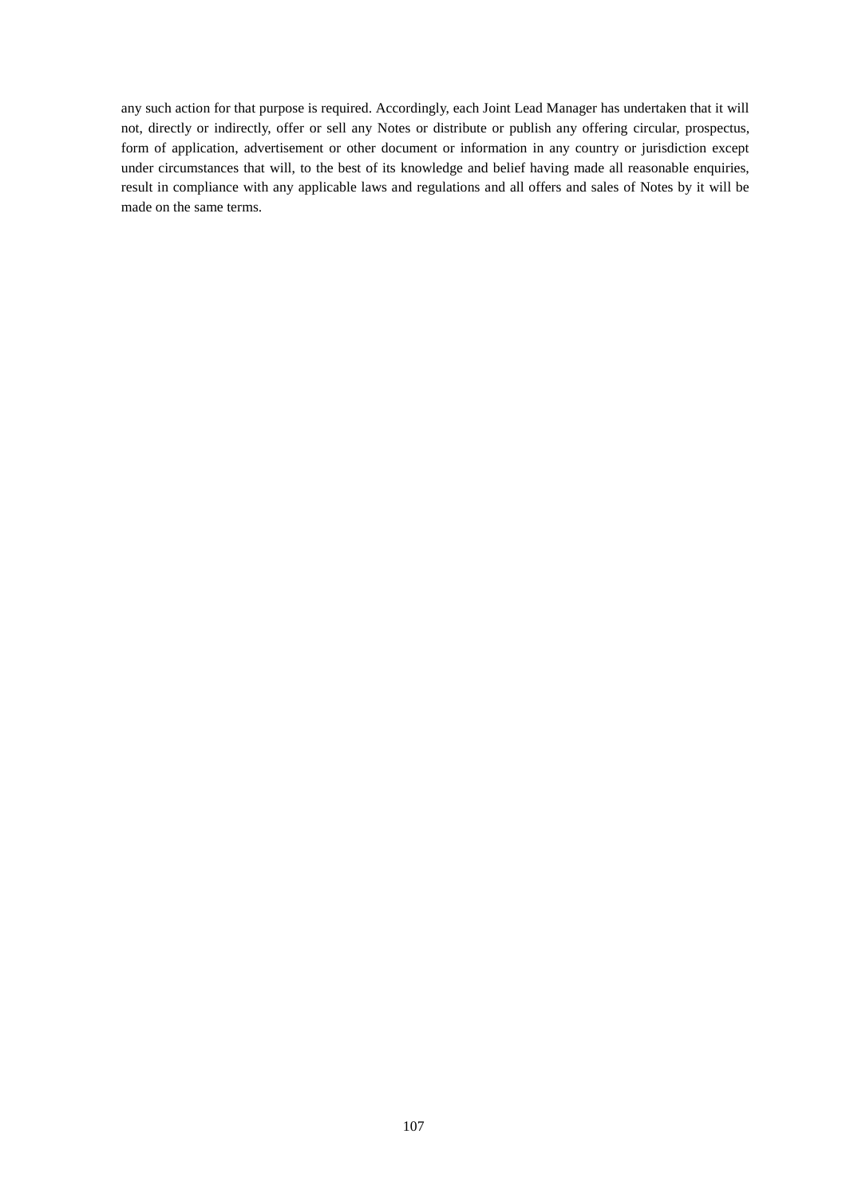any such action for that purpose is required. Accordingly, each Joint Lead Manager has undertaken that it will not, directly or indirectly, offer or sell any Notes or distribute or publish any offering circular, prospectus, form of application, advertisement or other document or information in any country or jurisdiction except under circumstances that will, to the best of its knowledge and belief having made all reasonable enquiries, result in compliance with any applicable laws and regulations and all offers and sales of Notes by it will be made on the same terms.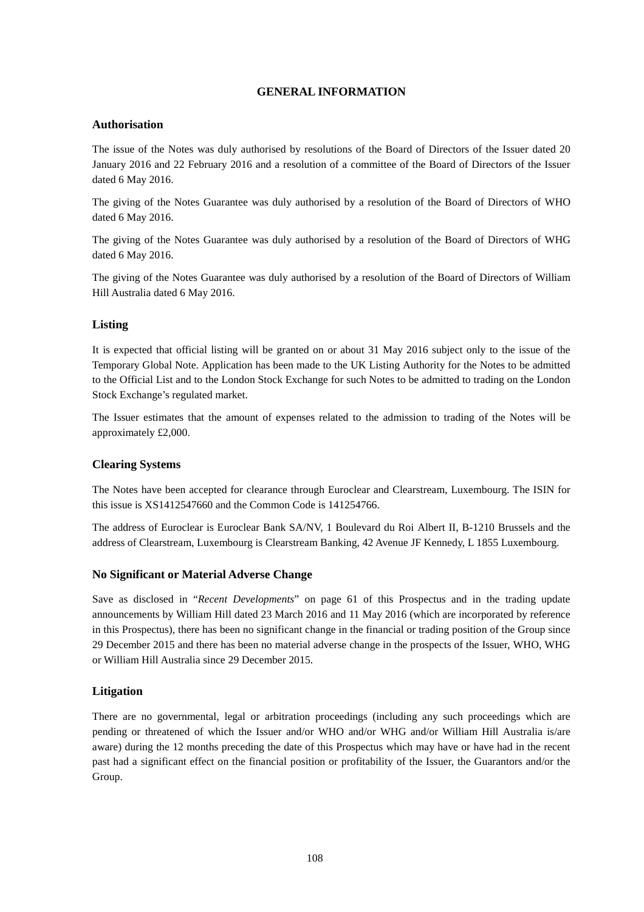# GENERAL INFORMATION

## Authorisation

The issue of the Notes was duly authorised by resolutions of the Board of Directors of the Issuer dated 20 January 2016 and 22 February 2016 and a resolution of a committee of the Board of Directors of the Issuer dated 6 May 2016.

The giving of the Notes Guarantee was duly authorised by a resolution of the Board of Directors of WHO dated 6 May 2016.

The giving of the Notes Guarantee was duly authorised by a resolution of the Board of Directors of WHG dated 6 May 2016.

The giving of the Notes Guarantee was duly authorised by a resolution of the Board of Directors of William Hill Australia dated 6 May 2016.

## Listing

It is expected that official listing will be granted on or about 31 May 2016 subject only to the issue of the Temporary Global Note. Application has been made to the UK Listing Authority for the Notes to be admitted to the Official List and to the London Stock Exchange for such Notes to be admitted to trading on the London Stock Exchange's regulated market.

The Issuer estimates that the amount of expenses related to the admission to trading of the Notes will be approximately £2,000.

## Clearing Systems

The Notes have been accepted for clearance through Euroclear and Clearstream, Luxembourg. The ISIN for this issue is XS1412547660 and the Common Code is 141254766.

The address of Euroclear is Euroclear Bank SA/NV, 1 Boulevard du Roi Albert II, B-1210 Brussels and the address of Clearstream, Luxembourg is Clearstream Banking, 42 Avenue JF Kennedy, L 1855 Luxembourg.

## No Significant or Material Adverse Change

Save as disclosed in "*Recent Developments*" on page 61 of this Prospectus and in the trading update announcements by William Hill dated 23 March 2016 and 11 May 2016 (which are incorporated by reference in this Prospectus), there has been no significant change in the financial or trading position of the Group since 29 December 2015 and there has been no material adverse change in the prospects of the Issuer, WHO, WHG or William Hill Australia since 29 December 2015.

## Litigation

There are no governmental, legal or arbitration proceedings (including any such proceedings which are pending or threatened of which the Issuer and/or WHO and/or WHG and/or William Hill Australia is/are aware) during the 12 months preceding the date of this Prospectus which may have or have had in the recent past had a significant effect on the financial position or profitability of the Issuer, the Guarantors and/or the Group.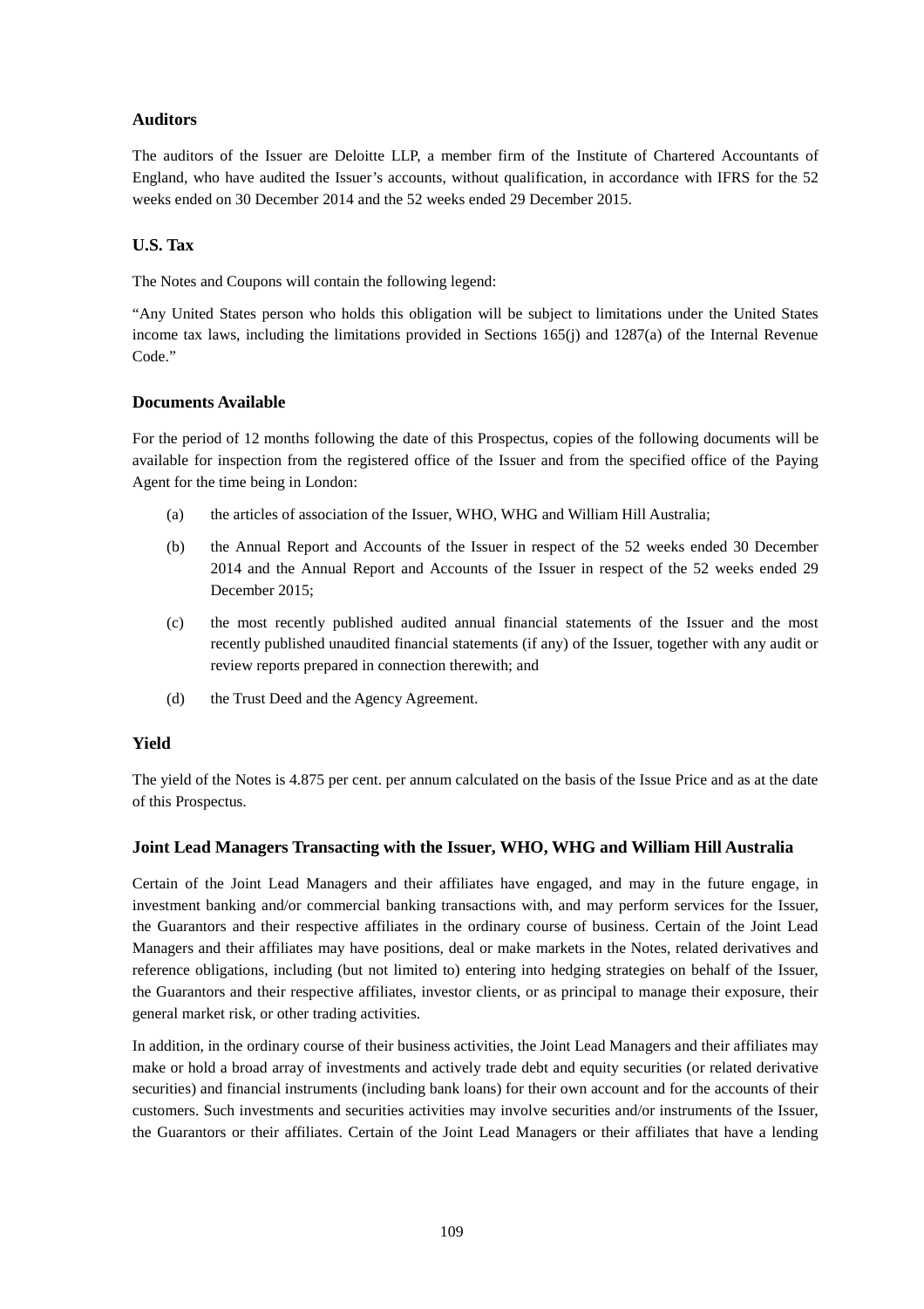### Auditors

The auditors of the Issuer are Deloitte LLP, a member firm of the Institute of Chartered Accountants of England, who have audited the Issuer's accounts, without qualification, in accordance with IFRS for the 52 weeks ended on 30 December 2014 and the 52 weeks ended 29 December 2015.

### U.S. Tax

The Notes and Coupons will contain the following legend:

"Any United States person who holds this obligation will be subject to limitations under the United States income tax laws, including the limitations provided in Sections 165(j) and 1287(a) of the Internal Revenue Code."

### Documents Available

For the period of 12 months following the date of this Prospectus, copies of the following documents will be available for inspection from the registered office of the Issuer and from the specified office of the Paying Agent for the time being in London:

(a) the articles of association of the Issuer, WHO, WHG and William Hill Australia;

(b) the Annual Report and Accounts of the Issuer in respect of the 52 weeks ended 30 December 2014 and the Annual Report and Accounts of the Issuer in respect of the 52 weeks ended 29 December 2015;

(c) the most recently published audited annual financial statements of the Issuer and the most recently published unaudited financial statements (if any) of the Issuer, together with any audit or review reports prepared in connection therewith; and

(d) the Trust Deed and the Agency Agreement.

### Yield

The yield of the Notes is 4.875 per cent. per annum calculated on the basis of the Issue Price and as at the date of this Prospectus.

### Joint Lead Managers Transacting with the Issuer, WHO, WHG and William Hill Australia

Certain of the Joint Lead Managers and their affiliates have engaged, and may in the future engage, in investment banking and/or commercial banking transactions with, and may perform services for the Issuer, the Guarantors and their respective affiliates in the ordinary course of business. Certain of the Joint Lead Managers and their affiliates may have positions, deal or make markets in the Notes, related derivatives and reference obligations, including (but not limited to) entering into hedging strategies on behalf of the Issuer, the Guarantors and their respective affiliates, investor clients, or as principal to manage their exposure, their general market risk, or other trading activities.

In addition, in the ordinary course of their business activities, the Joint Lead Managers and their affiliates may make or hold a broad array of investments and actively trade debt and equity securities (or related derivative securities) and financial instruments (including bank loans) for their own account and for the accounts of their customers. Such investments and securities activities may involve securities and/or instruments of the Issuer, the Guarantors or their affiliates. Certain of the Joint Lead Managers or their affiliates that have a lending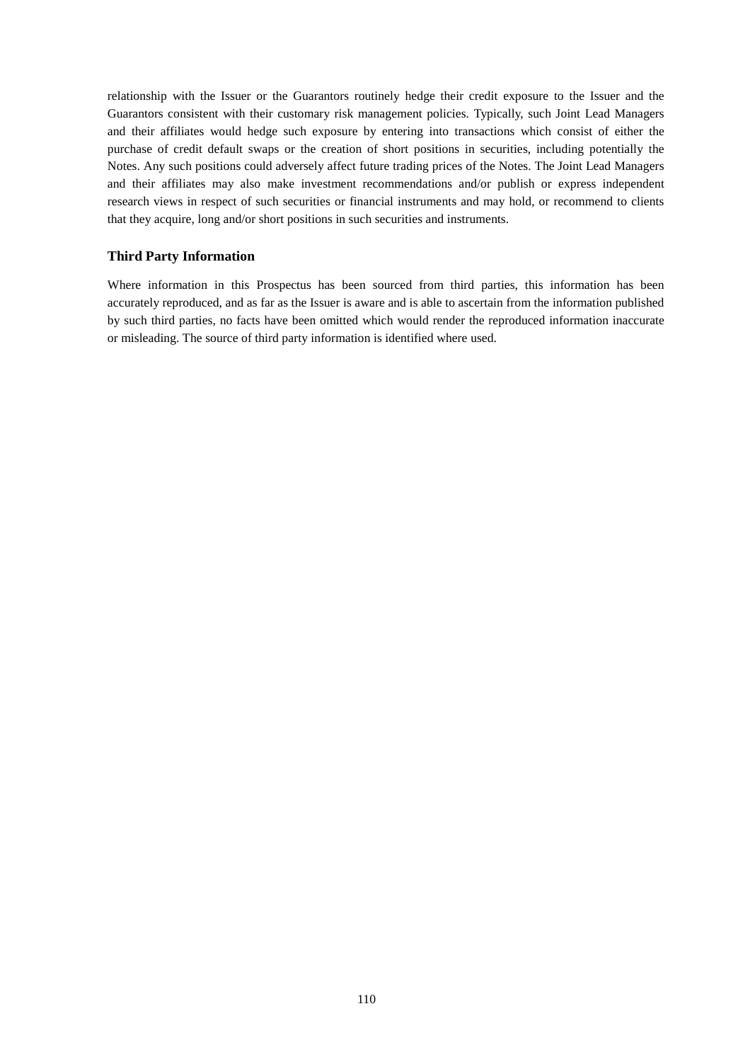relationship with the Issuer or the Guarantors routinely hedge their credit exposure to the Issuer and the Guarantors consistent with their customary risk management policies. Typically, such Joint Lead Managers and their affiliates would hedge such exposure by entering into transactions which consist of either the purchase of credit default swaps or the creation of short positions in securities, including potentially the Notes. Any such positions could adversely affect future trading prices of the Notes. The Joint Lead Managers and their affiliates may also make investment recommendations and/or publish or express independent research views in respect of such securities or financial instruments and may hold, or recommend to clients that they acquire, long and/or short positions in such securities and instruments.

### Third Party Information

Where information in this Prospectus has been sourced from third parties, this information has been accurately reproduced, and as far as the Issuer is aware and is able to ascertain from the information published by such third parties, no facts have been omitted which would render the reproduced information inaccurate or misleading. The source of third party information is identified where used.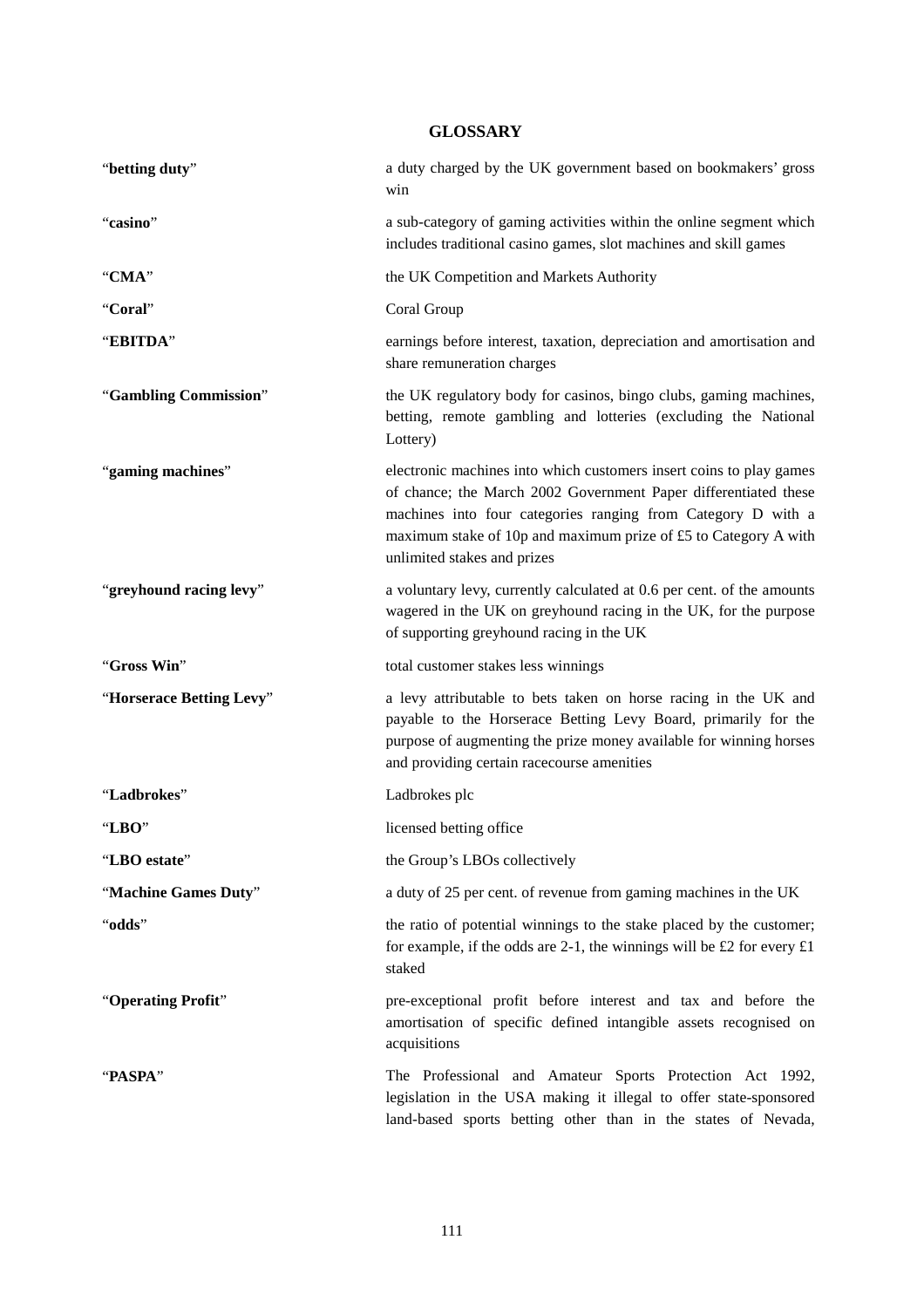## GLOSSARY

| | |
|---|---|
| "**betting duty**" | a duty charged by the UK government based on bookmakers' gross win |
| "**casino**" | a sub-category of gaming activities within the online segment which includes traditional casino games, slot machines and skill games |
| "**CMA**" | the UK Competition and Markets Authority |
| "**Coral**" | Coral Group |
| "**EBITDA**" | earnings before interest, taxation, depreciation and amortisation and share remuneration charges |
| "**Gambling Commission**" | the UK regulatory body for casinos, bingo clubs, gaming machines, betting, remote gambling and lotteries (excluding the National Lottery) |
| "**gaming machines**" | electronic machines into which customers insert coins to play games of chance; the March 2002 Government Paper differentiated these machines into four categories ranging from Category D with a maximum stake of 10p and maximum prize of £5 to Category A with unlimited stakes and prizes |
| "**greyhound racing levy**" | a voluntary levy, currently calculated at 0.6 per cent. of the amounts wagered in the UK on greyhound racing in the UK, for the purpose of supporting greyhound racing in the UK |
| "**Gross Win**" | total customer stakes less winnings |
| "**Horserace Betting Levy**" | a levy attributable to bets taken on horse racing in the UK and payable to the Horserace Betting Levy Board, primarily for the purpose of augmenting the prize money available for winning horses and providing certain racecourse amenities |
| "**Ladbrokes**" | Ladbrokes plc |
| "**LBO**" | licensed betting office |
| "**LBO estate**" | the Group's LBOs collectively |
| "**Machine Games Duty**" | a duty of 25 per cent. of revenue from gaming machines in the UK |
| "**odds**" | the ratio of potential winnings to the stake placed by the customer; for example, if the odds are 2-1, the winnings will be £2 for every £1 staked |
| "**Operating Profit**" | pre-exceptional profit before interest and tax and before the amortisation of specific defined intangible assets recognised on acquisitions |
| "**PASPA**" | The Professional and Amateur Sports Protection Act 1992, legislation in the USA making it illegal to offer state-sponsored land-based sports betting other than in the states of Nevada, |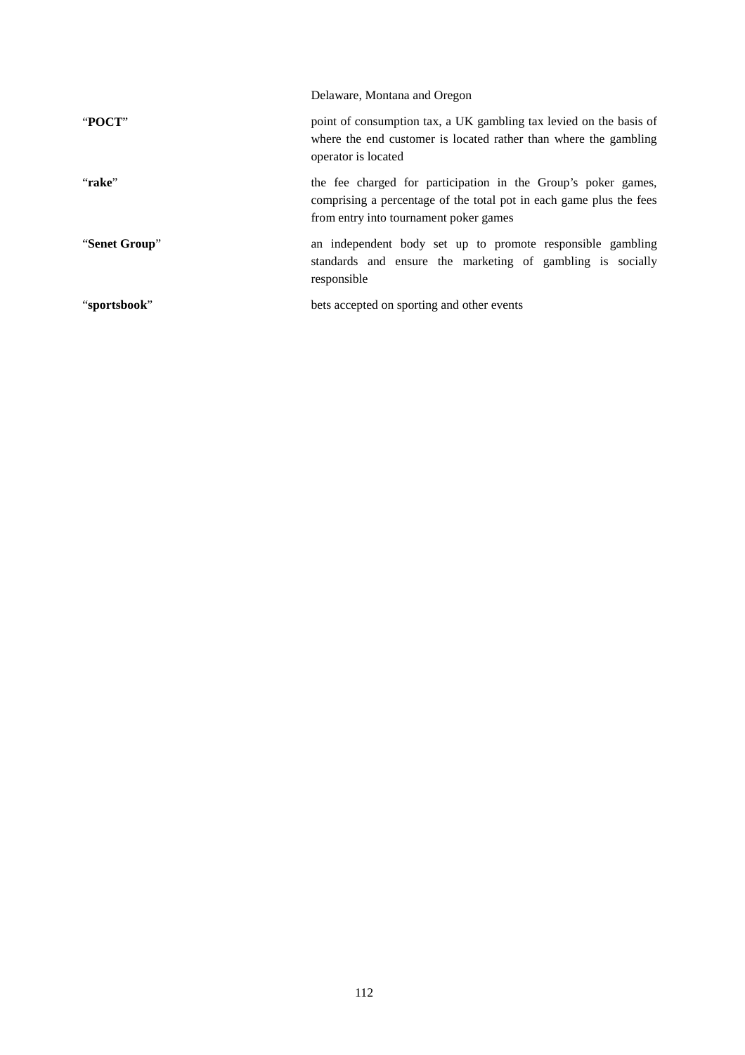| | |
|---|---|
| | Delaware, Montana and Oregon |
| "**POCT**" | point of consumption tax, a UK gambling tax levied on the basis of where the end customer is located rather than where the gambling operator is located |
| "**rake**" | the fee charged for participation in the Group's poker games, comprising a percentage of the total pot in each game plus the fees from entry into tournament poker games |
| "**Senet Group**" | an independent body set up to promote responsible gambling standards and ensure the marketing of gambling is socially responsible |
| "**sportsbook**" | bets accepted on sporting and other events |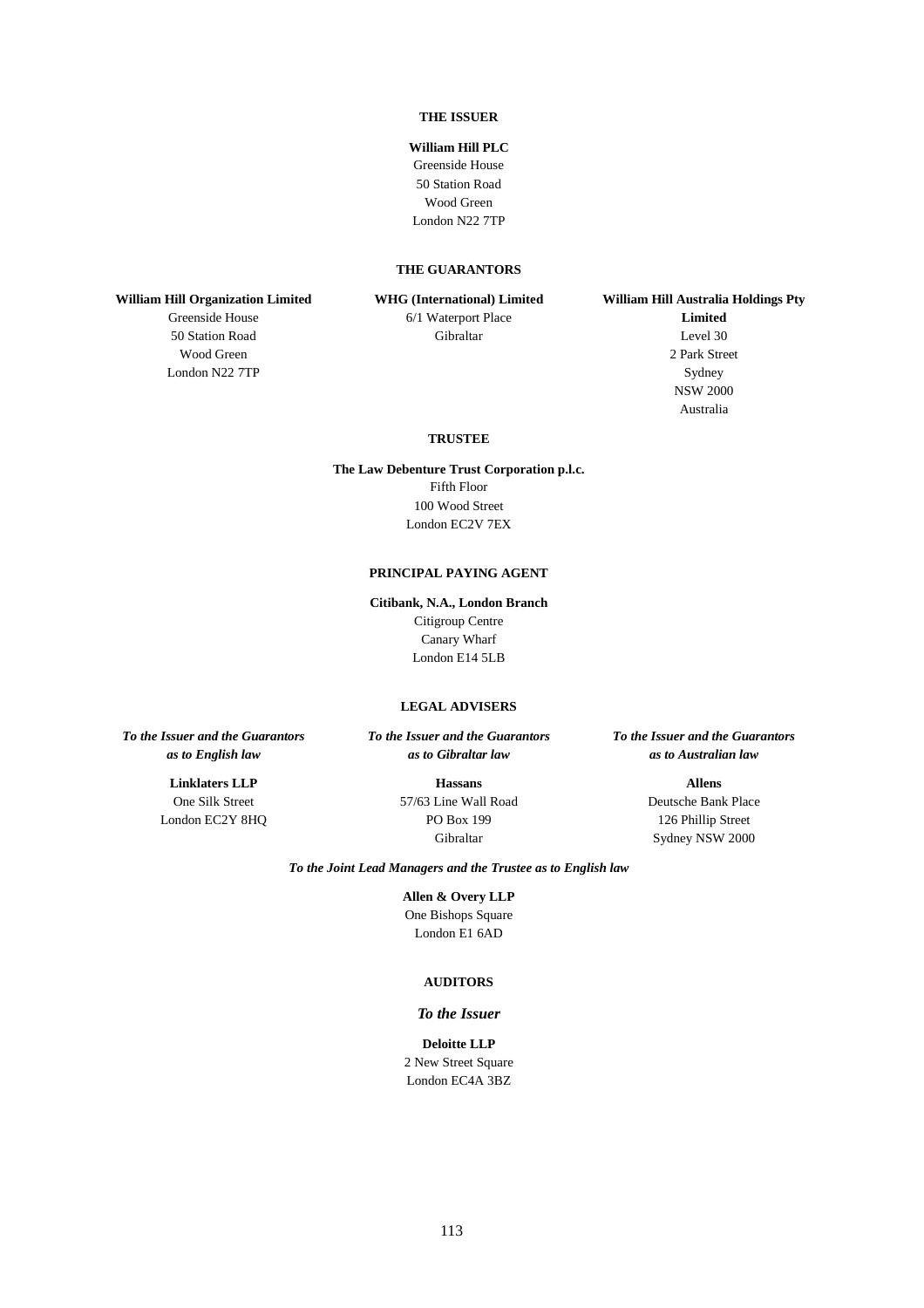**THE ISSUER**

**William Hill PLC**
Greenside House
50 Station Road
Wood Green
London N22 7TP

**THE GUARANTORS**

**William Hill Organization Limited**
Greenside House
50 Station Road
Wood Green
London N22 7TP

**WHG (International) Limited**
6/1 Waterport Place
Gibraltar

**William Hill Australia Holdings Pty Limited**
Level 30
2 Park Street
Sydney
NSW 2000
Australia

**TRUSTEE**

**The Law Debenture Trust Corporation p.l.c.**
Fifth Floor
100 Wood Street
London EC2V 7EX

**PRINCIPAL PAYING AGENT**

**Citibank, N.A., London Branch**
Citigroup Centre
Canary Wharf
London E14 5LB

**LEGAL ADVISERS**

***To the Issuer and the Guarantors as to English law***

**Linklaters LLP**
One Silk Street
London EC2Y 8HQ

***To the Issuer and the Guarantors as to Gibraltar law***

**Hassans**
57/63 Line Wall Road
PO Box 199
Gibraltar

***To the Issuer and the Guarantors as to Australian law***

**Allens**
Deutsche Bank Place
126 Phillip Street
Sydney NSW 2000

***To the Joint Lead Managers and the Trustee as to English law***

**Allen & Overy LLP**
One Bishops Square
London E1 6AD

**AUDITORS**

***To the Issuer***

**Deloitte LLP**
2 New Street Square
London EC4A 3BZ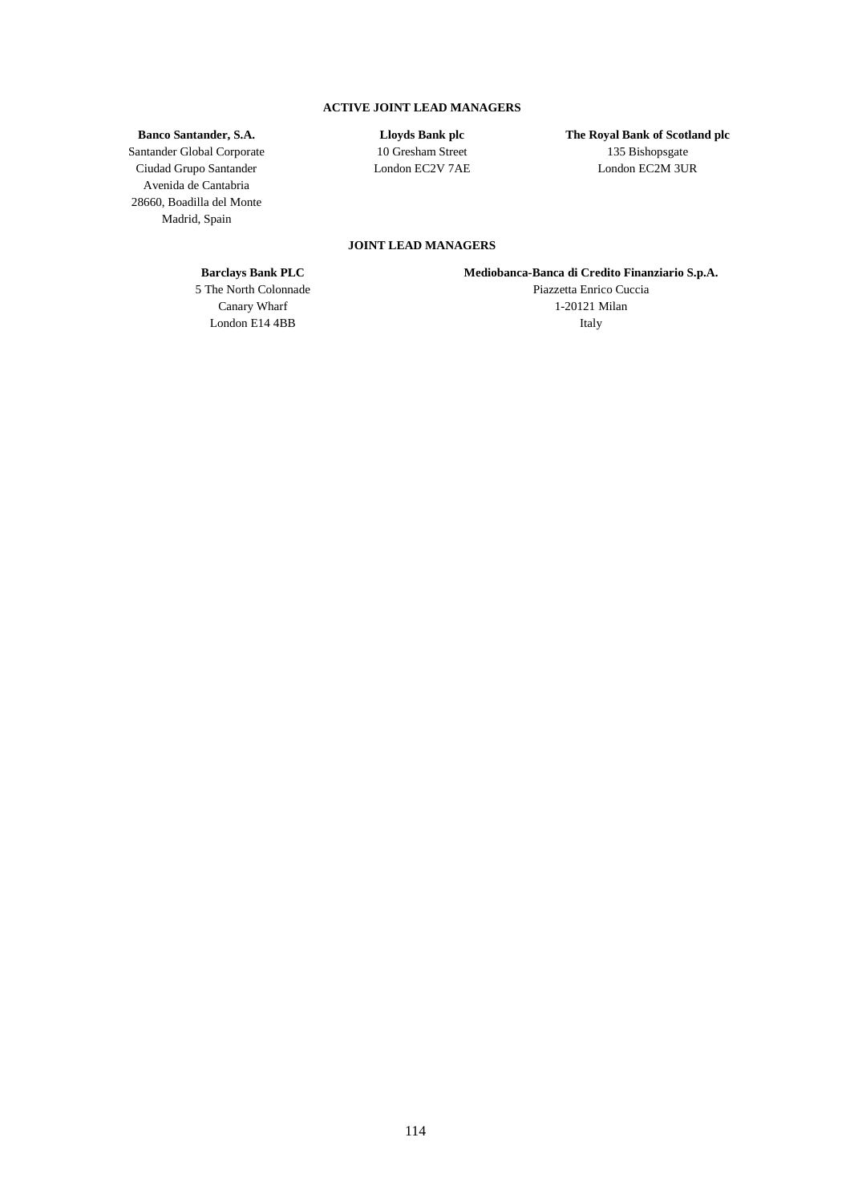## ACTIVE JOINT LEAD MANAGERS

**Banco Santander, S.A.**
Santander Global Corporate
Ciudad Grupo Santander
Avenida de Cantabria
28660, Boadilla del Monte
Madrid, Spain

**Lloyds Bank plc**
10 Gresham Street
London EC2V 7AE

**The Royal Bank of Scotland plc**
135 Bishopsgate
London EC2M 3UR

## JOINT LEAD MANAGERS

**Barclays Bank PLC**
5 The North Colonnade
Canary Wharf
London E14 4BB

**Mediobanca-Banca di Credito Finanziario S.p.A.**
Piazzetta Enrico Cuccia
1-20121 Milan
Italy